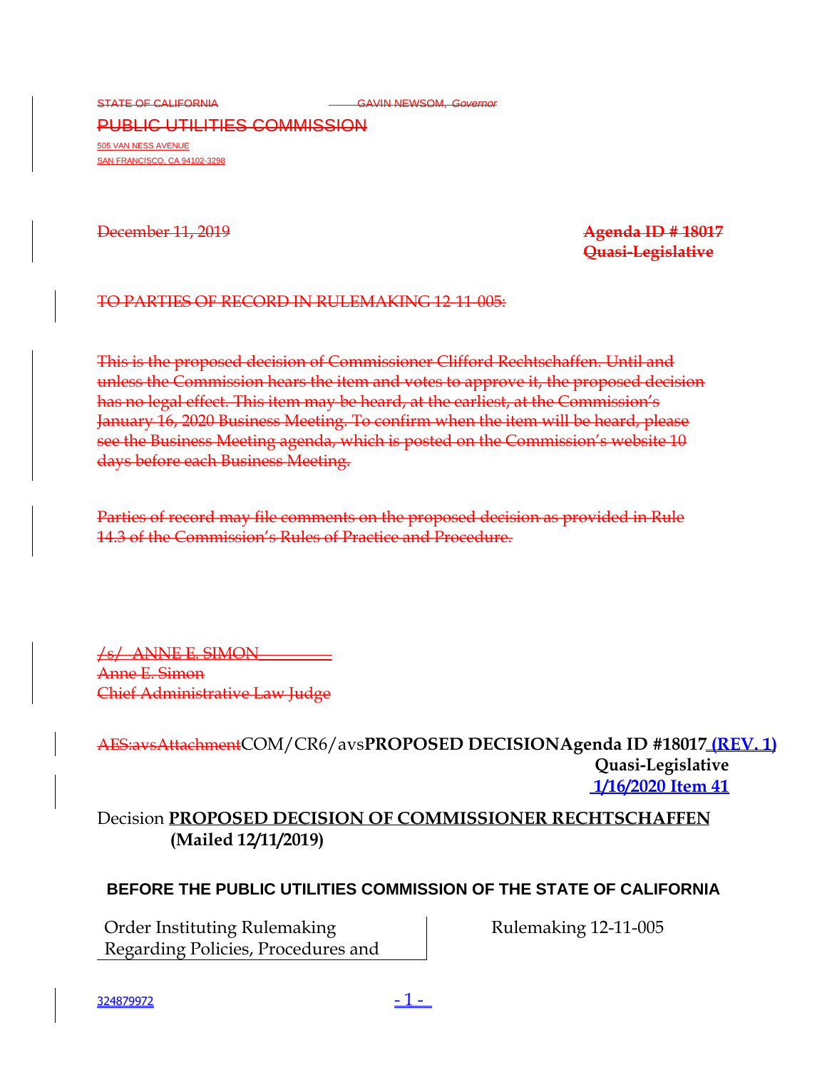STATE OF CALIFORNIA GAVIN NEWSOM, *Governor*

PUBLIC UTILITIES COMMISSION

505 VAN NESS AVENUE
SAN FRANCISCO, CA 94102-3298

December 11, 2019 **Agenda ID # 18017**
**Quasi-Legislative**

TO PARTIES OF RECORD IN RULEMAKING 12-11-005:

This is the proposed decision of Commissioner Clifford Rechtschaffen. Until and unless the Commission hears the item and votes to approve it, the proposed decision has no legal effect. This item may be heard, at the earliest, at the Commission's January 16, 2020 Business Meeting. To confirm when the item will be heard, please see the Business Meeting agenda, which is posted on the Commission's website 10 days before each Business Meeting.

Parties of record may file comments on the proposed decision as provided in Rule 14.3 of the Commission's Rules of Practice and Procedure.

/s/ ANNE E. SIMON
Anne E. Simon
Chief Administrative Law Judge

AES:avsAttachmentCOM/CR6/avs **PROPOSED DECISION** **Agenda ID #18017 (REV. 1)**
**Quasi-Legislative**
**1/16/2020 Item 41**

Decision **PROPOSED DECISION OF COMMISSIONER RECHTSCHAFFEN**
**(Mailed 12/11/2019)**

**BEFORE THE PUBLIC UTILITIES COMMISSION OF THE STATE OF CALIFORNIA**

| | |
|---|---|
| Order Instituting Rulemaking Regarding Policies, Procedures and | Rulemaking 12-11-005 |

324879972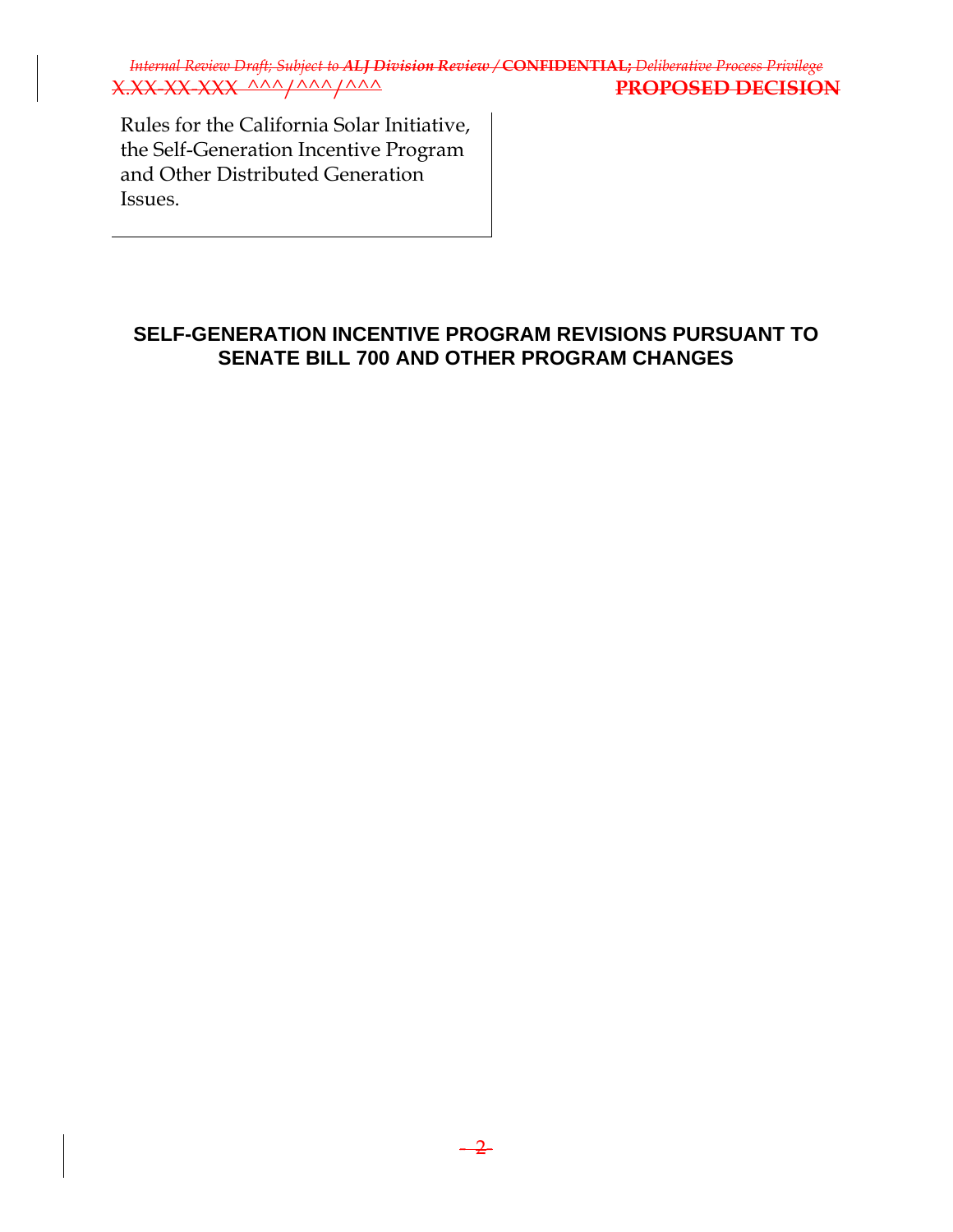Rules for the California Solar Initiative, the Self-Generation Incentive Program and Other Distributed Generation Issues.

## SELF-GENERATION INCENTIVE PROGRAM REVISIONS PURSUANT TO SENATE BILL 700 AND OTHER PROGRAM CHANGES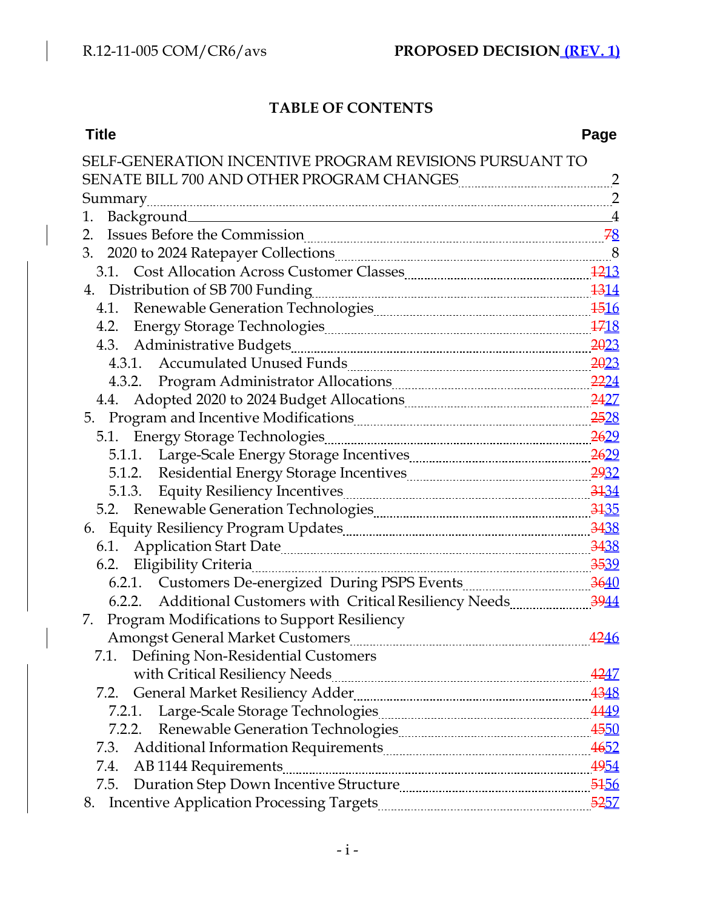## TABLE OF CONTENTS

| Title | Page |
|---|---|
| SELF-GENERATION INCENTIVE PROGRAM REVISIONS PURSUANT TO SENATE BILL 700 AND OTHER PROGRAM CHANGES | 2 |
| Summary | 2 |
| 1. Background | 4 |
| 2. Issues Before the Commission | ~~7~~8 |
| 3. 2020 to 2024 Ratepayer Collections | 8 |
| 3.1. Cost Allocation Across Customer Classes | ~~12~~13 |
| 4. Distribution of SB 700 Funding | ~~13~~14 |
| 4.1. Renewable Generation Technologies | ~~15~~16 |
| 4.2. Energy Storage Technologies | ~~17~~18 |
| 4.3. Administrative Budgets | ~~20~~23 |
| 4.3.1. Accumulated Unused Funds | ~~20~~23 |
| 4.3.2. Program Administrator Allocations | ~~22~~24 |
| 4.4. Adopted 2020 to 2024 Budget Allocations | ~~24~~27 |
| 5. Program and Incentive Modifications | ~~25~~28 |
| 5.1. Energy Storage Technologies | ~~26~~29 |
| 5.1.1. Large-Scale Energy Storage Incentives | ~~26~~29 |
| 5.1.2. Residential Energy Storage Incentives | ~~29~~32 |
| 5.1.3. Equity Resiliency Incentives | ~~31~~34 |
| 5.2. Renewable Generation Technologies | ~~31~~35 |
| 6. Equity Resiliency Program Updates | ~~34~~38 |
| 6.1. Application Start Date | ~~34~~38 |
| 6.2. Eligibility Criteria | ~~35~~39 |
| 6.2.1. Customers De-energized During PSPS Events | ~~36~~40 |
| 6.2.2. Additional Customers with Critical Resiliency Needs | ~~39~~44 |
| 7. Program Modifications to Support Resiliency Amongst General Market Customers | ~~42~~46 |
| 7.1. Defining Non-Residential Customers with Critical Resiliency Needs | ~~42~~47 |
| 7.2. General Market Resiliency Adder | ~~43~~48 |
| 7.2.1. Large-Scale Storage Technologies | ~~44~~49 |
| 7.2.2. Renewable Generation Technologies | ~~45~~50 |
| 7.3. Additional Information Requirements | ~~46~~52 |
| 7.4. AB 1144 Requirements | ~~49~~54 |
| 7.5. Duration Step Down Incentive Structure | ~~51~~56 |
| 8. Incentive Application Processing Targets | ~~52~~57 |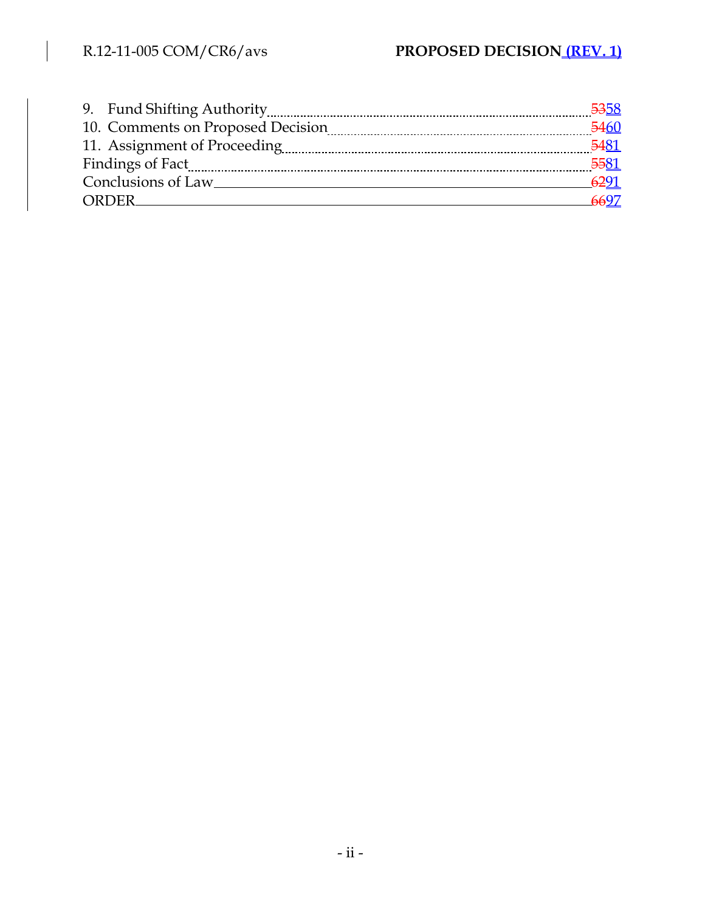9. Fund Shifting Authority ........ ~~53~~58
10. Comments on Proposed Decision ........ ~~54~~60
11. Assignment of Proceeding ........ ~~54~~81
Findings of Fact ........ ~~55~~81
Conclusions of Law ........ ~~62~~91
ORDER ........ ~~66~~97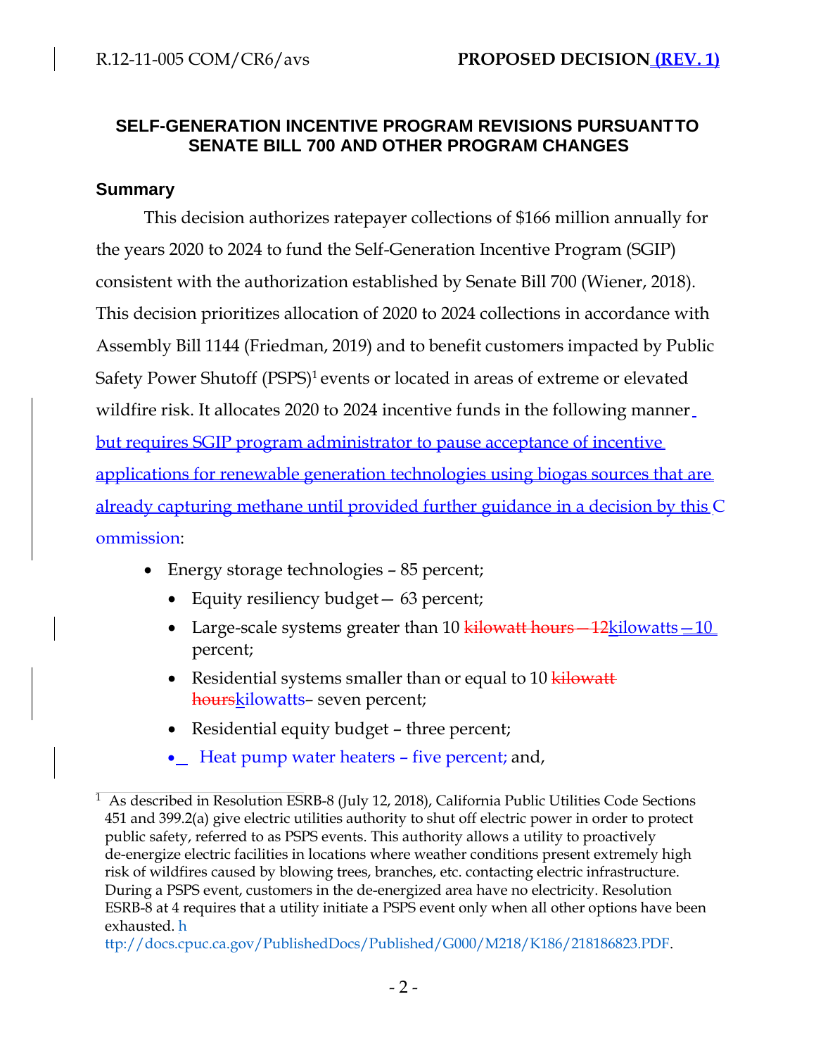## SELF-GENERATION INCENTIVE PROGRAM REVISIONS PURSUANT TO SENATE BILL 700 AND OTHER PROGRAM CHANGES

### Summary

This decision authorizes ratepayer collections of $166 million annually for the years 2020 to 2024 to fund the Self-Generation Incentive Program (SGIP) consistent with the authorization established by Senate Bill 700 (Wiener, 2018). This decision prioritizes allocation of 2020 to 2024 collections in accordance with Assembly Bill 1144 (Friedman, 2019) and to benefit customers impacted by Public Safety Power Shutoff (PSPS)[1] events or located in areas of extreme or elevated wildfire risk. It allocates 2020 to 2024 incentive funds in the following manner but requires SGIP program administrator to pause acceptance of incentive applications for renewable generation technologies using biogas sources that are already capturing methane until provided further guidance in a decision by this Commission:

- Energy storage technologies – 85 percent;
  - Equity resiliency budget— 63 percent;
  - Large-scale systems greater than 10 ~~kilowatt hours – 12~~kilowatts – 10 percent;
  - Residential systems smaller than or equal to 10 ~~kilowatt hours~~kilowatts– seven percent;
  - Residential equity budget – three percent;
  - Heat pump water heaters – five percent; and,

---

[1] As described in Resolution ESRB-8 (July 12, 2018), California Public Utilities Code Sections 451 and 399.2(a) give electric utilities authority to shut off electric power in order to protect public safety, referred to as PSPS events. This authority allows a utility to proactively de-energize electric facilities in locations where weather conditions present extremely high risk of wildfires caused by blowing trees, branches, etc. contacting electric infrastructure. During a PSPS event, customers in the de-energized area have no electricity. Resolution ESRB-8 at 4 requires that a utility initiate a PSPS event only when all other options have been exhausted. http://docs.cpuc.ca.gov/PublishedDocs/Published/G000/M218/K186/218186823.PDF.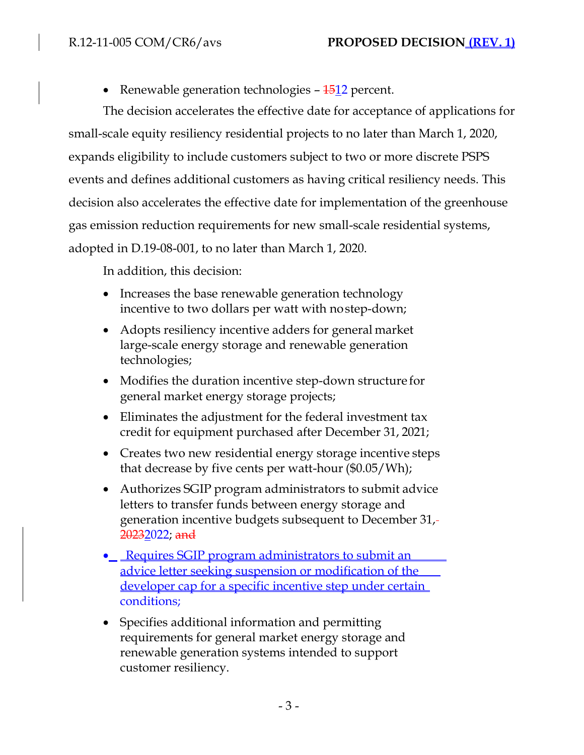- Renewable generation technologies – ~~15~~12 percent.

The decision accelerates the effective date for acceptance of applications for small-scale equity resiliency residential projects to no later than March 1, 2020, expands eligibility to include customers subject to two or more discrete PSPS events and defines additional customers as having critical resiliency needs. This decision also accelerates the effective date for implementation of the greenhouse gas emission reduction requirements for new small-scale residential systems, adopted in D.19-08-001, to no later than March 1, 2020.

In addition, this decision:

- Increases the base renewable generation technology incentive to two dollars per watt with no step-down;
- Adopts resiliency incentive adders for general market large-scale energy storage and renewable generation technologies;
- Modifies the duration incentive step-down structure for general market energy storage projects;
- Eliminates the adjustment for the federal investment tax credit for equipment purchased after December 31, 2021;
- Creates two new residential energy storage incentive steps that decrease by five cents per watt-hour ($0.05/Wh);
- Authorizes SGIP program administrators to submit advice letters to transfer funds between energy storage and generation incentive budgets subsequent to December 31, ~~2023~~2022; ~~and~~
- Requires SGIP program administrators to submit an advice letter seeking suspension or modification of the developer cap for a specific incentive step under certain conditions;
- Specifies additional information and permitting requirements for general market energy storage and renewable generation systems intended to support customer resiliency.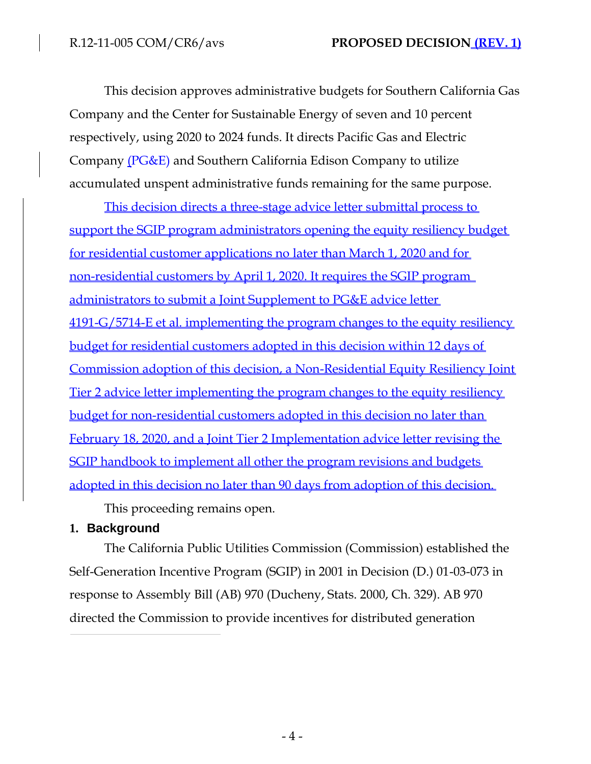This decision approves administrative budgets for Southern California Gas Company and the Center for Sustainable Energy of seven and 10 percent respectively, using 2020 to 2024 funds. It directs Pacific Gas and Electric Company (PG&E) and Southern California Edison Company to utilize accumulated unspent administrative funds remaining for the same purpose.

This decision directs a three-stage advice letter submittal process to support the SGIP program administrators opening the equity resiliency budget for residential customer applications no later than March 1, 2020 and for non-residential customers by April 1, 2020. It requires the SGIP program administrators to submit a Joint Supplement to PG&E advice letter 4191-G/5714-E et al. implementing the program changes to the equity resiliency budget for residential customers adopted in this decision within 12 days of Commission adoption of this decision, a Non-Residential Equity Resiliency Joint Tier 2 advice letter implementing the program changes to the equity resiliency budget for non-residential customers adopted in this decision no later than February 18, 2020, and a Joint Tier 2 Implementation advice letter revising the SGIP handbook to implement all other the program revisions and budgets adopted in this decision no later than 90 days from adoption of this decision.

This proceeding remains open.

## 1. Background

The California Public Utilities Commission (Commission) established the Self-Generation Incentive Program (SGIP) in 2001 in Decision (D.) 01-03-073 in response to Assembly Bill (AB) 970 (Ducheny, Stats. 2000, Ch. 329). AB 970 directed the Commission to provide incentives for distributed generation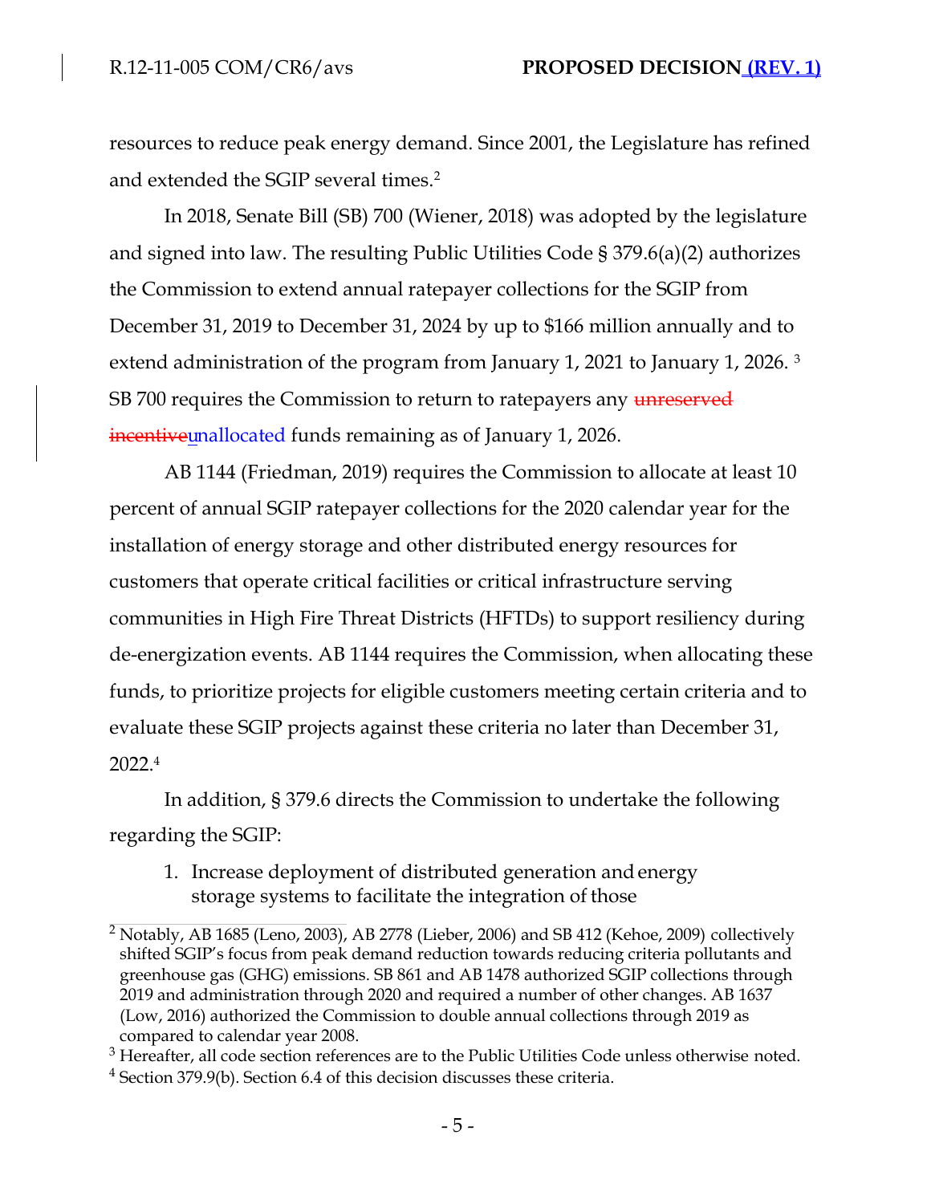resources to reduce peak energy demand. Since 2001, the Legislature has refined and extended the SGIP several times.[2]

In 2018, Senate Bill (SB) 700 (Wiener, 2018) was adopted by the legislature and signed into law. The resulting Public Utilities Code § 379.6(a)(2) authorizes the Commission to extend annual ratepayer collections for the SGIP from December 31, 2019 to December 31, 2024 by up to $166 million annually and to extend administration of the program from January 1, 2021 to January 1, 2026. [3] SB 700 requires the Commission to return to ratepayers any ~~unreserved incentive~~unallocated funds remaining as of January 1, 2026.

AB 1144 (Friedman, 2019) requires the Commission to allocate at least 10 percent of annual SGIP ratepayer collections for the 2020 calendar year for the installation of energy storage and other distributed energy resources for customers that operate critical facilities or critical infrastructure serving communities in High Fire Threat Districts (HFTDs) to support resiliency during de-energization events. AB 1144 requires the Commission, when allocating these funds, to prioritize projects for eligible customers meeting certain criteria and to evaluate these SGIP projects against these criteria no later than December 31, 2022.[4]

In addition, § 379.6 directs the Commission to undertake the following regarding the SGIP:

1. Increase deployment of distributed generation and energy storage systems to facilitate the integration of those

[2] Notably, AB 1685 (Leno, 2003), AB 2778 (Lieber, 2006) and SB 412 (Kehoe, 2009) collectively shifted SGIP's focus from peak demand reduction towards reducing criteria pollutants and greenhouse gas (GHG) emissions. SB 861 and AB 1478 authorized SGIP collections through 2019 and administration through 2020 and required a number of other changes. AB 1637 (Low, 2016) authorized the Commission to double annual collections through 2019 as compared to calendar year 2008.

[3] Hereafter, all code section references are to the Public Utilities Code unless otherwise noted.

[4] Section 379.9(b). Section 6.4 of this decision discusses these criteria.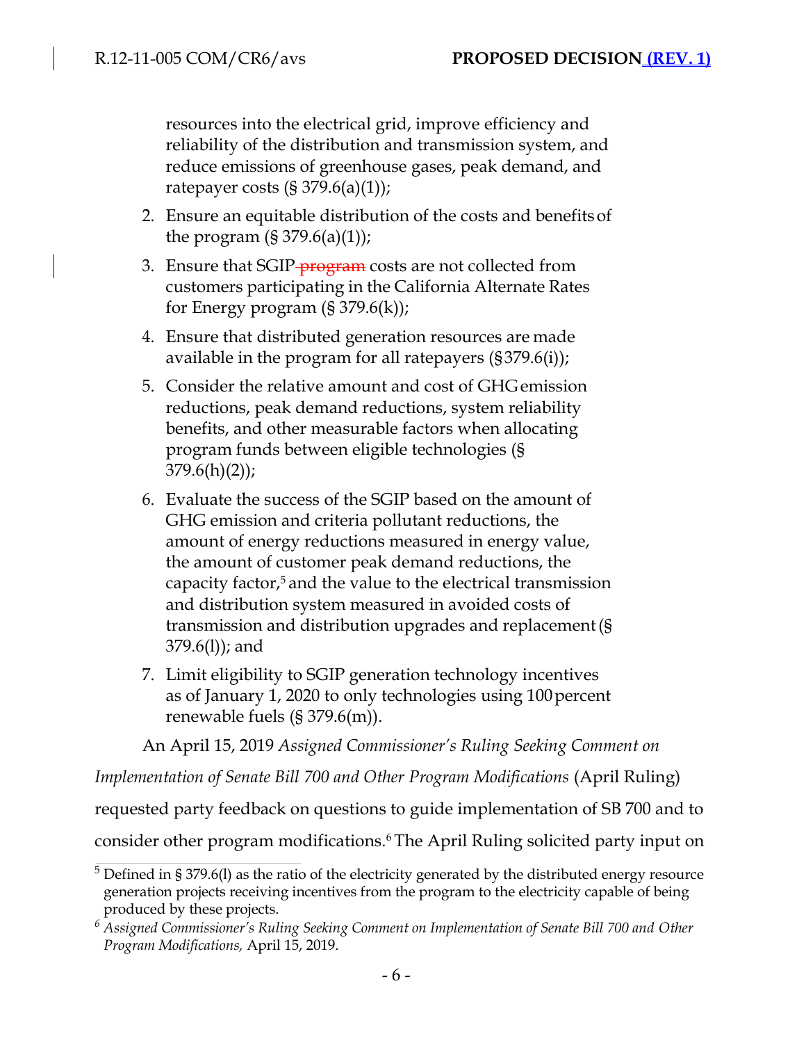resources into the electrical grid, improve efficiency and reliability of the distribution and transmission system, and reduce emissions of greenhouse gases, peak demand, and ratepayer costs (§ 379.6(a)(1));

2. Ensure an equitable distribution of the costs and benefits of the program (§ 379.6(a)(1));
3. Ensure that SGIP ~~program~~ costs are not collected from customers participating in the California Alternate Rates for Energy program (§ 379.6(k));
4. Ensure that distributed generation resources are made available in the program for all ratepayers (§379.6(i));
5. Consider the relative amount and cost of GHG emission reductions, peak demand reductions, system reliability benefits, and other measurable factors when allocating program funds between eligible technologies (§ 379.6(h)(2));
6. Evaluate the success of the SGIP based on the amount of GHG emission and criteria pollutant reductions, the amount of energy reductions measured in energy value, the amount of customer peak demand reductions, the capacity factor,[5] and the value to the electrical transmission and distribution system measured in avoided costs of transmission and distribution upgrades and replacement (§ 379.6(l)); and
7. Limit eligibility to SGIP generation technology incentives as of January 1, 2020 to only technologies using 100 percent renewable fuels (§ 379.6(m)).

An April 15, 2019 *Assigned Commissioner's Ruling Seeking Comment on Implementation of Senate Bill 700 and Other Program Modifications* (April Ruling) requested party feedback on questions to guide implementation of SB 700 and to consider other program modifications.[6] The April Ruling solicited party input on

[5] Defined in § 379.6(l) as the ratio of the electricity generated by the distributed energy resource generation projects receiving incentives from the program to the electricity capable of being produced by these projects.

[6] *Assigned Commissioner's Ruling Seeking Comment on Implementation of Senate Bill 700 and Other Program Modifications,* April 15, 2019.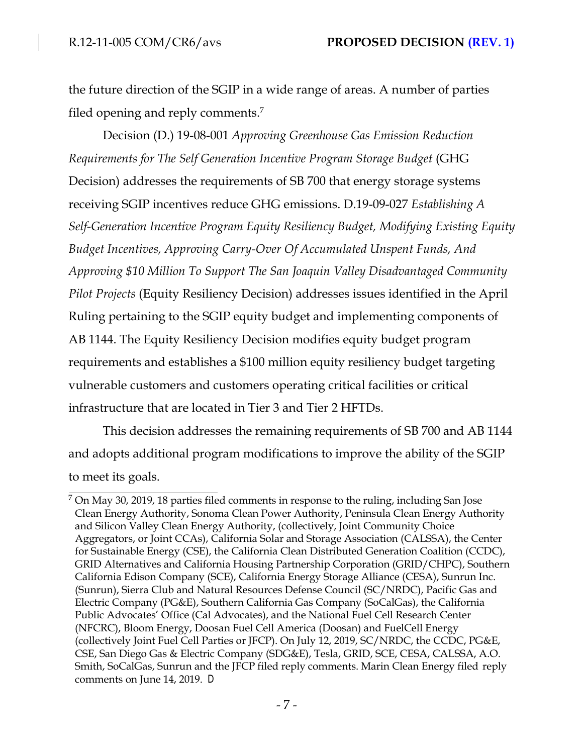the future direction of the SGIP in a wide range of areas. A number of parties filed opening and reply comments.[7]

Decision (D.) 19-08-001 *Approving Greenhouse Gas Emission Reduction Requirements for The Self Generation Incentive Program Storage Budget* (GHG Decision) addresses the requirements of SB 700 that energy storage systems receiving SGIP incentives reduce GHG emissions. D.19-09-027 *Establishing A Self-Generation Incentive Program Equity Resiliency Budget, Modifying Existing Equity Budget Incentives, Approving Carry-Over Of Accumulated Unspent Funds, And Approving $10 Million To Support The San Joaquin Valley Disadvantaged Community Pilot Projects* (Equity Resiliency Decision) addresses issues identified in the April Ruling pertaining to the SGIP equity budget and implementing components of AB 1144. The Equity Resiliency Decision modifies equity budget program requirements and establishes a $100 million equity resiliency budget targeting vulnerable customers and customers operating critical facilities or critical infrastructure that are located in Tier 3 and Tier 2 HFTDs.

This decision addresses the remaining requirements of SB 700 and AB 1144 and adopts additional program modifications to improve the ability of the SGIP to meet its goals.

[7] On May 30, 2019, 18 parties filed comments in response to the ruling, including San Jose Clean Energy Authority, Sonoma Clean Power Authority, Peninsula Clean Energy Authority and Silicon Valley Clean Energy Authority, (collectively, Joint Community Choice Aggregators, or Joint CCAs), California Solar and Storage Association (CALSSA), the Center for Sustainable Energy (CSE), the California Clean Distributed Generation Coalition (CCDC), GRID Alternatives and California Housing Partnership Corporation (GRID/CHPC), Southern California Edison Company (SCE), California Energy Storage Alliance (CESA), Sunrun Inc. (Sunrun), Sierra Club and Natural Resources Defense Council (SC/NRDC), Pacific Gas and Electric Company (PG&E), Southern California Gas Company (SoCalGas), the California Public Advocates' Office (Cal Advocates), and the National Fuel Cell Research Center (NFCRC), Bloom Energy, Doosan Fuel Cell America (Doosan) and FuelCell Energy (collectively Joint Fuel Cell Parties or JFCP). On July 12, 2019, SC/NRDC, the CCDC, PG&E, CSE, San Diego Gas & Electric Company (SDG&E), Tesla, GRID, SCE, CESA, CALSSA, A.O. Smith, SoCalGas, Sunrun and the JFCP filed reply comments. Marin Clean Energy filed reply comments on June 14, 2019. D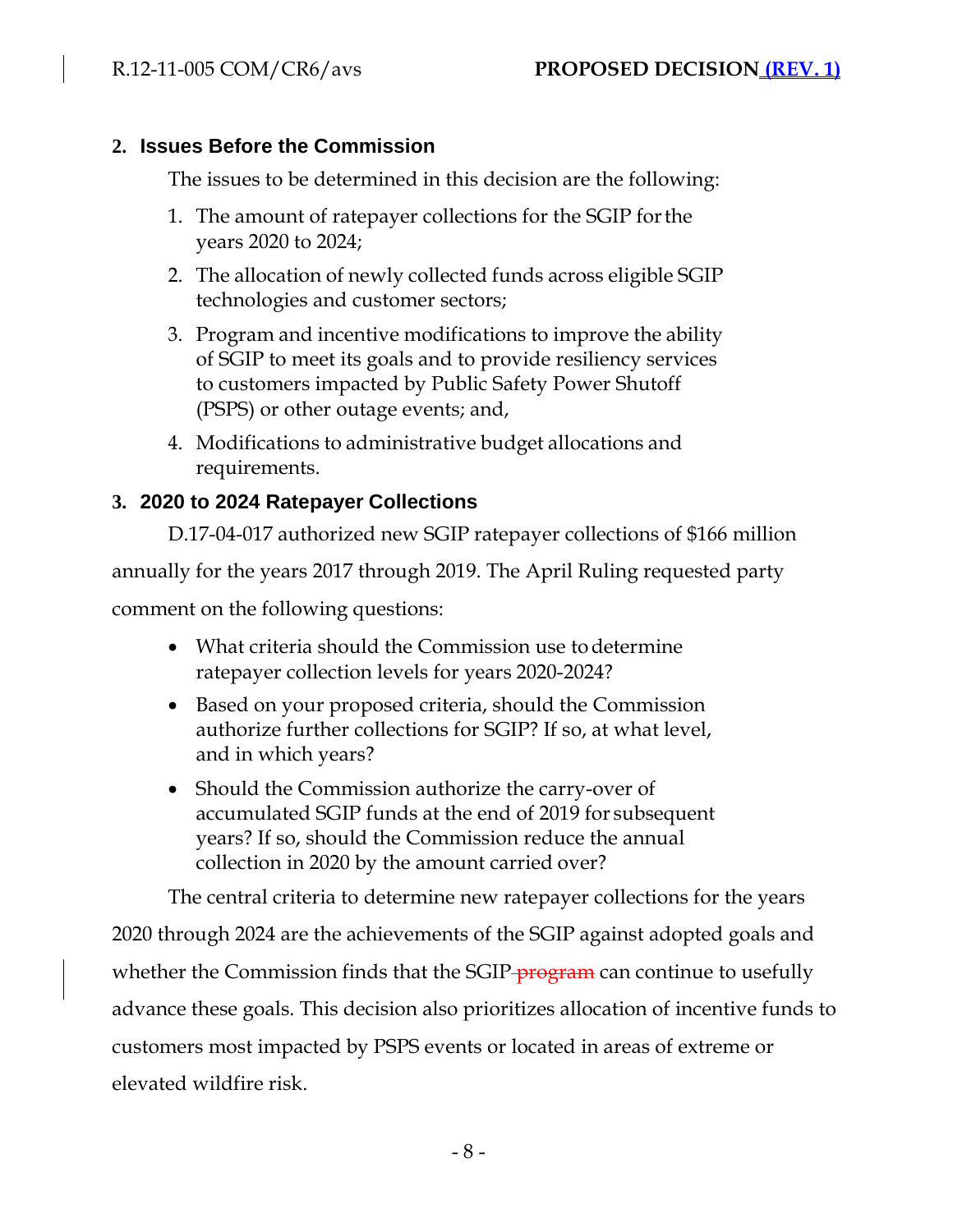## 2. Issues Before the Commission

The issues to be determined in this decision are the following:

1. The amount of ratepayer collections for the SGIP for the years 2020 to 2024;
2. The allocation of newly collected funds across eligible SGIP technologies and customer sectors;
3. Program and incentive modifications to improve the ability of SGIP to meet its goals and to provide resiliency services to customers impacted by Public Safety Power Shutoff (PSPS) or other outage events; and,
4. Modifications to administrative budget allocations and requirements.

## 3. 2020 to 2024 Ratepayer Collections

D.17-04-017 authorized new SGIP ratepayer collections of $166 million annually for the years 2017 through 2019. The April Ruling requested party comment on the following questions:

- What criteria should the Commission use to determine ratepayer collection levels for years 2020-2024?
- Based on your proposed criteria, should the Commission authorize further collections for SGIP? If so, at what level, and in which years?
- Should the Commission authorize the carry-over of accumulated SGIP funds at the end of 2019 for subsequent years? If so, should the Commission reduce the annual collection in 2020 by the amount carried over?

The central criteria to determine new ratepayer collections for the years 2020 through 2024 are the achievements of the SGIP against adopted goals and whether the Commission finds that the SGIP ~~program~~ can continue to usefully advance these goals. This decision also prioritizes allocation of incentive funds to customers most impacted by PSPS events or located in areas of extreme or elevated wildfire risk.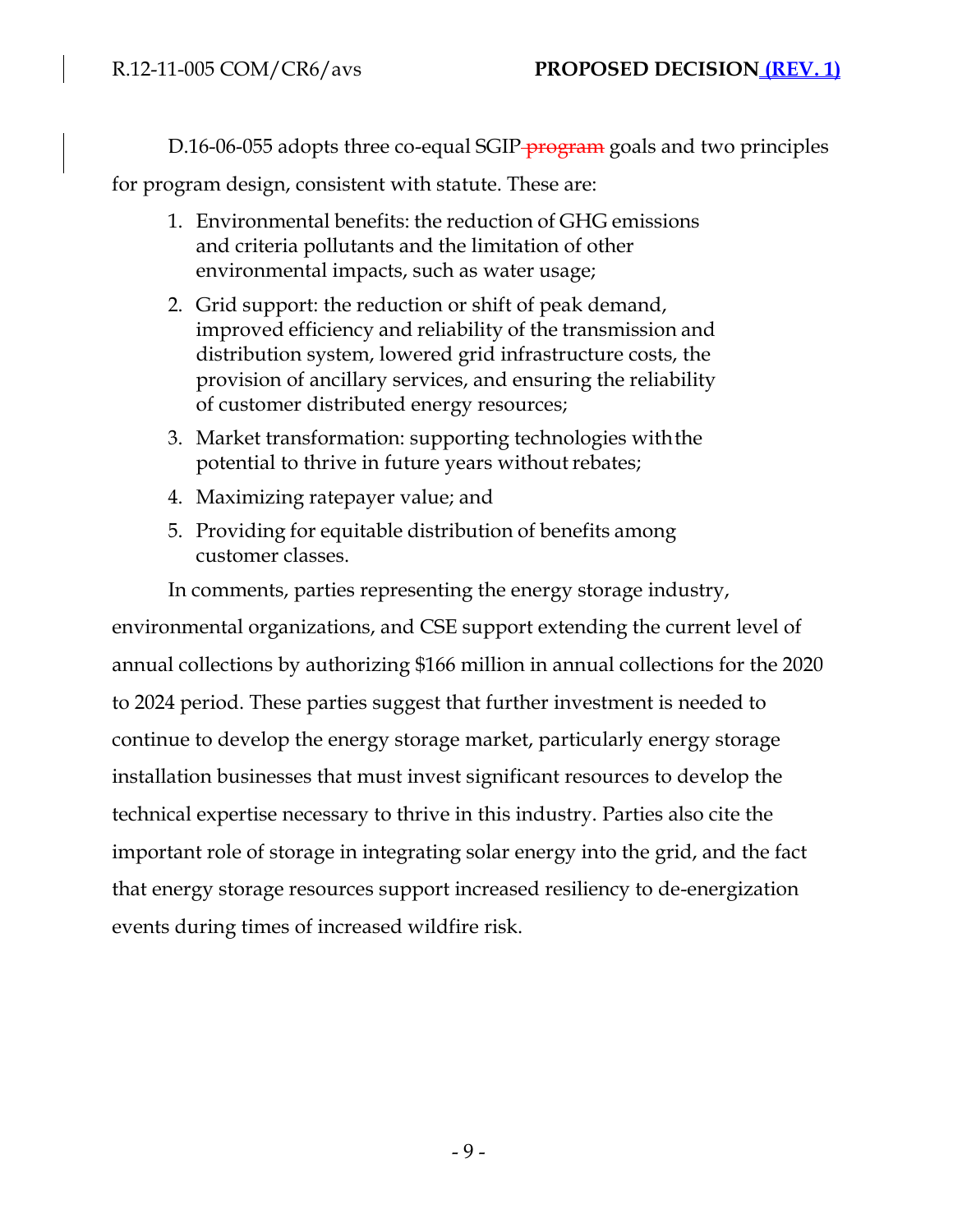D.16-06-055 adopts three co-equal SGIP ~~program~~ goals and two principles for program design, consistent with statute. These are:

1. Environmental benefits: the reduction of GHG emissions and criteria pollutants and the limitation of other environmental impacts, such as water usage;
2. Grid support: the reduction or shift of peak demand, improved efficiency and reliability of the transmission and distribution system, lowered grid infrastructure costs, the provision of ancillary services, and ensuring the reliability of customer distributed energy resources;
3. Market transformation: supporting technologies with the potential to thrive in future years without rebates;
4. Maximizing ratepayer value; and
5. Providing for equitable distribution of benefits among customer classes.

In comments, parties representing the energy storage industry, environmental organizations, and CSE support extending the current level of annual collections by authorizing $166 million in annual collections for the 2020 to 2024 period. These parties suggest that further investment is needed to continue to develop the energy storage market, particularly energy storage installation businesses that must invest significant resources to develop the technical expertise necessary to thrive in this industry. Parties also cite the important role of storage in integrating solar energy into the grid, and the fact that energy storage resources support increased resiliency to de-energization events during times of increased wildfire risk.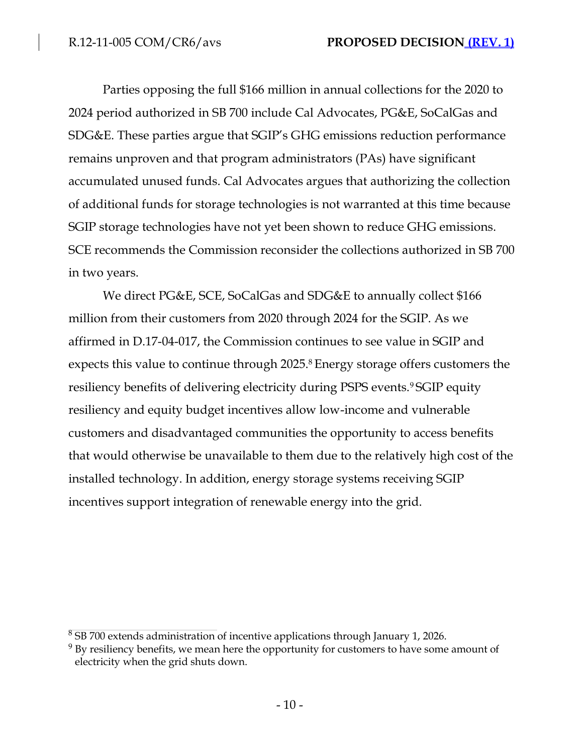Parties opposing the full $166 million in annual collections for the 2020 to 2024 period authorized in SB 700 include Cal Advocates, PG&E, SoCalGas and SDG&E. These parties argue that SGIP's GHG emissions reduction performance remains unproven and that program administrators (PAs) have significant accumulated unused funds. Cal Advocates argues that authorizing the collection of additional funds for storage technologies is not warranted at this time because SGIP storage technologies have not yet been shown to reduce GHG emissions. SCE recommends the Commission reconsider the collections authorized in SB 700 in two years.

We direct PG&E, SCE, SoCalGas and SDG&E to annually collect $166 million from their customers from 2020 through 2024 for the SGIP. As we affirmed in D.17-04-017, the Commission continues to see value in SGIP and expects this value to continue through 2025.[8] Energy storage offers customers the resiliency benefits of delivering electricity during PSPS events.[9] SGIP equity resiliency and equity budget incentives allow low-income and vulnerable customers and disadvantaged communities the opportunity to access benefits that would otherwise be unavailable to them due to the relatively high cost of the installed technology. In addition, energy storage systems receiving SGIP incentives support integration of renewable energy into the grid.

---

[8] SB 700 extends administration of incentive applications through January 1, 2026.

[9] By resiliency benefits, we mean here the opportunity for customers to have some amount of electricity when the grid shuts down.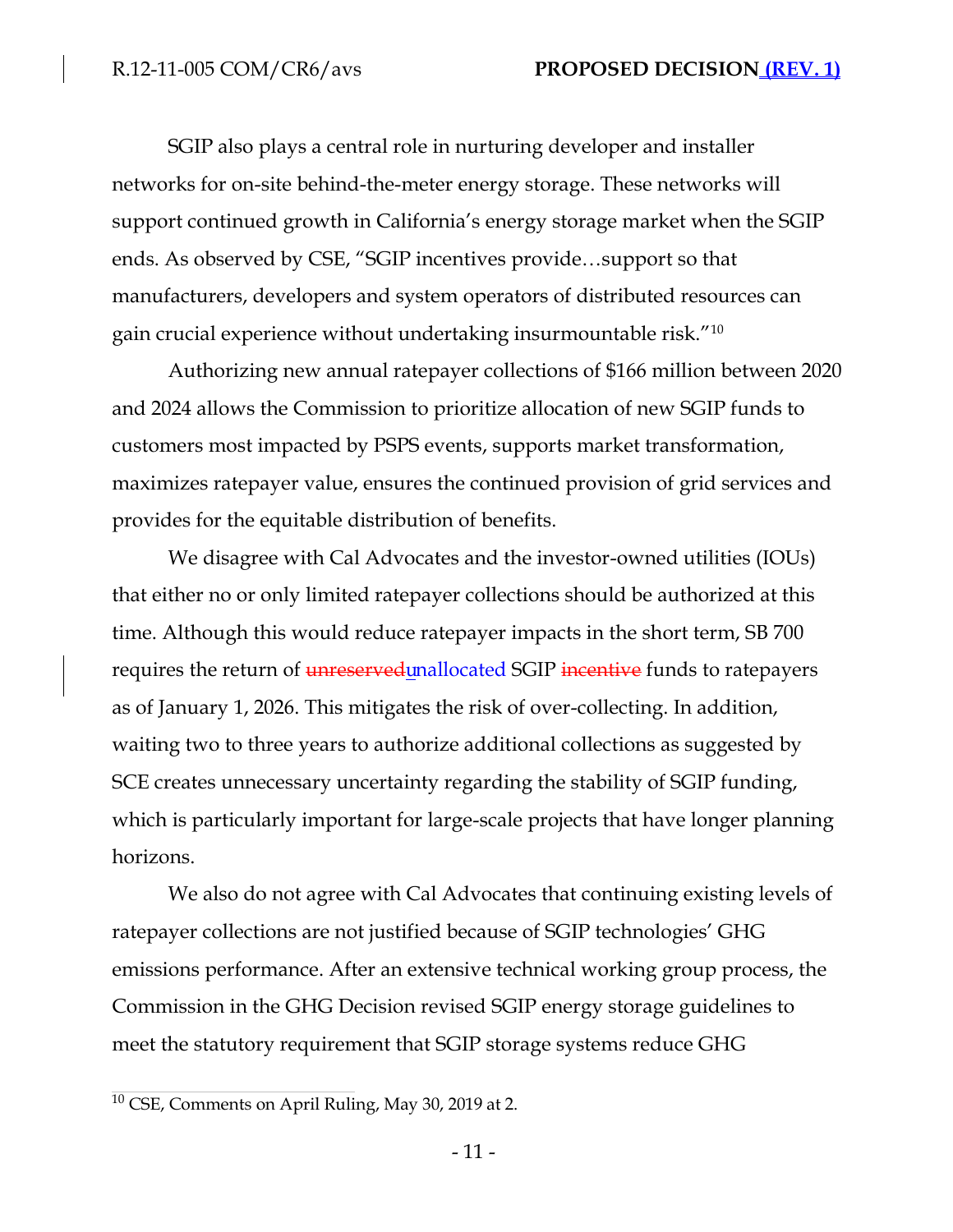SGIP also plays a central role in nurturing developer and installer networks for on-site behind-the-meter energy storage. These networks will support continued growth in California's energy storage market when the SGIP ends. As observed by CSE, "SGIP incentives provide…support so that manufacturers, developers and system operators of distributed resources can gain crucial experience without undertaking insurmountable risk."[10]

Authorizing new annual ratepayer collections of $166 million between 2020 and 2024 allows the Commission to prioritize allocation of new SGIP funds to customers most impacted by PSPS events, supports market transformation, maximizes ratepayer value, ensures the continued provision of grid services and provides for the equitable distribution of benefits.

We disagree with Cal Advocates and the investor-owned utilities (IOUs) that either no or only limited ratepayer collections should be authorized at this time. Although this would reduce ratepayer impacts in the short term, SB 700 requires the return of ~~unreserved~~unallocated SGIP ~~incentive~~ funds to ratepayers as of January 1, 2026. This mitigates the risk of over-collecting. In addition, waiting two to three years to authorize additional collections as suggested by SCE creates unnecessary uncertainty regarding the stability of SGIP funding, which is particularly important for large-scale projects that have longer planning horizons.

We also do not agree with Cal Advocates that continuing existing levels of ratepayer collections are not justified because of SGIP technologies' GHG emissions performance. After an extensive technical working group process, the Commission in the GHG Decision revised SGIP energy storage guidelines to meet the statutory requirement that SGIP storage systems reduce GHG

[10] CSE, Comments on April Ruling, May 30, 2019 at 2.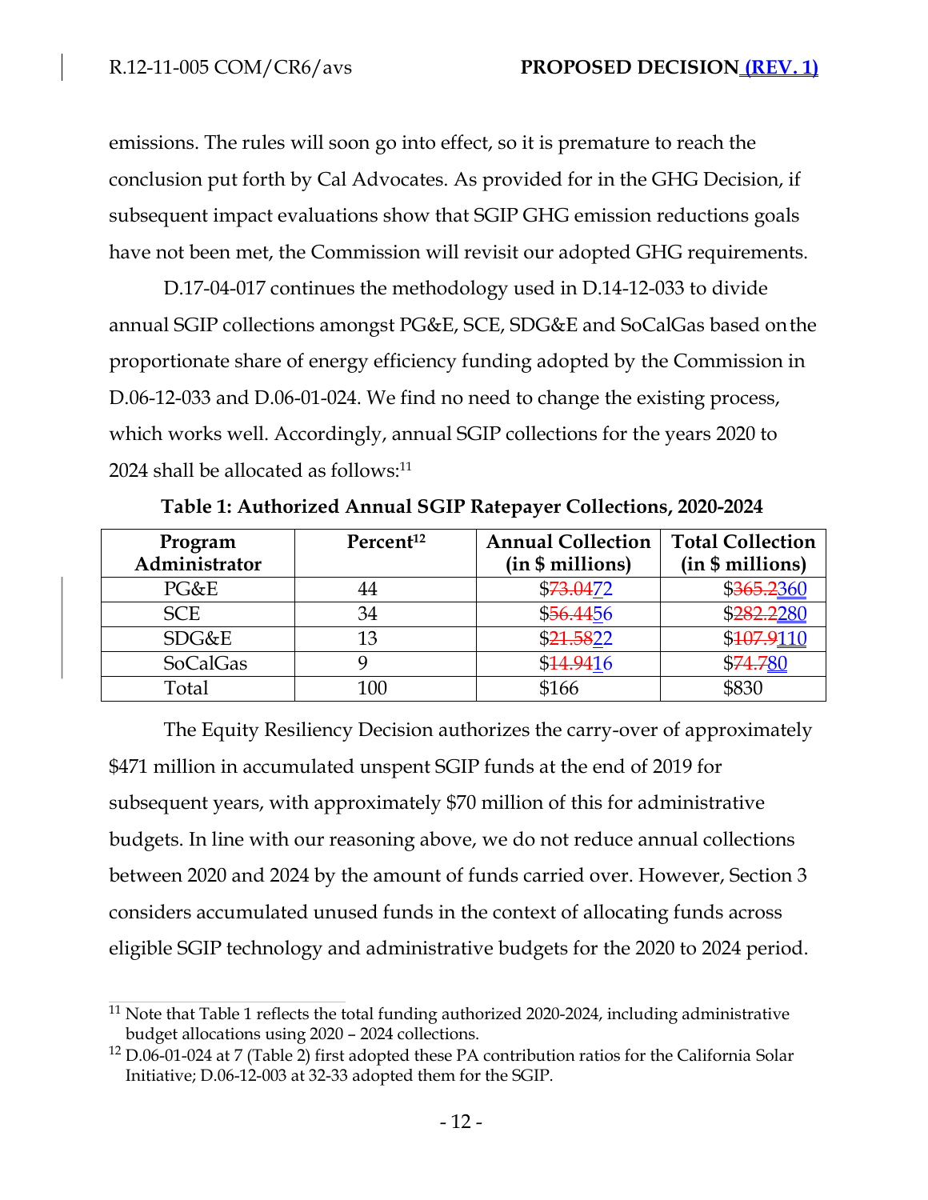emissions. The rules will soon go into effect, so it is premature to reach the conclusion put forth by Cal Advocates. As provided for in the GHG Decision, if subsequent impact evaluations show that SGIP GHG emission reductions goals have not been met, the Commission will revisit our adopted GHG requirements.

D.17-04-017 continues the methodology used in D.14-12-033 to divide annual SGIP collections amongst PG&E, SCE, SDG&E and SoCalGas based on the proportionate share of energy efficiency funding adopted by the Commission in D.06-12-033 and D.06-01-024. We find no need to change the existing process, which works well. Accordingly, annual SGIP collections for the years 2020 to 2024 shall be allocated as follows:[11]

**Table 1: Authorized Annual SGIP Ratepayer Collections, 2020-2024**

| Program Administrator | Percent[12] | Annual Collection (in $ millions) | Total Collection (in $ millions) |
|---|---|---|---|
| PG&E | 44 | $~~73.04~~72 | $~~365.2~~360 |
| SCE | 34 | $~~56.44~~56 | $~~282.2~~280 |
| SDG&E | 13 | $~~21.58~~22 | $~~107.9~~110 |
| SoCalGas | 9 | $~~14.94~~16 | $~~74.7~~80 |
| Total | 100 | $166 | $830 |

The Equity Resiliency Decision authorizes the carry-over of approximately $471 million in accumulated unspent SGIP funds at the end of 2019 for subsequent years, with approximately $70 million of this for administrative budgets. In line with our reasoning above, we do not reduce annual collections between 2020 and 2024 by the amount of funds carried over. However, Section 3 considers accumulated unused funds in the context of allocating funds across eligible SGIP technology and administrative budgets for the 2020 to 2024 period.

[11] Note that Table 1 reflects the total funding authorized 2020-2024, including administrative budget allocations using 2020 – 2024 collections.

[12] D.06-01-024 at 7 (Table 2) first adopted these PA contribution ratios for the California Solar Initiative; D.06-12-003 at 32-33 adopted them for the SGIP.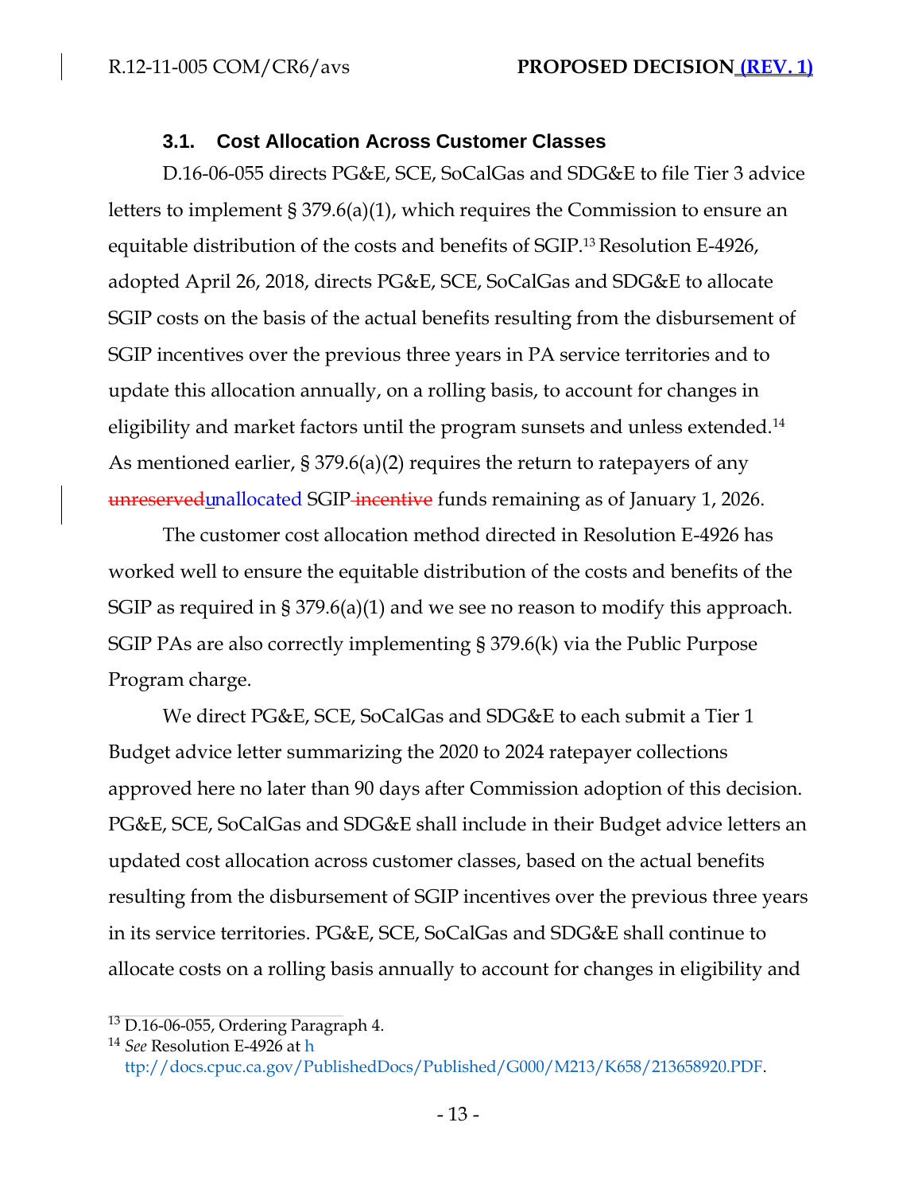### 3.1. Cost Allocation Across Customer Classes

D.16-06-055 directs PG&E, SCE, SoCalGas and SDG&E to file Tier 3 advice letters to implement § 379.6(a)(1), which requires the Commission to ensure an equitable distribution of the costs and benefits of SGIP.[13] Resolution E-4926, adopted April 26, 2018, directs PG&E, SCE, SoCalGas and SDG&E to allocate SGIP costs on the basis of the actual benefits resulting from the disbursement of SGIP incentives over the previous three years in PA service territories and to update this allocation annually, on a rolling basis, to account for changes in eligibility and market factors until the program sunsets and unless extended.[14] As mentioned earlier, § 379.6(a)(2) requires the return to ratepayers of any ~~unreserved~~unallocated SGIP ~~incentive~~ funds remaining as of January 1, 2026.

The customer cost allocation method directed in Resolution E-4926 has worked well to ensure the equitable distribution of the costs and benefits of the SGIP as required in § 379.6(a)(1) and we see no reason to modify this approach. SGIP PAs are also correctly implementing § 379.6(k) via the Public Purpose Program charge.

We direct PG&E, SCE, SoCalGas and SDG&E to each submit a Tier 1 Budget advice letter summarizing the 2020 to 2024 ratepayer collections approved here no later than 90 days after Commission adoption of this decision. PG&E, SCE, SoCalGas and SDG&E shall include in their Budget advice letters an updated cost allocation across customer classes, based on the actual benefits resulting from the disbursement of SGIP incentives over the previous three years in its service territories. PG&E, SCE, SoCalGas and SDG&E shall continue to allocate costs on a rolling basis annually to account for changes in eligibility and

---

[13] D.16-06-055, Ordering Paragraph 4.

[14] *See* Resolution E-4926 at http://docs.cpuc.ca.gov/PublishedDocs/Published/G000/M213/K658/213658920.PDF.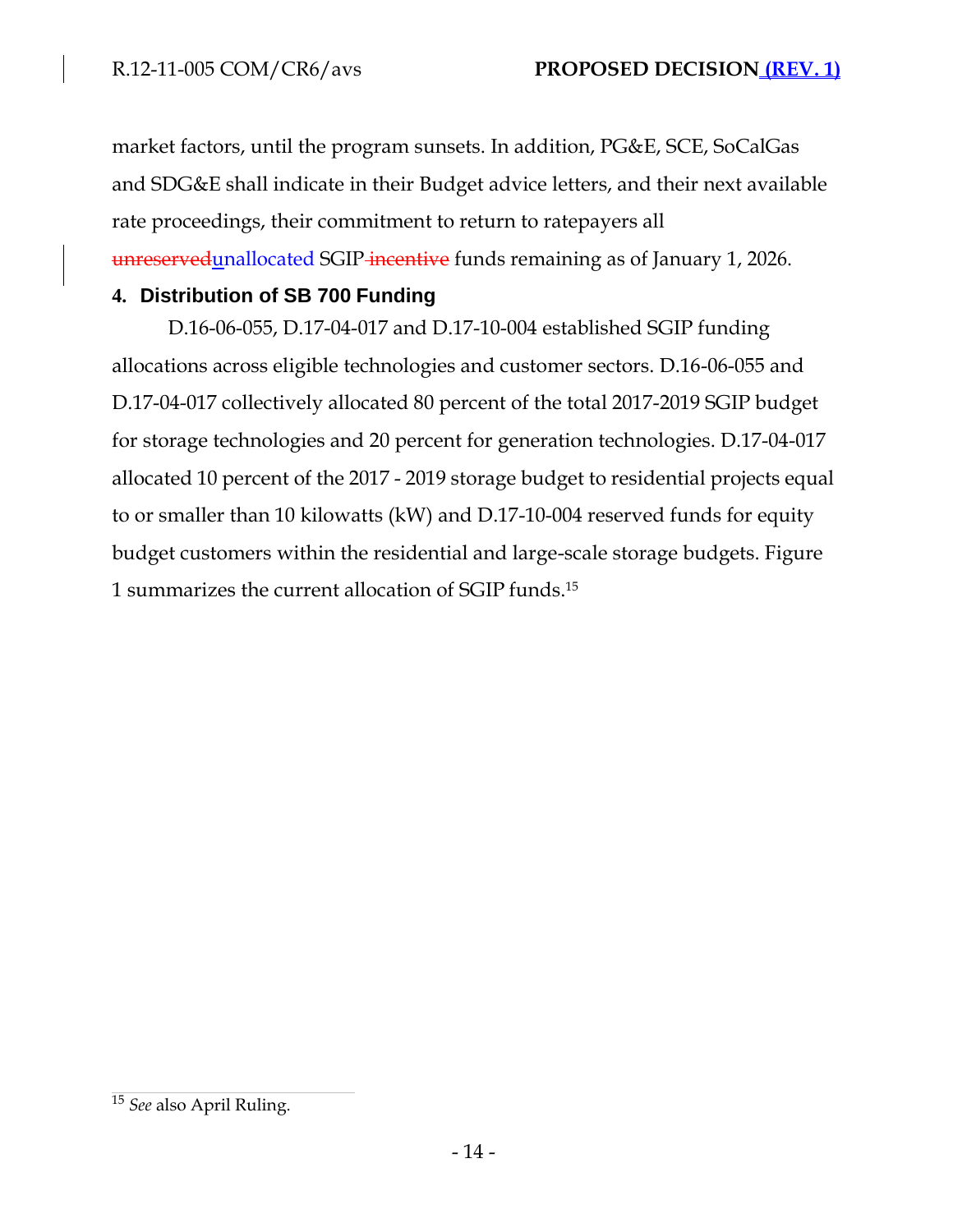market factors, until the program sunsets. In addition, PG&E, SCE, SoCalGas and SDG&E shall indicate in their Budget advice letters, and their next available rate proceedings, their commitment to return to ratepayers all ~~unreserved~~unallocated SGIP ~~incentive~~ funds remaining as of January 1, 2026.

## 4. Distribution of SB 700 Funding

D.16-06-055, D.17-04-017 and D.17-10-004 established SGIP funding allocations across eligible technologies and customer sectors. D.16-06-055 and D.17-04-017 collectively allocated 80 percent of the total 2017-2019 SGIP budget for storage technologies and 20 percent for generation technologies. D.17-04-017 allocated 10 percent of the 2017 - 2019 storage budget to residential projects equal to or smaller than 10 kilowatts (kW) and D.17-10-004 reserved funds for equity budget customers within the residential and large-scale storage budgets. Figure 1 summarizes the current allocation of SGIP funds.[15]

[15] *See* also April Ruling.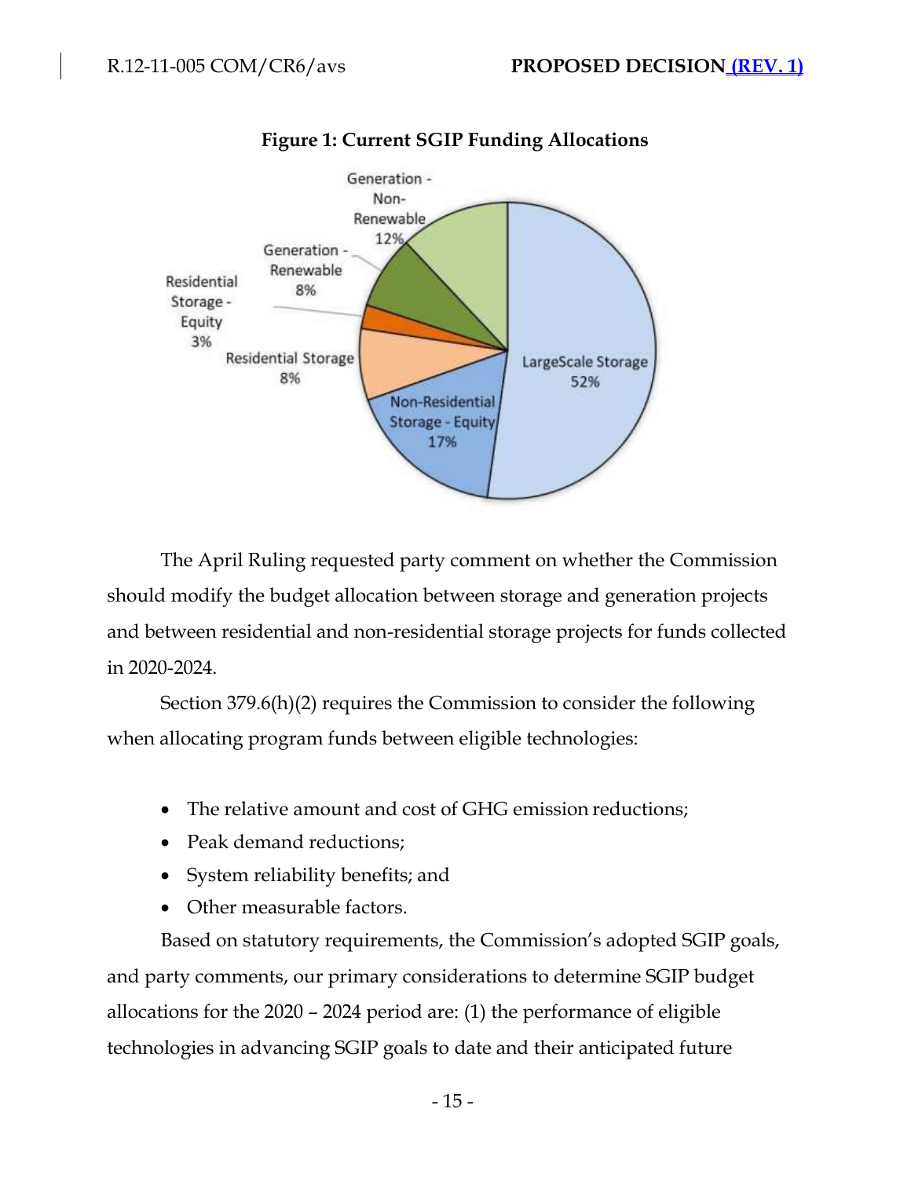**Figure 1: Current SGIP Funding Allocations**

| Category | Allocation |
|---|---|
| LargeScale Storage | 52% |
| Non-Residential Storage - Equity | 17% |
| Residential Storage | 8% |
| Residential Storage - Equity | 3% |
| Generation - Renewable | 8% |
| Generation - Non-Renewable | 12% |

The April Ruling requested party comment on whether the Commission should modify the budget allocation between storage and generation projects and between residential and non-residential storage projects for funds collected in 2020-2024.

Section 379.6(h)(2) requires the Commission to consider the following when allocating program funds between eligible technologies:

- The relative amount and cost of GHG emission reductions;
- Peak demand reductions;
- System reliability benefits; and
- Other measurable factors.

Based on statutory requirements, the Commission's adopted SGIP goals, and party comments, our primary considerations to determine SGIP budget allocations for the 2020 – 2024 period are: (1) the performance of eligible technologies in advancing SGIP goals to date and their anticipated future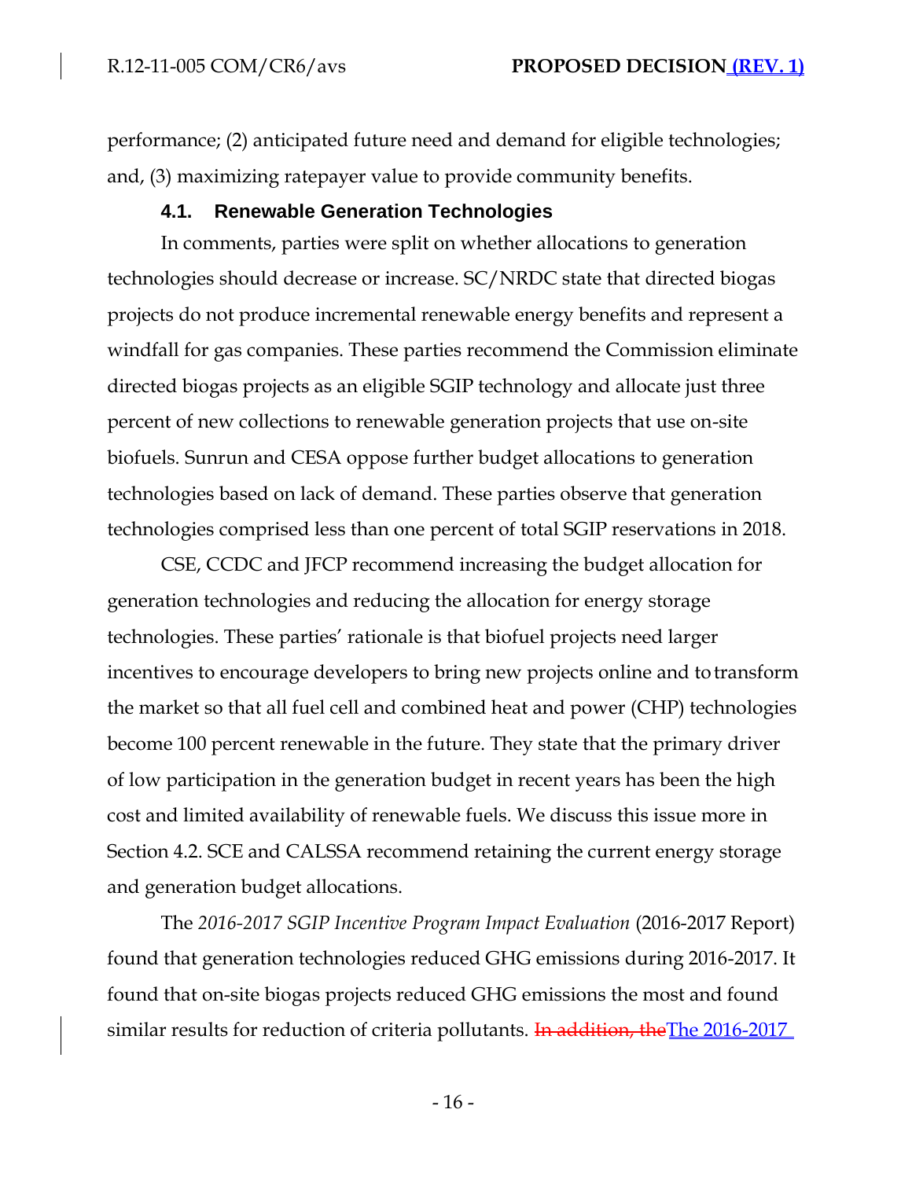performance; (2) anticipated future need and demand for eligible technologies; and, (3) maximizing ratepayer value to provide community benefits.

### 4.1. Renewable Generation Technologies

In comments, parties were split on whether allocations to generation technologies should decrease or increase. SC/NRDC state that directed biogas projects do not produce incremental renewable energy benefits and represent a windfall for gas companies. These parties recommend the Commission eliminate directed biogas projects as an eligible SGIP technology and allocate just three percent of new collections to renewable generation projects that use on-site biofuels. Sunrun and CESA oppose further budget allocations to generation technologies based on lack of demand. These parties observe that generation technologies comprised less than one percent of total SGIP reservations in 2018.

CSE, CCDC and JFCP recommend increasing the budget allocation for generation technologies and reducing the allocation for energy storage technologies. These parties' rationale is that biofuel projects need larger incentives to encourage developers to bring new projects online and to transform the market so that all fuel cell and combined heat and power (CHP) technologies become 100 percent renewable in the future. They state that the primary driver of low participation in the generation budget in recent years has been the high cost and limited availability of renewable fuels. We discuss this issue more in Section 4.2. SCE and CALSSA recommend retaining the current energy storage and generation budget allocations.

The *2016-2017 SGIP Incentive Program Impact Evaluation* (2016-2017 Report) found that generation technologies reduced GHG emissions during 2016-2017. It found that on-site biogas projects reduced GHG emissions the most and found similar results for reduction of criteria pollutants. ~~In addition, the~~The 2016-2017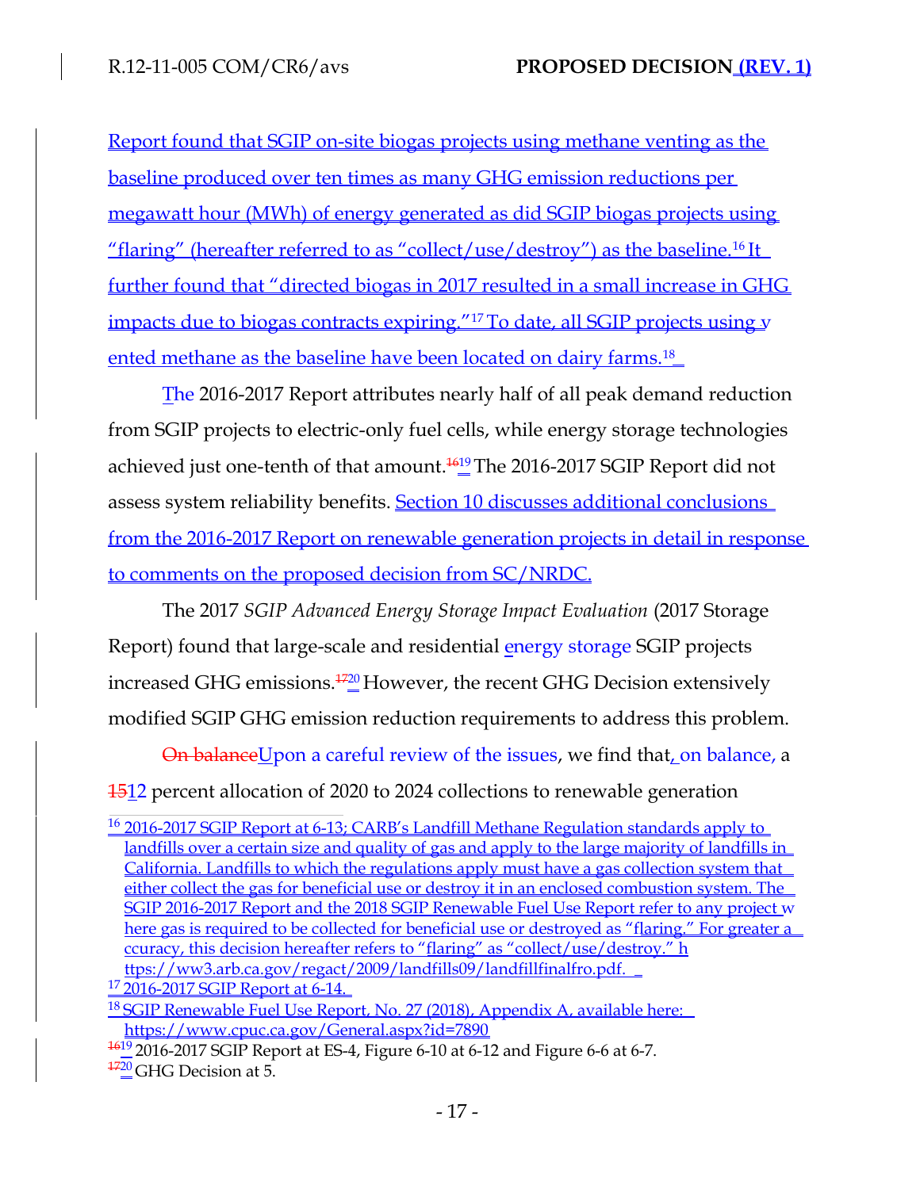Report found that SGIP on-site biogas projects using methane venting as the baseline produced over ten times as many GHG emission reductions per megawatt hour (MWh) of energy generated as did SGIP biogas projects using "flaring" (hereafter referred to as "collect/use/destroy") as the baseline.[16] It further found that "directed biogas in 2017 resulted in a small increase in GHG impacts due to biogas contracts expiring."[17] To date, all SGIP projects using vented methane as the baseline have been located on dairy farms.[18]

The 2016-2017 Report attributes nearly half of all peak demand reduction from SGIP projects to electric-only fuel cells, while energy storage technologies achieved just one-tenth of that amount.[19] The 2016-2017 SGIP Report did not assess system reliability benefits. Section 10 discusses additional conclusions from the 2016-2017 Report on renewable generation projects in detail in response to comments on the proposed decision from SC/NRDC.

The 2017 *SGIP Advanced Energy Storage Impact Evaluation* (2017 Storage Report) found that large-scale and residential energy storage SGIP projects increased GHG emissions.[20] However, the recent GHG Decision extensively modified SGIP GHG emission reduction requirements to address this problem.

Upon a careful review of the issues, we find that, on balance, a 12 percent allocation of 2020 to 2024 collections to renewable generation

---

[16] 2016-2017 SGIP Report at 6-13; CARB's Landfill Methane Regulation standards apply to landfills over a certain size and quality of gas and apply to the large majority of landfills in California. Landfills to which the regulations apply must have a gas collection system that either collect the gas for beneficial use or destroy it in an enclosed combustion system. The SGIP 2016-2017 Report and the 2018 SGIP Renewable Fuel Use Report refer to any project where gas is required to be collected for beneficial use or destroyed as "flaring." For greater accuracy, this decision hereafter refers to "flaring" as "collect/use/destroy." https://ww3.arb.ca.gov/regact/2009/landfills09/landfillfinalfro.pdf.

[17] 2016-2017 SGIP Report at 6-14.

[18] SGIP Renewable Fuel Use Report, No. 27 (2018), Appendix A, available here: https://www.cpuc.ca.gov/General.aspx?id=7890

[19] 2016-2017 SGIP Report at ES-4, Figure 6-10 at 6-12 and Figure 6-6 at 6-7.

[20] GHG Decision at 5.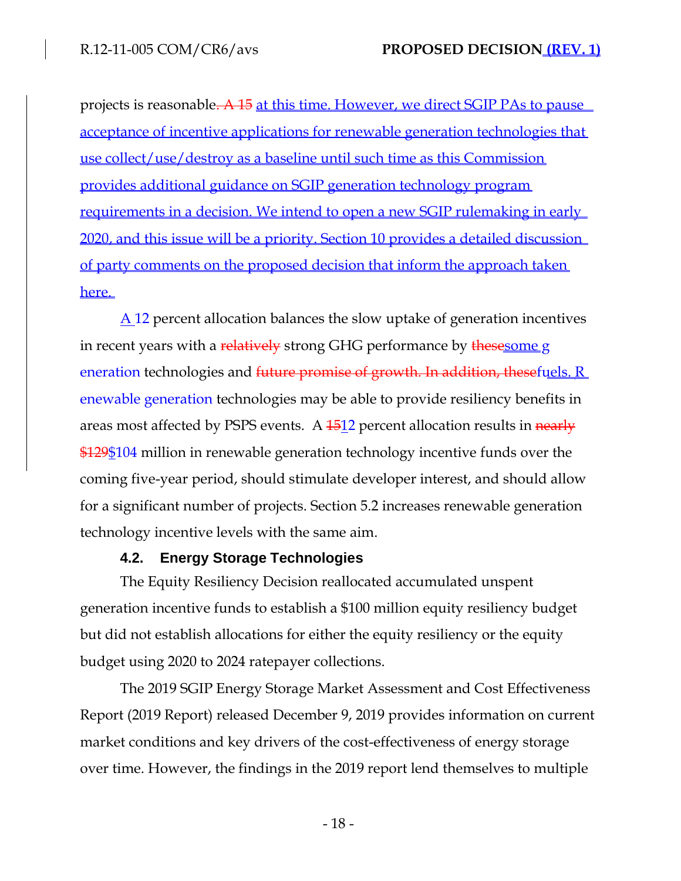projects is reasonable~~. A 15~~ at this time. However, we direct SGIP PAs to pause acceptance of incentive applications for renewable generation technologies that use collect/use/destroy as a baseline until such time as this Commission provides additional guidance on SGIP generation technology program requirements in a decision. We intend to open a new SGIP rulemaking in early 2020, and this issue will be a priority. Section 10 provides a detailed discussion of party comments on the proposed decision that inform the approach taken here.

A 12 percent allocation balances the slow uptake of generation incentives in recent years with a ~~relatively~~ strong GHG performance by ~~these~~some generation technologies and ~~future promise of growth. In addition, these~~fuels. Renewable generation technologies may be able to provide resiliency benefits in areas most affected by PSPS events. A ~~15~~12 percent allocation results in ~~nearly $129~~$104 million in renewable generation technology incentive funds over the coming five-year period, should stimulate developer interest, and should allow for a significant number of projects. Section 5.2 increases renewable generation technology incentive levels with the same aim.

### 4.2. Energy Storage Technologies

The Equity Resiliency Decision reallocated accumulated unspent generation incentive funds to establish a $100 million equity resiliency budget but did not establish allocations for either the equity resiliency or the equity budget using 2020 to 2024 ratepayer collections.

The 2019 SGIP Energy Storage Market Assessment and Cost Effectiveness Report (2019 Report) released December 9, 2019 provides information on current market conditions and key drivers of the cost-effectiveness of energy storage over time. However, the findings in the 2019 report lend themselves to multiple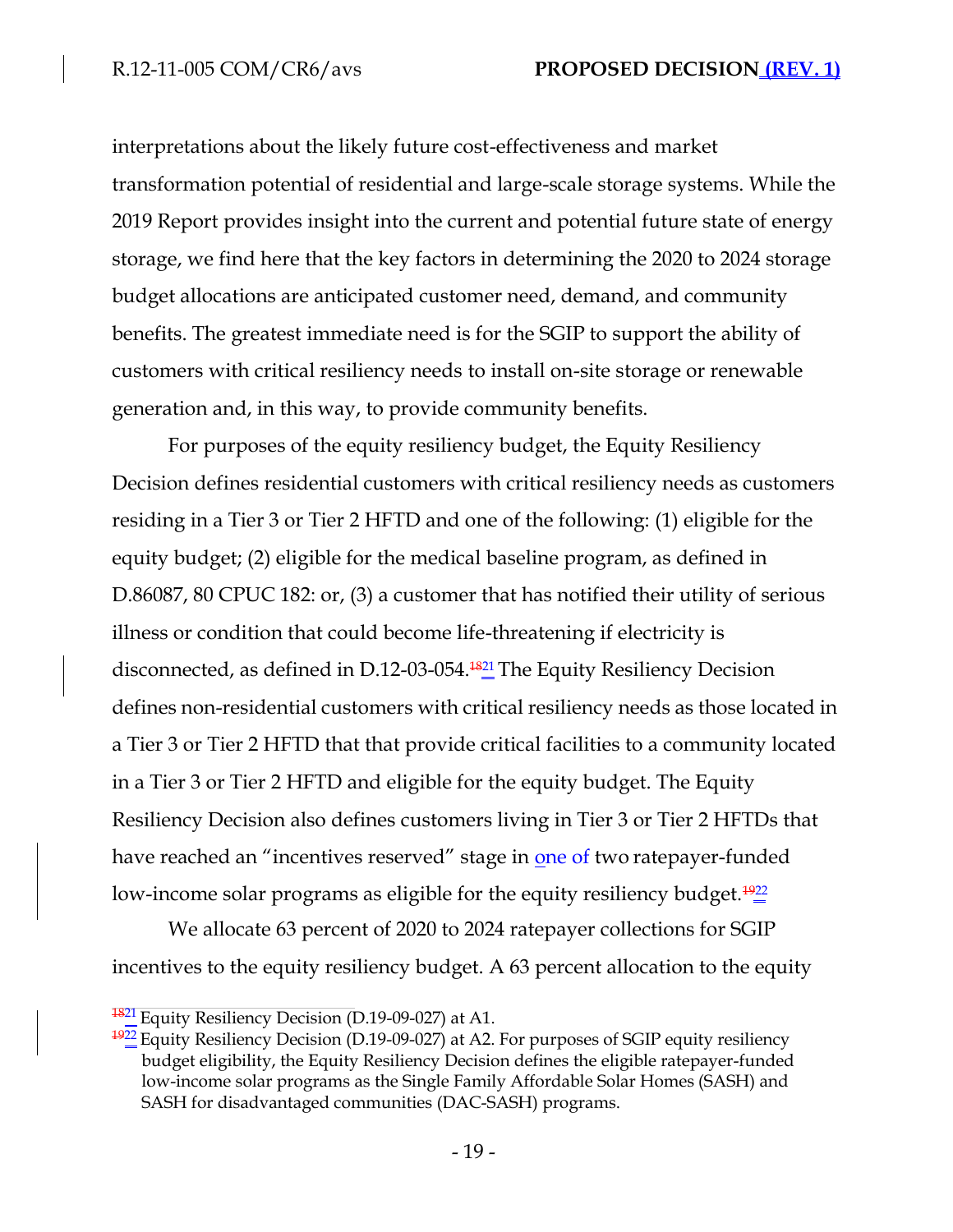interpretations about the likely future cost-effectiveness and market transformation potential of residential and large-scale storage systems. While the 2019 Report provides insight into the current and potential future state of energy storage, we find here that the key factors in determining the 2020 to 2024 storage budget allocations are anticipated customer need, demand, and community benefits. The greatest immediate need is for the SGIP to support the ability of customers with critical resiliency needs to install on-site storage or renewable generation and, in this way, to provide community benefits.

For purposes of the equity resiliency budget, the Equity Resiliency Decision defines residential customers with critical resiliency needs as customers residing in a Tier 3 or Tier 2 HFTD and one of the following: (1) eligible for the equity budget; (2) eligible for the medical baseline program, as defined in D.86087, 80 CPUC 182: or, (3) a customer that has notified their utility of serious illness or condition that could become life-threatening if electricity is disconnected, as defined in D.12-03-054.[21] The Equity Resiliency Decision defines non-residential customers with critical resiliency needs as those located in a Tier 3 or Tier 2 HFTD that that provide critical facilities to a community located in a Tier 3 or Tier 2 HFTD and eligible for the equity budget. The Equity Resiliency Decision also defines customers living in Tier 3 or Tier 2 HFTDs that have reached an "incentives reserved" stage in one of two ratepayer-funded low-income solar programs as eligible for the equity resiliency budget.[22]

We allocate 63 percent of 2020 to 2024 ratepayer collections for SGIP incentives to the equity resiliency budget. A 63 percent allocation to the equity

[21] Equity Resiliency Decision (D.19-09-027) at A1.

[22] Equity Resiliency Decision (D.19-09-027) at A2. For purposes of SGIP equity resiliency budget eligibility, the Equity Resiliency Decision defines the eligible ratepayer-funded low-income solar programs as the Single Family Affordable Solar Homes (SASH) and SASH for disadvantaged communities (DAC-SASH) programs.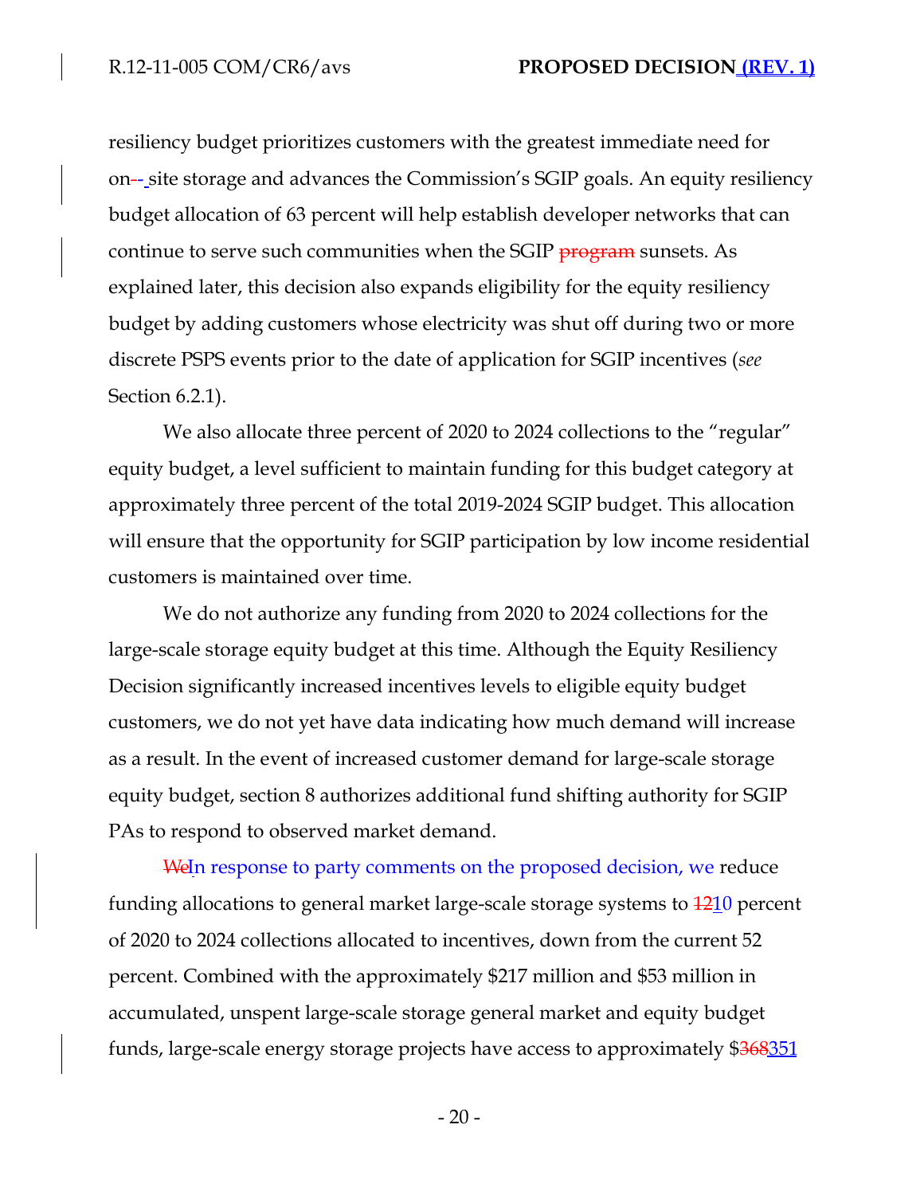resiliency budget prioritizes customers with the greatest immediate need for on-site storage and advances the Commission's SGIP goals. An equity resiliency budget allocation of 63 percent will help establish developer networks that can continue to serve such communities when the SGIP ~~program~~ sunsets. As explained later, this decision also expands eligibility for the equity resiliency budget by adding customers whose electricity was shut off during two or more discrete PSPS events prior to the date of application for SGIP incentives (*see* Section 6.2.1).

We also allocate three percent of 2020 to 2024 collections to the "regular" equity budget, a level sufficient to maintain funding for this budget category at approximately three percent of the total 2019-2024 SGIP budget. This allocation will ensure that the opportunity for SGIP participation by low income residential customers is maintained over time.

We do not authorize any funding from 2020 to 2024 collections for the large-scale storage equity budget at this time. Although the Equity Resiliency Decision significantly increased incentives levels to eligible equity budget customers, we do not yet have data indicating how much demand will increase as a result. In the event of increased customer demand for large-scale storage equity budget, section 8 authorizes additional fund shifting authority for SGIP PAs to respond to observed market demand.

~~We~~In response to party comments on the proposed decision, we reduce funding allocations to general market large-scale storage systems to ~~12~~10 percent of 2020 to 2024 collections allocated to incentives, down from the current 52 percent. Combined with the approximately $217 million and $53 million in accumulated, unspent large-scale storage general market and equity budget funds, large-scale energy storage projects have access to approximately $~~368~~351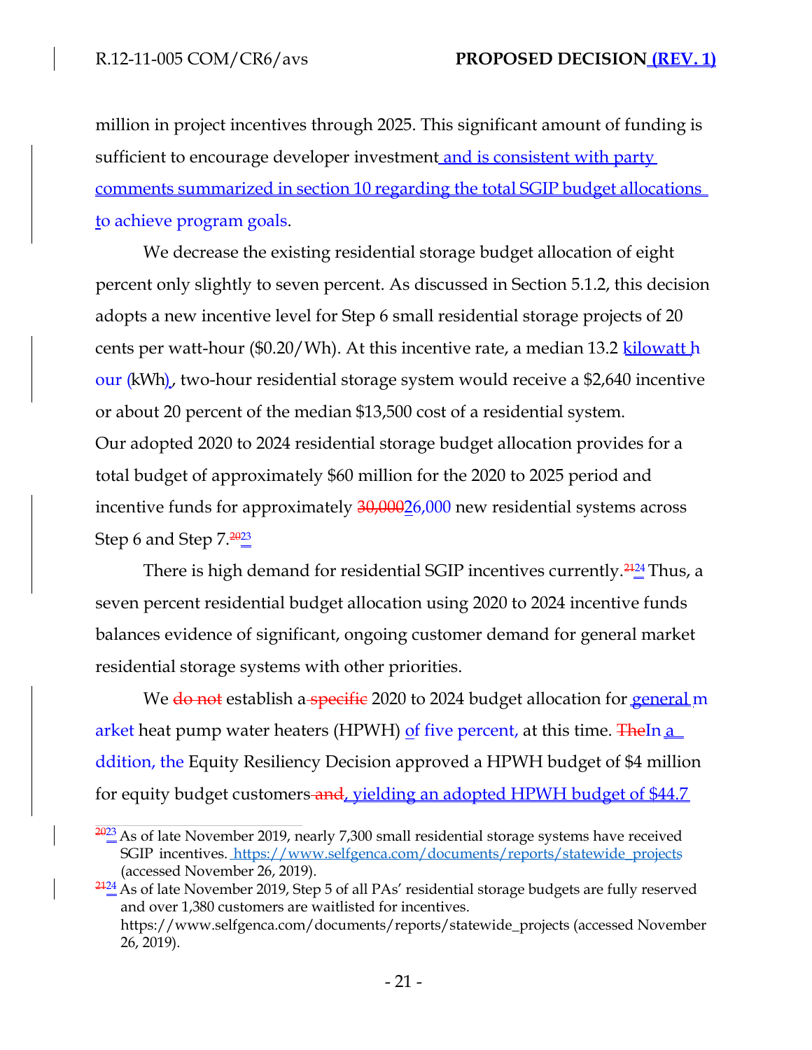million in project incentives through 2025. This significant amount of funding is sufficient to encourage developer investment and is consistent with party comments summarized in section 10 regarding the total SGIP budget allocations to achieve program goals.

We decrease the existing residential storage budget allocation of eight percent only slightly to seven percent. As discussed in Section 5.1.2, this decision adopts a new incentive level for Step 6 small residential storage projects of 20 cents per watt-hour ($0.20/Wh). At this incentive rate, a median 13.2 kilowatt hour (kWh), two-hour residential storage system would receive a $2,640 incentive or about 20 percent of the median $13,500 cost of a residential system. Our adopted 2020 to 2024 residential storage budget allocation provides for a total budget of approximately $60 million for the 2020 to 2025 period and incentive funds for approximately ~~30,000~~26,000 new residential systems across Step 6 and Step 7.[~~20~~23]

There is high demand for residential SGIP incentives currently.[~~21~~24] Thus, a seven percent residential budget allocation using 2020 to 2024 incentive funds balances evidence of significant, ongoing customer demand for general market residential storage systems with other priorities.

We ~~do not~~ establish a ~~specific~~ 2020 to 2024 budget allocation for general market heat pump water heaters (HPWH) of five percent, at this time. ~~The~~In addition, the Equity Resiliency Decision approved a HPWH budget of $4 million for equity budget customers ~~and~~, yielding an adopted HPWH budget of $44.7

---

[~~20~~23] As of late November 2019, nearly 7,300 small residential storage systems have received SGIP incentives. https://www.selfgenca.com/documents/reports/statewide_projects (accessed November 26, 2019).

[~~21~~24] As of late November 2019, Step 5 of all PAs' residential storage budgets are fully reserved and over 1,380 customers are waitlisted for incentives. https://www.selfgenca.com/documents/reports/statewide_projects (accessed November 26, 2019).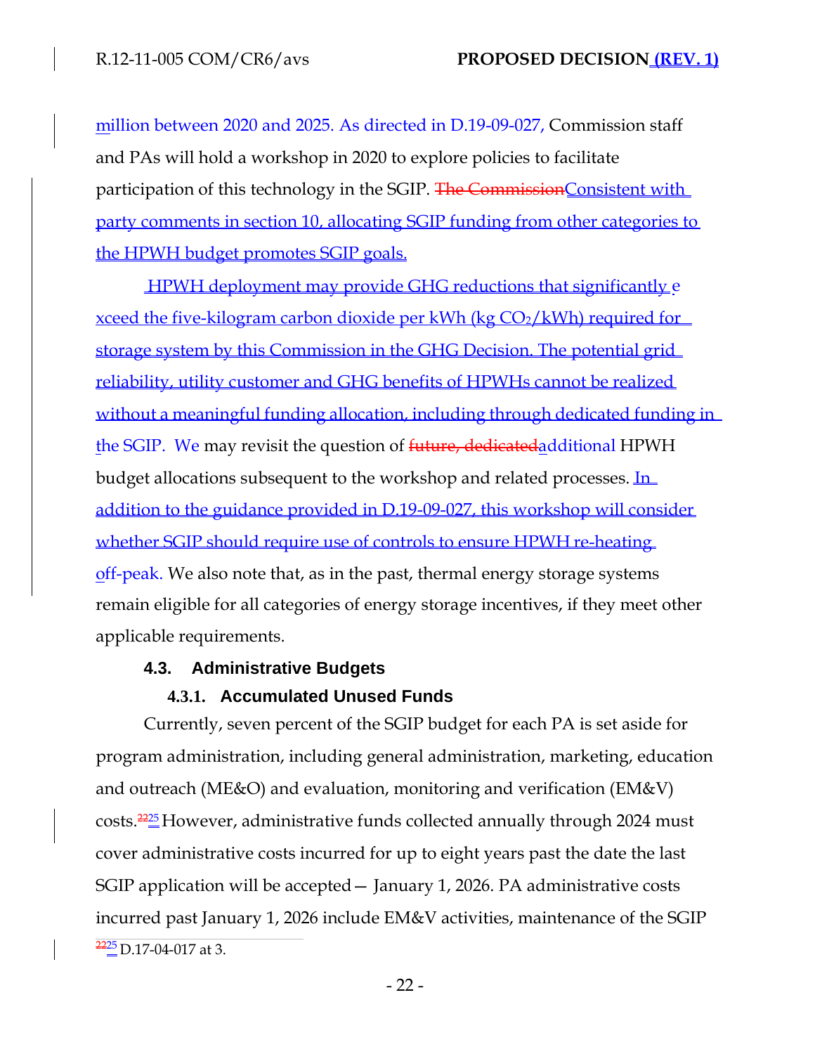million between 2020 and 2025. As directed in D.19-09-027, Commission staff and PAs will hold a workshop in 2020 to explore policies to facilitate participation of this technology in the SGIP. ~~The Commission~~Consistent with party comments in section 10, allocating SGIP funding from other categories to the HPWH budget promotes SGIP goals.

HPWH deployment may provide GHG reductions that significantly exceed the five-kilogram carbon dioxide per kWh (kg $CO_2$/kWh) required for storage system by this Commission in the GHG Decision. The potential grid reliability, utility customer and GHG benefits of HPWHs cannot be realized without a meaningful funding allocation, including through dedicated funding in the SGIP. We may revisit the question of ~~future, dedicated~~additional HPWH budget allocations subsequent to the workshop and related processes. In addition to the guidance provided in D.19-09-027, this workshop will consider whether SGIP should require use of controls to ensure HPWH re-heating off-peak. We also note that, as in the past, thermal energy storage systems remain eligible for all categories of energy storage incentives, if they meet other applicable requirements.

### 4.3. Administrative Budgets

#### 4.3.1. Accumulated Unused Funds

Currently, seven percent of the SGIP budget for each PA is set aside for program administration, including general administration, marketing, education and outreach (ME&O) and evaluation, monitoring and verification (EM&V) costs.[~~22~~25] However, administrative funds collected annually through 2024 must cover administrative costs incurred for up to eight years past the date the last SGIP application will be accepted— January 1, 2026. PA administrative costs incurred past January 1, 2026 include EM&V activities, maintenance of the SGIP

[~~22~~25] D.17-04-017 at 3.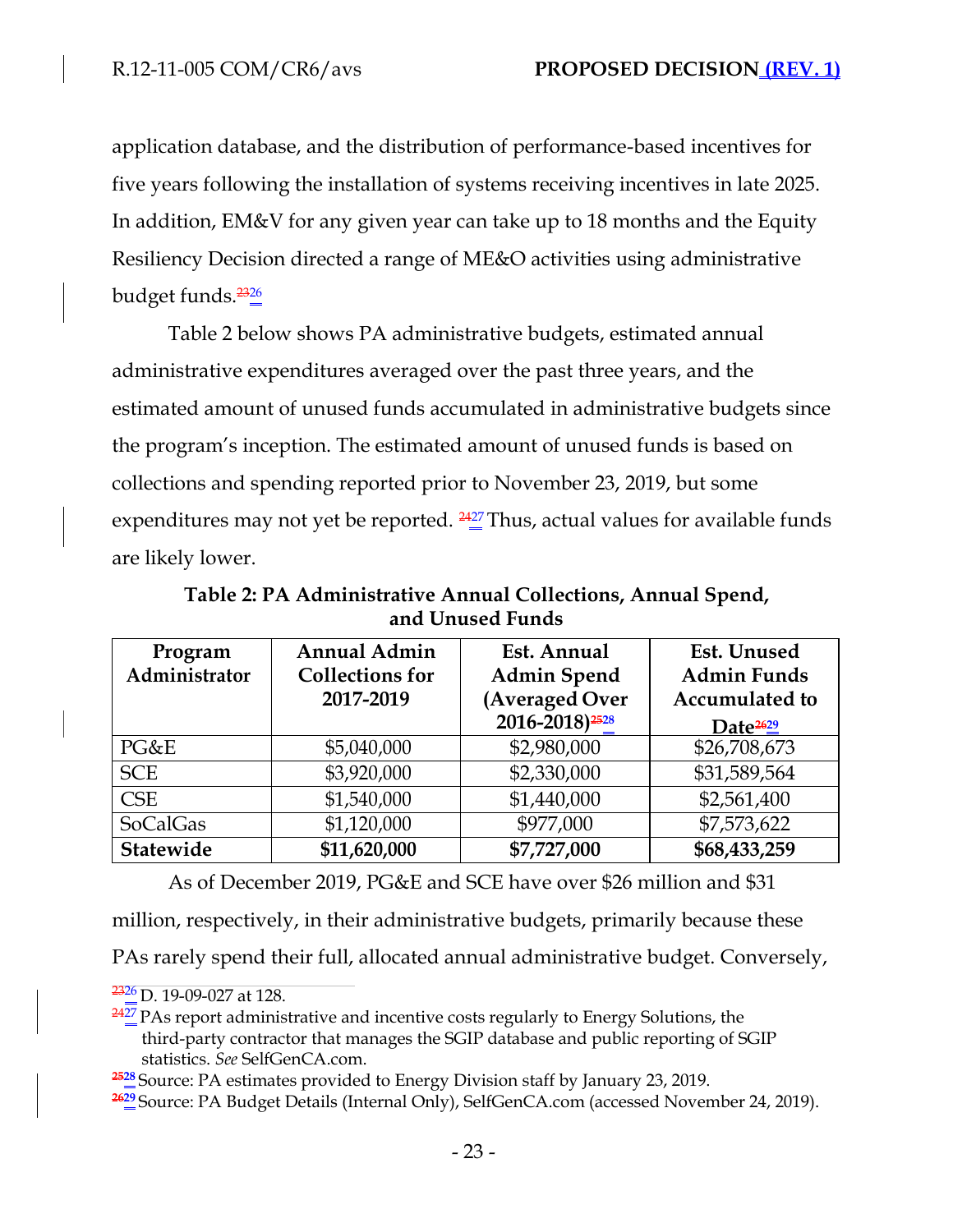application database, and the distribution of performance-based incentives for five years following the installation of systems receiving incentives in late 2025. In addition, EM&V for any given year can take up to 18 months and the Equity Resiliency Decision directed a range of ME&O activities using administrative budget funds.[23][26]

Table 2 below shows PA administrative budgets, estimated annual administrative expenditures averaged over the past three years, and the estimated amount of unused funds accumulated in administrative budgets since the program's inception. The estimated amount of unused funds is based on collections and spending reported prior to November 23, 2019, but some expenditures may not yet be reported. [24][27] Thus, actual values for available funds are likely lower.

**Table 2: PA Administrative Annual Collections, Annual Spend, and Unused Funds**

| Program Administrator | Annual Admin Collections for 2017-2019 | Est. Annual Admin Spend (Averaged Over 2016-2018)[25][28] | Est. Unused Admin Funds Accumulated to Date[26][29] |
|---|---|---|---|
| PG&E | $5,040,000 | $2,980,000 | $26,708,673 |
| SCE | $3,920,000 | $2,330,000 | $31,589,564 |
| CSE | $1,540,000 | $1,440,000 | $2,561,400 |
| SoCalGas | $1,120,000 | $977,000 | $7,573,622 |
| **Statewide** | **$11,620,000** | **$7,727,000** | **$68,433,259** |

As of December 2019, PG&E and SCE have over $26 million and $31 million, respectively, in their administrative budgets, primarily because these PAs rarely spend their full, allocated annual administrative budget. Conversely,

---

[23][26] D. 19-09-027 at 128.

[24][27] PAs report administrative and incentive costs regularly to Energy Solutions, the third-party contractor that manages the SGIP database and public reporting of SGIP statistics. *See* SelfGenCA.com.

[25][28] Source: PA estimates provided to Energy Division staff by January 23, 2019.

[26][29] Source: PA Budget Details (Internal Only), SelfGenCA.com (accessed November 24, 2019).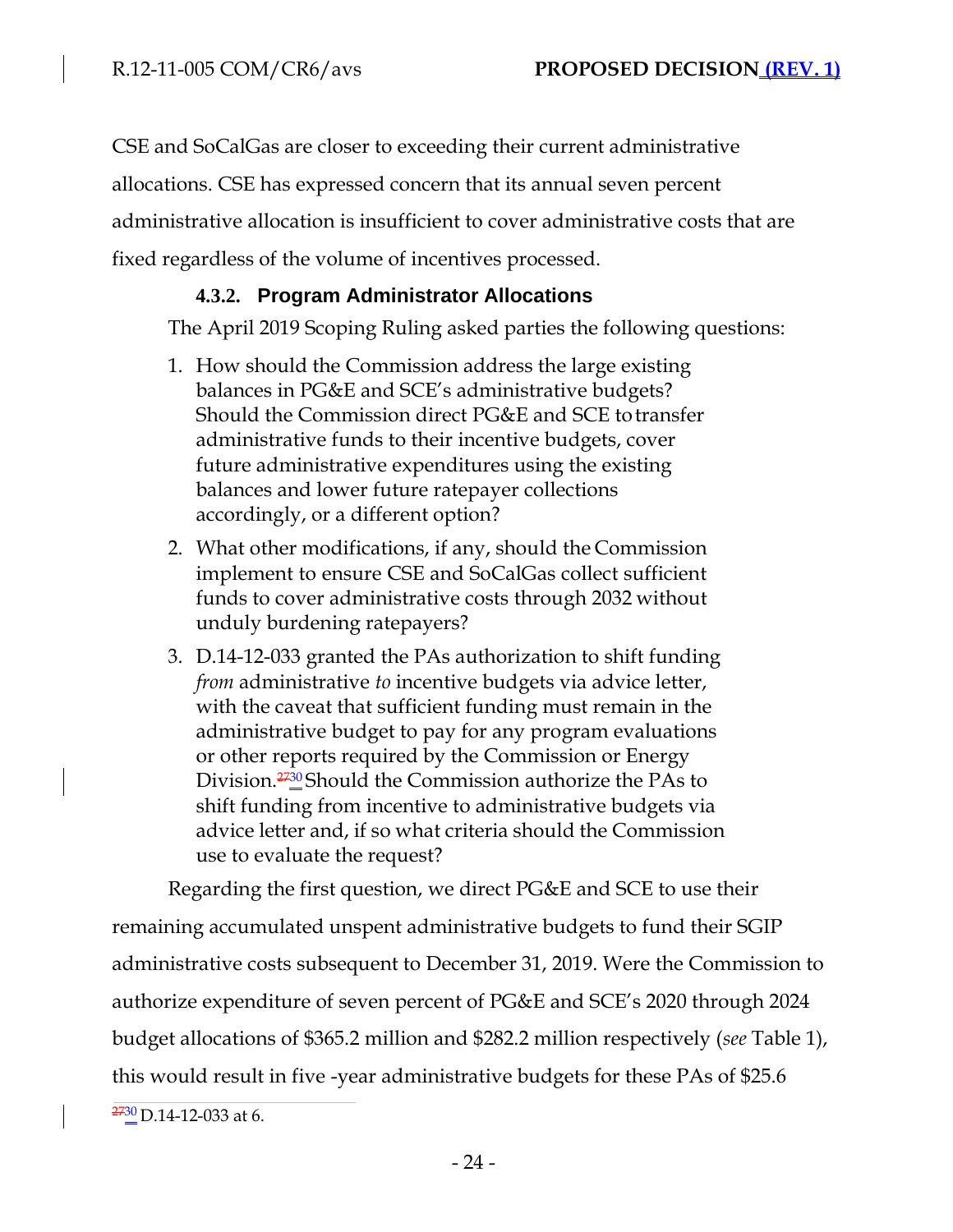CSE and SoCalGas are closer to exceeding their current administrative allocations. CSE has expressed concern that its annual seven percent administrative allocation is insufficient to cover administrative costs that are fixed regardless of the volume of incentives processed.

#### 4.3.2. Program Administrator Allocations

The April 2019 Scoping Ruling asked parties the following questions:

1. How should the Commission address the large existing balances in PG&E and SCE's administrative budgets? Should the Commission direct PG&E and SCE to transfer administrative funds to their incentive budgets, cover future administrative expenditures using the existing balances and lower future ratepayer collections accordingly, or a different option?
2. What other modifications, if any, should the Commission implement to ensure CSE and SoCalGas collect sufficient funds to cover administrative costs through 2032 without unduly burdening ratepayers?
3. D.14-12-033 granted the PAs authorization to shift funding *from* administrative *to* incentive budgets via advice letter, with the caveat that sufficient funding must remain in the administrative budget to pay for any program evaluations or other reports required by the Commission or Energy Division.[30] Should the Commission authorize the PAs to shift funding from incentive to administrative budgets via advice letter and, if so what criteria should the Commission use to evaluate the request?

Regarding the first question, we direct PG&E and SCE to use their remaining accumulated unspent administrative budgets to fund their SGIP administrative costs subsequent to December 31, 2019. Were the Commission to authorize expenditure of seven percent of PG&E and SCE's 2020 through 2024 budget allocations of $365.2 million and $282.2 million respectively (*see* Table 1), this would result in five -year administrative budgets for these PAs of $25.6

[30] D.14-12-033 at 6.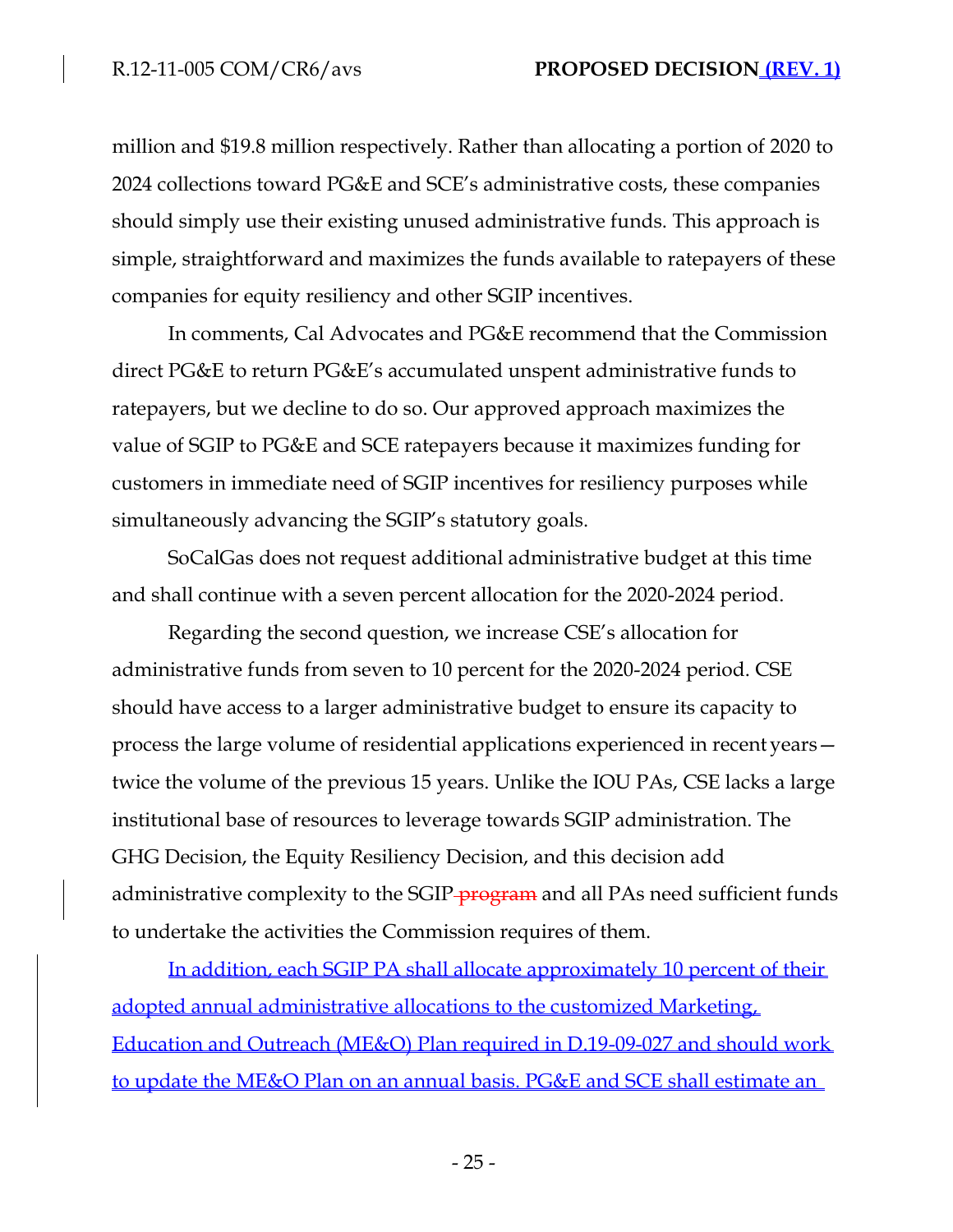million and $19.8 million respectively. Rather than allocating a portion of 2020 to 2024 collections toward PG&E and SCE's administrative costs, these companies should simply use their existing unused administrative funds. This approach is simple, straightforward and maximizes the funds available to ratepayers of these companies for equity resiliency and other SGIP incentives.

In comments, Cal Advocates and PG&E recommend that the Commission direct PG&E to return PG&E's accumulated unspent administrative funds to ratepayers, but we decline to do so. Our approved approach maximizes the value of SGIP to PG&E and SCE ratepayers because it maximizes funding for customers in immediate need of SGIP incentives for resiliency purposes while simultaneously advancing the SGIP's statutory goals.

SoCalGas does not request additional administrative budget at this time and shall continue with a seven percent allocation for the 2020-2024 period.

Regarding the second question, we increase CSE's allocation for administrative funds from seven to 10 percent for the 2020-2024 period. CSE should have access to a larger administrative budget to ensure its capacity to process the large volume of residential applications experienced in recent years—twice the volume of the previous 15 years. Unlike the IOU PAs, CSE lacks a large institutional base of resources to leverage towards SGIP administration. The GHG Decision, the Equity Resiliency Decision, and this decision add administrative complexity to the SGIP ~~program~~ and all PAs need sufficient funds to undertake the activities the Commission requires of them.

In addition, each SGIP PA shall allocate approximately 10 percent of their adopted annual administrative allocations to the customized Marketing, Education and Outreach (ME&O) Plan required in D.19-09-027 and should work to update the ME&O Plan on an annual basis. PG&E and SCE shall estimate an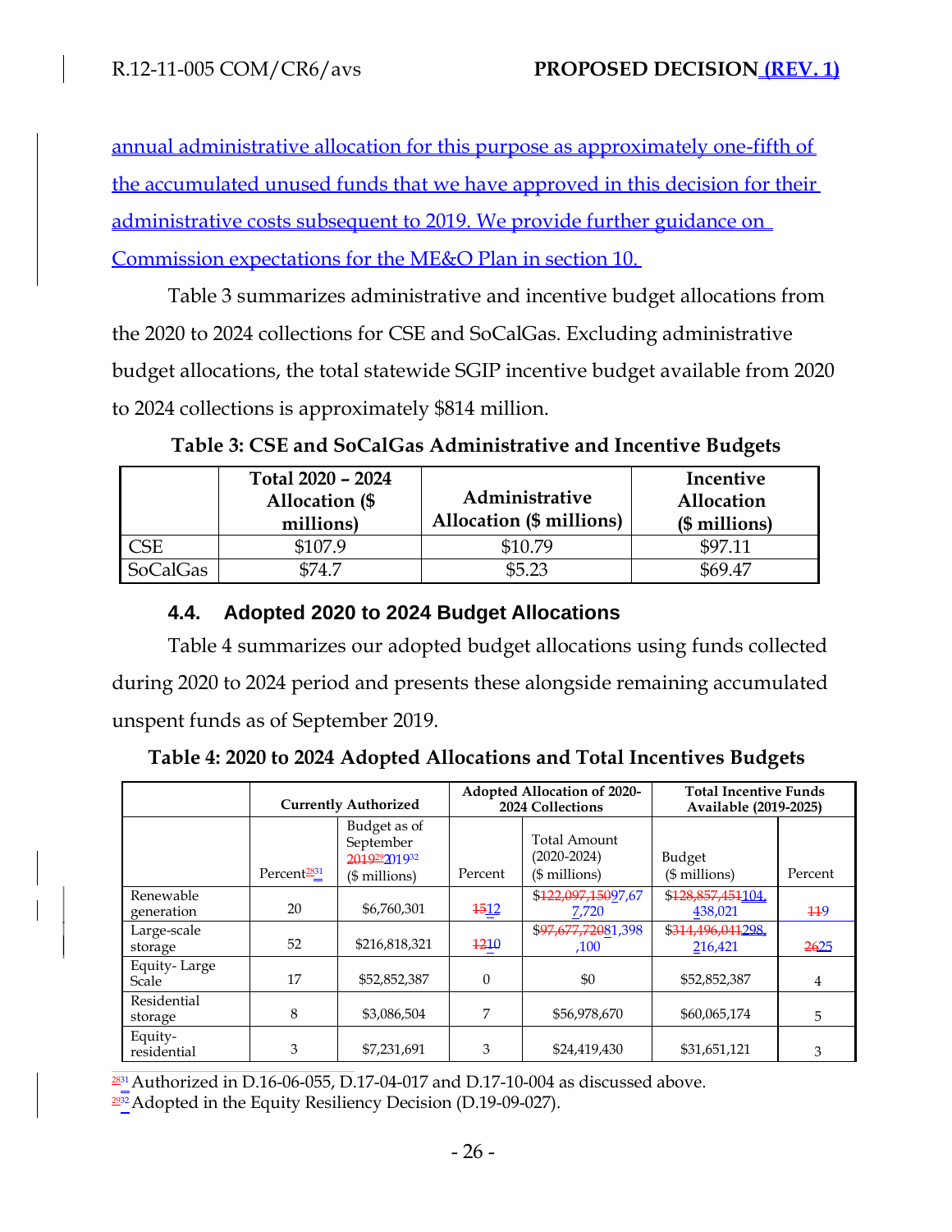annual administrative allocation for this purpose as approximately one-fifth of the accumulated unused funds that we have approved in this decision for their administrative costs subsequent to 2019. We provide further guidance on Commission expectations for the ME&O Plan in section 10.

Table 3 summarizes administrative and incentive budget allocations from the 2020 to 2024 collections for CSE and SoCalGas. Excluding administrative budget allocations, the total statewide SGIP incentive budget available from 2020 to 2024 collections is approximately $814 million.

**Table 3: CSE and SoCalGas Administrative and Incentive Budgets**

| | Total 2020 – 2024 Allocation ($ millions) | Administrative Allocation ($ millions) | Incentive Allocation ($ millions) |
|---|---|---|---|
| CSE | $107.9 | $10.79 | $97.11 |
| SoCalGas | $74.7 | $5.23 | $69.47 |

### 4.4. Adopted 2020 to 2024 Budget Allocations

Table 4 summarizes our adopted budget allocations using funds collected during 2020 to 2024 period and presents these alongside remaining accumulated unspent funds as of September 2019.

**Table 4: 2020 to 2024 Adopted Allocations and Total Incentives Budgets**

| | Currently Authorized | | Adopted Allocation of 2020-2024 Collections | | Total Incentive Funds Available (2019-2025) | |
|---|---|---|---|---|---|---|
| | Percent~~28~~31 | Budget as of September ~~2019~~~~29~~201932 ($ millions) | Percent | Total Amount (2020-2024) ($ millions) | Budget ($ millions) | Percent |
| Renewable generation | 20 | $6,760,301 | ~~15~~12 | $~~122,097,150~~97,677,720 | $~~128,857,451~~104,438,021 | ~~11~~9 |
| Large-scale storage | 52 | $216,818,321 | ~~12~~10 | $~~97,677,720~~81,398,100 | $~~314,496,041~~298,216,421 | ~~26~~25 |
| Equity- Large Scale | 17 | $52,852,387 | 0 | $0 | $52,852,387 | 4 |
| Residential storage | 8 | $3,086,504 | 7 | $56,978,670 | $60,065,174 | 5 |
| Equity-residential | 3 | $7,231,691 | 3 | $24,419,430 | $31,651,121 | 3 |

~~28~~31 Authorized in D.16-06-055, D.17-04-017 and D.17-10-004 as discussed above.

~~29~~32 Adopted in the Equity Resiliency Decision (D.19-09-027).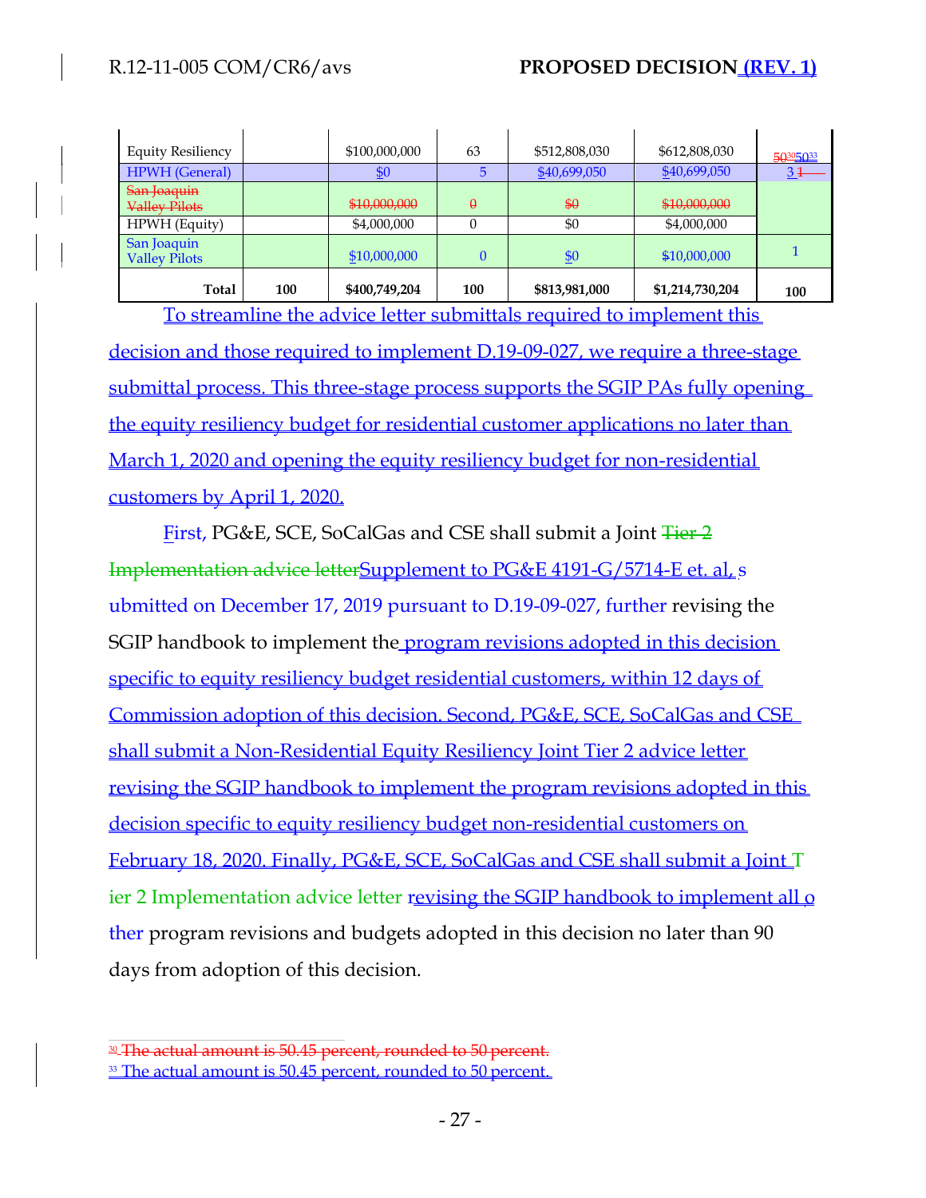| Equity Resiliency | | $100,000,000 | 63 | $512,808,030 | $612,808,030 | ~~50~~[30] 50[33] |
|---|---|---|---|---|---|---|
| HPWH (General) | | $0 | 5 | $40,699,050 | $40,699,050 | 3 ~~1~~ |
| ~~San Joaquin Valley Pilots~~ | | ~~$10,000,000~~ | ~~0~~ | ~~$0~~ | ~~$10,000,000~~ | |
| HPWH (Equity) | | $4,000,000 | 0 | $0 | $4,000,000 | |
| San Joaquin Valley Pilots | | $10,000,000 | 0 | $0 | $10,000,000 | 1 |
| **Total** | **100** | **$400,749,204** | **100** | **$813,981,000** | **$1,214,730,204** | **100** |

To streamline the advice letter submittals required to implement this decision and those required to implement D.19-09-027, we require a three-stage submittal process. This three-stage process supports the SGIP PAs fully opening the equity resiliency budget for residential customer applications no later than March 1, 2020 and opening the equity resiliency budget for non-residential customers by April 1, 2020.

First, PG&E, SCE, SoCalGas and CSE shall submit a Joint ~~Tier 2 Implementation advice letter~~Supplement to PG&E 4191-G/5714-E et. al, submitted on December 17, 2019 pursuant to D.19-09-027, further revising the SGIP handbook to implement the program revisions adopted in this decision specific to equity resiliency budget residential customers, within 12 days of Commission adoption of this decision. Second, PG&E, SCE, SoCalGas and CSE shall submit a Non-Residential Equity Resiliency Joint Tier 2 advice letter revising the SGIP handbook to implement the program revisions adopted in this decision specific to equity resiliency budget non-residential customers on February 18, 2020. Finally, PG&E, SCE, SoCalGas and CSE shall submit a Joint Tier 2 Implementation advice letter revising the SGIP handbook to implement all other program revisions and budgets adopted in this decision no later than 90 days from adoption of this decision.

---

~~[30] The actual amount is 50.45 percent, rounded to 50 percent.~~

[33] The actual amount is 50.45 percent, rounded to 50 percent.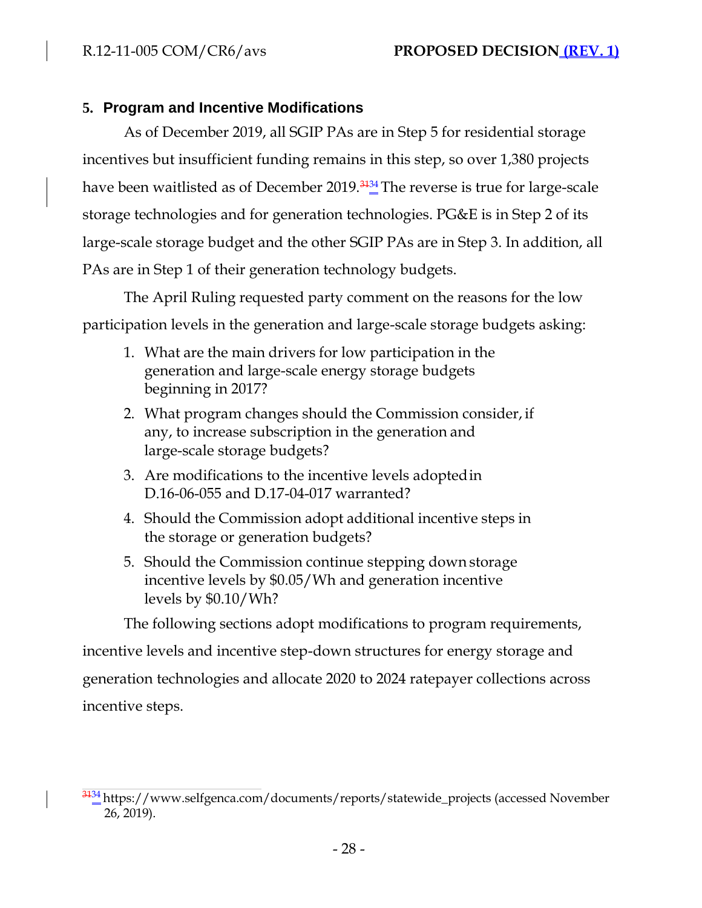## 5. Program and Incentive Modifications

As of December 2019, all SGIP PAs are in Step 5 for residential storage incentives but insufficient funding remains in this step, so over 1,380 projects have been waitlisted as of December 2019.[34] The reverse is true for large-scale storage technologies and for generation technologies. PG&E is in Step 2 of its large-scale storage budget and the other SGIP PAs are in Step 3. In addition, all PAs are in Step 1 of their generation technology budgets.

The April Ruling requested party comment on the reasons for the low participation levels in the generation and large-scale storage budgets asking:

1. What are the main drivers for low participation in the generation and large-scale energy storage budgets beginning in 2017?
2. What program changes should the Commission consider, if any, to increase subscription in the generation and large-scale storage budgets?
3. Are modifications to the incentive levels adopted in D.16-06-055 and D.17-04-017 warranted?
4. Should the Commission adopt additional incentive steps in the storage or generation budgets?
5. Should the Commission continue stepping down storage incentive levels by $0.05/Wh and generation incentive levels by $0.10/Wh?

The following sections adopt modifications to program requirements, incentive levels and incentive step-down structures for energy storage and generation technologies and allocate 2020 to 2024 ratepayer collections across incentive steps.

[34] https://www.selfgenca.com/documents/reports/statewide_projects (accessed November 26, 2019).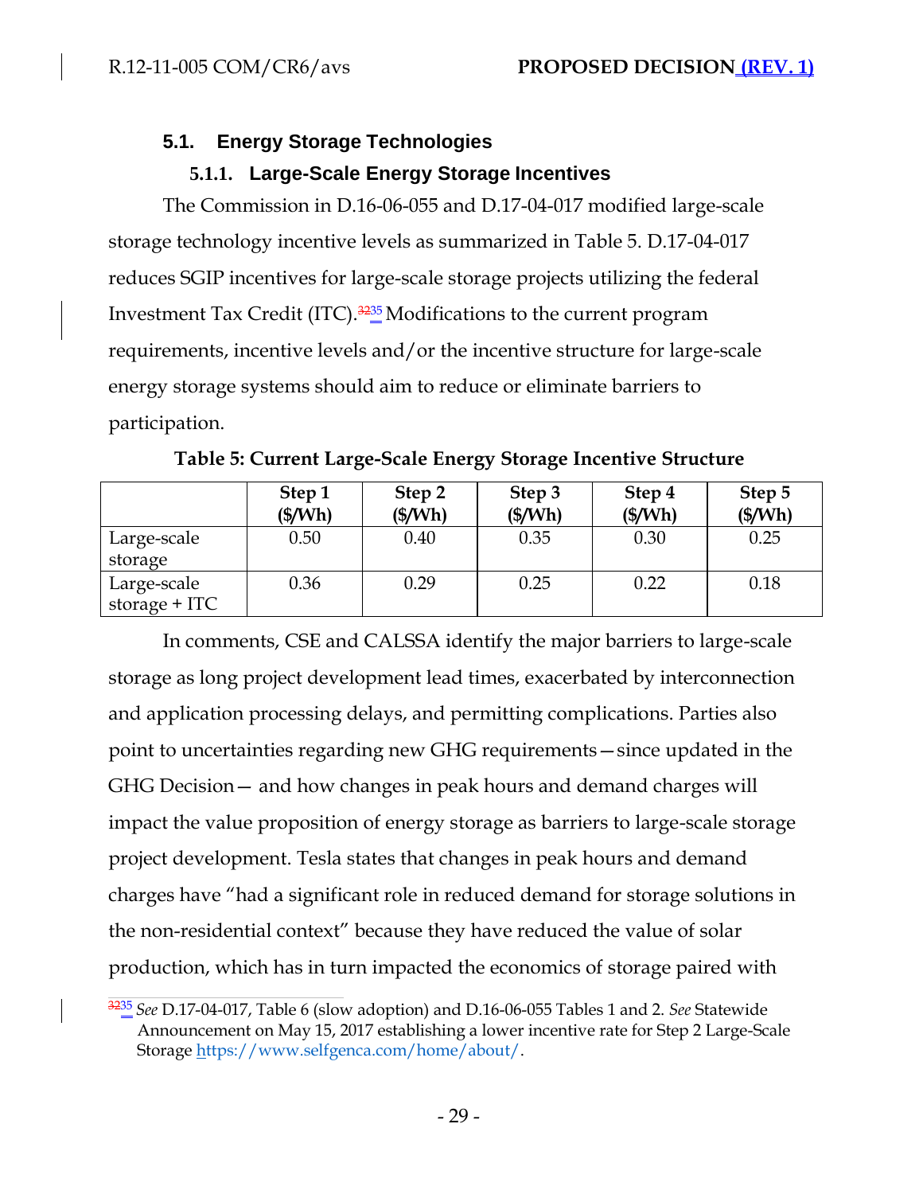### 5.1. Energy Storage Technologies

#### 5.1.1. Large-Scale Energy Storage Incentives

The Commission in D.16-06-055 and D.17-04-017 modified large-scale storage technology incentive levels as summarized in Table 5. D.17-04-017 reduces SGIP incentives for large-scale storage projects utilizing the federal Investment Tax Credit (ITC).[35] Modifications to the current program requirements, incentive levels and/or the incentive structure for large-scale energy storage systems should aim to reduce or eliminate barriers to participation.

**Table 5: Current Large-Scale Energy Storage Incentive Structure**

| | Step 1 ($/Wh) | Step 2 ($/Wh) | Step 3 ($/Wh) | Step 4 ($/Wh) | Step 5 ($/Wh) |
|---|---|---|---|---|---|
| Large-scale storage | 0.50 | 0.40 | 0.35 | 0.30 | 0.25 |
| Large-scale storage + ITC | 0.36 | 0.29 | 0.25 | 0.22 | 0.18 |

In comments, CSE and CALSSA identify the major barriers to large-scale storage as long project development lead times, exacerbated by interconnection and application processing delays, and permitting complications. Parties also point to uncertainties regarding new GHG requirements—since updated in the GHG Decision— and how changes in peak hours and demand charges will impact the value proposition of energy storage as barriers to large-scale storage project development. Tesla states that changes in peak hours and demand charges have "had a significant role in reduced demand for storage solutions in the non-residential context" because they have reduced the value of solar production, which has in turn impacted the economics of storage paired with

---

[35] *See* D.17-04-017, Table 6 (slow adoption) and D.16-06-055 Tables 1 and 2. *See* Statewide Announcement on May 15, 2017 establishing a lower incentive rate for Step 2 Large-Scale Storage https://www.selfgenca.com/home/about/.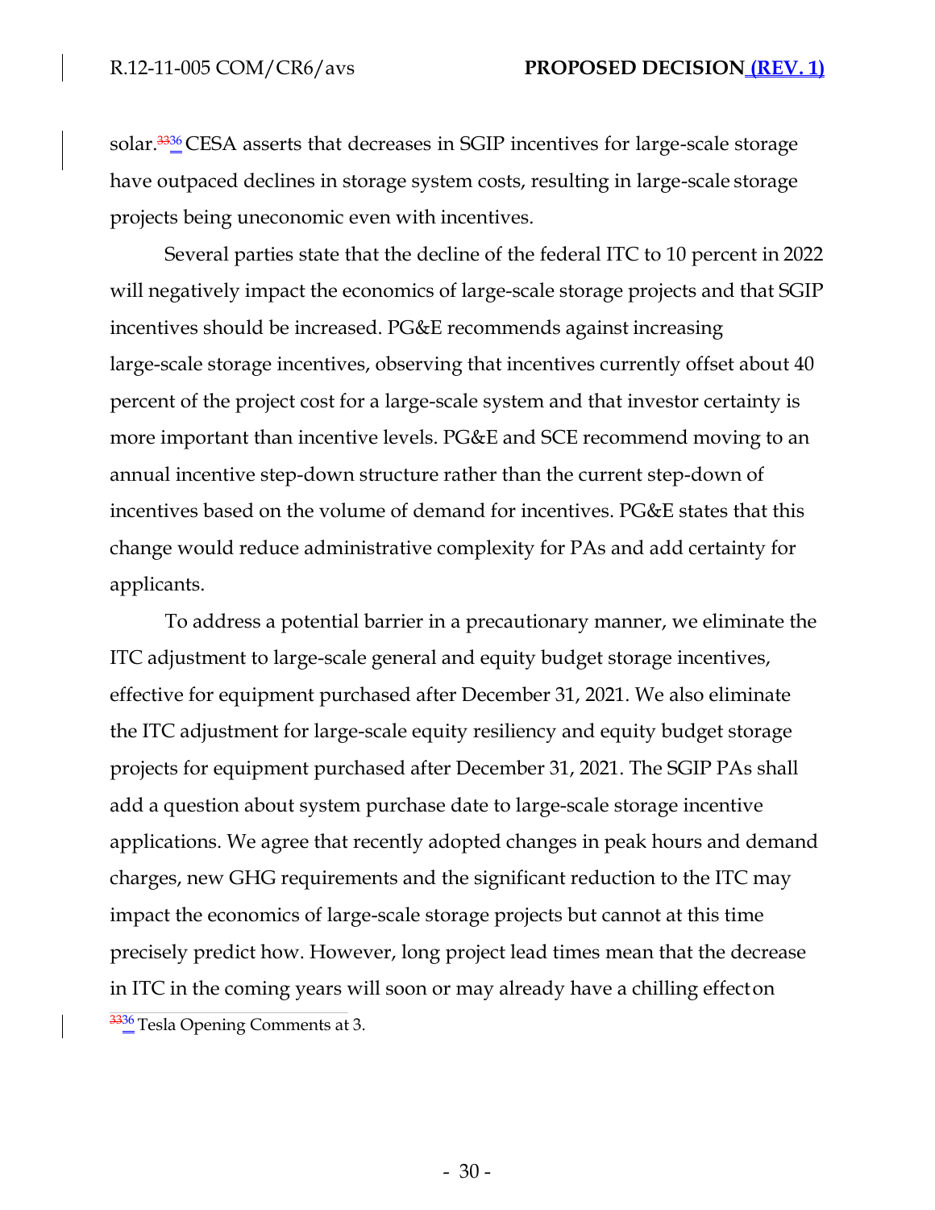solar.[36] CESA asserts that decreases in SGIP incentives for large-scale storage have outpaced declines in storage system costs, resulting in large-scale storage projects being uneconomic even with incentives.

Several parties state that the decline of the federal ITC to 10 percent in 2022 will negatively impact the economics of large-scale storage projects and that SGIP incentives should be increased. PG&E recommends against increasing large-scale storage incentives, observing that incentives currently offset about 40 percent of the project cost for a large-scale system and that investor certainty is more important than incentive levels. PG&E and SCE recommend moving to an annual incentive step-down structure rather than the current step-down of incentives based on the volume of demand for incentives. PG&E states that this change would reduce administrative complexity for PAs and add certainty for applicants.

To address a potential barrier in a precautionary manner, we eliminate the ITC adjustment to large-scale general and equity budget storage incentives, effective for equipment purchased after December 31, 2021. We also eliminate the ITC adjustment for large-scale equity resiliency and equity budget storage projects for equipment purchased after December 31, 2021. The SGIP PAs shall add a question about system purchase date to large-scale storage incentive applications. We agree that recently adopted changes in peak hours and demand charges, new GHG requirements and the significant reduction to the ITC may impact the economics of large-scale storage projects but cannot at this time precisely predict how. However, long project lead times mean that the decrease in ITC in the coming years will soon or may already have a chilling effect on

[36] Tesla Opening Comments at 3.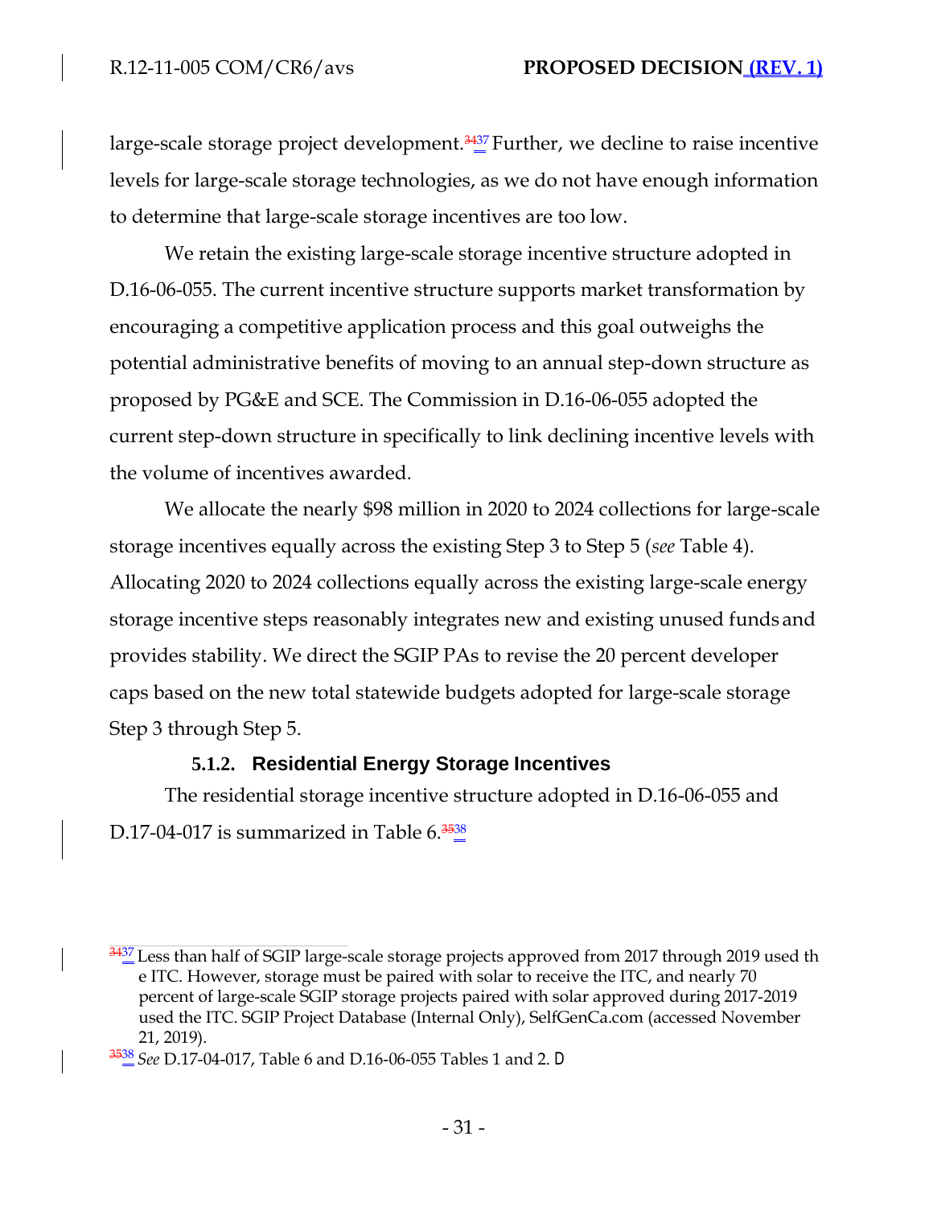large-scale storage project development.[37] Further, we decline to raise incentive levels for large-scale storage technologies, as we do not have enough information to determine that large-scale storage incentives are too low.

We retain the existing large-scale storage incentive structure adopted in D.16-06-055. The current incentive structure supports market transformation by encouraging a competitive application process and this goal outweighs the potential administrative benefits of moving to an annual step-down structure as proposed by PG&E and SCE. The Commission in D.16-06-055 adopted the current step-down structure in specifically to link declining incentive levels with the volume of incentives awarded.

We allocate the nearly $98 million in 2020 to 2024 collections for large-scale storage incentives equally across the existing Step 3 to Step 5 (*see* Table 4). Allocating 2020 to 2024 collections equally across the existing large-scale energy storage incentive steps reasonably integrates new and existing unused funds and provides stability. We direct the SGIP PAs to revise the 20 percent developer caps based on the new total statewide budgets adopted for large-scale storage Step 3 through Step 5.

#### 5.1.2. Residential Energy Storage Incentives

The residential storage incentive structure adopted in D.16-06-055 and D.17-04-017 is summarized in Table 6.[38]

---

[37] Less than half of SGIP large-scale storage projects approved from 2017 through 2019 used th e ITC. However, storage must be paired with solar to receive the ITC, and nearly 70 percent of large-scale SGIP storage projects paired with solar approved during 2017-2019 used the ITC. SGIP Project Database (Internal Only), SelfGenCa.com (accessed November 21, 2019).

[38] *See* D.17-04-017, Table 6 and D.16-06-055 Tables 1 and 2. D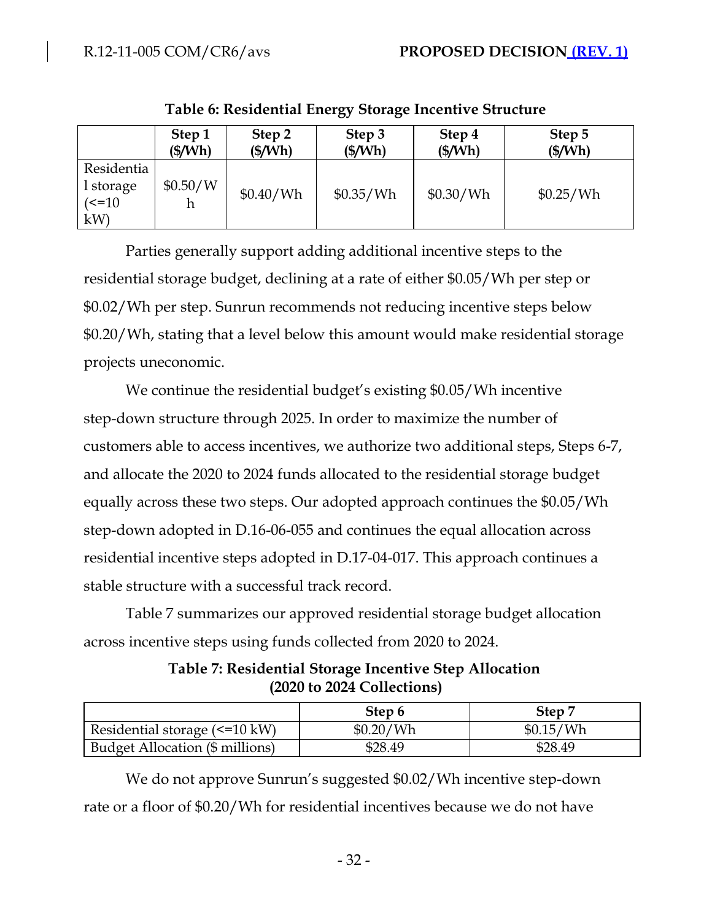**Table 6: Residential Energy Storage Incentive Structure**

| | Step 1 ($/Wh) | Step 2 ($/Wh) | Step 3 ($/Wh) | Step 4 ($/Wh) | Step 5 ($/Wh) |
|---|---|---|---|---|---|
| Residential storage (<=10 kW) | $0.50/Wh | $0.40/Wh | $0.35/Wh | $0.30/Wh | $0.25/Wh |

Parties generally support adding additional incentive steps to the residential storage budget, declining at a rate of either $0.05/Wh per step or $0.02/Wh per step. Sunrun recommends not reducing incentive steps below $0.20/Wh, stating that a level below this amount would make residential storage projects uneconomic.

We continue the residential budget's existing $0.05/Wh incentive step-down structure through 2025. In order to maximize the number of customers able to access incentives, we authorize two additional steps, Steps 6-7, and allocate the 2020 to 2024 funds allocated to the residential storage budget equally across these two steps. Our adopted approach continues the $0.05/Wh step-down adopted in D.16-06-055 and continues the equal allocation across residential incentive steps adopted in D.17-04-017. This approach continues a stable structure with a successful track record.

Table 7 summarizes our approved residential storage budget allocation across incentive steps using funds collected from 2020 to 2024.

**Table 7: Residential Storage Incentive Step Allocation (2020 to 2024 Collections)**

| | Step 6 | Step 7 |
|---|---|---|
| Residential storage (<=10 kW) | $0.20/Wh | $0.15/Wh |
| Budget Allocation ($ millions) | $28.49 | $28.49 |

We do not approve Sunrun's suggested $0.02/Wh incentive step-down rate or a floor of $0.20/Wh for residential incentives because we do not have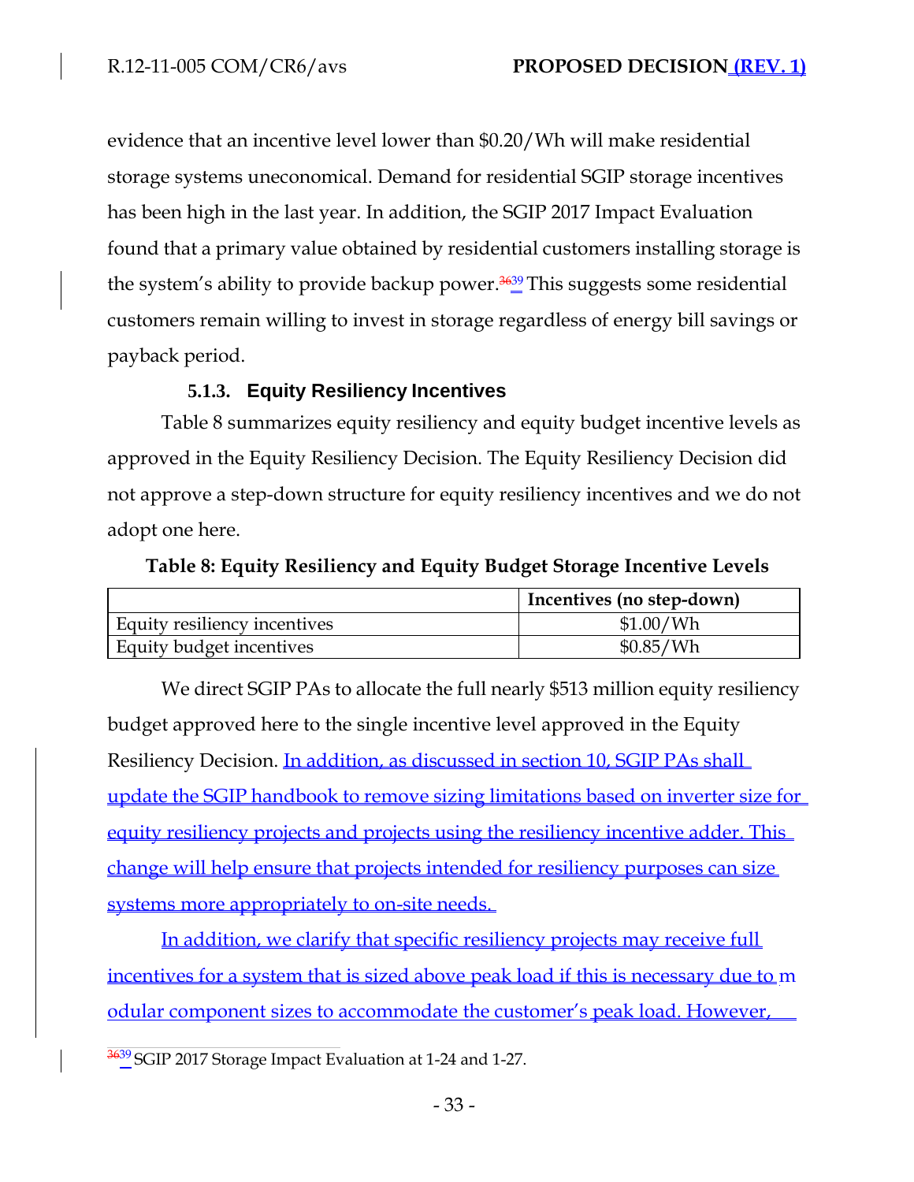evidence that an incentive level lower than $0.20/Wh will make residential storage systems uneconomical. Demand for residential SGIP storage incentives has been high in the last year. In addition, the SGIP 2017 Impact Evaluation found that a primary value obtained by residential customers installing storage is the system's ability to provide backup power.[39] This suggests some residential customers remain willing to invest in storage regardless of energy bill savings or payback period.

#### 5.1.3. Equity Resiliency Incentives

Table 8 summarizes equity resiliency and equity budget incentive levels as approved in the Equity Resiliency Decision. The Equity Resiliency Decision did not approve a step-down structure for equity resiliency incentives and we do not adopt one here.

**Table 8: Equity Resiliency and Equity Budget Storage Incentive Levels**

| | Incentives (no step-down) |
|---|---|
| Equity resiliency incentives | $1.00/Wh |
| Equity budget incentives | $0.85/Wh |

We direct SGIP PAs to allocate the full nearly $513 million equity resiliency budget approved here to the single incentive level approved in the Equity Resiliency Decision. In addition, as discussed in section 10, SGIP PAs shall update the SGIP handbook to remove sizing limitations based on inverter size for equity resiliency projects and projects using the resiliency incentive adder. This change will help ensure that projects intended for resiliency purposes can size systems more appropriately to on-site needs.

In addition, we clarify that specific resiliency projects may receive full incentives for a system that is sized above peak load if this is necessary due to modular component sizes to accommodate the customer's peak load. However,

[39] SGIP 2017 Storage Impact Evaluation at 1-24 and 1-27.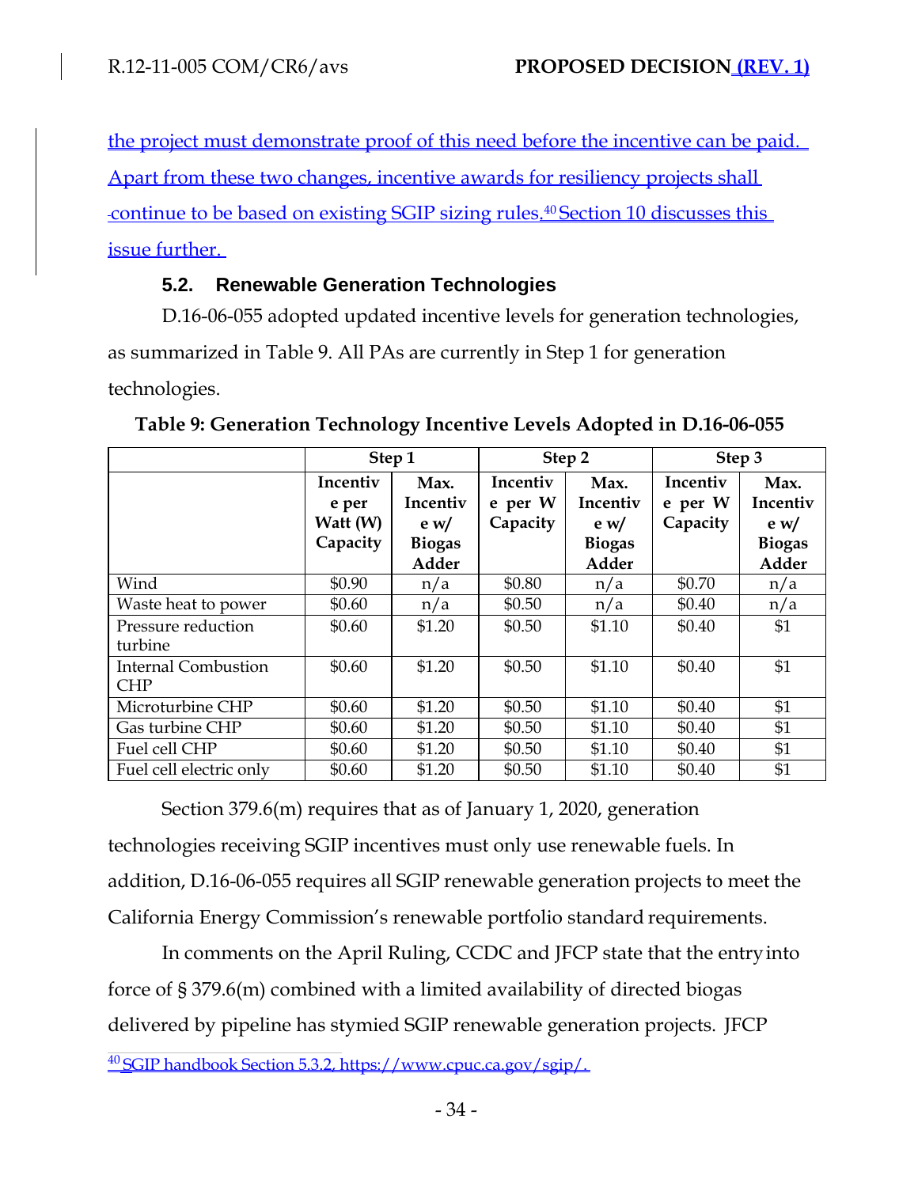the project must demonstrate proof of this need before the incentive can be paid. Apart from these two changes, incentive awards for resiliency projects shall continue to be based on existing SGIP sizing rules.[40] Section 10 discusses this issue further.

### 5.2. Renewable Generation Technologies

D.16-06-055 adopted updated incentive levels for generation technologies, as summarized in Table 9. All PAs are currently in Step 1 for generation technologies.

**Table 9: Generation Technology Incentive Levels Adopted in D.16-06-055**

| | Step 1 | | Step 2 | | Step 3 | |
|---|---|---|---|---|---|---|
| | **Incentive per Watt (W) Capacity** | **Max. Incentive w/ Biogas Adder** | **Incentive per W Capacity** | **Max. Incentive w/ Biogas Adder** | **Incentive per W Capacity** | **Max. Incentive w/ Biogas Adder** |
| Wind | $0.90 | n/a | $0.80 | n/a | $0.70 | n/a |
| Waste heat to power | $0.60 | n/a | $0.50 | n/a | $0.40 | n/a |
| Pressure reduction turbine | $0.60 | $1.20 | $0.50 | $1.10 | $0.40 | $1 |
| Internal Combustion CHP | $0.60 | $1.20 | $0.50 | $1.10 | $0.40 | $1 |
| Microturbine CHP | $0.60 | $1.20 | $0.50 | $1.10 | $0.40 | $1 |
| Gas turbine CHP | $0.60 | $1.20 | $0.50 | $1.10 | $0.40 | $1 |
| Fuel cell CHP | $0.60 | $1.20 | $0.50 | $1.10 | $0.40 | $1 |
| Fuel cell electric only | $0.60 | $1.20 | $0.50 | $1.10 | $0.40 | $1 |

Section 379.6(m) requires that as of January 1, 2020, generation technologies receiving SGIP incentives must only use renewable fuels. In addition, D.16-06-055 requires all SGIP renewable generation projects to meet the California Energy Commission's renewable portfolio standard requirements.

In comments on the April Ruling, CCDC and JFCP state that the entry into force of § 379.6(m) combined with a limited availability of directed biogas delivered by pipeline has stymied SGIP renewable generation projects. JFCP

[40] SGIP handbook Section 5.3.2, https://www.cpuc.ca.gov/sgip/.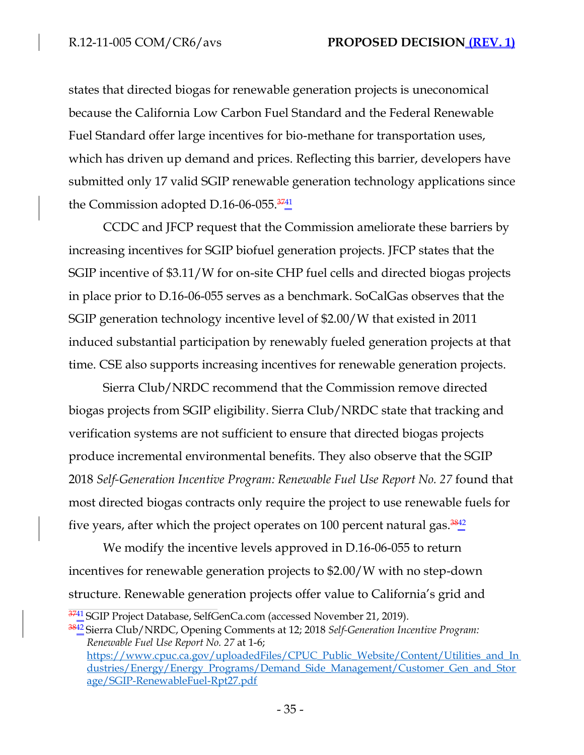states that directed biogas for renewable generation projects is uneconomical because the California Low Carbon Fuel Standard and the Federal Renewable Fuel Standard offer large incentives for bio-methane for transportation uses, which has driven up demand and prices. Reflecting this barrier, developers have submitted only 17 valid SGIP renewable generation technology applications since the Commission adopted D.16-06-055.[41]

CCDC and JFCP request that the Commission ameliorate these barriers by increasing incentives for SGIP biofuel generation projects. JFCP states that the SGIP incentive of $3.11/W for on-site CHP fuel cells and directed biogas projects in place prior to D.16-06-055 serves as a benchmark. SoCalGas observes that the SGIP generation technology incentive level of $2.00/W that existed in 2011 induced substantial participation by renewably fueled generation projects at that time. CSE also supports increasing incentives for renewable generation projects.

Sierra Club/NRDC recommend that the Commission remove directed biogas projects from SGIP eligibility. Sierra Club/NRDC state that tracking and verification systems are not sufficient to ensure that directed biogas projects produce incremental environmental benefits. They also observe that the SGIP 2018 *Self-Generation Incentive Program: Renewable Fuel Use Report No. 27* found that most directed biogas contracts only require the project to use renewable fuels for five years, after which the project operates on 100 percent natural gas.[42]

We modify the incentive levels approved in D.16-06-055 to return incentives for renewable generation projects to $2.00/W with no step-down structure. Renewable generation projects offer value to California's grid and

[41] SGIP Project Database, SelfGenCa.com (accessed November 21, 2019).

[42] Sierra Club/NRDC, Opening Comments at 12; 2018 *Self-Generation Incentive Program: Renewable Fuel Use Report No. 27* at 1-6; https://www.cpuc.ca.gov/uploadedFiles/CPUC_Public_Website/Content/Utilities_and_Industries/Energy/Energy_Programs/Demand_Side_Management/Customer_Gen_and_Storage/SGIP-RenewableFuel-Rpt27.pdf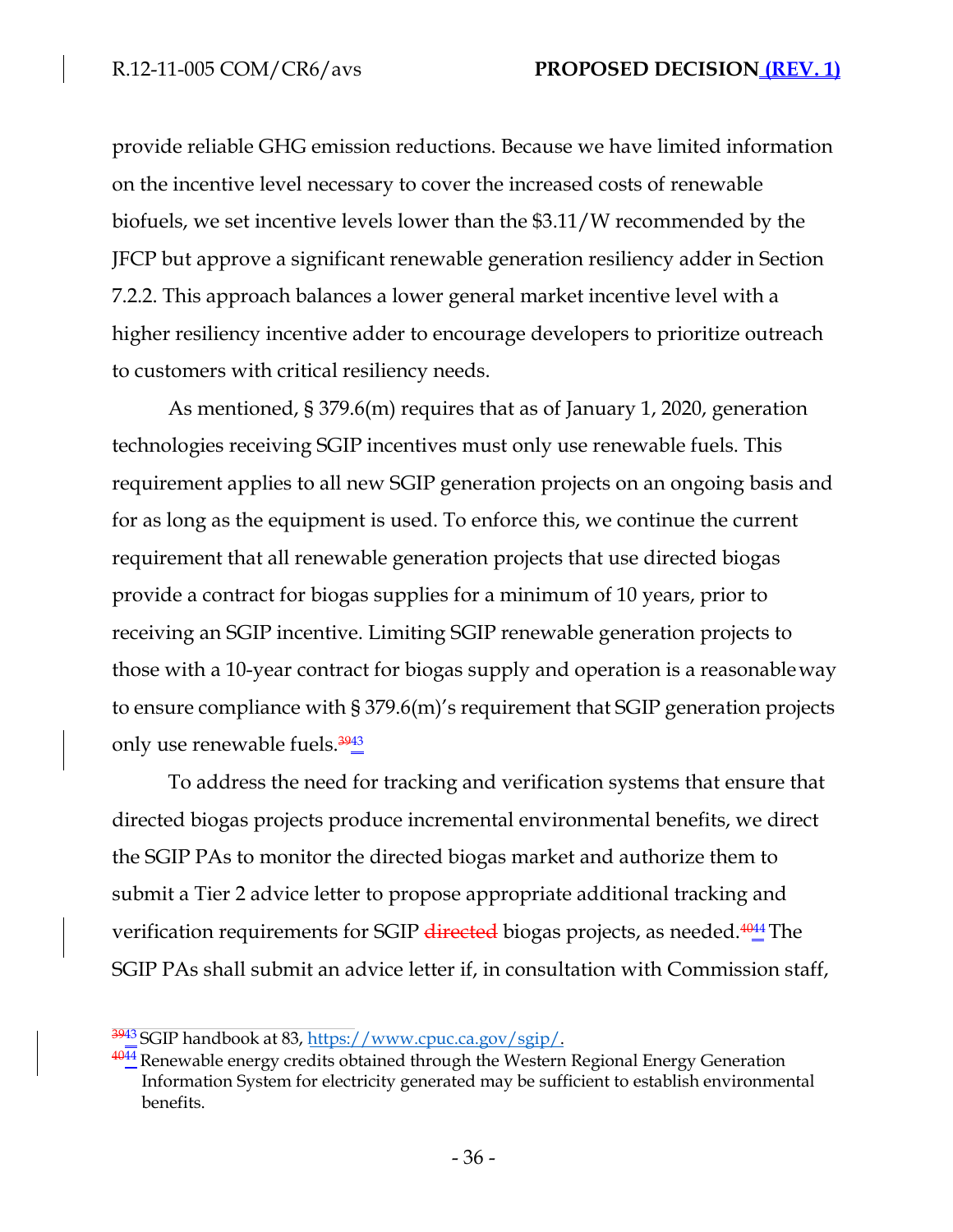provide reliable GHG emission reductions. Because we have limited information on the incentive level necessary to cover the increased costs of renewable biofuels, we set incentive levels lower than the $3.11/W recommended by the JFCP but approve a significant renewable generation resiliency adder in Section 7.2.2. This approach balances a lower general market incentive level with a higher resiliency incentive adder to encourage developers to prioritize outreach to customers with critical resiliency needs.

As mentioned, § 379.6(m) requires that as of January 1, 2020, generation technologies receiving SGIP incentives must only use renewable fuels. This requirement applies to all new SGIP generation projects on an ongoing basis and for as long as the equipment is used. To enforce this, we continue the current requirement that all renewable generation projects that use directed biogas provide a contract for biogas supplies for a minimum of 10 years, prior to receiving an SGIP incentive. Limiting SGIP renewable generation projects to those with a 10-year contract for biogas supply and operation is a reasonable way to ensure compliance with § 379.6(m)'s requirement that SGIP generation projects only use renewable fuels.[~~39~~43]

To address the need for tracking and verification systems that ensure that directed biogas projects produce incremental environmental benefits, we direct the SGIP PAs to monitor the directed biogas market and authorize them to submit a Tier 2 advice letter to propose appropriate additional tracking and verification requirements for SGIP ~~directed~~ biogas projects, as needed.[~~40~~44] The SGIP PAs shall submit an advice letter if, in consultation with Commission staff,

---

[~~39~~43] SGIP handbook at 83, https://www.cpuc.ca.gov/sgip/.

[~~40~~44] Renewable energy credits obtained through the Western Regional Energy Generation Information System for electricity generated may be sufficient to establish environmental benefits.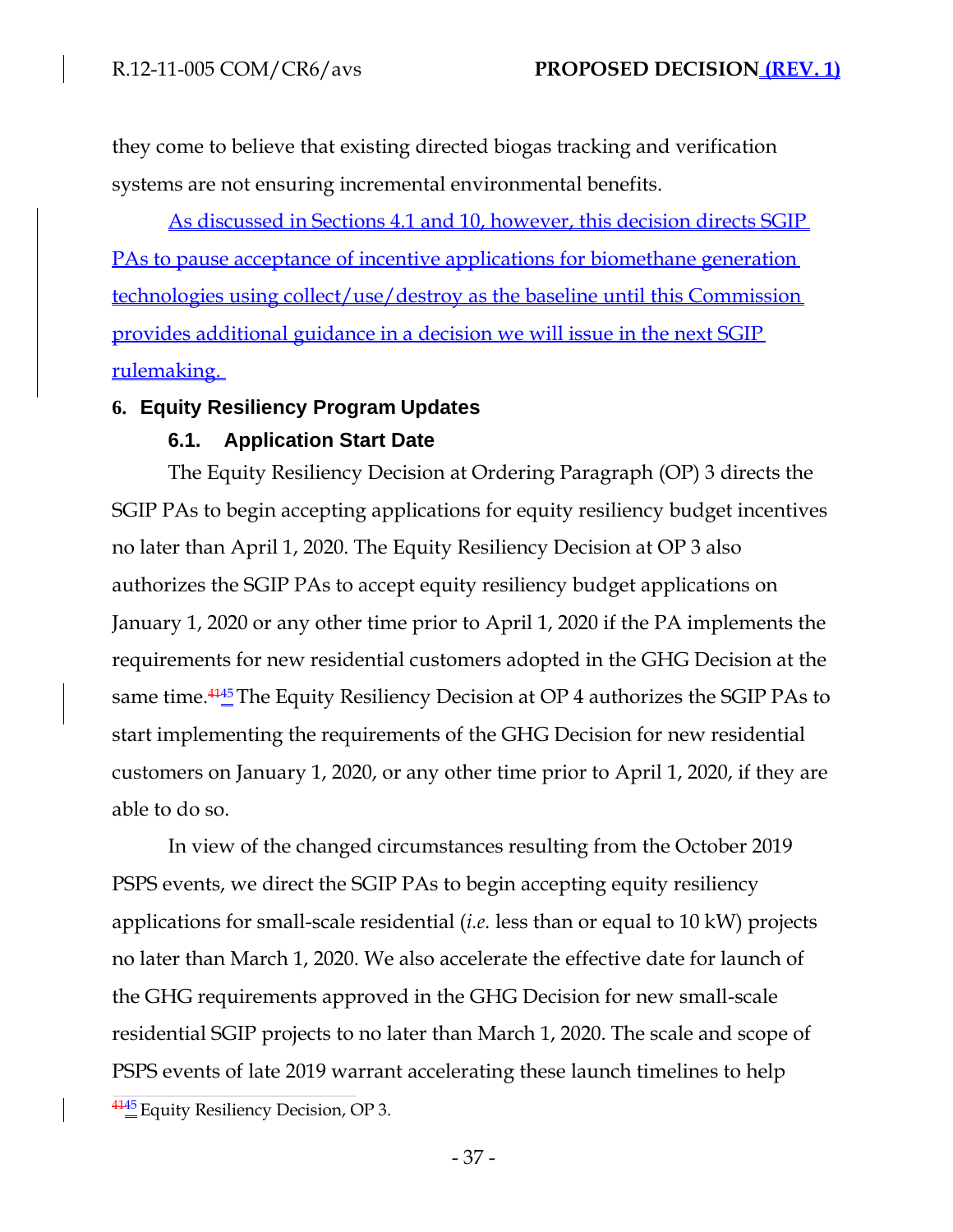they come to believe that existing directed biogas tracking and verification systems are not ensuring incremental environmental benefits.

As discussed in Sections 4.1 and 10, however, this decision directs SGIP PAs to pause acceptance of incentive applications for biomethane generation technologies using collect/use/destroy as the baseline until this Commission provides additional guidance in a decision we will issue in the next SGIP rulemaking.

## 6. Equity Resiliency Program Updates

### 6.1. Application Start Date

The Equity Resiliency Decision at Ordering Paragraph (OP) 3 directs the SGIP PAs to begin accepting applications for equity resiliency budget incentives no later than April 1, 2020. The Equity Resiliency Decision at OP 3 also authorizes the SGIP PAs to accept equity resiliency budget applications on January 1, 2020 or any other time prior to April 1, 2020 if the PA implements the requirements for new residential customers adopted in the GHG Decision at the same time.[41][45] The Equity Resiliency Decision at OP 4 authorizes the SGIP PAs to start implementing the requirements of the GHG Decision for new residential customers on January 1, 2020, or any other time prior to April 1, 2020, if they are able to do so.

In view of the changed circumstances resulting from the October 2019 PSPS events, we direct the SGIP PAs to begin accepting equity resiliency applications for small-scale residential (*i.e.* less than or equal to 10 kW) projects no later than March 1, 2020. We also accelerate the effective date for launch of the GHG requirements approved in the GHG Decision for new small-scale residential SGIP projects to no later than March 1, 2020. The scale and scope of PSPS events of late 2019 warrant accelerating these launch timelines to help

[41][45] Equity Resiliency Decision, OP 3.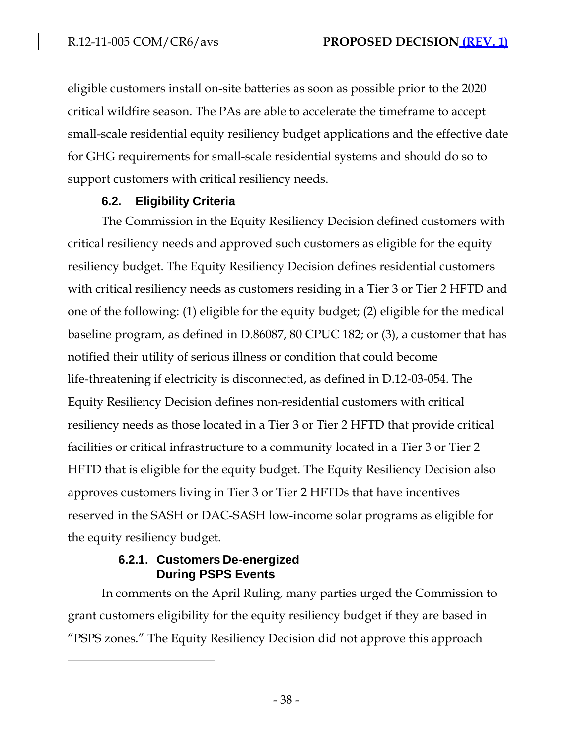eligible customers install on-site batteries as soon as possible prior to the 2020 critical wildfire season. The PAs are able to accelerate the timeframe to accept small-scale residential equity resiliency budget applications and the effective date for GHG requirements for small-scale residential systems and should do so to support customers with critical resiliency needs.

### 6.2. Eligibility Criteria

The Commission in the Equity Resiliency Decision defined customers with critical resiliency needs and approved such customers as eligible for the equity resiliency budget. The Equity Resiliency Decision defines residential customers with critical resiliency needs as customers residing in a Tier 3 or Tier 2 HFTD and one of the following: (1) eligible for the equity budget; (2) eligible for the medical baseline program, as defined in D.86087, 80 CPUC 182; or (3), a customer that has notified their utility of serious illness or condition that could become life-threatening if electricity is disconnected, as defined in D.12-03-054. The Equity Resiliency Decision defines non-residential customers with critical resiliency needs as those located in a Tier 3 or Tier 2 HFTD that provide critical facilities or critical infrastructure to a community located in a Tier 3 or Tier 2 HFTD that is eligible for the equity budget. The Equity Resiliency Decision also approves customers living in Tier 3 or Tier 2 HFTDs that have incentives reserved in the SASH or DAC-SASH low-income solar programs as eligible for the equity resiliency budget.

#### 6.2.1. Customers De-energized During PSPS Events

In comments on the April Ruling, many parties urged the Commission to grant customers eligibility for the equity resiliency budget if they are based in "PSPS zones." The Equity Resiliency Decision did not approve this approach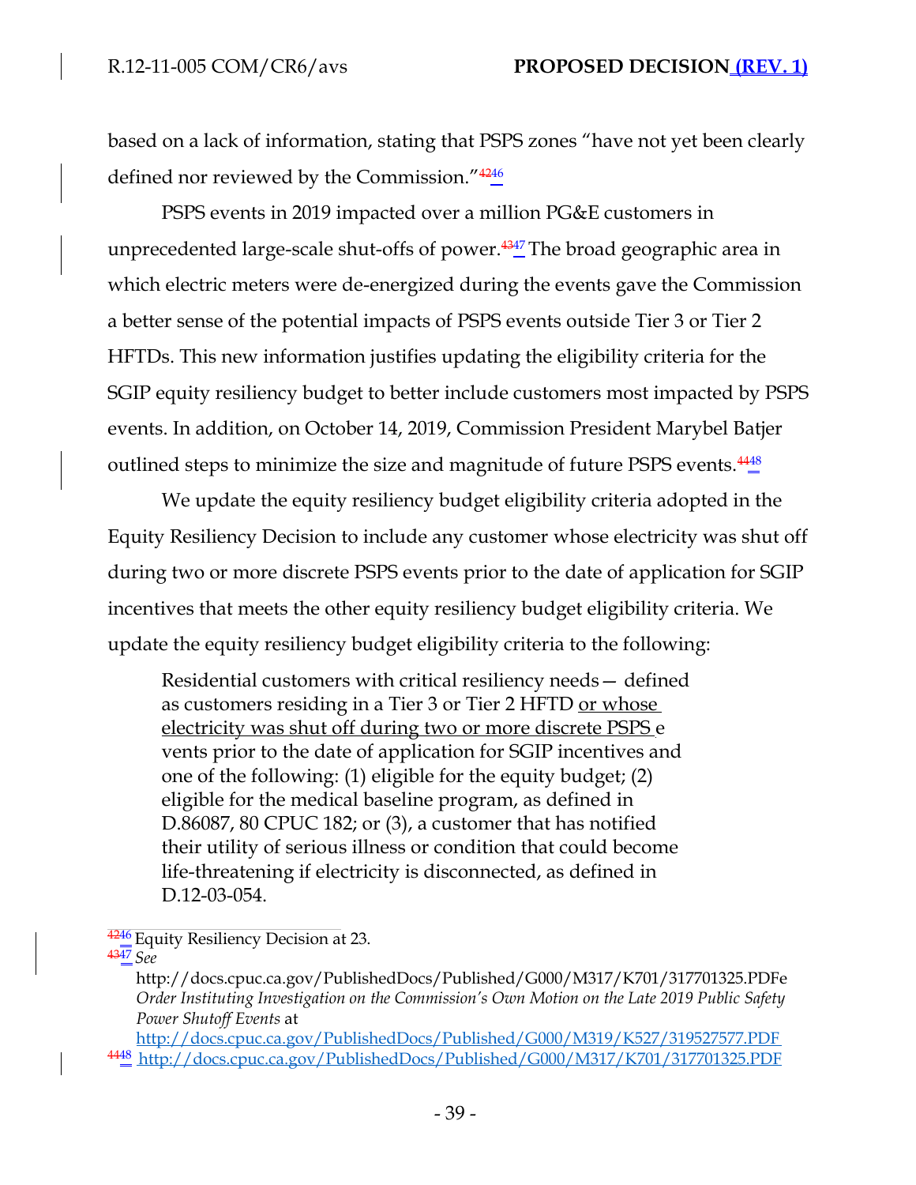based on a lack of information, stating that PSPS zones "have not yet been clearly defined nor reviewed by the Commission."[46]

PSPS events in 2019 impacted over a million PG&E customers in unprecedented large-scale shut-offs of power.[47] The broad geographic area in which electric meters were de-energized during the events gave the Commission a better sense of the potential impacts of PSPS events outside Tier 3 or Tier 2 HFTDs. This new information justifies updating the eligibility criteria for the SGIP equity resiliency budget to better include customers most impacted by PSPS events. In addition, on October 14, 2019, Commission President Marybel Batjer outlined steps to minimize the size and magnitude of future PSPS events.[48]

We update the equity resiliency budget eligibility criteria adopted in the Equity Resiliency Decision to include any customer whose electricity was shut off during two or more discrete PSPS events prior to the date of application for SGIP incentives that meets the other equity resiliency budget eligibility criteria. We update the equity resiliency budget eligibility criteria to the following:

> Residential customers with critical resiliency needs— defined as customers residing in a Tier 3 or Tier 2 HFTD or whose electricity was shut off during two or more discrete PSPS events prior to the date of application for SGIP incentives and one of the following: (1) eligible for the equity budget; (2) eligible for the medical baseline program, as defined in D.86087, 80 CPUC 182; or (3), a customer that has notified their utility of serious illness or condition that could become life-threatening if electricity is disconnected, as defined in D.12-03-054.

---

[46] Equity Resiliency Decision at 23.

[47] *See* http://docs.cpuc.ca.gov/PublishedDocs/Published/G000/M317/K701/317701325.PDFe *Order Instituting Investigation on the Commission's Own Motion on the Late 2019 Public Safety Power Shutoff Events* at http://docs.cpuc.ca.gov/PublishedDocs/Published/G000/M319/K527/319527577.PDF

[48] http://docs.cpuc.ca.gov/PublishedDocs/Published/G000/M317/K701/317701325.PDF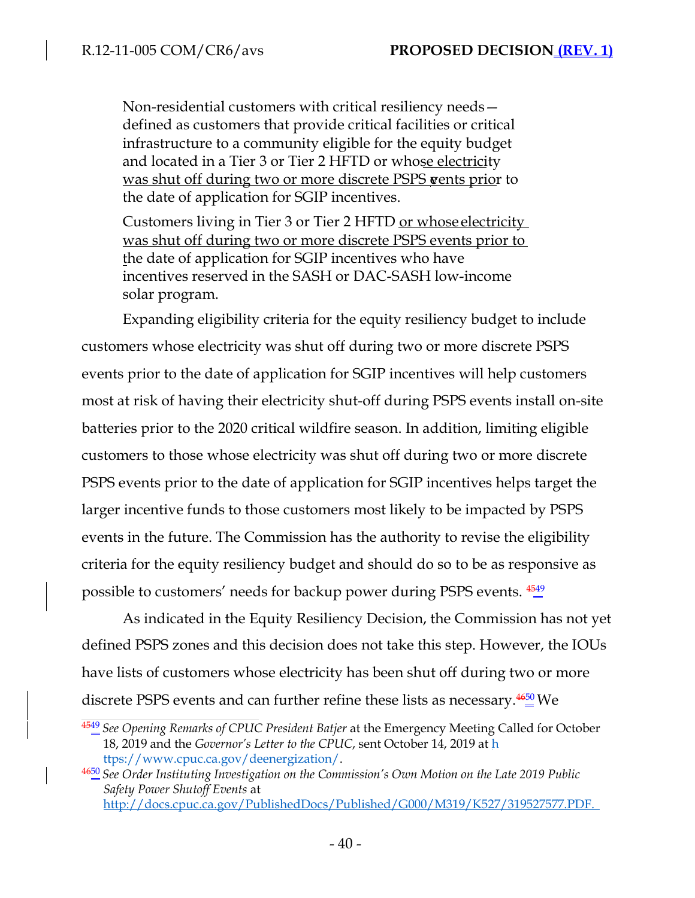Non-residential customers with critical resiliency needs—defined as customers that provide critical facilities or critical infrastructure to a community eligible for the equity budget and located in a Tier 3 or Tier 2 HFTD or whose electricity was shut off during two or more discrete PSPS events prior to the date of application for SGIP incentives.

Customers living in Tier 3 or Tier 2 HFTD or whose electricity was shut off during two or more discrete PSPS events prior to the date of application for SGIP incentives who have incentives reserved in the SASH or DAC-SASH low-income solar program.

Expanding eligibility criteria for the equity resiliency budget to include customers whose electricity was shut off during two or more discrete PSPS events prior to the date of application for SGIP incentives will help customers most at risk of having their electricity shut-off during PSPS events install on-site batteries prior to the 2020 critical wildfire season. In addition, limiting eligible customers to those whose electricity was shut off during two or more discrete PSPS events prior to the date of application for SGIP incentives helps target the larger incentive funds to those customers most likely to be impacted by PSPS events in the future. The Commission has the authority to revise the eligibility criteria for the equity resiliency budget and should do so to be as responsive as possible to customers' needs for backup power during PSPS events. [4549]

As indicated in the Equity Resiliency Decision, the Commission has not yet defined PSPS zones and this decision does not take this step. However, the IOUs have lists of customers whose electricity has been shut off during two or more discrete PSPS events and can further refine these lists as necessary.[4650] We

[4549] *See Opening Remarks of CPUC President Batjer* at the Emergency Meeting Called for October 18, 2019 and the *Governor's Letter to the CPUC*, sent October 14, 2019 at https://www.cpuc.ca.gov/deenergization/.

[4650] *See Order Instituting Investigation on the Commission's Own Motion on the Late 2019 Public Safety Power Shutoff Events* at http://docs.cpuc.ca.gov/PublishedDocs/Published/G000/M319/K527/319527577.PDF.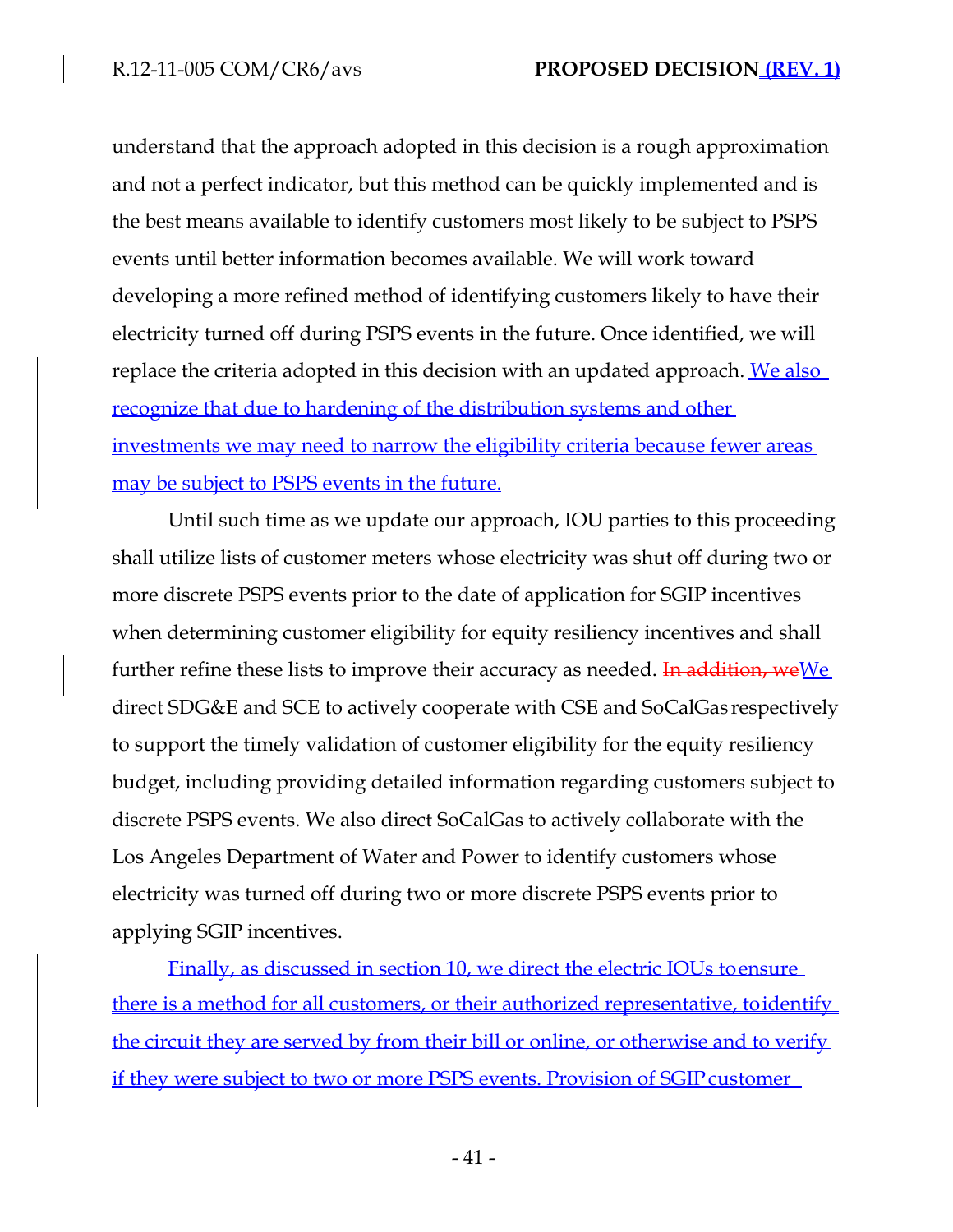understand that the approach adopted in this decision is a rough approximation and not a perfect indicator, but this method can be quickly implemented and is the best means available to identify customers most likely to be subject to PSPS events until better information becomes available. We will work toward developing a more refined method of identifying customers likely to have their electricity turned off during PSPS events in the future. Once identified, we will replace the criteria adopted in this decision with an updated approach. We also recognize that due to hardening of the distribution systems and other investments we may need to narrow the eligibility criteria because fewer areas may be subject to PSPS events in the future.

Until such time as we update our approach, IOU parties to this proceeding shall utilize lists of customer meters whose electricity was shut off during two or more discrete PSPS events prior to the date of application for SGIP incentives when determining customer eligibility for equity resiliency incentives and shall further refine these lists to improve their accuracy as needed. ~~In addition, we~~We direct SDG&E and SCE to actively cooperate with CSE and SoCalGas respectively to support the timely validation of customer eligibility for the equity resiliency budget, including providing detailed information regarding customers subject to discrete PSPS events. We also direct SoCalGas to actively collaborate with the Los Angeles Department of Water and Power to identify customers whose electricity was turned off during two or more discrete PSPS events prior to applying SGIP incentives.

Finally, as discussed in section 10, we direct the electric IOUs to ensure there is a method for all customers, or their authorized representative, to identify the circuit they are served by from their bill or online, or otherwise and to verify if they were subject to two or more PSPS events. Provision of SGIP customer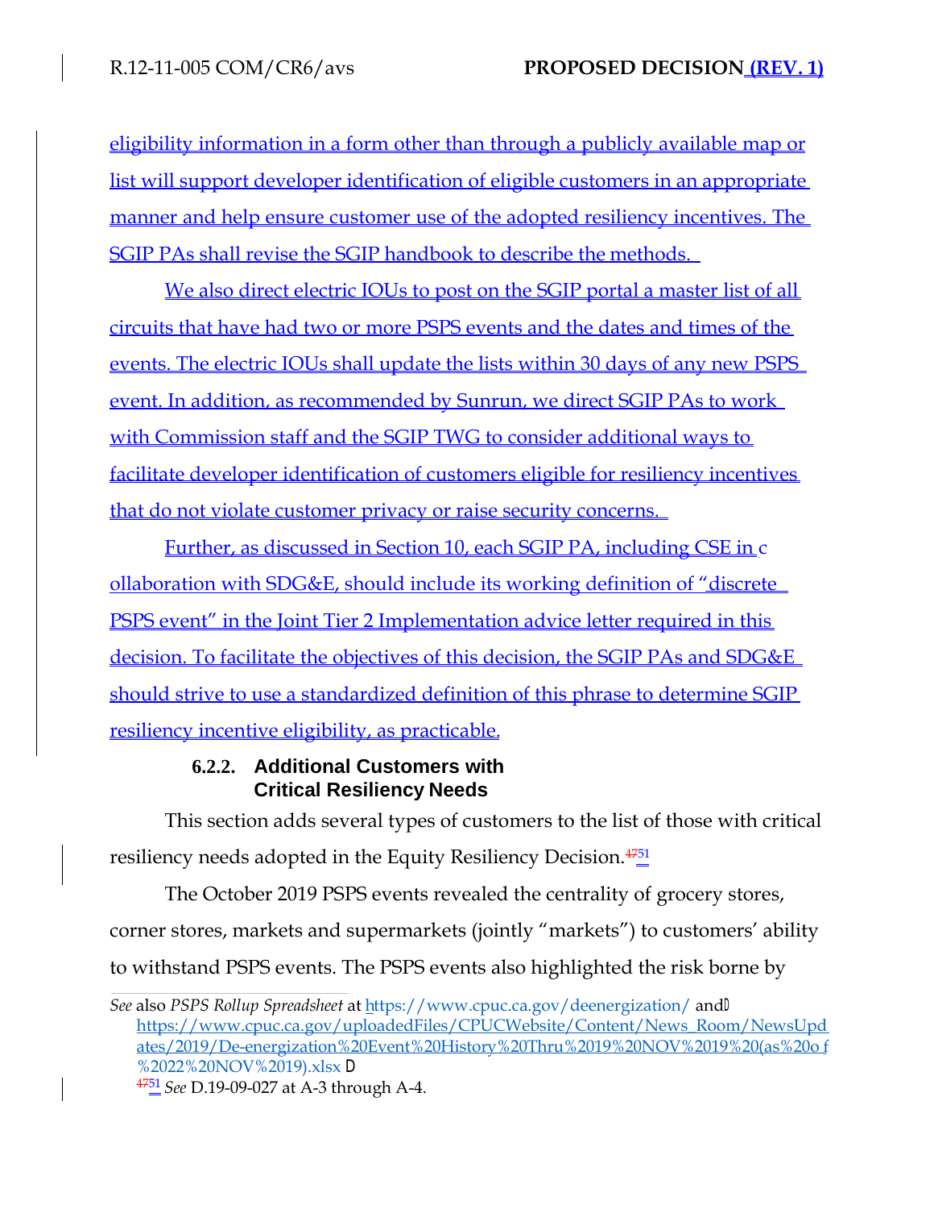eligibility information in a form other than through a publicly available map or list will support developer identification of eligible customers in an appropriate manner and help ensure customer use of the adopted resiliency incentives. The SGIP PAs shall revise the SGIP handbook to describe the methods.

We also direct electric IOUs to post on the SGIP portal a master list of all circuits that have had two or more PSPS events and the dates and times of the events. The electric IOUs shall update the lists within 30 days of any new PSPS event. In addition, as recommended by Sunrun, we direct SGIP PAs to work with Commission staff and the SGIP TWG to consider additional ways to facilitate developer identification of customers eligible for resiliency incentives that do not violate customer privacy or raise security concerns.

Further, as discussed in Section 10, each SGIP PA, including CSE in collaboration with SDG&E, should include its working definition of "discrete PSPS event" in the Joint Tier 2 Implementation advice letter required in this decision. To facilitate the objectives of this decision, the SGIP PAs and SDG&E should strive to use a standardized definition of this phrase to determine SGIP resiliency incentive eligibility, as practicable.

#### 6.2.2. Additional Customers with Critical Resiliency Needs

This section adds several types of customers to the list of those with critical resiliency needs adopted in the Equity Resiliency Decision.[47 51]

The October 2019 PSPS events revealed the centrality of grocery stores, corner stores, markets and supermarkets (jointly "markets") to customers' ability to withstand PSPS events. The PSPS events also highlighted the risk borne by

---

*See* also *PSPS Rollup Spreadsheet* at https://www.cpuc.ca.gov/deenergization/ and https://www.cpuc.ca.gov/uploadedFiles/CPUCWebsite/Content/News_Room/NewsUpdates/2019/De-energization%20Event%20History%20Thru%2019%20NOV%2019%20(as%20of%2022%20NOV%2019).xlsx

[47 51] *See* D.19-09-027 at A-3 through A-4.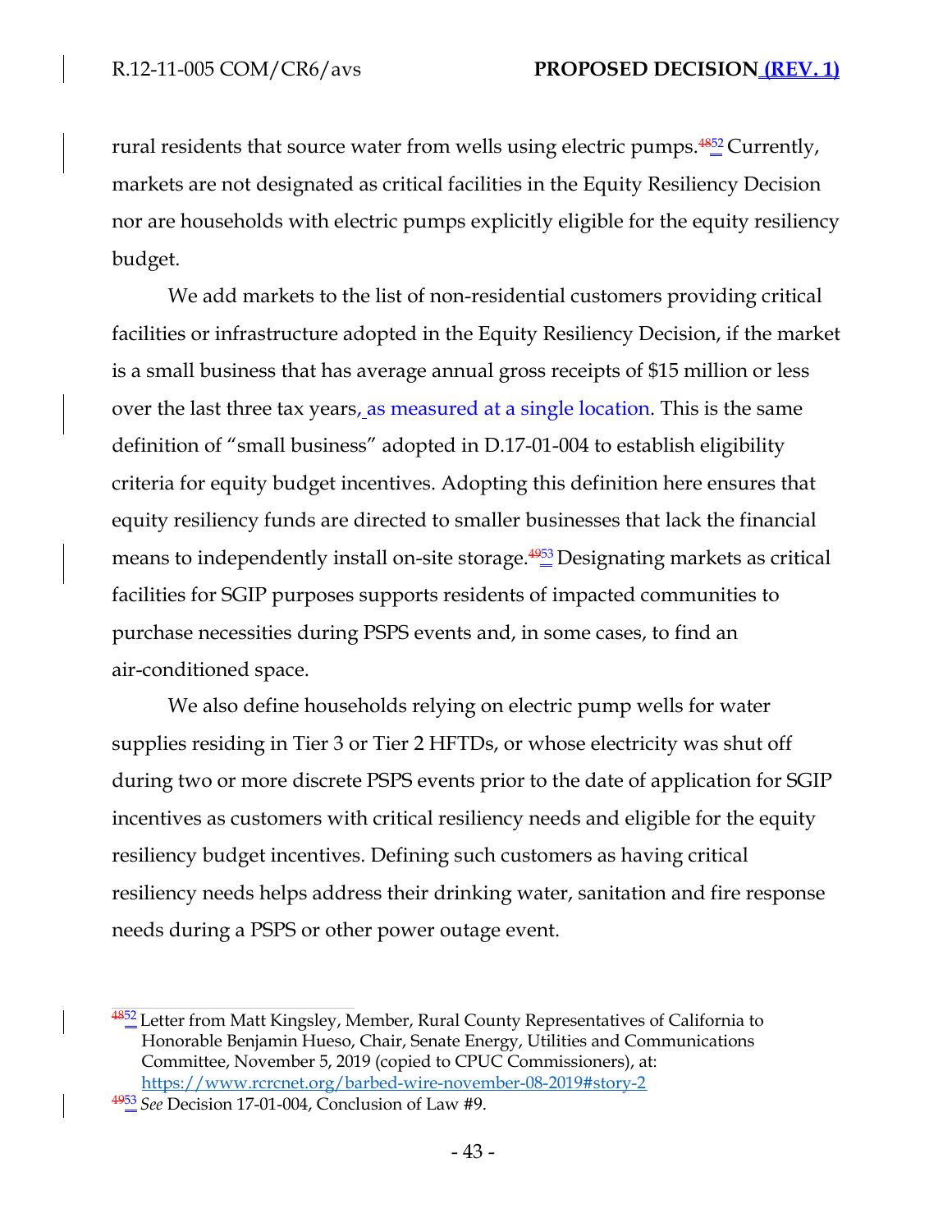rural residents that source water from wells using electric pumps.[52] Currently, markets are not designated as critical facilities in the Equity Resiliency Decision nor are households with electric pumps explicitly eligible for the equity resiliency budget.

We add markets to the list of non-residential customers providing critical facilities or infrastructure adopted in the Equity Resiliency Decision, if the market is a small business that has average annual gross receipts of $15 million or less over the last three tax years, as measured at a single location. This is the same definition of "small business" adopted in D.17-01-004 to establish eligibility criteria for equity budget incentives. Adopting this definition here ensures that equity resiliency funds are directed to smaller businesses that lack the financial means to independently install on-site storage.[53] Designating markets as critical facilities for SGIP purposes supports residents of impacted communities to purchase necessities during PSPS events and, in some cases, to find an air-conditioned space.

We also define households relying on electric pump wells for water supplies residing in Tier 3 or Tier 2 HFTDs, or whose electricity was shut off during two or more discrete PSPS events prior to the date of application for SGIP incentives as customers with critical resiliency needs and eligible for the equity resiliency budget incentives. Defining such customers as having critical resiliency needs helps address their drinking water, sanitation and fire response needs during a PSPS or other power outage event.

---

[52] Letter from Matt Kingsley, Member, Rural County Representatives of California to Honorable Benjamin Hueso, Chair, Senate Energy, Utilities and Communications Committee, November 5, 2019 (copied to CPUC Commissioners), at: https://www.rcrcnet.org/barbed-wire-november-08-2019#story-2

[53] *See* Decision 17-01-004, Conclusion of Law #9.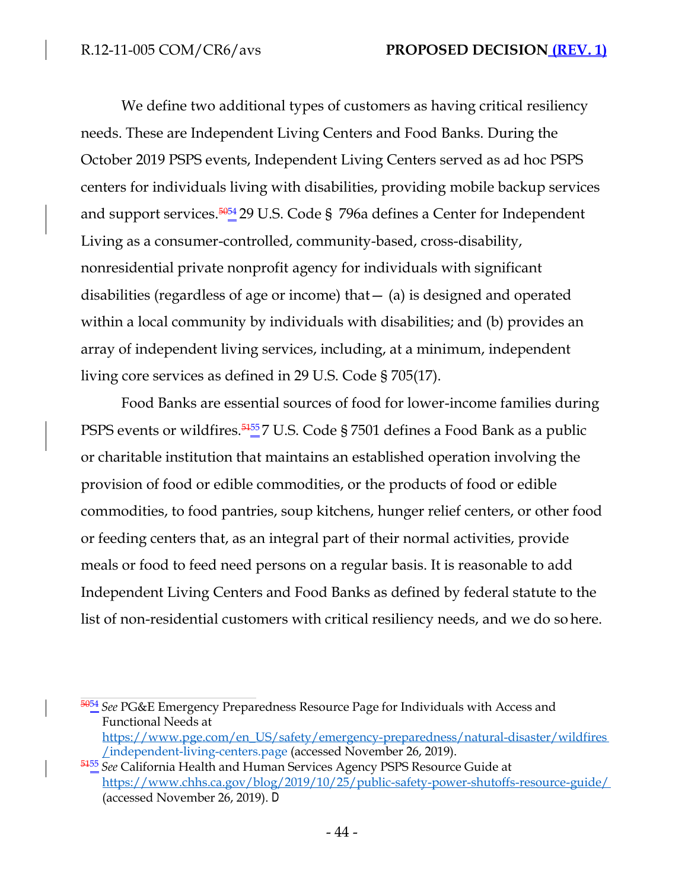We define two additional types of customers as having critical resiliency needs. These are Independent Living Centers and Food Banks. During the October 2019 PSPS events, Independent Living Centers served as ad hoc PSPS centers for individuals living with disabilities, providing mobile backup services and support services.[54] 29 U.S. Code § 796a defines a Center for Independent Living as a consumer-controlled, community-based, cross-disability, nonresidential private nonprofit agency for individuals with significant disabilities (regardless of age or income) that— (a) is designed and operated within a local community by individuals with disabilities; and (b) provides an array of independent living services, including, at a minimum, independent living core services as defined in 29 U.S. Code § 705(17).

Food Banks are essential sources of food for lower-income families during PSPS events or wildfires.[55] 7 U.S. Code § 7501 defines a Food Bank as a public or charitable institution that maintains an established operation involving the provision of food or edible commodities, or the products of food or edible commodities, to food pantries, soup kitchens, hunger relief centers, or other food or feeding centers that, as an integral part of their normal activities, provide meals or food to feed need persons on a regular basis. It is reasonable to add Independent Living Centers and Food Banks as defined by federal statute to the list of non-residential customers with critical resiliency needs, and we do so here.

---

[54] *See* PG&E Emergency Preparedness Resource Page for Individuals with Access and Functional Needs at https://www.pge.com/en_US/safety/emergency-preparedness/natural-disaster/wildfires/independent-living-centers.page (accessed November 26, 2019).

[55] *See* California Health and Human Services Agency PSPS Resource Guide at https://www.chhs.ca.gov/blog/2019/10/25/public-safety-power-shutoffs-resource-guide/ (accessed November 26, 2019).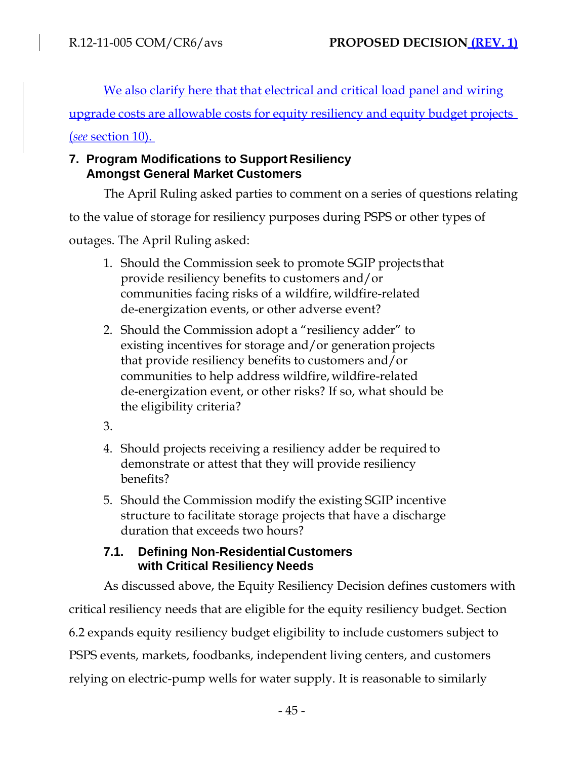We also clarify here that that electrical and critical load panel and wiring upgrade costs are allowable costs for equity resiliency and equity budget projects (*see* section 10).

## 7. Program Modifications to Support Resiliency Amongst General Market Customers

The April Ruling asked parties to comment on a series of questions relating to the value of storage for resiliency purposes during PSPS or other types of outages. The April Ruling asked:

1. Should the Commission seek to promote SGIP projects that provide resiliency benefits to customers and/or communities facing risks of a wildfire, wildfire-related de-energization events, or other adverse event?
2. Should the Commission adopt a "resiliency adder" to existing incentives for storage and/or generation projects that provide resiliency benefits to customers and/or communities to help address wildfire, wildfire-related de-energization event, or other risks? If so, what should be the eligibility criteria?
3. 
4. Should projects receiving a resiliency adder be required to demonstrate or attest that they will provide resiliency benefits?
5. Should the Commission modify the existing SGIP incentive structure to facilitate storage projects that have a discharge duration that exceeds two hours?

### 7.1. Defining Non-Residential Customers with Critical Resiliency Needs

As discussed above, the Equity Resiliency Decision defines customers with critical resiliency needs that are eligible for the equity resiliency budget. Section 6.2 expands equity resiliency budget eligibility to include customers subject to PSPS events, markets, foodbanks, independent living centers, and customers relying on electric-pump wells for water supply. It is reasonable to similarly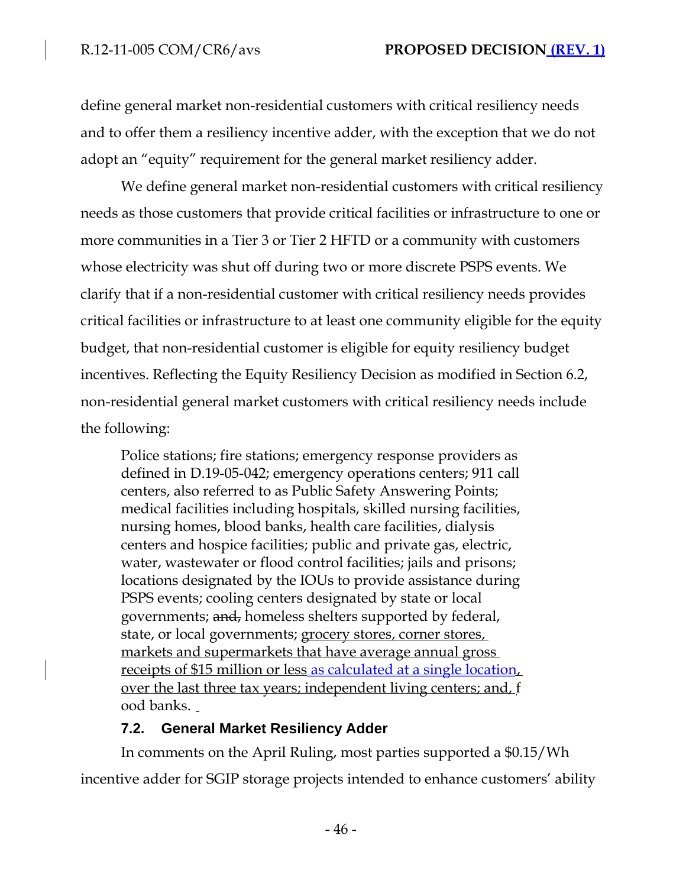define general market non-residential customers with critical resiliency needs and to offer them a resiliency incentive adder, with the exception that we do not adopt an "equity" requirement for the general market resiliency adder.

We define general market non-residential customers with critical resiliency needs as those customers that provide critical facilities or infrastructure to one or more communities in a Tier 3 or Tier 2 HFTD or a community with customers whose electricity was shut off during two or more discrete PSPS events. We clarify that if a non-residential customer with critical resiliency needs provides critical facilities or infrastructure to at least one community eligible for the equity budget, that non-residential customer is eligible for equity resiliency budget incentives. Reflecting the Equity Resiliency Decision as modified in Section 6.2, non-residential general market customers with critical resiliency needs include the following:

> Police stations; fire stations; emergency response providers as defined in D.19-05-042; emergency operations centers; 911 call centers, also referred to as Public Safety Answering Points; medical facilities including hospitals, skilled nursing facilities, nursing homes, blood banks, health care facilities, dialysis centers and hospice facilities; public and private gas, electric, water, wastewater or flood control facilities; jails and prisons; locations designated by the IOUs to provide assistance during PSPS events; cooling centers designated by state or local governments; ~~and,~~ homeless shelters supported by federal, state, or local governments; grocery stores, corner stores, markets and supermarkets that have average annual gross receipts of $15 million or less as calculated at a single location, over the last three tax years; independent living centers; and, food banks.

### 7.2. General Market Resiliency Adder

In comments on the April Ruling, most parties supported a $0.15/Wh incentive adder for SGIP storage projects intended to enhance customers' ability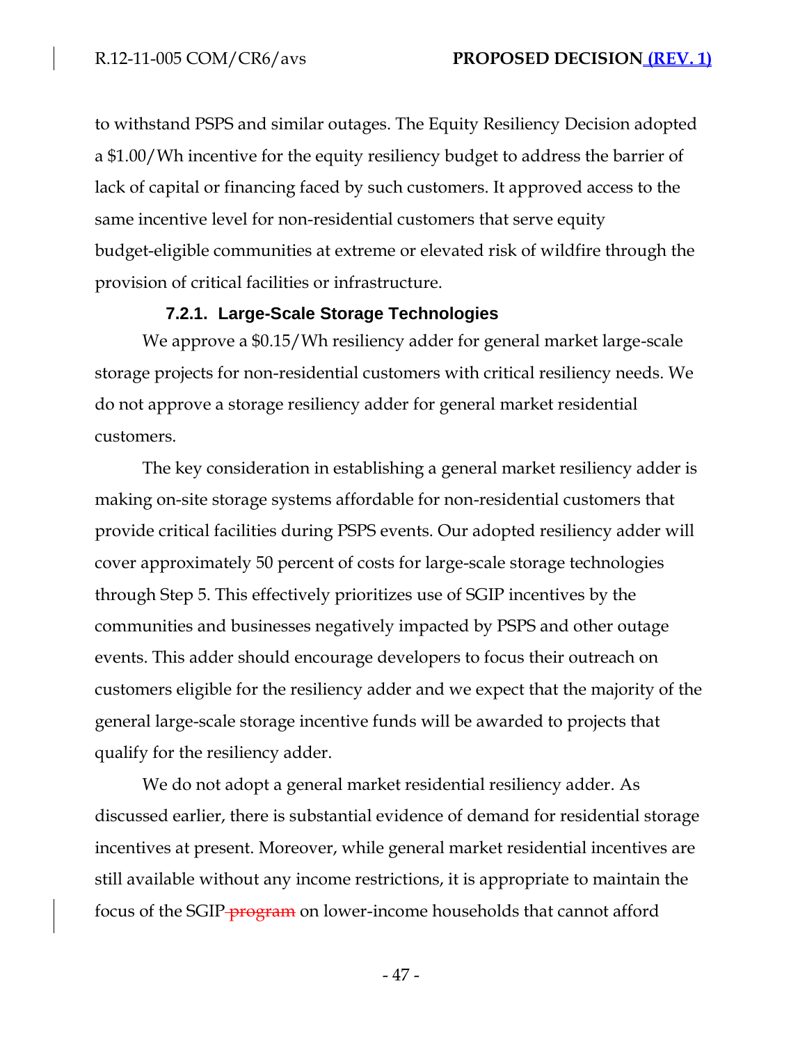to withstand PSPS and similar outages. The Equity Resiliency Decision adopted a $1.00/Wh incentive for the equity resiliency budget to address the barrier of lack of capital or financing faced by such customers. It approved access to the same incentive level for non-residential customers that serve equity budget-eligible communities at extreme or elevated risk of wildfire through the provision of critical facilities or infrastructure.

#### 7.2.1. Large-Scale Storage Technologies

We approve a $0.15/Wh resiliency adder for general market large-scale storage projects for non-residential customers with critical resiliency needs. We do not approve a storage resiliency adder for general market residential customers.

The key consideration in establishing a general market resiliency adder is making on-site storage systems affordable for non-residential customers that provide critical facilities during PSPS events. Our adopted resiliency adder will cover approximately 50 percent of costs for large-scale storage technologies through Step 5. This effectively prioritizes use of SGIP incentives by the communities and businesses negatively impacted by PSPS and other outage events. This adder should encourage developers to focus their outreach on customers eligible for the resiliency adder and we expect that the majority of the general large-scale storage incentive funds will be awarded to projects that qualify for the resiliency adder.

We do not adopt a general market residential resiliency adder. As discussed earlier, there is substantial evidence of demand for residential storage incentives at present. Moreover, while general market residential incentives are still available without any income restrictions, it is appropriate to maintain the focus of the SGIP ~~program~~ on lower-income households that cannot afford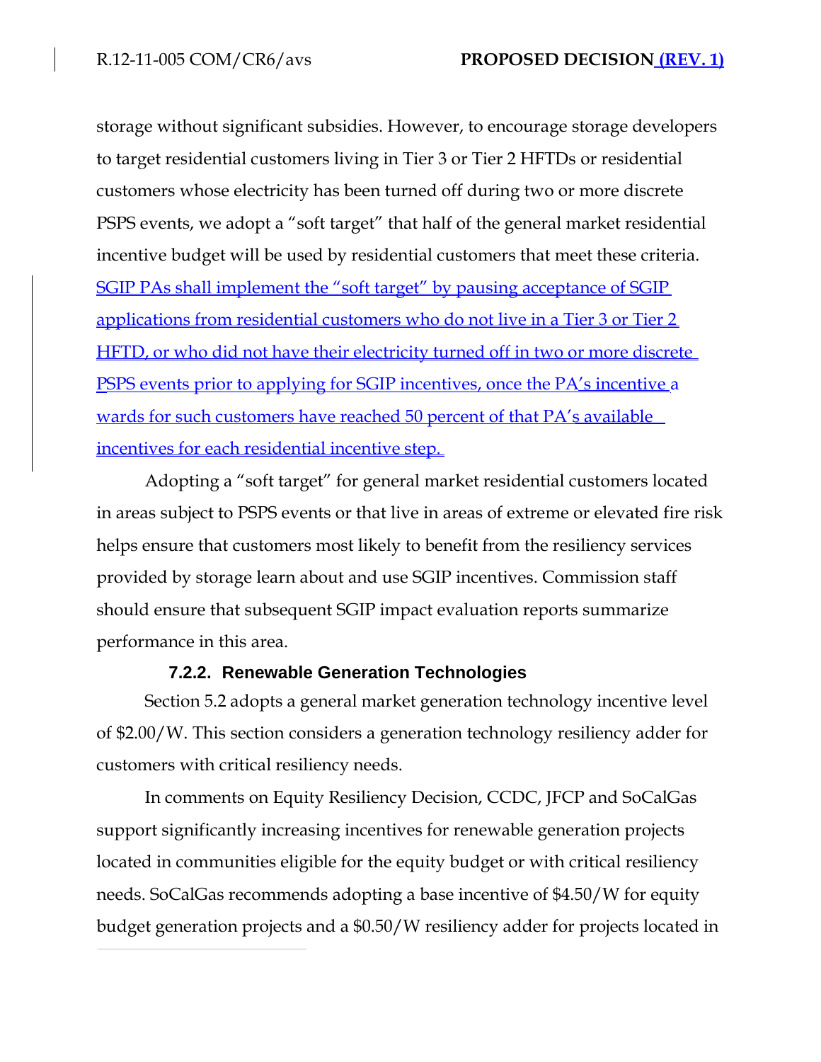storage without significant subsidies. However, to encourage storage developers to target residential customers living in Tier 3 or Tier 2 HFTDs or residential customers whose electricity has been turned off during two or more discrete PSPS events, we adopt a "soft target" that half of the general market residential incentive budget will be used by residential customers that meet these criteria. SGIP PAs shall implement the "soft target" by pausing acceptance of SGIP applications from residential customers who do not live in a Tier 3 or Tier 2 HFTD, or who did not have their electricity turned off in two or more discrete PSPS events prior to applying for SGIP incentives, once the PA's incentive awards for such customers have reached 50 percent of that PA's available incentives for each residential incentive step.

Adopting a "soft target" for general market residential customers located in areas subject to PSPS events or that live in areas of extreme or elevated fire risk helps ensure that customers most likely to benefit from the resiliency services provided by storage learn about and use SGIP incentives. Commission staff should ensure that subsequent SGIP impact evaluation reports summarize performance in this area.

#### 7.2.2. Renewable Generation Technologies

Section 5.2 adopts a general market generation technology incentive level of \$2.00/W. This section considers a generation technology resiliency adder for customers with critical resiliency needs.

In comments on Equity Resiliency Decision, CCDC, JFCP and SoCalGas support significantly increasing incentives for renewable generation projects located in communities eligible for the equity budget or with critical resiliency needs. SoCalGas recommends adopting a base incentive of \$4.50/W for equity budget generation projects and a \$0.50/W resiliency adder for projects located in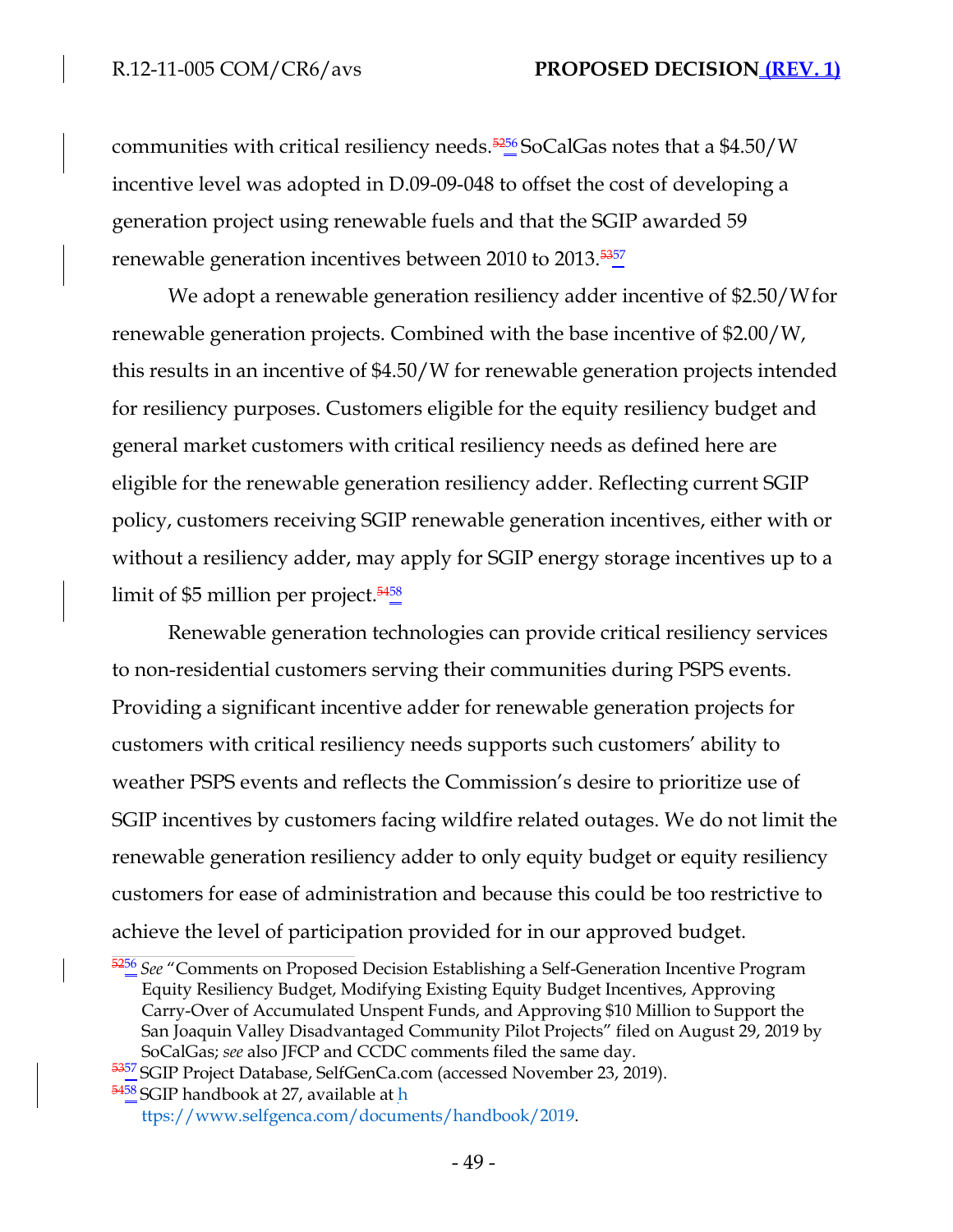communities with critical resiliency needs.[56] SoCalGas notes that a $4.50/W incentive level was adopted in D.09-09-048 to offset the cost of developing a generation project using renewable fuels and that the SGIP awarded 59 renewable generation incentives between 2010 to 2013.[57]

We adopt a renewable generation resiliency adder incentive of $2.50/W for renewable generation projects. Combined with the base incentive of $2.00/W, this results in an incentive of $4.50/W for renewable generation projects intended for resiliency purposes. Customers eligible for the equity resiliency budget and general market customers with critical resiliency needs as defined here are eligible for the renewable generation resiliency adder. Reflecting current SGIP policy, customers receiving SGIP renewable generation incentives, either with or without a resiliency adder, may apply for SGIP energy storage incentives up to a limit of $5 million per project.[58]

Renewable generation technologies can provide critical resiliency services to non-residential customers serving their communities during PSPS events. Providing a significant incentive adder for renewable generation projects for customers with critical resiliency needs supports such customers' ability to weather PSPS events and reflects the Commission's desire to prioritize use of SGIP incentives by customers facing wildfire related outages. We do not limit the renewable generation resiliency adder to only equity budget or equity resiliency customers for ease of administration and because this could be too restrictive to achieve the level of participation provided for in our approved budget.

[56] *See* "Comments on Proposed Decision Establishing a Self-Generation Incentive Program Equity Resiliency Budget, Modifying Existing Equity Budget Incentives, Approving Carry-Over of Accumulated Unspent Funds, and Approving $10 Million to Support the San Joaquin Valley Disadvantaged Community Pilot Projects" filed on August 29, 2019 by SoCalGas; *see* also JFCP and CCDC comments filed the same day.

[57] SGIP Project Database, SelfGenCa.com (accessed November 23, 2019).

[58] SGIP handbook at 27, available at https://www.selfgenca.com/documents/handbook/2019.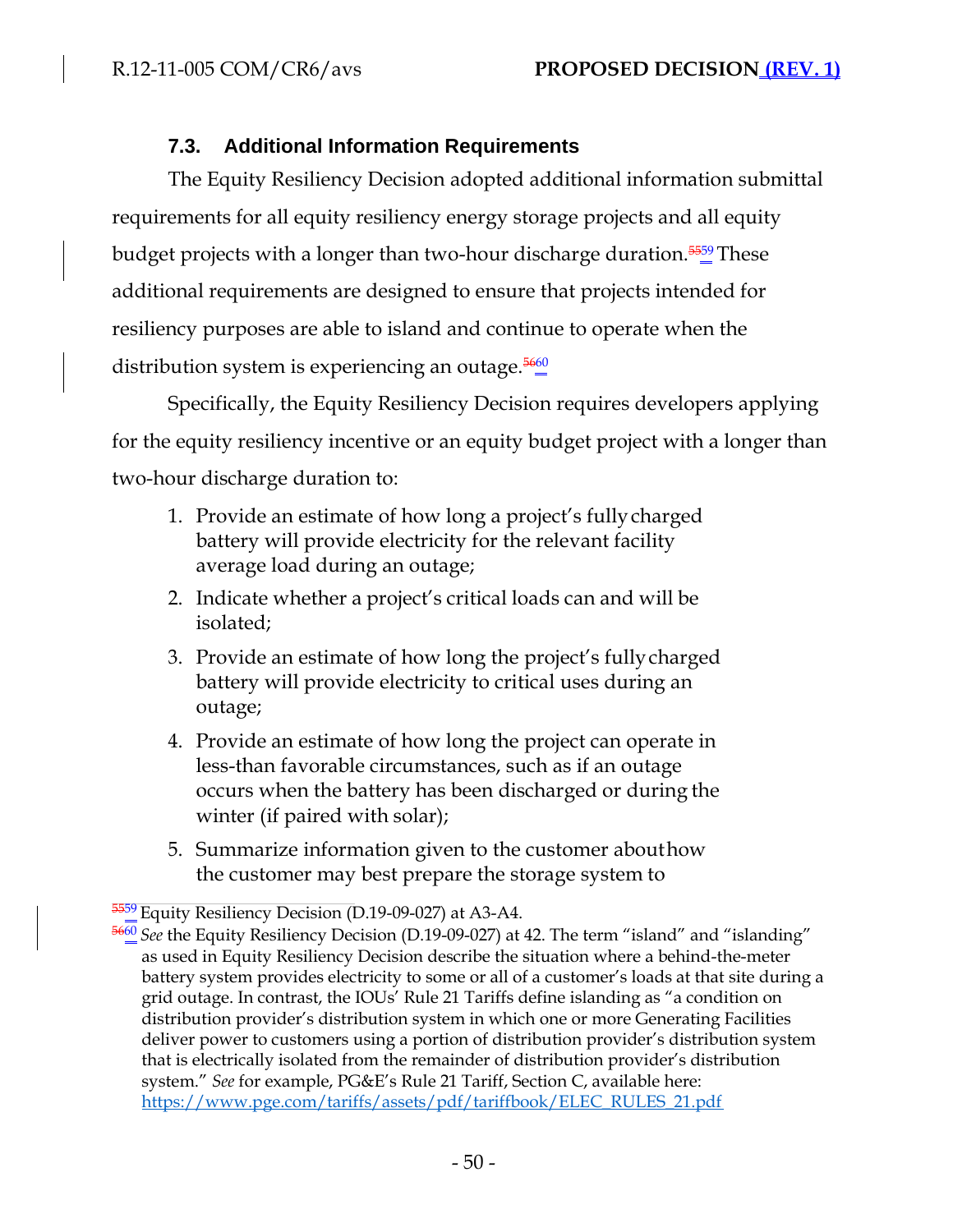### 7.3. Additional Information Requirements

The Equity Resiliency Decision adopted additional information submittal requirements for all equity resiliency energy storage projects and all equity budget projects with a longer than two-hour discharge duration.[59] These additional requirements are designed to ensure that projects intended for resiliency purposes are able to island and continue to operate when the distribution system is experiencing an outage.[60]

Specifically, the Equity Resiliency Decision requires developers applying for the equity resiliency incentive or an equity budget project with a longer than two-hour discharge duration to:

1. Provide an estimate of how long a project's fully charged battery will provide electricity for the relevant facility average load during an outage;
2. Indicate whether a project's critical loads can and will be isolated;
3. Provide an estimate of how long the project's fully charged battery will provide electricity to critical uses during an outage;
4. Provide an estimate of how long the project can operate in less-than favorable circumstances, such as if an outage occurs when the battery has been discharged or during the winter (if paired with solar);
5. Summarize information given to the customer about how the customer may best prepare the storage system to

---

[59] Equity Resiliency Decision (D.19-09-027) at A3-A4.

[60] *See* the Equity Resiliency Decision (D.19-09-027) at 42. The term "island" and "islanding" as used in Equity Resiliency Decision describe the situation where a behind-the-meter battery system provides electricity to some or all of a customer's loads at that site during a grid outage. In contrast, the IOUs' Rule 21 Tariffs define islanding as "a condition on distribution provider's distribution system in which one or more Generating Facilities deliver power to customers using a portion of distribution provider's distribution system that is electrically isolated from the remainder of distribution provider's distribution system." *See* for example, PG&E's Rule 21 Tariff, Section C, available here: https://www.pge.com/tariffs/assets/pdf/tariffbook/ELEC_RULES_21.pdf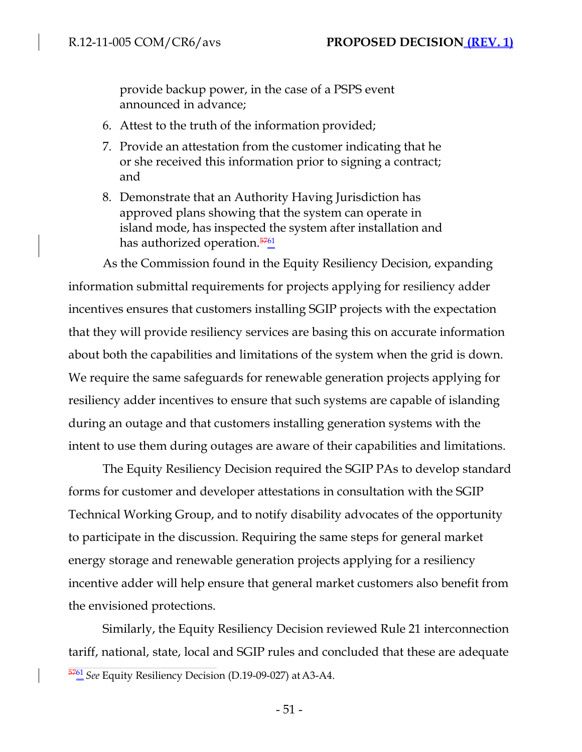provide backup power, in the case of a PSPS event announced in advance;

6. Attest to the truth of the information provided;
7. Provide an attestation from the customer indicating that he or she received this information prior to signing a contract; and
8. Demonstrate that an Authority Having Jurisdiction has approved plans showing that the system can operate in island mode, has inspected the system after installation and has authorized operation.[61]

As the Commission found in the Equity Resiliency Decision, expanding information submittal requirements for projects applying for resiliency adder incentives ensures that customers installing SGIP projects with the expectation that they will provide resiliency services are basing this on accurate information about both the capabilities and limitations of the system when the grid is down. We require the same safeguards for renewable generation projects applying for resiliency adder incentives to ensure that such systems are capable of islanding during an outage and that customers installing generation systems with the intent to use them during outages are aware of their capabilities and limitations.

The Equity Resiliency Decision required the SGIP PAs to develop standard forms for customer and developer attestations in consultation with the SGIP Technical Working Group, and to notify disability advocates of the opportunity to participate in the discussion. Requiring the same steps for general market energy storage and renewable generation projects applying for a resiliency incentive adder will help ensure that general market customers also benefit from the envisioned protections.

Similarly, the Equity Resiliency Decision reviewed Rule 21 interconnection tariff, national, state, local and SGIP rules and concluded that these are adequate

[61] *See* Equity Resiliency Decision (D.19-09-027) at A3-A4.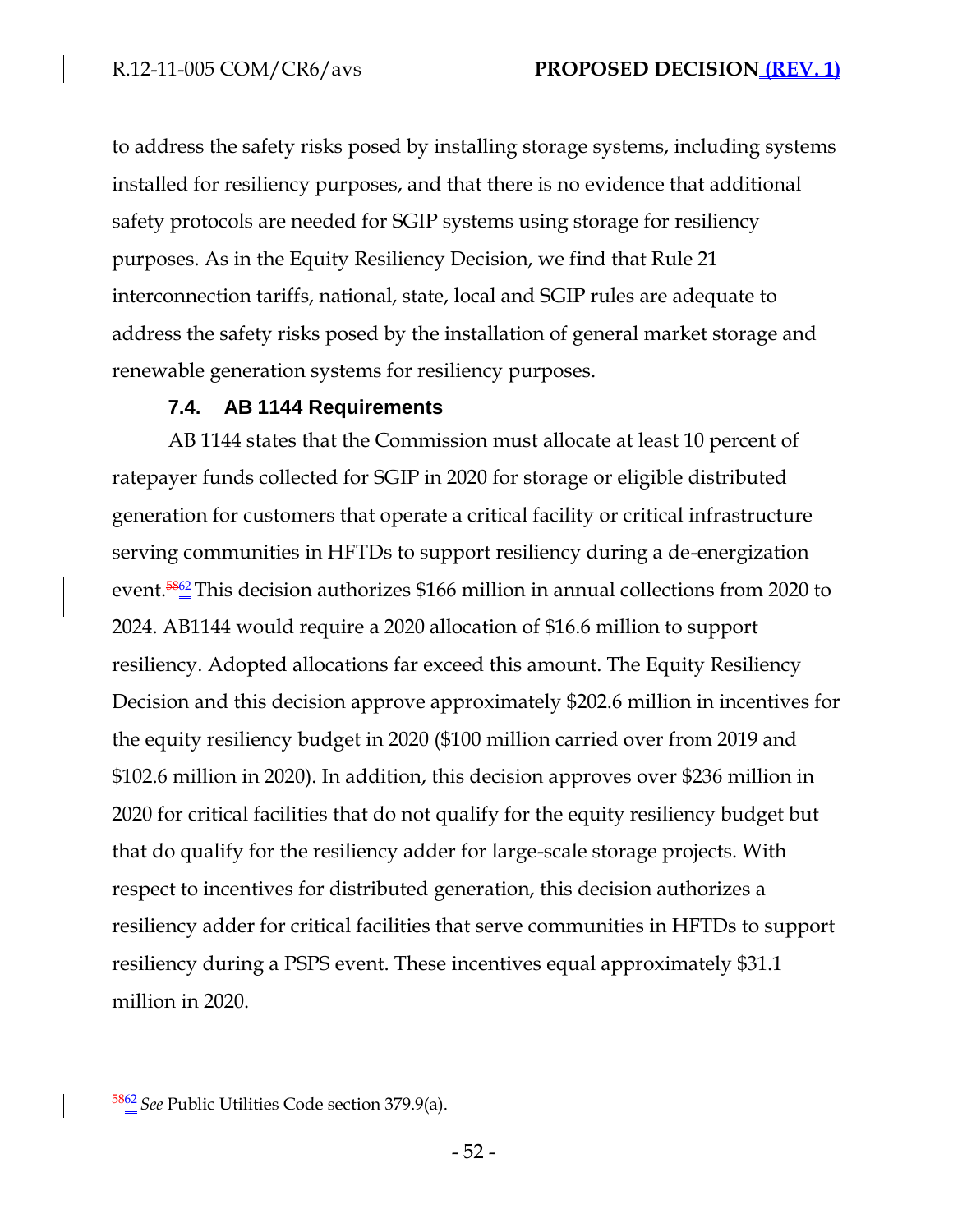to address the safety risks posed by installing storage systems, including systems installed for resiliency purposes, and that there is no evidence that additional safety protocols are needed for SGIP systems using storage for resiliency purposes. As in the Equity Resiliency Decision, we find that Rule 21 interconnection tariffs, national, state, local and SGIP rules are adequate to address the safety risks posed by the installation of general market storage and renewable generation systems for resiliency purposes.

### 7.4. AB 1144 Requirements

AB 1144 states that the Commission must allocate at least 10 percent of ratepayer funds collected for SGIP in 2020 for storage or eligible distributed generation for customers that operate a critical facility or critical infrastructure serving communities in HFTDs to support resiliency during a de-energization event.[~~58~~62] This decision authorizes $166 million in annual collections from 2020 to 2024. AB1144 would require a 2020 allocation of $16.6 million to support resiliency. Adopted allocations far exceed this amount. The Equity Resiliency Decision and this decision approve approximately $202.6 million in incentives for the equity resiliency budget in 2020 ($100 million carried over from 2019 and $102.6 million in 2020). In addition, this decision approves over $236 million in 2020 for critical facilities that do not qualify for the equity resiliency budget but that do qualify for the resiliency adder for large-scale storage projects. With respect to incentives for distributed generation, this decision authorizes a resiliency adder for critical facilities that serve communities in HFTDs to support resiliency during a PSPS event. These incentives equal approximately $31.1 million in 2020.

---

[~~58~~62] *See* Public Utilities Code section 379.9(a).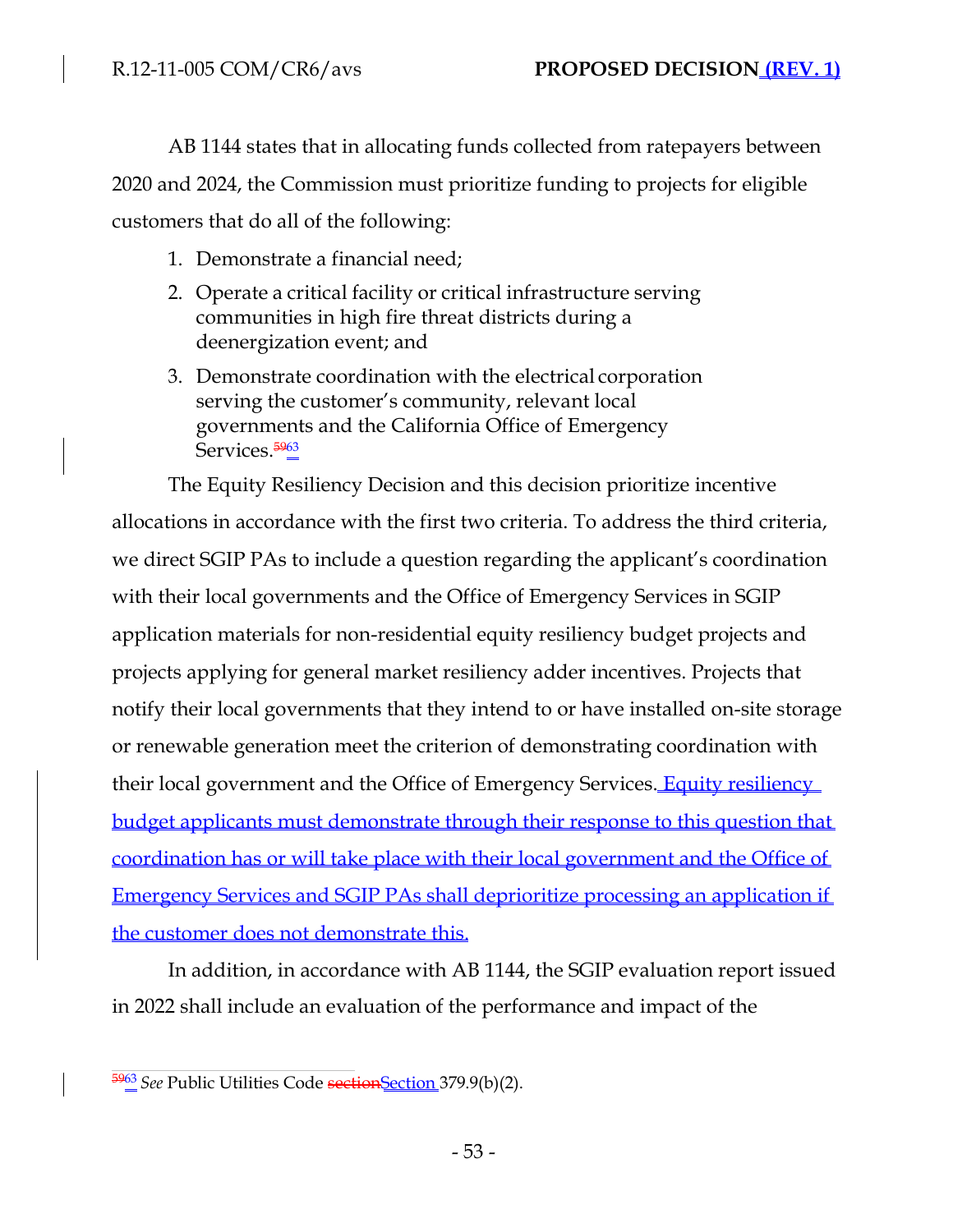AB 1144 states that in allocating funds collected from ratepayers between 2020 and 2024, the Commission must prioritize funding to projects for eligible customers that do all of the following:

1. Demonstrate a financial need;
2. Operate a critical facility or critical infrastructure serving communities in high fire threat districts during a deenergization event; and
3. Demonstrate coordination with the electrical corporation serving the customer's community, relevant local governments and the California Office of Emergency Services.[63]

The Equity Resiliency Decision and this decision prioritize incentive allocations in accordance with the first two criteria. To address the third criteria, we direct SGIP PAs to include a question regarding the applicant's coordination with their local governments and the Office of Emergency Services in SGIP application materials for non-residential equity resiliency budget projects and projects applying for general market resiliency adder incentives. Projects that notify their local governments that they intend to or have installed on-site storage or renewable generation meet the criterion of demonstrating coordination with their local government and the Office of Emergency Services. Equity resiliency budget applicants must demonstrate through their response to this question that coordination has or will take place with their local government and the Office of Emergency Services and SGIP PAs shall deprioritize processing an application if the customer does not demonstrate this.

In addition, in accordance with AB 1144, the SGIP evaluation report issued in 2022 shall include an evaluation of the performance and impact of the

[63] *See* Public Utilities Code Section 379.9(b)(2).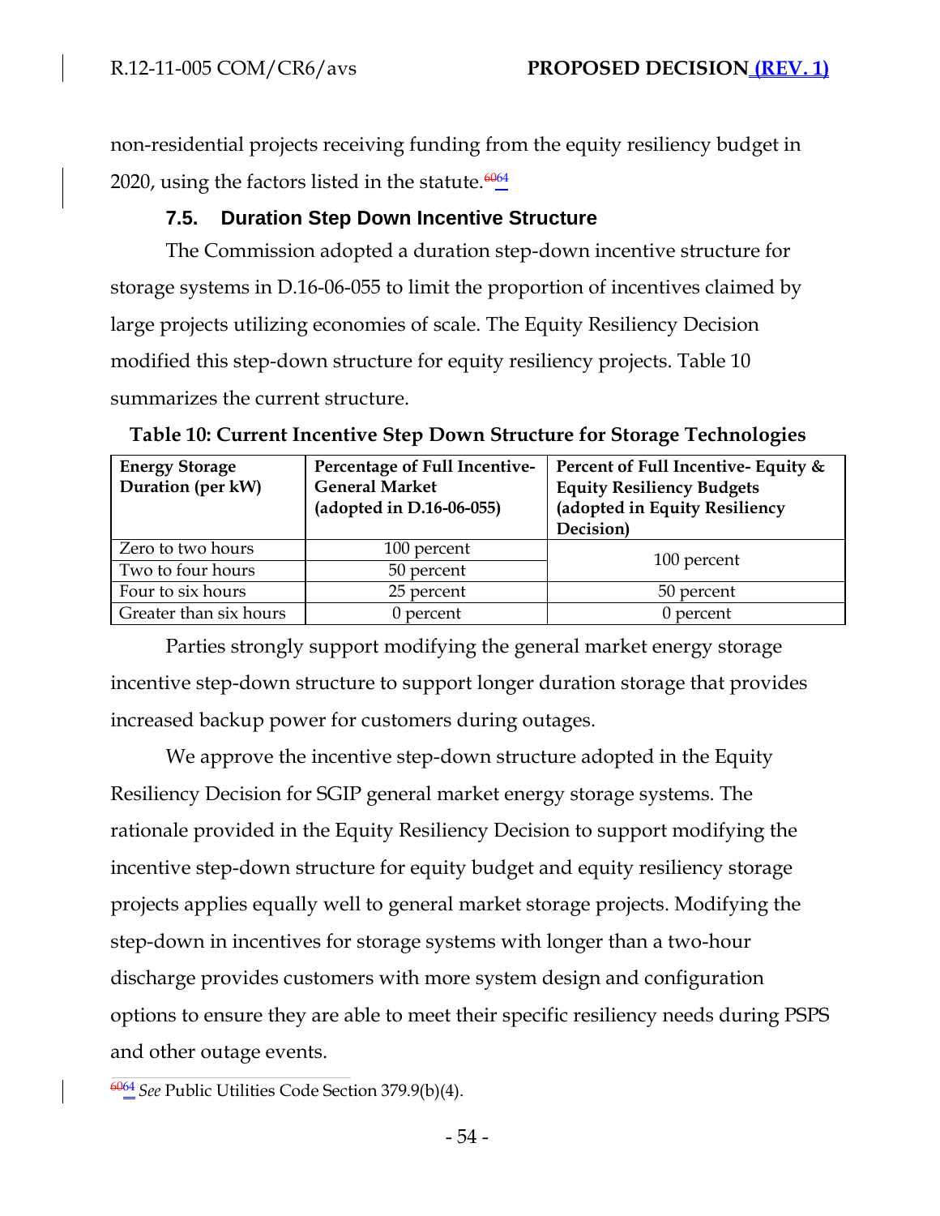non-residential projects receiving funding from the equity resiliency budget in 2020, using the factors listed in the statute.[64]

### 7.5. Duration Step Down Incentive Structure

The Commission adopted a duration step-down incentive structure for storage systems in D.16-06-055 to limit the proportion of incentives claimed by large projects utilizing economies of scale. The Equity Resiliency Decision modified this step-down structure for equity resiliency projects. Table 10 summarizes the current structure.

**Table 10: Current Incentive Step Down Structure for Storage Technologies**

| Energy Storage Duration (per kW) | Percentage of Full Incentive-General Market (adopted in D.16-06-055) | Percent of Full Incentive- Equity & Equity Resiliency Budgets (adopted in Equity Resiliency Decision) |
|---|---|---|
| Zero to two hours | 100 percent | 100 percent |
| Two to four hours | 50 percent | |
| Four to six hours | 25 percent | 50 percent |
| Greater than six hours | 0 percent | 0 percent |

Parties strongly support modifying the general market energy storage incentive step-down structure to support longer duration storage that provides increased backup power for customers during outages.

We approve the incentive step-down structure adopted in the Equity Resiliency Decision for SGIP general market energy storage systems. The rationale provided in the Equity Resiliency Decision to support modifying the incentive step-down structure for equity budget and equity resiliency storage projects applies equally well to general market storage projects. Modifying the step-down in incentives for storage systems with longer than a two-hour discharge provides customers with more system design and configuration options to ensure they are able to meet their specific resiliency needs during PSPS and other outage events.

[64] *See* Public Utilities Code Section 379.9(b)(4).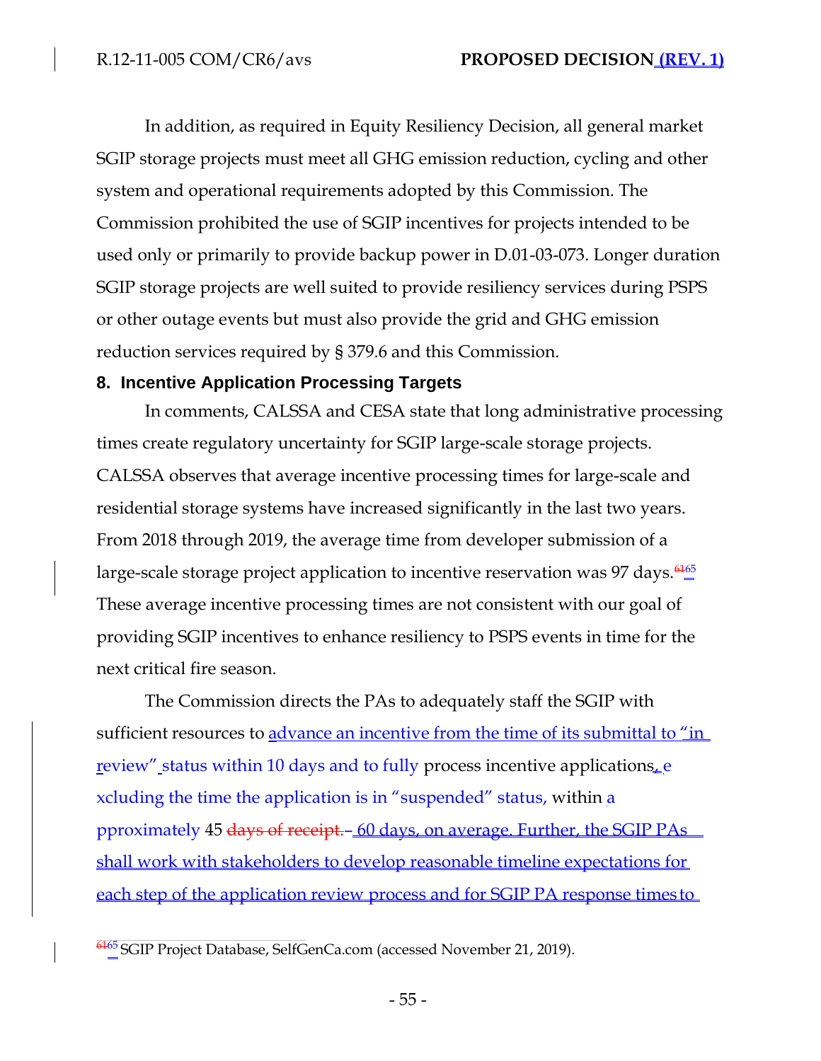In addition, as required in Equity Resiliency Decision, all general market SGIP storage projects must meet all GHG emission reduction, cycling and other system and operational requirements adopted by this Commission. The Commission prohibited the use of SGIP incentives for projects intended to be used only or primarily to provide backup power in D.01-03-073. Longer duration SGIP storage projects are well suited to provide resiliency services during PSPS or other outage events but must also provide the grid and GHG emission reduction services required by § 379.6 and this Commission.

## 8. Incentive Application Processing Targets

In comments, CALSSA and CESA state that long administrative processing times create regulatory uncertainty for SGIP large-scale storage projects. CALSSA observes that average incentive processing times for large-scale and residential storage systems have increased significantly in the last two years. From 2018 through 2019, the average time from developer submission of a large-scale storage project application to incentive reservation was 97 days.[61][65] These average incentive processing times are not consistent with our goal of providing SGIP incentives to enhance resiliency to PSPS events in time for the next critical fire season.

The Commission directs the PAs to adequately staff the SGIP with sufficient resources to advance an incentive from the time of its submittal to "in review" status within 10 days and to fully process incentive applications, excluding the time the application is in "suspended" status, within approximately 45 ~~days of receipt.~~ 60 days, on average. Further, the SGIP PAs shall work with stakeholders to develop reasonable timeline expectations for each step of the application review process and for SGIP PA response times to

---

[61][65] SGIP Project Database, SelfGenCa.com (accessed November 21, 2019).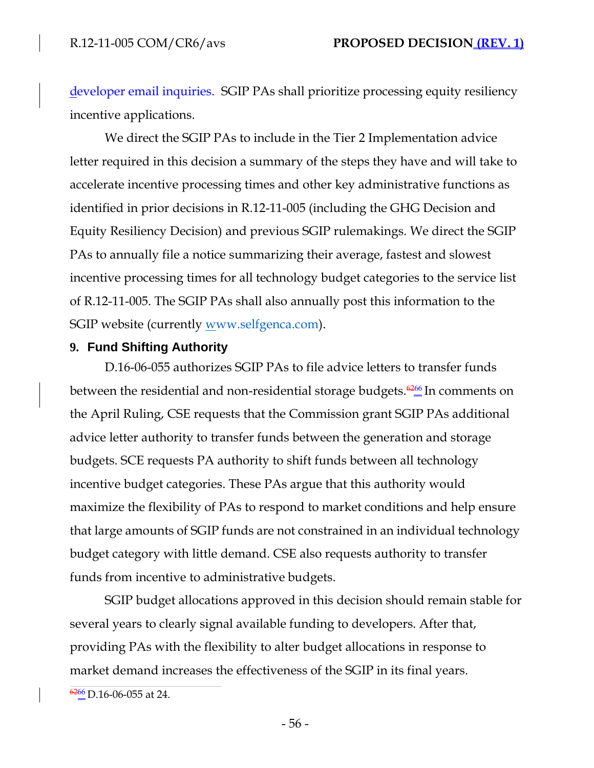developer email inquiries. SGIP PAs shall prioritize processing equity resiliency incentive applications.

We direct the SGIP PAs to include in the Tier 2 Implementation advice letter required in this decision a summary of the steps they have and will take to accelerate incentive processing times and other key administrative functions as identified in prior decisions in R.12-11-005 (including the GHG Decision and Equity Resiliency Decision) and previous SGIP rulemakings. We direct the SGIP PAs to annually file a notice summarizing their average, fastest and slowest incentive processing times for all technology budget categories to the service list of R.12-11-005. The SGIP PAs shall also annually post this information to the SGIP website (currently www.selfgenca.com).

## 9. Fund Shifting Authority

D.16-06-055 authorizes SGIP PAs to file advice letters to transfer funds between the residential and non-residential storage budgets.[66] In comments on the April Ruling, CSE requests that the Commission grant SGIP PAs additional advice letter authority to transfer funds between the generation and storage budgets. SCE requests PA authority to shift funds between all technology incentive budget categories. These PAs argue that this authority would maximize the flexibility of PAs to respond to market conditions and help ensure that large amounts of SGIP funds are not constrained in an individual technology budget category with little demand. CSE also requests authority to transfer funds from incentive to administrative budgets.

SGIP budget allocations approved in this decision should remain stable for several years to clearly signal available funding to developers. After that, providing PAs with the flexibility to alter budget allocations in response to market demand increases the effectiveness of the SGIP in its final years.

[66] D.16-06-055 at 24.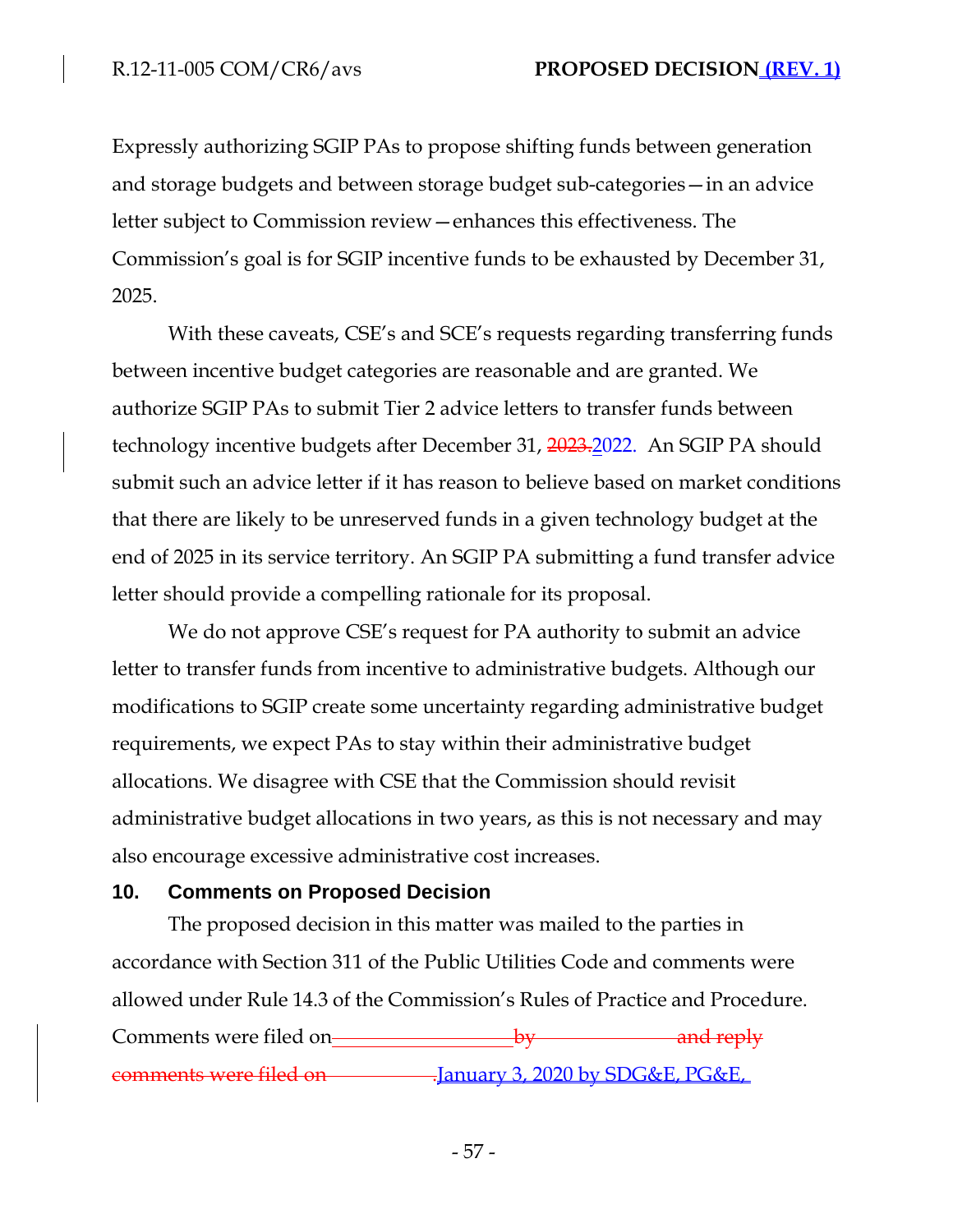Expressly authorizing SGIP PAs to propose shifting funds between generation and storage budgets and between storage budget sub-categories—in an advice letter subject to Commission review—enhances this effectiveness. The Commission's goal is for SGIP incentive funds to be exhausted by December 31, 2025.

With these caveats, CSE's and SCE's requests regarding transferring funds between incentive budget categories are reasonable and are granted. We authorize SGIP PAs to submit Tier 2 advice letters to transfer funds between technology incentive budgets after December 31, ~~2023.~~2022. An SGIP PA should submit such an advice letter if it has reason to believe based on market conditions that there are likely to be unreserved funds in a given technology budget at the end of 2025 in its service territory. An SGIP PA submitting a fund transfer advice letter should provide a compelling rationale for its proposal.

We do not approve CSE's request for PA authority to submit an advice letter to transfer funds from incentive to administrative budgets. Although our modifications to SGIP create some uncertainty regarding administrative budget requirements, we expect PAs to stay within their administrative budget allocations. We disagree with CSE that the Commission should revisit administrative budget allocations in two years, as this is not necessary and may also encourage excessive administrative cost increases.

## 10. Comments on Proposed Decision

The proposed decision in this matter was mailed to the parties in accordance with Section 311 of the Public Utilities Code and comments were allowed under Rule 14.3 of the Commission's Rules of Practice and Procedure. Comments were filed on ~~\_\_\_\_\_\_\_\_\_\_\_\_ by \_\_\_\_\_\_\_\_\_\_\_\_ and reply comments were filed on \_\_\_\_\_\_\_\_\_\_\_\_.~~January 3, 2020 by SDG&E, PG&E,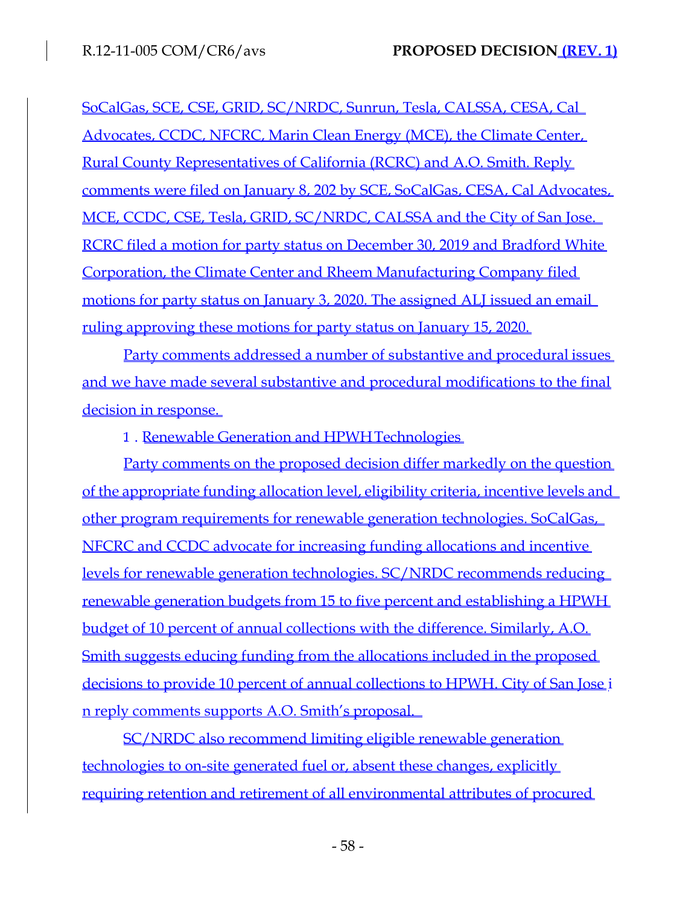SoCalGas, SCE, CSE, GRID, SC/NRDC, Sunrun, Tesla, CALSSA, CESA, Cal Advocates, CCDC, NFCRC, Marin Clean Energy (MCE), the Climate Center, Rural County Representatives of California (RCRC) and A.O. Smith. Reply comments were filed on January 8, 202 by SCE, SoCalGas, CESA, Cal Advocates, MCE, CCDC, CSE, Tesla, GRID, SC/NRDC, CALSSA and the City of San Jose. RCRC filed a motion for party status on December 30, 2019 and Bradford White Corporation, the Climate Center and Rheem Manufacturing Company filed motions for party status on January 3, 2020. The assigned ALJ issued an email ruling approving these motions for party status on January 15, 2020.

Party comments addressed a number of substantive and procedural issues and we have made several substantive and procedural modifications to the final decision in response.

1 . Renewable Generation and HPWH Technologies

Party comments on the proposed decision differ markedly on the question of the appropriate funding allocation level, eligibility criteria, incentive levels and other program requirements for renewable generation technologies. SoCalGas, NFCRC and CCDC advocate for increasing funding allocations and incentive levels for renewable generation technologies. SC/NRDC recommends reducing renewable generation budgets from 15 to five percent and establishing a HPWH budget of 10 percent of annual collections with the difference. Similarly, A.O. Smith suggests educing funding from the allocations included in the proposed decisions to provide 10 percent of annual collections to HPWH. City of San Jose in reply comments supports A.O. Smith's proposal.

SC/NRDC also recommend limiting eligible renewable generation technologies to on-site generated fuel or, absent these changes, explicitly requiring retention and retirement of all environmental attributes of procured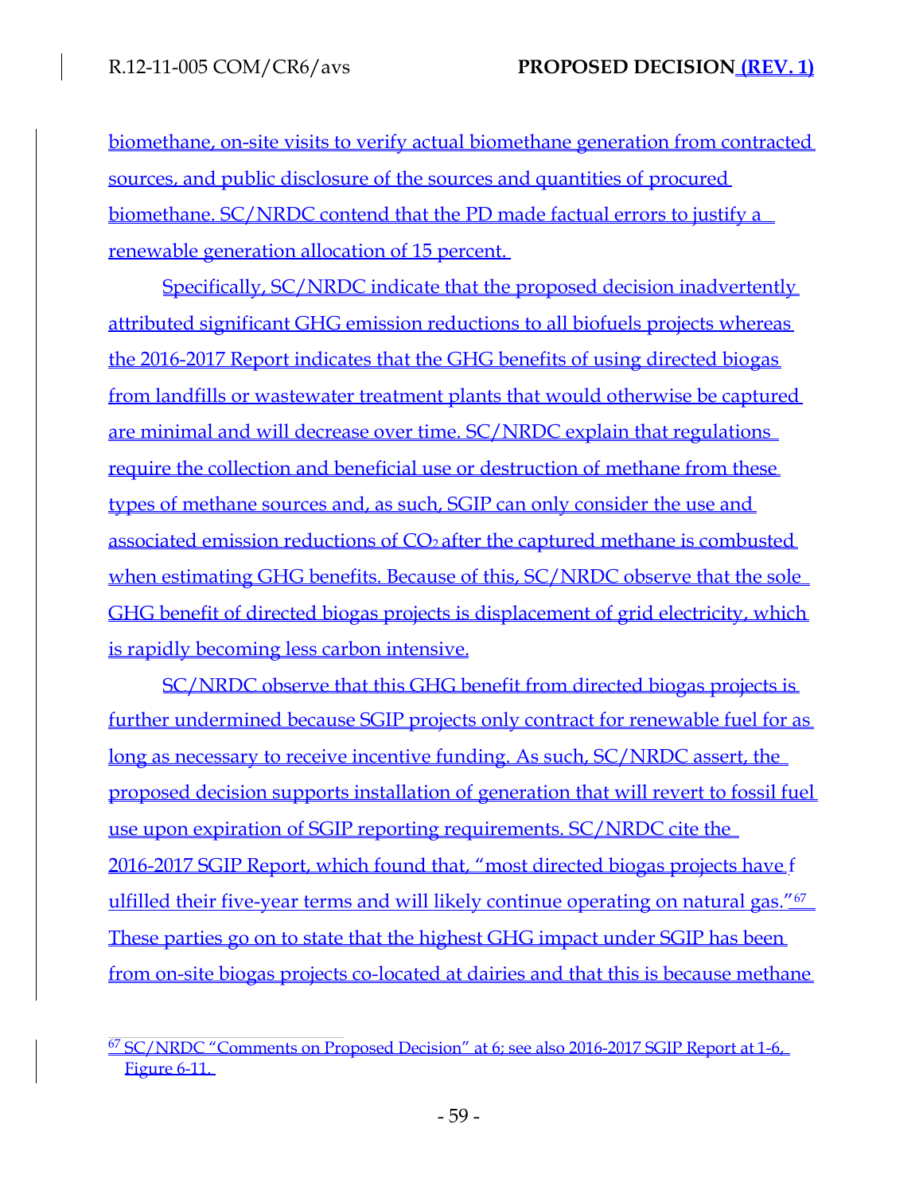biomethane, on-site visits to verify actual biomethane generation from contracted sources, and public disclosure of the sources and quantities of procured biomethane. SC/NRDC contend that the PD made factual errors to justify a renewable generation allocation of 15 percent.

Specifically, SC/NRDC indicate that the proposed decision inadvertently attributed significant GHG emission reductions to all biofuels projects whereas the 2016-2017 Report indicates that the GHG benefits of using directed biogas from landfills or wastewater treatment plants that would otherwise be captured are minimal and will decrease over time. SC/NRDC explain that regulations require the collection and beneficial use or destruction of methane from these types of methane sources and, as such, SGIP can only consider the use and associated emission reductions of $CO_2$ after the captured methane is combusted when estimating GHG benefits. Because of this, SC/NRDC observe that the sole GHG benefit of directed biogas projects is displacement of grid electricity, which is rapidly becoming less carbon intensive.

SC/NRDC observe that this GHG benefit from directed biogas projects is further undermined because SGIP projects only contract for renewable fuel for as long as necessary to receive incentive funding. As such, SC/NRDC assert, the proposed decision supports installation of generation that will revert to fossil fuel use upon expiration of SGIP reporting requirements. SC/NRDC cite the 2016-2017 SGIP Report, which found that, "most directed biogas projects have fulfilled their five-year terms and will likely continue operating on natural gas."[67] These parties go on to state that the highest GHG impact under SGIP has been from on-site biogas projects co-located at dairies and that this is because methane

[67] SC/NRDC "Comments on Proposed Decision" at 6; see also 2016-2017 SGIP Report at 1-6, Figure 6-11.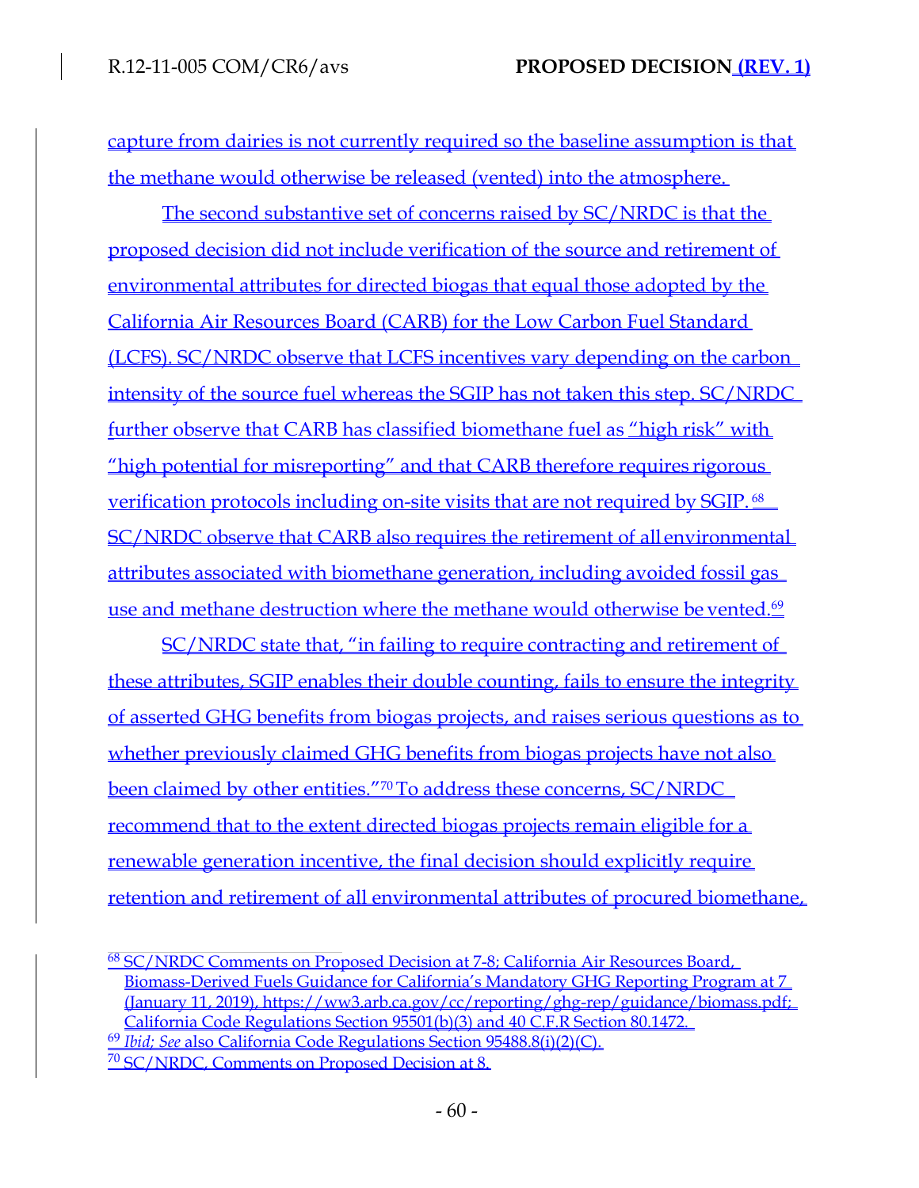capture from dairies is not currently required so the baseline assumption is that the methane would otherwise be released (vented) into the atmosphere.

The second substantive set of concerns raised by SC/NRDC is that the proposed decision did not include verification of the source and retirement of environmental attributes for directed biogas that equal those adopted by the California Air Resources Board (CARB) for the Low Carbon Fuel Standard (LCFS). SC/NRDC observe that LCFS incentives vary depending on the carbon intensity of the source fuel whereas the SGIP has not taken this step. SC/NRDC further observe that CARB has classified biomethane fuel as "high risk" with "high potential for misreporting" and that CARB therefore requires rigorous verification protocols including on-site visits that are not required by SGIP.[68] SC/NRDC observe that CARB also requires the retirement of all environmental attributes associated with biomethane generation, including avoided fossil gas use and methane destruction where the methane would otherwise be vented.[69]

SC/NRDC state that, "in failing to require contracting and retirement of these attributes, SGIP enables their double counting, fails to ensure the integrity of asserted GHG benefits from biogas projects, and raises serious questions as to whether previously claimed GHG benefits from biogas projects have not also been claimed by other entities."[70] To address these concerns, SC/NRDC recommend that to the extent directed biogas projects remain eligible for a renewable generation incentive, the final decision should explicitly require retention and retirement of all environmental attributes of procured biomethane,

---

[68] SC/NRDC Comments on Proposed Decision at 7-8; California Air Resources Board, Biomass-Derived Fuels Guidance for California's Mandatory GHG Reporting Program at 7 (January 11, 2019), https://ww3.arb.ca.gov/cc/reporting/ghg-rep/guidance/biomass.pdf; California Code Regulations Section 95501(b)(3) and 40 C.F.R Section 80.1472.

[69] *Ibid; See* also California Code Regulations Section 95488.8(i)(2)(C).

[70] SC/NRDC, Comments on Proposed Decision at 8.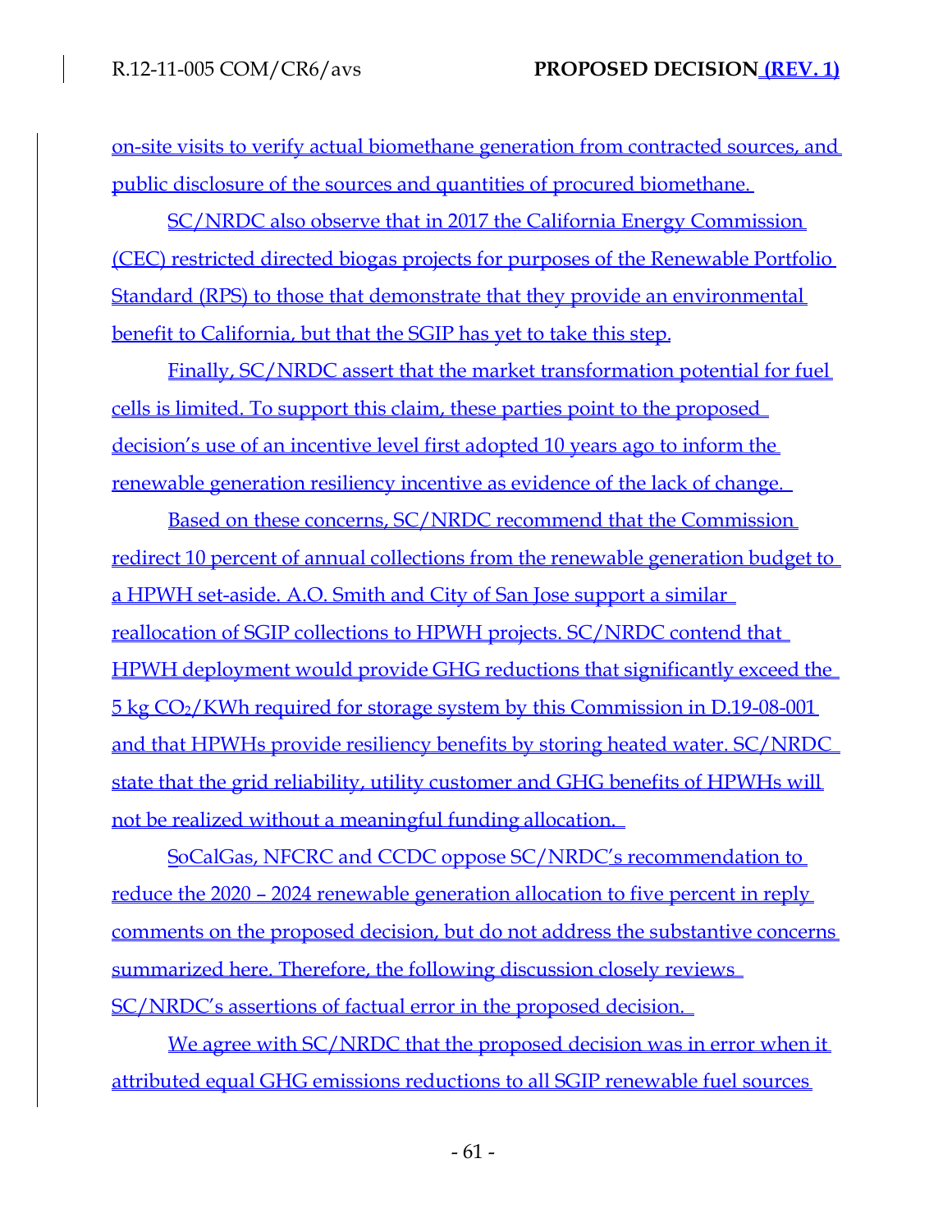on-site visits to verify actual biomethane generation from contracted sources, and public disclosure of the sources and quantities of procured biomethane.

SC/NRDC also observe that in 2017 the California Energy Commission (CEC) restricted directed biogas projects for purposes of the Renewable Portfolio Standard (RPS) to those that demonstrate that they provide an environmental benefit to California, but that the SGIP has yet to take this step.

Finally, SC/NRDC assert that the market transformation potential for fuel cells is limited. To support this claim, these parties point to the proposed decision's use of an incentive level first adopted 10 years ago to inform the renewable generation resiliency incentive as evidence of the lack of change.

Based on these concerns, SC/NRDC recommend that the Commission redirect 10 percent of annual collections from the renewable generation budget to a HPWH set-aside. A.O. Smith and City of San Jose support a similar reallocation of SGIP collections to HPWH projects. SC/NRDC contend that HPWH deployment would provide GHG reductions that significantly exceed the 5 kg $CO_2$/KWh required for storage system by this Commission in D.19-08-001 and that HPWHs provide resiliency benefits by storing heated water. SC/NRDC state that the grid reliability, utility customer and GHG benefits of HPWHs will not be realized without a meaningful funding allocation.

SoCalGas, NFCRC and CCDC oppose SC/NRDC's recommendation to reduce the 2020 – 2024 renewable generation allocation to five percent in reply comments on the proposed decision, but do not address the substantive concerns summarized here. Therefore, the following discussion closely reviews SC/NRDC's assertions of factual error in the proposed decision.

We agree with SC/NRDC that the proposed decision was in error when it attributed equal GHG emissions reductions to all SGIP renewable fuel sources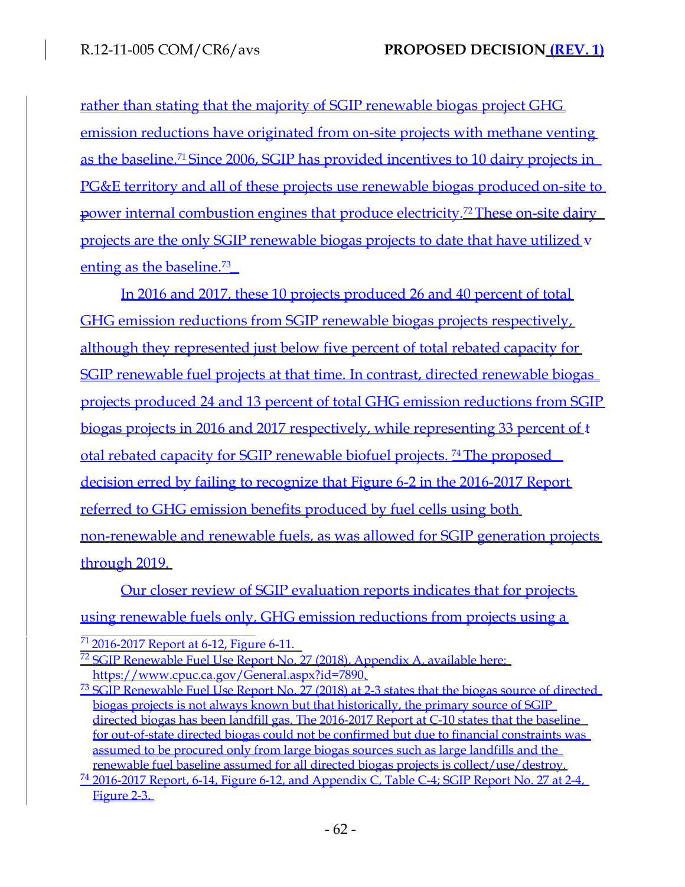rather than stating that the majority of SGIP renewable biogas project GHG emission reductions have originated from on-site projects with methane venting as the baseline.[71] Since 2006, SGIP has provided incentives to 10 dairy projects in PG&E territory and all of these projects use renewable biogas produced on-site to power internal combustion engines that produce electricity.[72] These on-site dairy projects are the only SGIP renewable biogas projects to date that have utilized venting as the baseline.[73]

In 2016 and 2017, these 10 projects produced 26 and 40 percent of total GHG emission reductions from SGIP renewable biogas projects respectively, although they represented just below five percent of total rebated capacity for SGIP renewable fuel projects at that time. In contrast, directed renewable biogas projects produced 24 and 13 percent of total GHG emission reductions from SGIP biogas projects in 2016 and 2017 respectively, while representing 33 percent of total rebated capacity for SGIP renewable biofuel projects. [74] The proposed decision erred by failing to recognize that Figure 6-2 in the 2016-2017 Report referred to GHG emission benefits produced by fuel cells using both non-renewable and renewable fuels, as was allowed for SGIP generation projects through 2019.

Our closer review of SGIP evaluation reports indicates that for projects using renewable fuels only, GHG emission reductions from projects using a

[71] 2016-2017 Report at 6-12, Figure 6-11.

[72] SGIP Renewable Fuel Use Report No. 27 (2018), Appendix A, available here: https://www.cpuc.ca.gov/General.aspx?id=7890.

[73] SGIP Renewable Fuel Use Report No. 27 (2018) at 2-3 states that the biogas source of directed biogas projects is not always known but that historically, the primary source of SGIP directed biogas has been landfill gas. The 2016-2017 Report at C-10 states that the baseline for out-of-state directed biogas could not be confirmed but due to financial constraints was assumed to be procured only from large biogas sources such as large landfills and the renewable fuel baseline assumed for all directed biogas projects is collect/use/destroy.

[74] 2016-2017 Report, 6-14, Figure 6-12, and Appendix C, Table C-4; SGIP Report No. 27 at 2-4, Figure 2-3.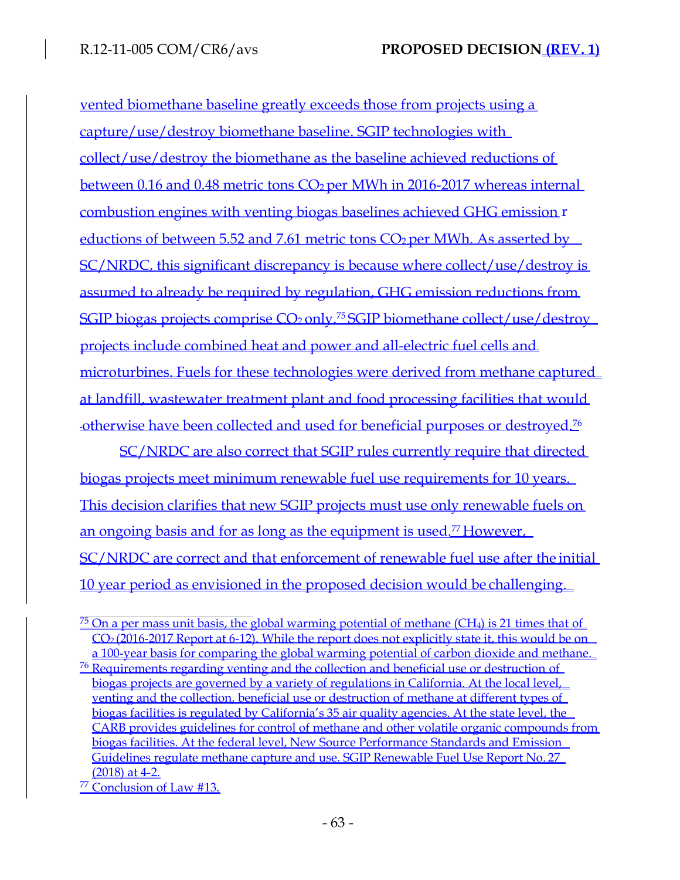vented biomethane baseline greatly exceeds those from projects using a capture/use/destroy biomethane baseline. SGIP technologies with collect/use/destroy the biomethane as the baseline achieved reductions of between 0.16 and 0.48 metric tons $CO_2$ per MWh in 2016-2017 whereas internal combustion engines with venting biogas baselines achieved GHG emission reductions of between 5.52 and 7.61 metric tons $CO_2$ per MWh. As asserted by SC/NRDC, this significant discrepancy is because where collect/use/destroy is assumed to already be required by regulation, GHG emission reductions from SGIP biogas projects comprise $CO_2$ only.[75] SGIP biomethane collect/use/destroy projects include combined heat and power and all-electric fuel cells and microturbines. Fuels for these technologies were derived from methane captured at landfill, wastewater treatment plant and food processing facilities that would otherwise have been collected and used for beneficial purposes or destroyed.[76]

SC/NRDC are also correct that SGIP rules currently require that directed biogas projects meet minimum renewable fuel use requirements for 10 years. This decision clarifies that new SGIP projects must use only renewable fuels on an ongoing basis and for as long as the equipment is used.[77] However, SC/NRDC are correct and that enforcement of renewable fuel use after the initial 10 year period as envisioned in the proposed decision would be challenging.

---

[75] On a per mass unit basis, the global warming potential of methane ($CH_4$) is 21 times that of $CO_2$ (2016-2017 Report at 6-12). While the report does not explicitly state it, this would be on a 100-year basis for comparing the global warming potential of carbon dioxide and methane.

[76] Requirements regarding venting and the collection and beneficial use or destruction of biogas projects are governed by a variety of regulations in California. At the local level, venting and the collection, beneficial use or destruction of methane at different types of biogas facilities is regulated by California's 35 air quality agencies. At the state level, the CARB provides guidelines for control of methane and other volatile organic compounds from biogas facilities. At the federal level, New Source Performance Standards and Emission Guidelines regulate methane capture and use. SGIP Renewable Fuel Use Report No. 27 (2018) at 4-2.

[77] Conclusion of Law #13.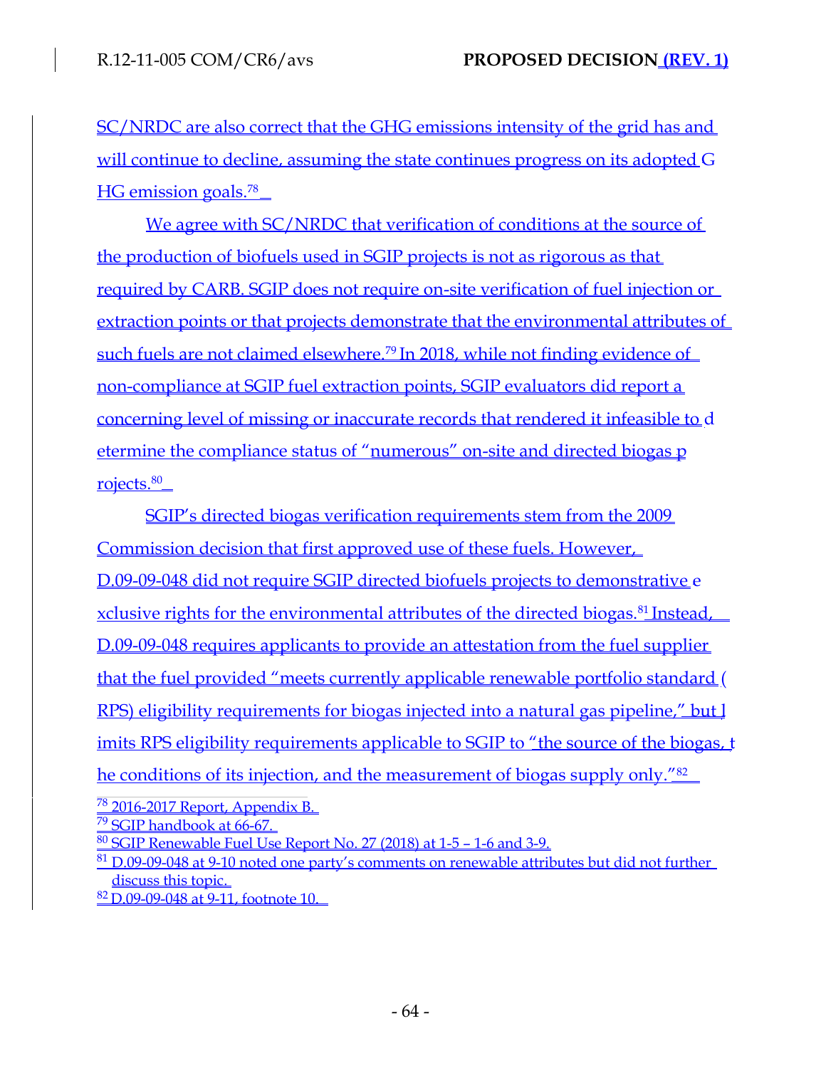SC/NRDC are also correct that the GHG emissions intensity of the grid has and will continue to decline, assuming the state continues progress on its adopted GHG emission goals.[78]

We agree with SC/NRDC that verification of conditions at the source of the production of biofuels used in SGIP projects is not as rigorous as that required by CARB. SGIP does not require on-site verification of fuel injection or extraction points or that projects demonstrate that the environmental attributes of such fuels are not claimed elsewhere.[79] In 2018, while not finding evidence of non-compliance at SGIP fuel extraction points, SGIP evaluators did report a concerning level of missing or inaccurate records that rendered it infeasible to determine the compliance status of "numerous" on-site and directed biogas projects.[80]

SGIP's directed biogas verification requirements stem from the 2009 Commission decision that first approved use of these fuels. However, D.09-09-048 did not require SGIP directed biofuels projects to demonstrative exclusive rights for the environmental attributes of the directed biogas.[81] Instead, D.09-09-048 requires applicants to provide an attestation from the fuel supplier that the fuel provided "meets currently applicable renewable portfolio standard (RPS) eligibility requirements for biogas injected into a natural gas pipeline," but limits RPS eligibility requirements applicable to SGIP to "the source of the biogas, the conditions of its injection, and the measurement of biogas supply only."[82]

---

[78] 2016-2017 Report, Appendix B.

[79] SGIP handbook at 66-67.

[80] SGIP Renewable Fuel Use Report No. 27 (2018) at 1-5 – 1-6 and 3-9.

[81] D.09-09-048 at 9-10 noted one party's comments on renewable attributes but did not further discuss this topic.

[82] D.09-09-048 at 9-11, footnote 10.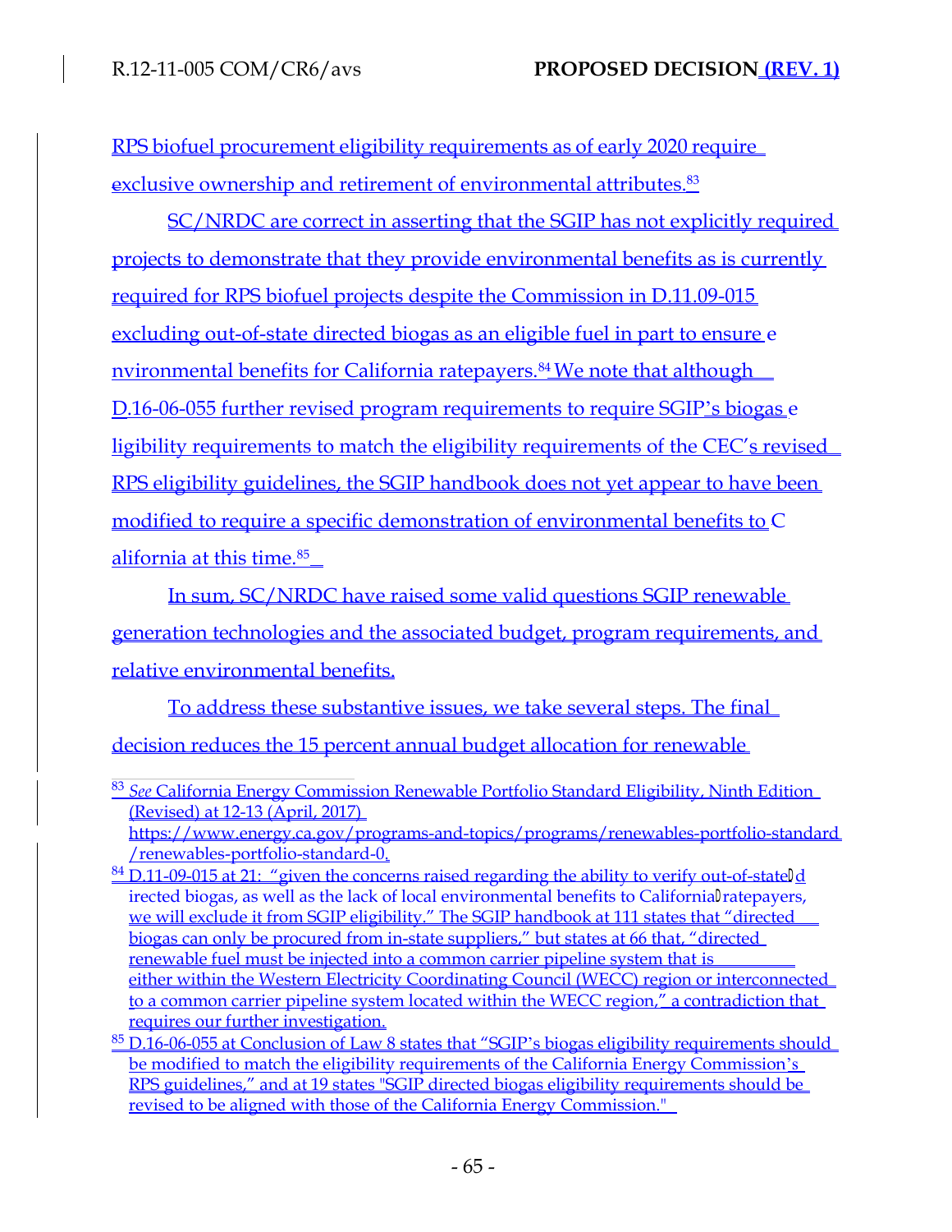RPS biofuel procurement eligibility requirements as of early 2020 require exclusive ownership and retirement of environmental attributes.[83]

SC/NRDC are correct in asserting that the SGIP has not explicitly required projects to demonstrate that they provide environmental benefits as is currently required for RPS biofuel projects despite the Commission in D.11.09-015 excluding out-of-state directed biogas as an eligible fuel in part to ensure environmental benefits for California ratepayers.[84] We note that although D.16-06-055 further revised program requirements to require SGIP's biogas eligibility requirements to match the eligibility requirements of the CEC's revised RPS eligibility guidelines, the SGIP handbook does not yet appear to have been modified to require a specific demonstration of environmental benefits to California at this time.[85]

In sum, SC/NRDC have raised some valid questions SGIP renewable generation technologies and the associated budget, program requirements, and relative environmental benefits.

To address these substantive issues, we take several steps. The final decision reduces the 15 percent annual budget allocation for renewable

---

[83] *See* California Energy Commission Renewable Portfolio Standard Eligibility, Ninth Edition (Revised) at 12-13 (April, 2017) https://www.energy.ca.gov/programs-and-topics/programs/renewables-portfolio-standard/renewables-portfolio-standard-0.

[84] D.11-09-015 at 21: "given the concerns raised regarding the ability to verify out-of-state directed biogas, as well as the lack of local environmental benefits to California ratepayers, we will exclude it from SGIP eligibility." The SGIP handbook at 111 states that "directed biogas can only be procured from in-state suppliers," but states at 66 that, "directed renewable fuel must be injected into a common carrier pipeline system that is either within the Western Electricity Coordinating Council (WECC) region or interconnected to a common carrier pipeline system located within the WECC region," a contradiction that requires our further investigation.

[85] D.16-06-055 at Conclusion of Law 8 states that "SGIP's biogas eligibility requirements should be modified to match the eligibility requirements of the California Energy Commission's RPS guidelines," and at 19 states "SGIP directed biogas eligibility requirements should be revised to be aligned with those of the California Energy Commission."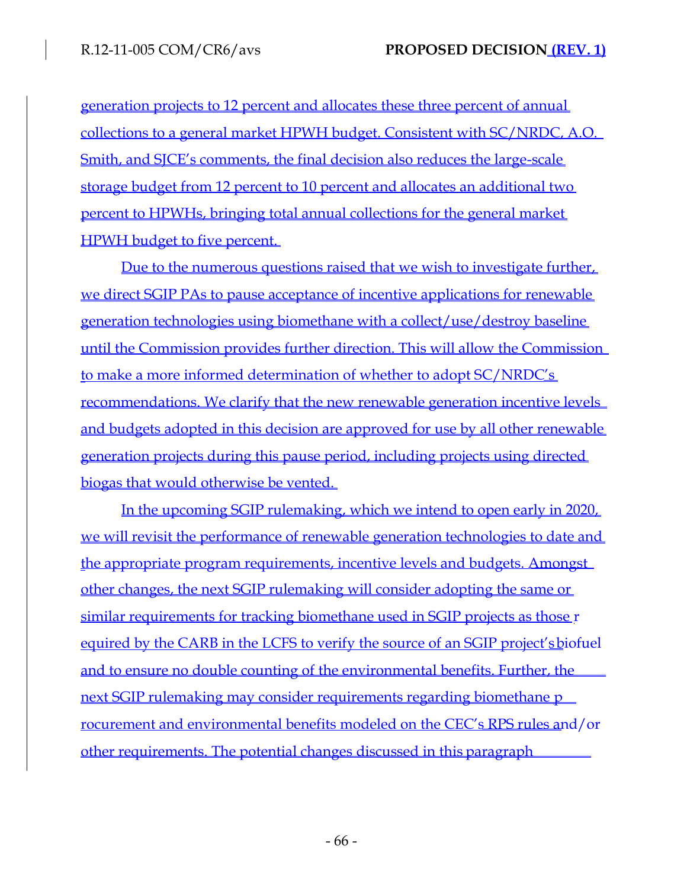generation projects to 12 percent and allocates these three percent of annual collections to a general market HPWH budget. Consistent with SC/NRDC, A.O. Smith, and SJCE's comments, the final decision also reduces the large-scale storage budget from 12 percent to 10 percent and allocates an additional two percent to HPWHs, bringing total annual collections for the general market HPWH budget to five percent.

Due to the numerous questions raised that we wish to investigate further, we direct SGIP PAs to pause acceptance of incentive applications for renewable generation technologies using biomethane with a collect/use/destroy baseline until the Commission provides further direction. This will allow the Commission to make a more informed determination of whether to adopt SC/NRDC's recommendations. We clarify that the new renewable generation incentive levels and budgets adopted in this decision are approved for use by all other renewable generation projects during this pause period, including projects using directed biogas that would otherwise be vented.

In the upcoming SGIP rulemaking, which we intend to open early in 2020, we will revisit the performance of renewable generation technologies to date and the appropriate program requirements, incentive levels and budgets. Amongst other changes, the next SGIP rulemaking will consider adopting the same or similar requirements for tracking biomethane used in SGIP projects as those required by the CARB in the LCFS to verify the source of an SGIP project's biofuel and to ensure no double counting of the environmental benefits. Further, the next SGIP rulemaking may consider requirements regarding biomethane procurement and environmental benefits modeled on the CEC's RPS rules and/or other requirements. The potential changes discussed in this paragraph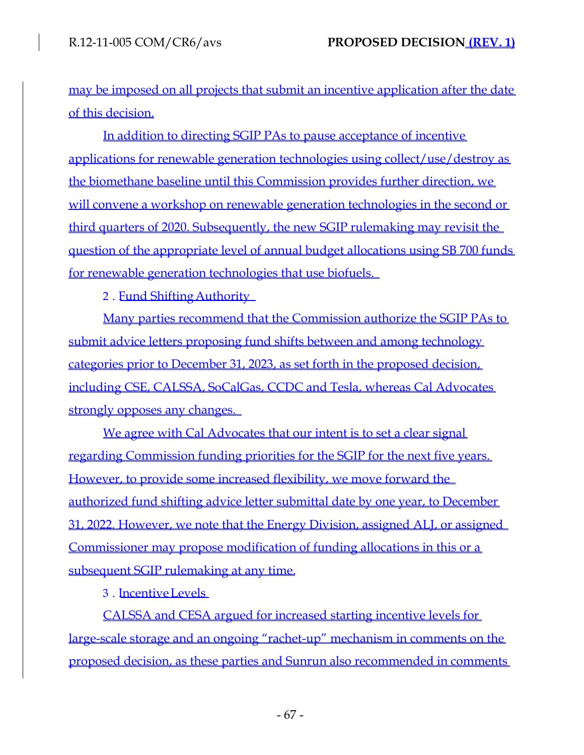may be imposed on all projects that submit an incentive application after the date of this decision.

In addition to directing SGIP PAs to pause acceptance of incentive applications for renewable generation technologies using collect/use/destroy as the biomethane baseline until this Commission provides further direction, we will convene a workshop on renewable generation technologies in the second or third quarters of 2020. Subsequently, the new SGIP rulemaking may revisit the question of the appropriate level of annual budget allocations using SB 700 funds for renewable generation technologies that use biofuels.

2 . Fund Shifting Authority

Many parties recommend that the Commission authorize the SGIP PAs to submit advice letters proposing fund shifts between and among technology categories prior to December 31, 2023, as set forth in the proposed decision, including CSE, CALSSA, SoCalGas, CCDC and Tesla, whereas Cal Advocates strongly opposes any changes.

We agree with Cal Advocates that our intent is to set a clear signal regarding Commission funding priorities for the SGIP for the next five years. However, to provide some increased flexibility, we move forward the authorized fund shifting advice letter submittal date by one year, to December 31, 2022. However, we note that the Energy Division, assigned ALJ, or assigned Commissioner may propose modification of funding allocations in this or a subsequent SGIP rulemaking at any time.

3 . Incentive Levels

CALSSA and CESA argued for increased starting incentive levels for large-scale storage and an ongoing "rachet-up" mechanism in comments on the proposed decision, as these parties and Sunrun also recommended in comments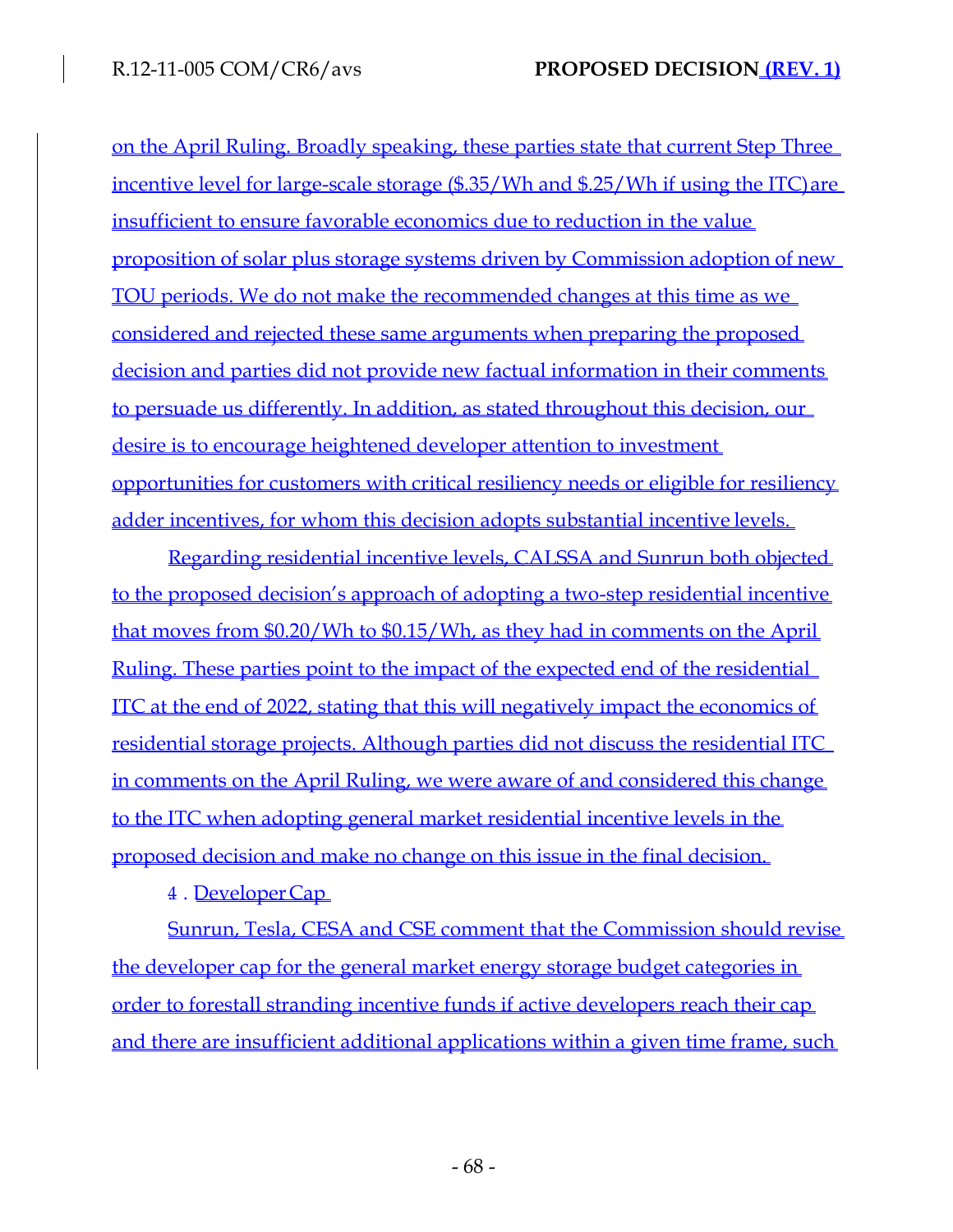on the April Ruling. Broadly speaking, these parties state that current Step Three incentive level for large-scale storage ($.35/Wh and $.25/Wh if using the ITC) are insufficient to ensure favorable economics due to reduction in the value proposition of solar plus storage systems driven by Commission adoption of new TOU periods. We do not make the recommended changes at this time as we considered and rejected these same arguments when preparing the proposed decision and parties did not provide new factual information in their comments to persuade us differently. In addition, as stated throughout this decision, our desire is to encourage heightened developer attention to investment opportunities for customers with critical resiliency needs or eligible for resiliency adder incentives, for whom this decision adopts substantial incentive levels.

Regarding residential incentive levels, CALSSA and Sunrun both objected to the proposed decision's approach of adopting a two-step residential incentive that moves from $0.20/Wh to $0.15/Wh, as they had in comments on the April Ruling. These parties point to the impact of the expected end of the residential ITC at the end of 2022, stating that this will negatively impact the economics of residential storage projects. Although parties did not discuss the residential ITC in comments on the April Ruling, we were aware of and considered this change to the ITC when adopting general market residential incentive levels in the proposed decision and make no change on this issue in the final decision.

4. Developer Cap

Sunrun, Tesla, CESA and CSE comment that the Commission should revise the developer cap for the general market energy storage budget categories in order to forestall stranding incentive funds if active developers reach their cap and there are insufficient additional applications within a given time frame, such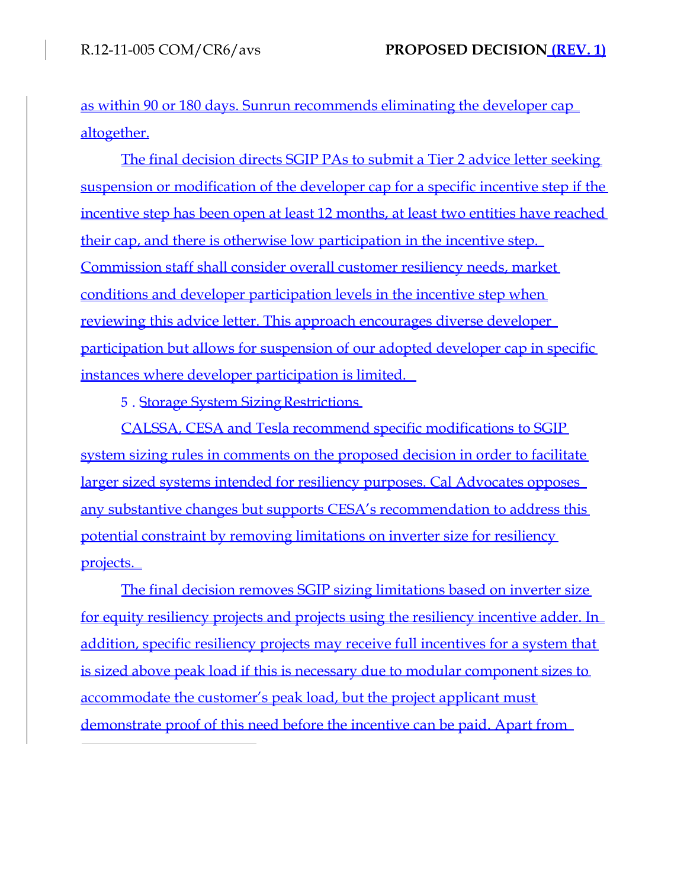as within 90 or 180 days. Sunrun recommends eliminating the developer cap altogether.

The final decision directs SGIP PAs to submit a Tier 2 advice letter seeking suspension or modification of the developer cap for a specific incentive step if the incentive step has been open at least 12 months, at least two entities have reached their cap, and there is otherwise low participation in the incentive step. Commission staff shall consider overall customer resiliency needs, market conditions and developer participation levels in the incentive step when reviewing this advice letter. This approach encourages diverse developer participation but allows for suspension of our adopted developer cap in specific instances where developer participation is limited.

### 5. Storage System Sizing Restrictions

CALSSA, CESA and Tesla recommend specific modifications to SGIP system sizing rules in comments on the proposed decision in order to facilitate larger sized systems intended for resiliency purposes. Cal Advocates opposes any substantive changes but supports CESA's recommendation to address this potential constraint by removing limitations on inverter size for resiliency projects.

The final decision removes SGIP sizing limitations based on inverter size for equity resiliency projects and projects using the resiliency incentive adder. In addition, specific resiliency projects may receive full incentives for a system that is sized above peak load if this is necessary due to modular component sizes to accommodate the customer's peak load, but the project applicant must demonstrate proof of this need before the incentive can be paid. Apart from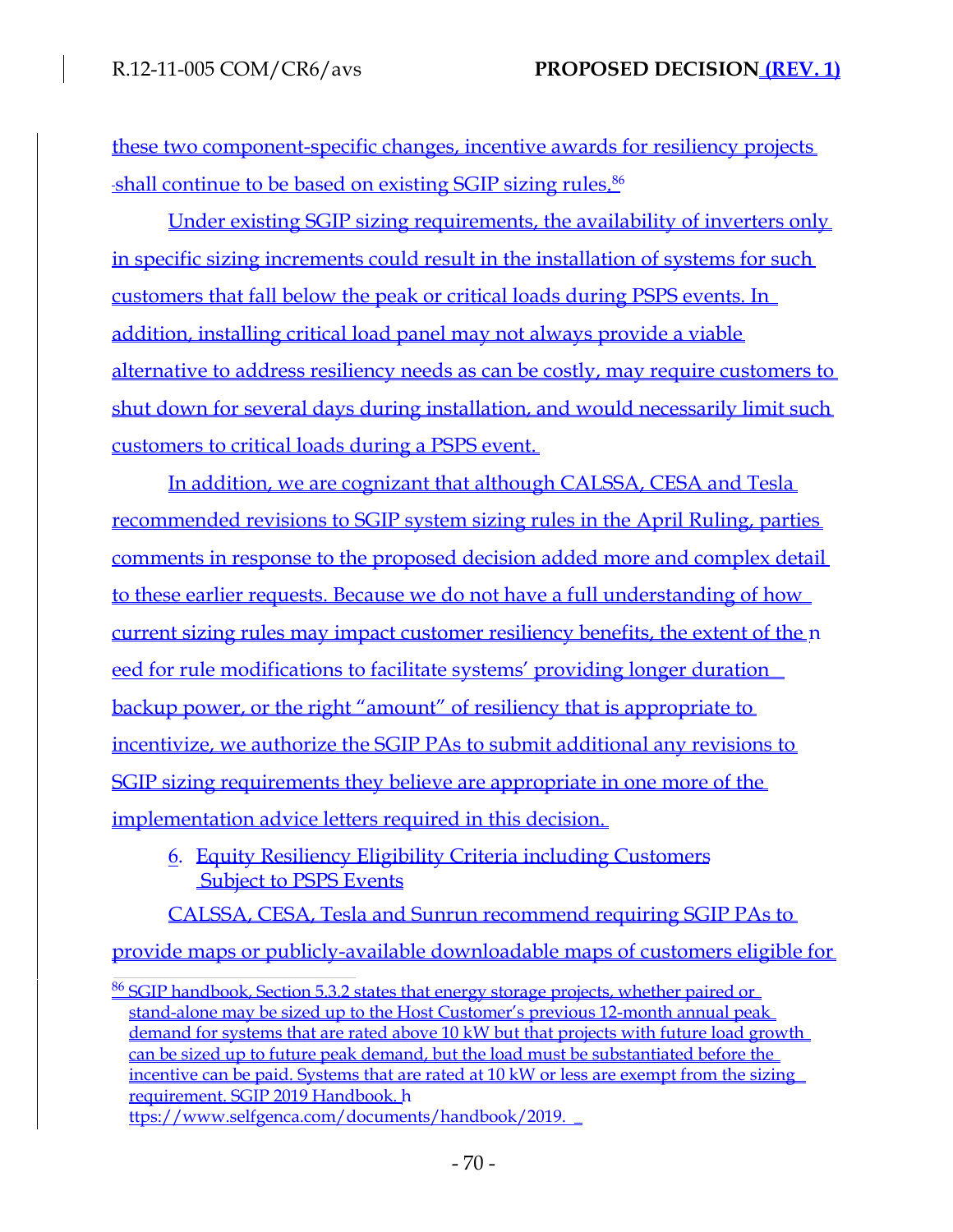these two component-specific changes, incentive awards for resiliency projects shall continue to be based on existing SGIP sizing rules.[86]

Under existing SGIP sizing requirements, the availability of inverters only in specific sizing increments could result in the installation of systems for such customers that fall below the peak or critical loads during PSPS events. In addition, installing critical load panel may not always provide a viable alternative to address resiliency needs as can be costly, may require customers to shut down for several days during installation, and would necessarily limit such customers to critical loads during a PSPS event.

In addition, we are cognizant that although CALSSA, CESA and Tesla recommended revisions to SGIP system sizing rules in the April Ruling, parties comments in response to the proposed decision added more and complex detail to these earlier requests. Because we do not have a full understanding of how current sizing rules may impact customer resiliency benefits, the extent of the need for rule modifications to facilitate systems' providing longer duration backup power, or the right "amount" of resiliency that is appropriate to incentivize, we authorize the SGIP PAs to submit additional any revisions to SGIP sizing requirements they believe are appropriate in one more of the implementation advice letters required in this decision.

6. Equity Resiliency Eligibility Criteria including Customers Subject to PSPS Events

CALSSA, CESA, Tesla and Sunrun recommend requiring SGIP PAs to provide maps or publicly-available downloadable maps of customers eligible for

[86] SGIP handbook, Section 5.3.2 states that energy storage projects, whether paired or stand-alone may be sized up to the Host Customer's previous 12-month annual peak demand for systems that are rated above 10 kW but that projects with future load growth can be sized up to future peak demand, but the load must be substantiated before the incentive can be paid. Systems that are rated at 10 kW or less are exempt from the sizing requirement. SGIP 2019 Handbook. https://www.selfgenca.com/documents/handbook/2019.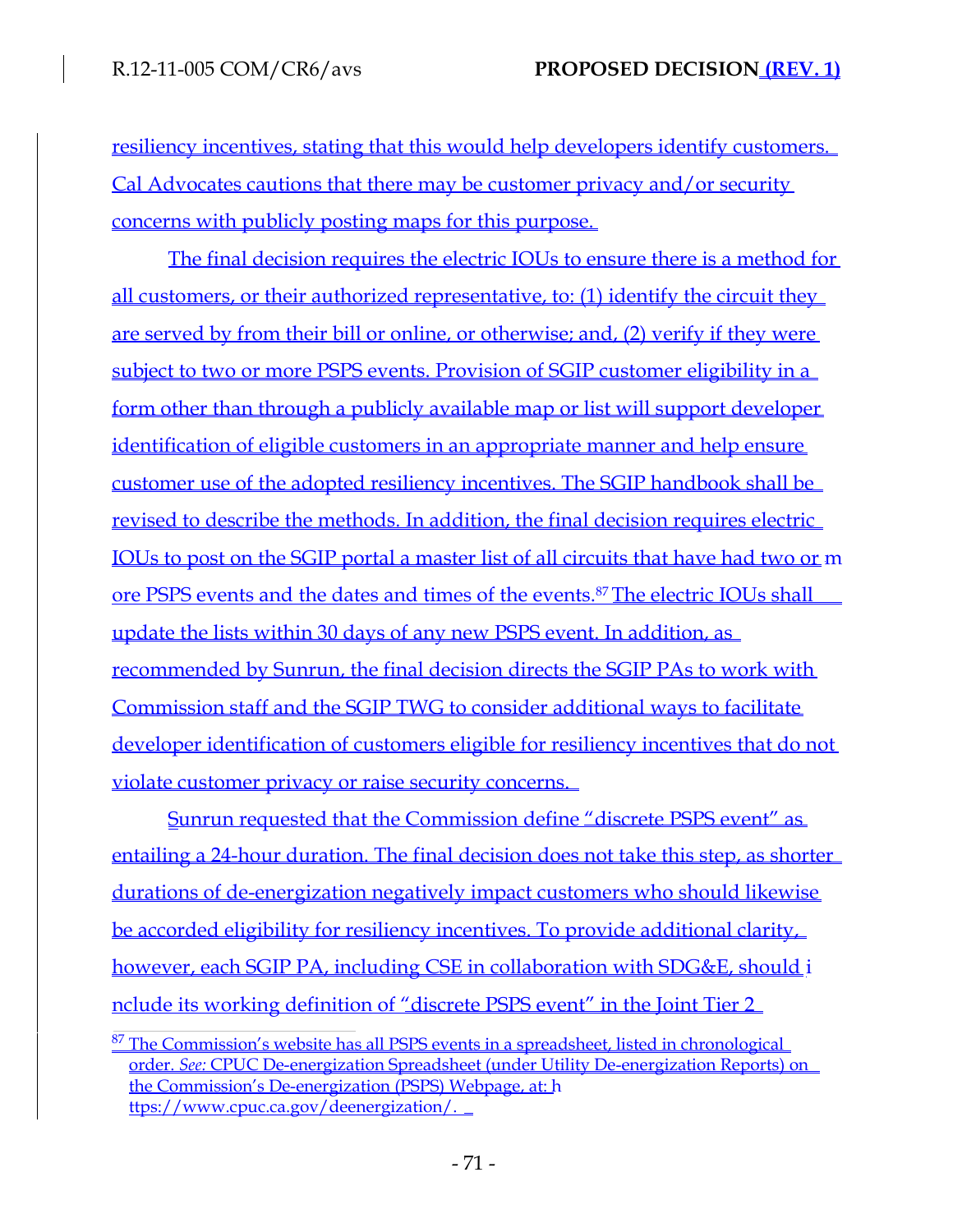resiliency incentives, stating that this would help developers identify customers. Cal Advocates cautions that there may be customer privacy and/or security concerns with publicly posting maps for this purpose.

The final decision requires the electric IOUs to ensure there is a method for all customers, or their authorized representative, to: (1) identify the circuit they are served by from their bill or online, or otherwise; and, (2) verify if they were subject to two or more PSPS events. Provision of SGIP customer eligibility in a form other than through a publicly available map or list will support developer identification of eligible customers in an appropriate manner and help ensure customer use of the adopted resiliency incentives. The SGIP handbook shall be revised to describe the methods. In addition, the final decision requires electric IOUs to post on the SGIP portal a master list of all circuits that have had two or more PSPS events and the dates and times of the events.[87] The electric IOUs shall update the lists within 30 days of any new PSPS event. In addition, as recommended by Sunrun, the final decision directs the SGIP PAs to work with Commission staff and the SGIP TWG to consider additional ways to facilitate developer identification of customers eligible for resiliency incentives that do not violate customer privacy or raise security concerns.

Sunrun requested that the Commission define "discrete PSPS event" as entailing a 24-hour duration. The final decision does not take this step, as shorter durations of de-energization negatively impact customers who should likewise be accorded eligibility for resiliency incentives. To provide additional clarity, however, each SGIP PA, including CSE in collaboration with SDG&E, should include its working definition of "discrete PSPS event" in the Joint Tier 2

---

[87] The Commission's website has all PSPS events in a spreadsheet, listed in chronological order. *See:* CPUC De-energization Spreadsheet (under Utility De-energization Reports) on the Commission's De-energization (PSPS) Webpage, at: https://www.cpuc.ca.gov/deenergization/.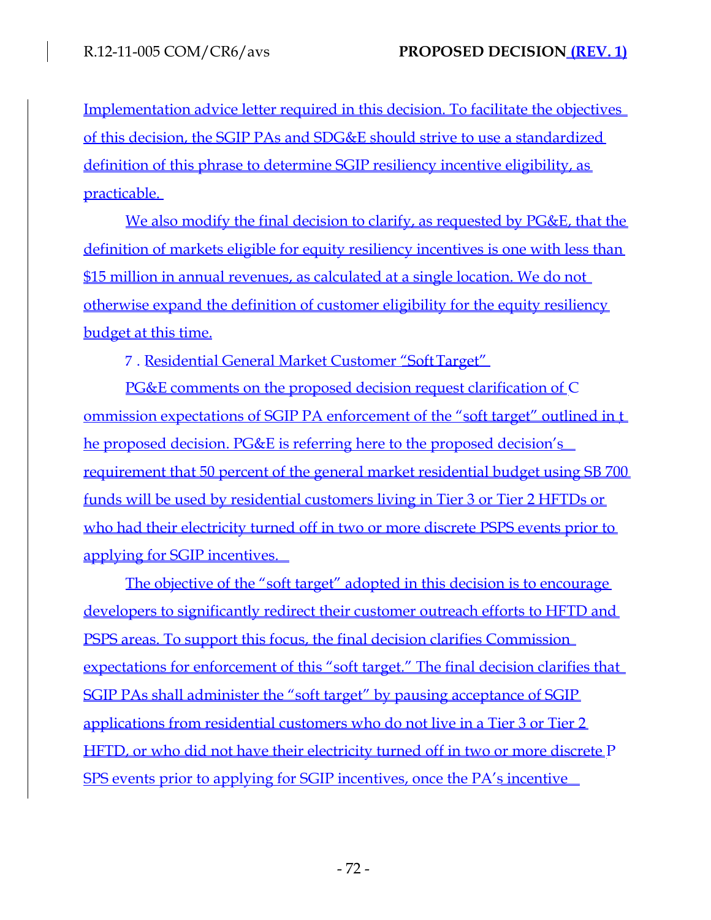Implementation advice letter required in this decision. To facilitate the objectives of this decision, the SGIP PAs and SDG&E should strive to use a standardized definition of this phrase to determine SGIP resiliency incentive eligibility, as practicable.

We also modify the final decision to clarify, as requested by PG&E, that the definition of markets eligible for equity resiliency incentives is one with less than $15 million in annual revenues, as calculated at a single location. We do not otherwise expand the definition of customer eligibility for the equity resiliency budget at this time.

7 . Residential General Market Customer "Soft Target"

PG&E comments on the proposed decision request clarification of Commission expectations of SGIP PA enforcement of the "soft target" outlined in the proposed decision. PG&E is referring here to the proposed decision's requirement that 50 percent of the general market residential budget using SB 700 funds will be used by residential customers living in Tier 3 or Tier 2 HFTDs or who had their electricity turned off in two or more discrete PSPS events prior to applying for SGIP incentives.

The objective of the "soft target" adopted in this decision is to encourage developers to significantly redirect their customer outreach efforts to HFTD and PSPS areas. To support this focus, the final decision clarifies Commission expectations for enforcement of this "soft target." The final decision clarifies that SGIP PAs shall administer the "soft target" by pausing acceptance of SGIP applications from residential customers who do not live in a Tier 3 or Tier 2 HFTD, or who did not have their electricity turned off in two or more discrete PSPS events prior to applying for SGIP incentives, once the PA's incentive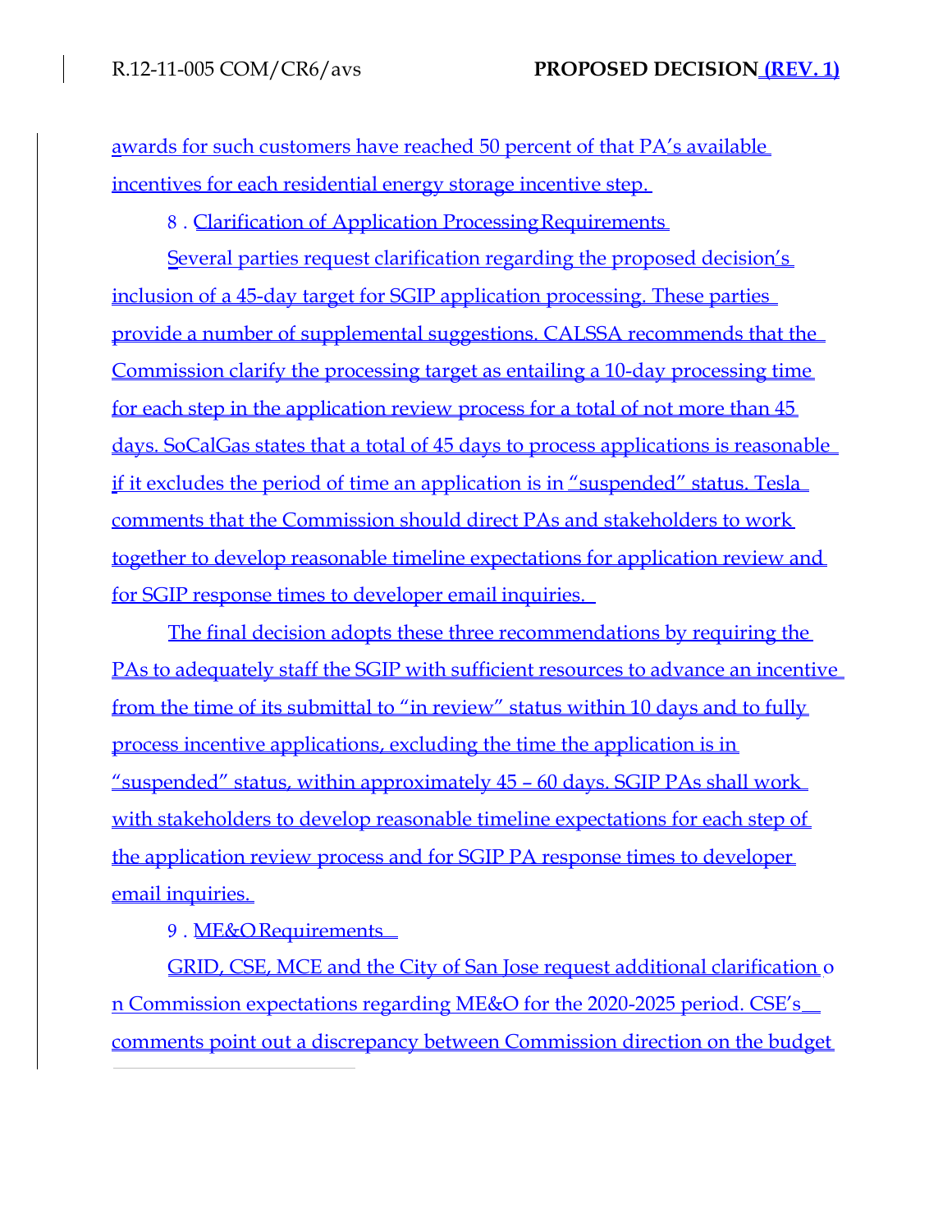awards for such customers have reached 50 percent of that PA's available incentives for each residential energy storage incentive step.

8 . Clarification of Application Processing Requirements

Several parties request clarification regarding the proposed decision's inclusion of a 45-day target for SGIP application processing. These parties provide a number of supplemental suggestions. CALSSA recommends that the Commission clarify the processing target as entailing a 10-day processing time for each step in the application review process for a total of not more than 45 days. SoCalGas states that a total of 45 days to process applications is reasonable if it excludes the period of time an application is in "suspended" status. Tesla comments that the Commission should direct PAs and stakeholders to work together to develop reasonable timeline expectations for application review and for SGIP response times to developer email inquiries.

The final decision adopts these three recommendations by requiring the PAs to adequately staff the SGIP with sufficient resources to advance an incentive from the time of its submittal to "in review" status within 10 days and to fully process incentive applications, excluding the time the application is in "suspended" status, within approximately 45 – 60 days. SGIP PAs shall work with stakeholders to develop reasonable timeline expectations for each step of the application review process and for SGIP PA response times to developer email inquiries.

9 . ME&O Requirements

GRID, CSE, MCE and the City of San Jose request additional clarification on Commission expectations regarding ME&O for the 2020-2025 period. CSE's comments point out a discrepancy between Commission direction on the budget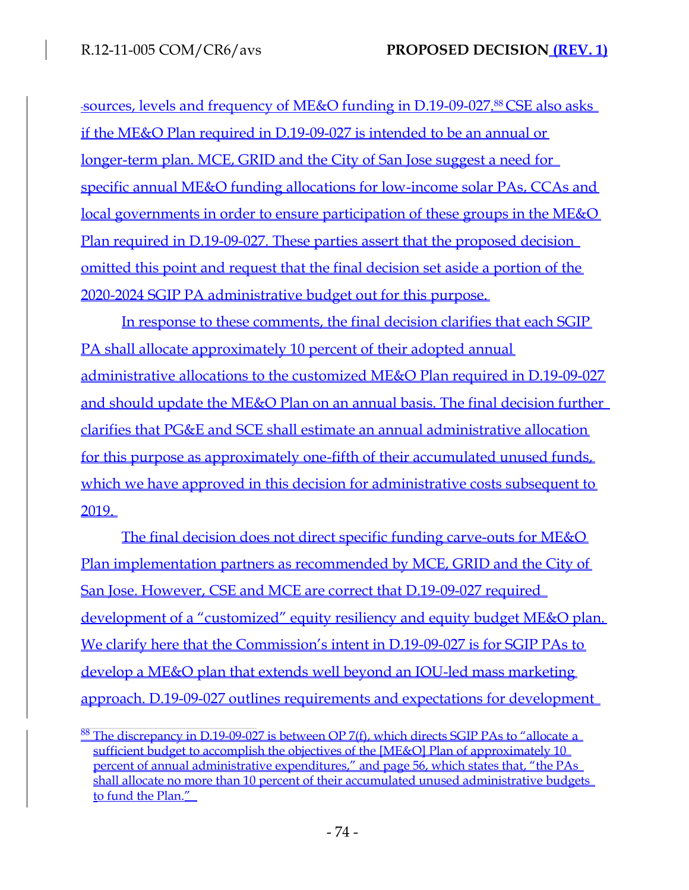sources, levels and frequency of ME&O funding in D.19-09-027.[88] CSE also asks if the ME&O Plan required in D.19-09-027 is intended to be an annual or longer-term plan. MCE, GRID and the City of San Jose suggest a need for specific annual ME&O funding allocations for low-income solar PAs, CCAs and local governments in order to ensure participation of these groups in the ME&O Plan required in D.19-09-027. These parties assert that the proposed decision omitted this point and request that the final decision set aside a portion of the 2020-2024 SGIP PA administrative budget out for this purpose.

In response to these comments, the final decision clarifies that each SGIP PA shall allocate approximately 10 percent of their adopted annual administrative allocations to the customized ME&O Plan required in D.19-09-027 and should update the ME&O Plan on an annual basis. The final decision further clarifies that PG&E and SCE shall estimate an annual administrative allocation for this purpose as approximately one-fifth of their accumulated unused funds, which we have approved in this decision for administrative costs subsequent to 2019.

The final decision does not direct specific funding carve-outs for ME&O Plan implementation partners as recommended by MCE, GRID and the City of San Jose. However, CSE and MCE are correct that D.19-09-027 required development of a "customized" equity resiliency and equity budget ME&O plan. We clarify here that the Commission's intent in D.19-09-027 is for SGIP PAs to develop a ME&O plan that extends well beyond an IOU-led mass marketing approach. D.19-09-027 outlines requirements and expectations for development

---

[88] The discrepancy in D.19-09-027 is between OP 7(f), which directs SGIP PAs to "allocate a sufficient budget to accomplish the objectives of the [ME&O] Plan of approximately 10 percent of annual administrative expenditures," and page 56, which states that, "the PAs shall allocate no more than 10 percent of their accumulated unused administrative budgets to fund the Plan."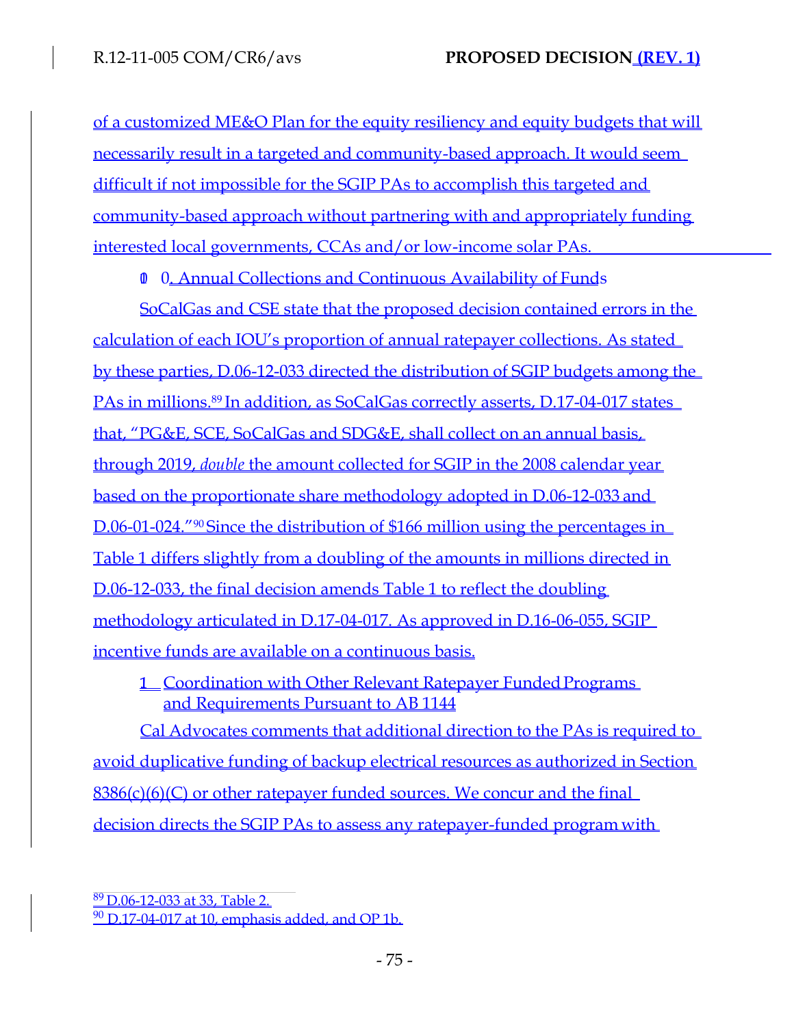of a customized ME&O Plan for the equity resiliency and equity budgets that will necessarily result in a targeted and community-based approach. It would seem difficult if not impossible for the SGIP PAs to accomplish this targeted and community-based approach without partnering with and appropriately funding interested local governments, CCAs and/or low-income solar PAs.

### 0. Annual Collections and Continuous Availability of Funds

SoCalGas and CSE state that the proposed decision contained errors in the calculation of each IOU's proportion of annual ratepayer collections. As stated by these parties, D.06-12-033 directed the distribution of SGIP budgets among the PAs in millions.[89] In addition, as SoCalGas correctly asserts, D.17-04-017 states that, "PG&E, SCE, SoCalGas and SDG&E, shall collect on an annual basis, through 2019, *double* the amount collected for SGIP in the 2008 calendar year based on the proportionate share methodology adopted in D.06-12-033 and D.06-01-024."[90] Since the distribution of $166 million using the percentages in Table 1 differs slightly from a doubling of the amounts in millions directed in D.06-12-033, the final decision amends Table 1 to reflect the doubling methodology articulated in D.17-04-017. As approved in D.16-06-055, SGIP incentive funds are available on a continuous basis.

### 1. Coordination with Other Relevant Ratepayer Funded Programs and Requirements Pursuant to AB 1144

Cal Advocates comments that additional direction to the PAs is required to avoid duplicative funding of backup electrical resources as authorized in Section 8386(c)(6)(C) or other ratepayer funded sources. We concur and the final decision directs the SGIP PAs to assess any ratepayer-funded program with

---

[89] D.06-12-033 at 33, Table 2.

[90] D.17-04-017 at 10, emphasis added, and OP 1b.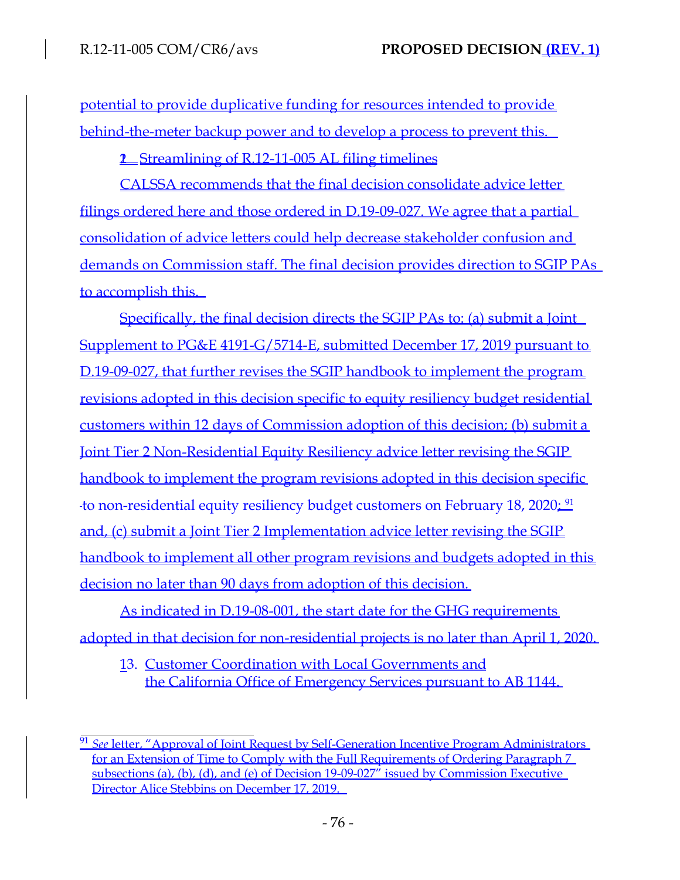potential to provide duplicative funding for resources intended to provide behind-the-meter backup power and to develop a process to prevent this.

2 Streamlining of R.12-11-005 AL filing timelines

CALSSA recommends that the final decision consolidate advice letter filings ordered here and those ordered in D.19-09-027. We agree that a partial consolidation of advice letters could help decrease stakeholder confusion and demands on Commission staff. The final decision provides direction to SGIP PAs to accomplish this.

Specifically, the final decision directs the SGIP PAs to: (a) submit a Joint Supplement to PG&E 4191-G/5714-E, submitted December 17, 2019 pursuant to D.19-09-027, that further revises the SGIP handbook to implement the program revisions adopted in this decision specific to equity resiliency budget residential customers within 12 days of Commission adoption of this decision; (b) submit a Joint Tier 2 Non-Residential Equity Resiliency advice letter revising the SGIP handbook to implement the program revisions adopted in this decision specific to non-residential equity resiliency budget customers on February 18, 2020;[91] and, (c) submit a Joint Tier 2 Implementation advice letter revising the SGIP handbook to implement all other program revisions and budgets adopted in this decision no later than 90 days from adoption of this decision.

As indicated in D.19-08-001, the start date for the GHG requirements adopted in that decision for non-residential projects is no later than April 1, 2020.

13. Customer Coordination with Local Governments and the California Office of Emergency Services pursuant to AB 1144.

[91] *See* letter, "Approval of Joint Request by Self-Generation Incentive Program Administrators for an Extension of Time to Comply with the Full Requirements of Ordering Paragraph 7 subsections (a), (b), (d), and (e) of Decision 19-09-027" issued by Commission Executive Director Alice Stebbins on December 17, 2019.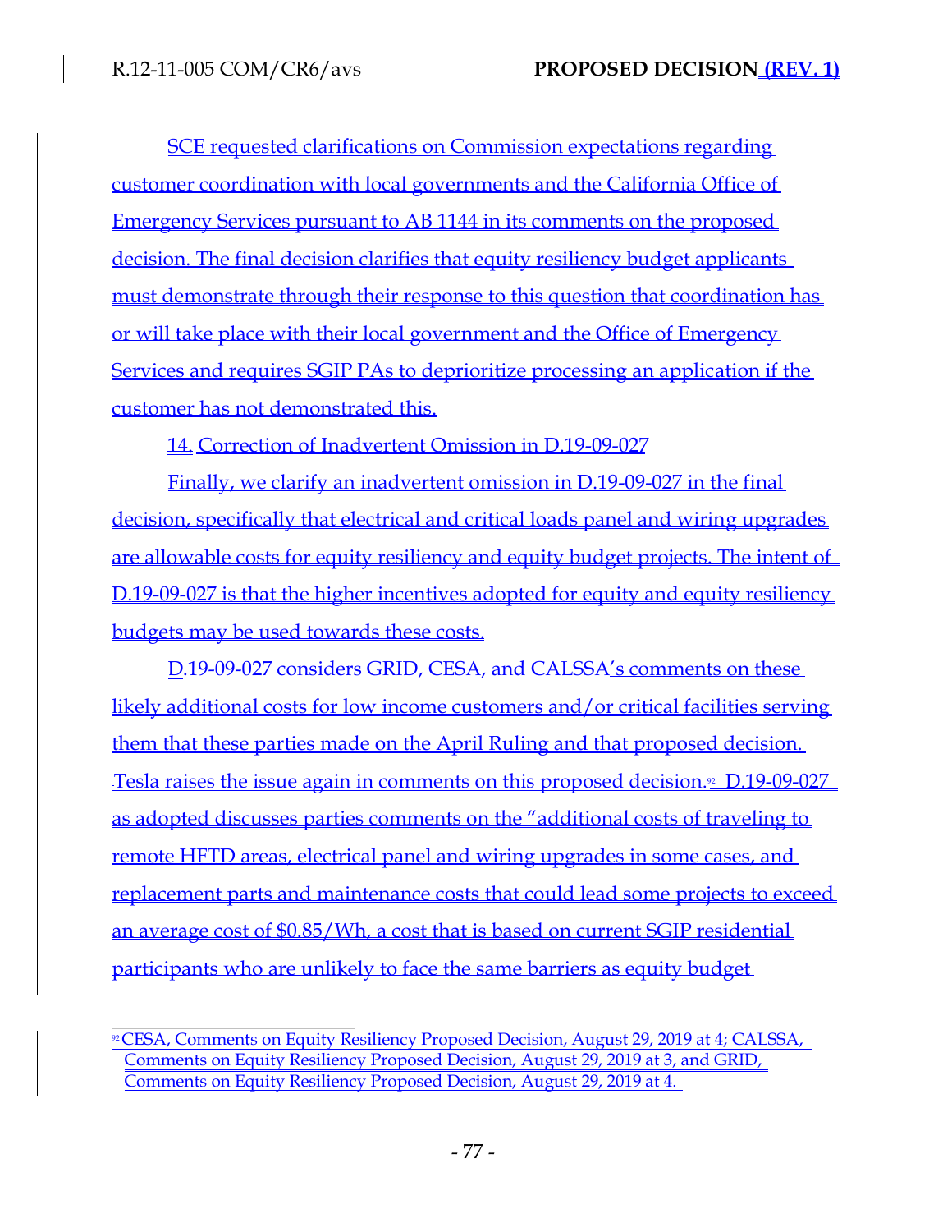SCE requested clarifications on Commission expectations regarding customer coordination with local governments and the California Office of Emergency Services pursuant to AB 1144 in its comments on the proposed decision. The final decision clarifies that equity resiliency budget applicants must demonstrate through their response to this question that coordination has or will take place with their local government and the Office of Emergency Services and requires SGIP PAs to deprioritize processing an application if the customer has not demonstrated this.

### 14. Correction of Inadvertent Omission in D.19-09-027

Finally, we clarify an inadvertent omission in D.19-09-027 in the final decision, specifically that electrical and critical loads panel and wiring upgrades are allowable costs for equity resiliency and equity budget projects. The intent of D.19-09-027 is that the higher incentives adopted for equity and equity resiliency budgets may be used towards these costs.

D.19-09-027 considers GRID, CESA, and CALSSA's comments on these likely additional costs for low income customers and/or critical facilities serving them that these parties made on the April Ruling and that proposed decision. Tesla raises the issue again in comments on this proposed decision.[92] D.19-09-027 as adopted discusses parties comments on the "additional costs of traveling to remote HFTD areas, electrical panel and wiring upgrades in some cases, and replacement parts and maintenance costs that could lead some projects to exceed an average cost of $0.85/Wh, a cost that is based on current SGIP residential participants who are unlikely to face the same barriers as equity budget

[92] CESA, Comments on Equity Resiliency Proposed Decision, August 29, 2019 at 4; CALSSA, Comments on Equity Resiliency Proposed Decision, August 29, 2019 at 3, and GRID, Comments on Equity Resiliency Proposed Decision, August 29, 2019 at 4.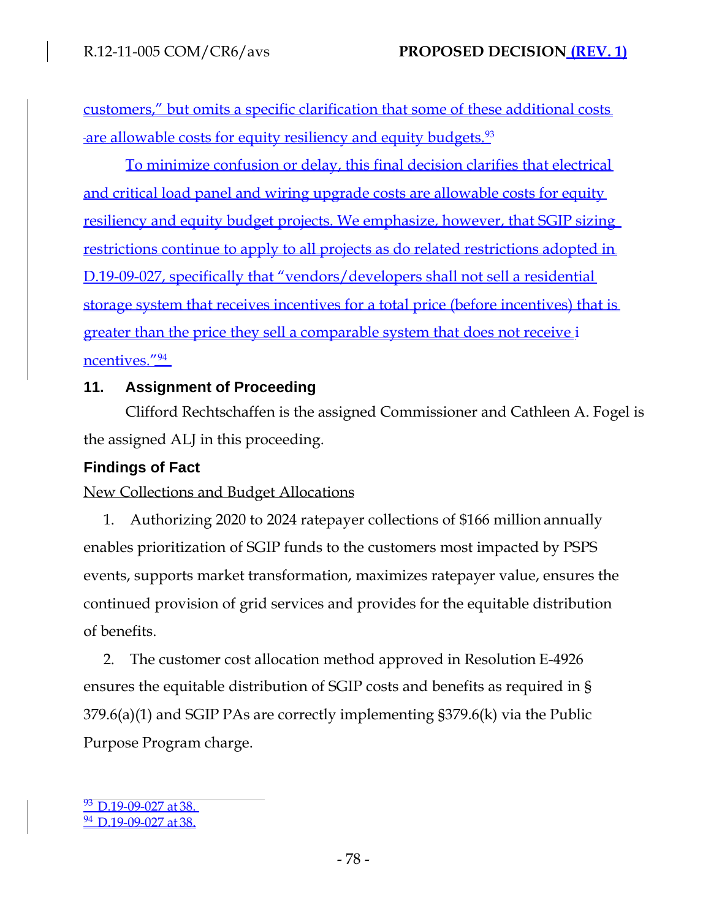customers," but omits a specific clarification that some of these additional costs are allowable costs for equity resiliency and equity budgets.[93]

To minimize confusion or delay, this final decision clarifies that electrical and critical load panel and wiring upgrade costs are allowable costs for equity resiliency and equity budget projects. We emphasize, however, that SGIP sizing restrictions continue to apply to all projects as do related restrictions adopted in D.19-09-027, specifically that "vendors/developers shall not sell a residential storage system that receives incentives for a total price (before incentives) that is greater than the price they sell a comparable system that does not receive incentives."[94]

## 11. Assignment of Proceeding

Clifford Rechtschaffen is the assigned Commissioner and Cathleen A. Fogel is the assigned ALJ in this proceeding.

## Findings of Fact

New Collections and Budget Allocations

1. Authorizing 2020 to 2024 ratepayer collections of $166 million annually enables prioritization of SGIP funds to the customers most impacted by PSPS events, supports market transformation, maximizes ratepayer value, ensures the continued provision of grid services and provides for the equitable distribution of benefits.

2. The customer cost allocation method approved in Resolution E-4926 ensures the equitable distribution of SGIP costs and benefits as required in § 379.6(a)(1) and SGIP PAs are correctly implementing §379.6(k) via the Public Purpose Program charge.

[93] D.19-09-027 at 38.
[94] D.19-09-027 at 38.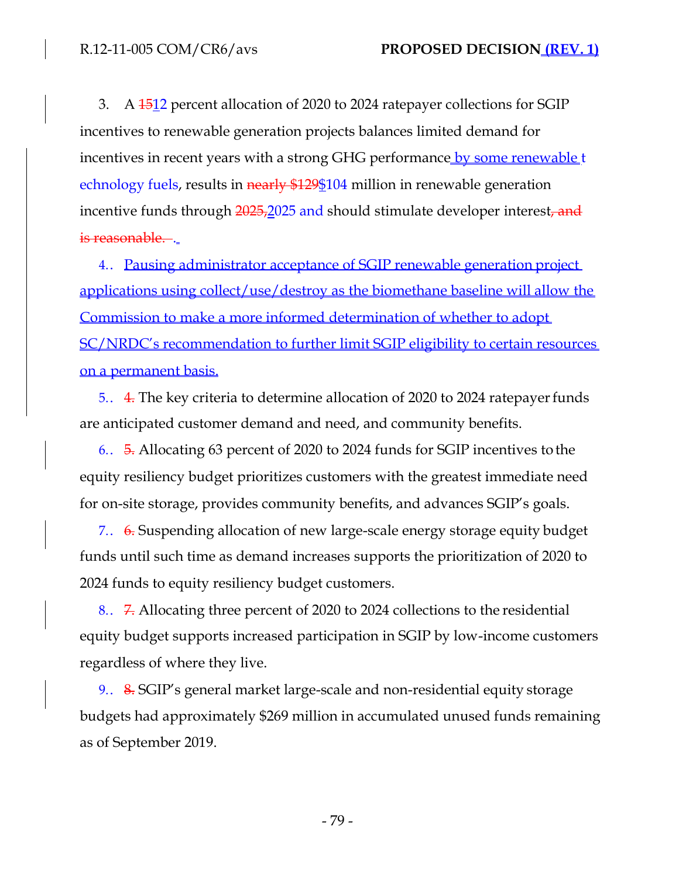3. A ~~15~~12 percent allocation of 2020 to 2024 ratepayer collections for SGIP incentives to renewable generation projects balances limited demand for incentives in recent years with a strong GHG performance by some renewable technology fuels, results in ~~nearly $129~~$104 million in renewable generation incentive funds through ~~2025,~~2025 and should stimulate developer interest~~, and is reasonable.~~.

4. Pausing administrator acceptance of SGIP renewable generation project applications using collect/use/destroy as the biomethane baseline will allow the Commission to make a more informed determination of whether to adopt SC/NRDC's recommendation to further limit SGIP eligibility to certain resources on a permanent basis.

5. ~~4.~~ The key criteria to determine allocation of 2020 to 2024 ratepayer funds are anticipated customer demand and need, and community benefits.

6. ~~5.~~ Allocating 63 percent of 2020 to 2024 funds for SGIP incentives to the equity resiliency budget prioritizes customers with the greatest immediate need for on-site storage, provides community benefits, and advances SGIP's goals.

7. ~~6.~~ Suspending allocation of new large-scale energy storage equity budget funds until such time as demand increases supports the prioritization of 2020 to 2024 funds to equity resiliency budget customers.

8. ~~7.~~ Allocating three percent of 2020 to 2024 collections to the residential equity budget supports increased participation in SGIP by low-income customers regardless of where they live.

9. ~~8.~~ SGIP's general market large-scale and non-residential equity storage budgets had approximately $269 million in accumulated unused funds remaining as of September 2019.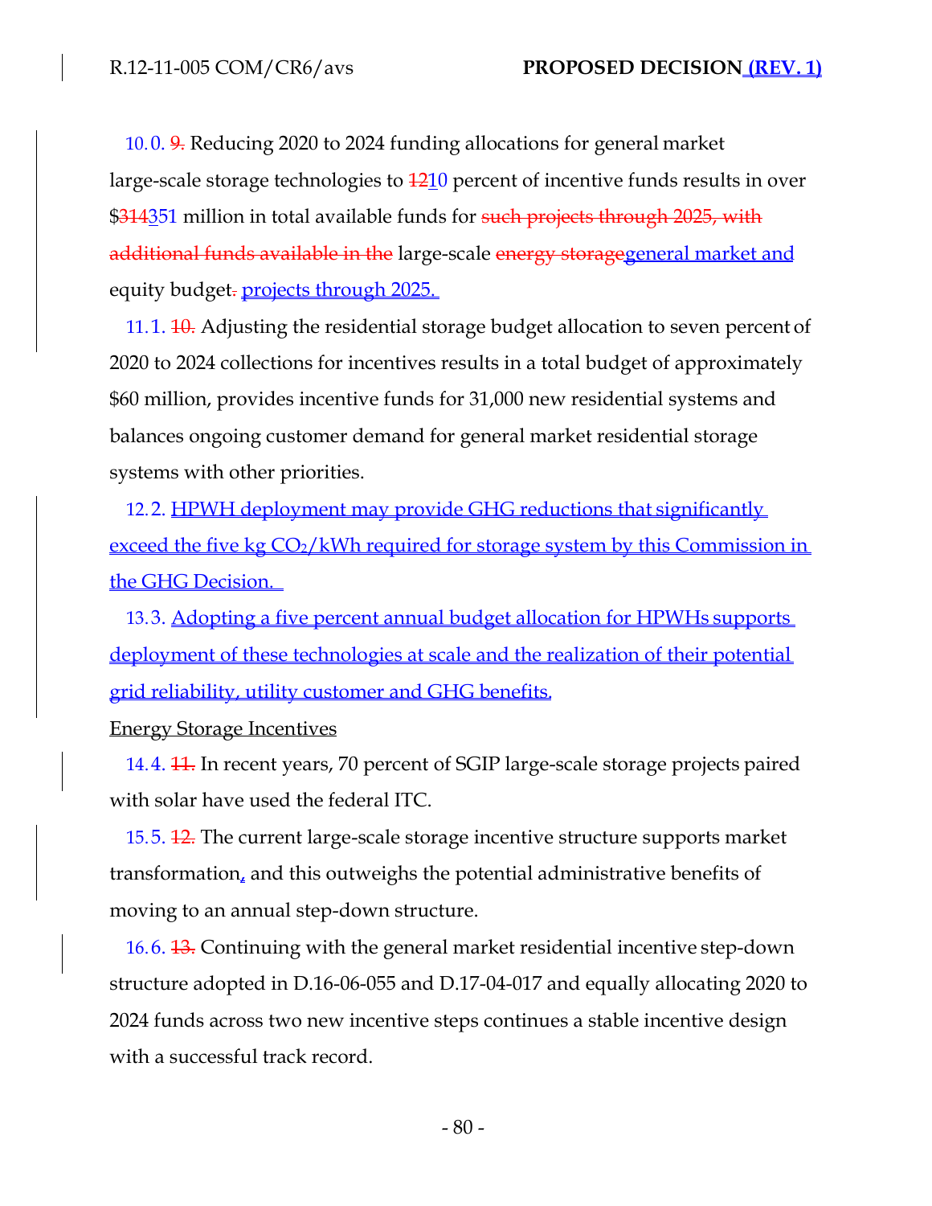10. 0. ~~9.~~ Reducing 2020 to 2024 funding allocations for general market large-scale storage technologies to ~~12~~10 percent of incentive funds results in over $~~314~~351 million in total available funds for ~~such projects through 2025, with additional funds available in the~~ large-scale ~~energy storage~~general market and equity budget~~.~~ projects through 2025.

11. 1. ~~10.~~ Adjusting the residential storage budget allocation to seven percent of 2020 to 2024 collections for incentives results in a total budget of approximately $60 million, provides incentive funds for 31,000 new residential systems and balances ongoing customer demand for general market residential storage systems with other priorities.

12. 2. HPWH deployment may provide GHG reductions that significantly exceed the five kg $CO_2$/kWh required for storage system by this Commission in the GHG Decision.

13. 3. Adopting a five percent annual budget allocation for HPWHs supports deployment of these technologies at scale and the realization of their potential grid reliability, utility customer and GHG benefits.

Energy Storage Incentives

14. 4. ~~11.~~ In recent years, 70 percent of SGIP large-scale storage projects paired with solar have used the federal ITC.

15. 5. ~~12.~~ The current large-scale storage incentive structure supports market transformation, and this outweighs the potential administrative benefits of moving to an annual step-down structure.

16. 6. ~~13.~~ Continuing with the general market residential incentive step-down structure adopted in D.16-06-055 and D.17-04-017 and equally allocating 2020 to 2024 funds across two new incentive steps continues a stable incentive design with a successful track record.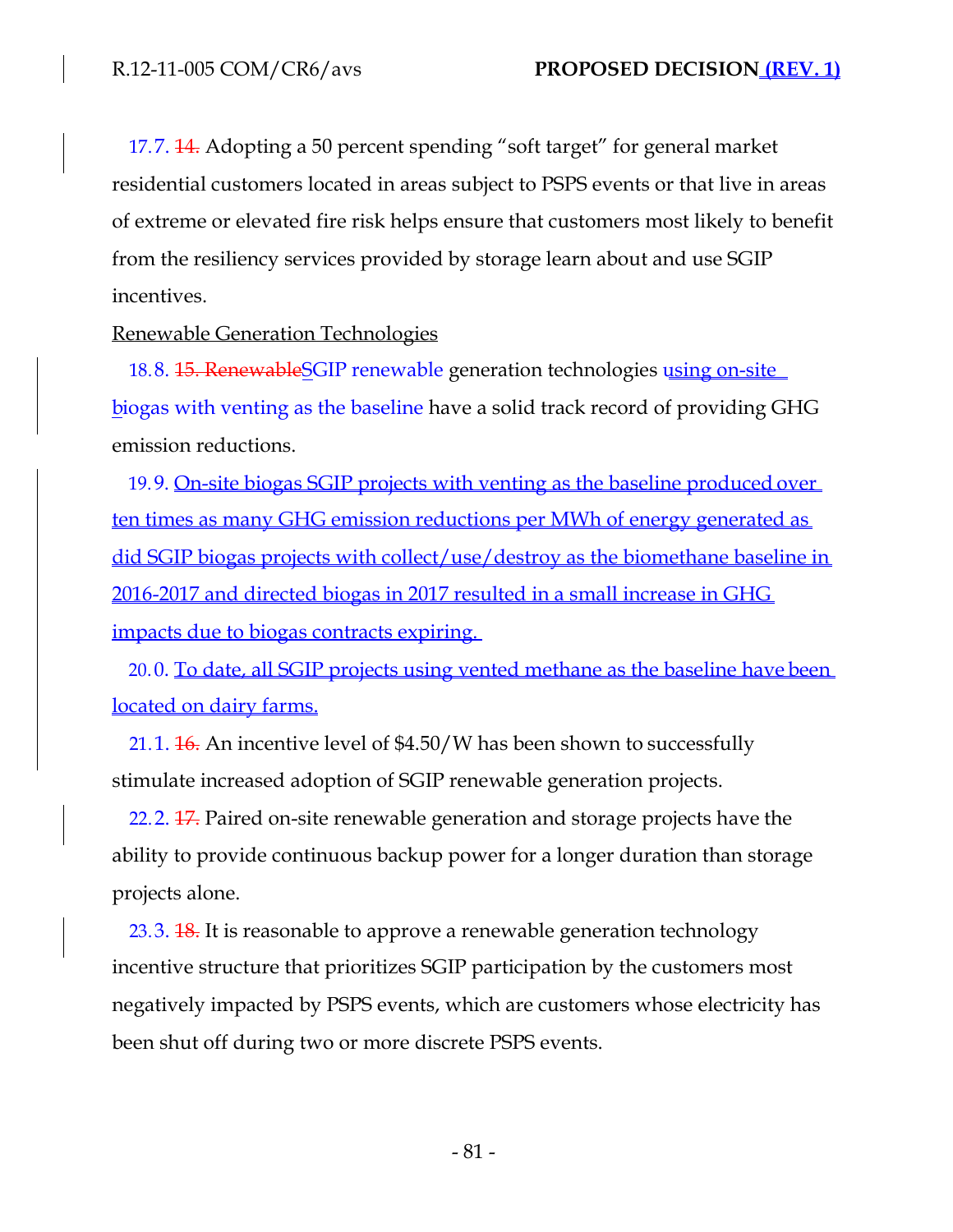17.7. ~~14.~~ Adopting a 50 percent spending "soft target" for general market residential customers located in areas subject to PSPS events or that live in areas of extreme or elevated fire risk helps ensure that customers most likely to benefit from the resiliency services provided by storage learn about and use SGIP incentives.

Renewable Generation Technologies

18.8. ~~15. Renewable~~SGIP renewable generation technologies using on-site biogas with venting as the baseline have a solid track record of providing GHG emission reductions.

19.9. On-site biogas SGIP projects with venting as the baseline produced over ten times as many GHG emission reductions per MWh of energy generated as did SGIP biogas projects with collect/use/destroy as the biomethane baseline in 2016-2017 and directed biogas in 2017 resulted in a small increase in GHG impacts due to biogas contracts expiring.

20.0. To date, all SGIP projects using vented methane as the baseline have been located on dairy farms.

21.1. ~~16.~~ An incentive level of $4.50/W has been shown to successfully stimulate increased adoption of SGIP renewable generation projects.

22.2. ~~17.~~ Paired on-site renewable generation and storage projects have the ability to provide continuous backup power for a longer duration than storage projects alone.

23.3. ~~18.~~ It is reasonable to approve a renewable generation technology incentive structure that prioritizes SGIP participation by the customers most negatively impacted by PSPS events, which are customers whose electricity has been shut off during two or more discrete PSPS events.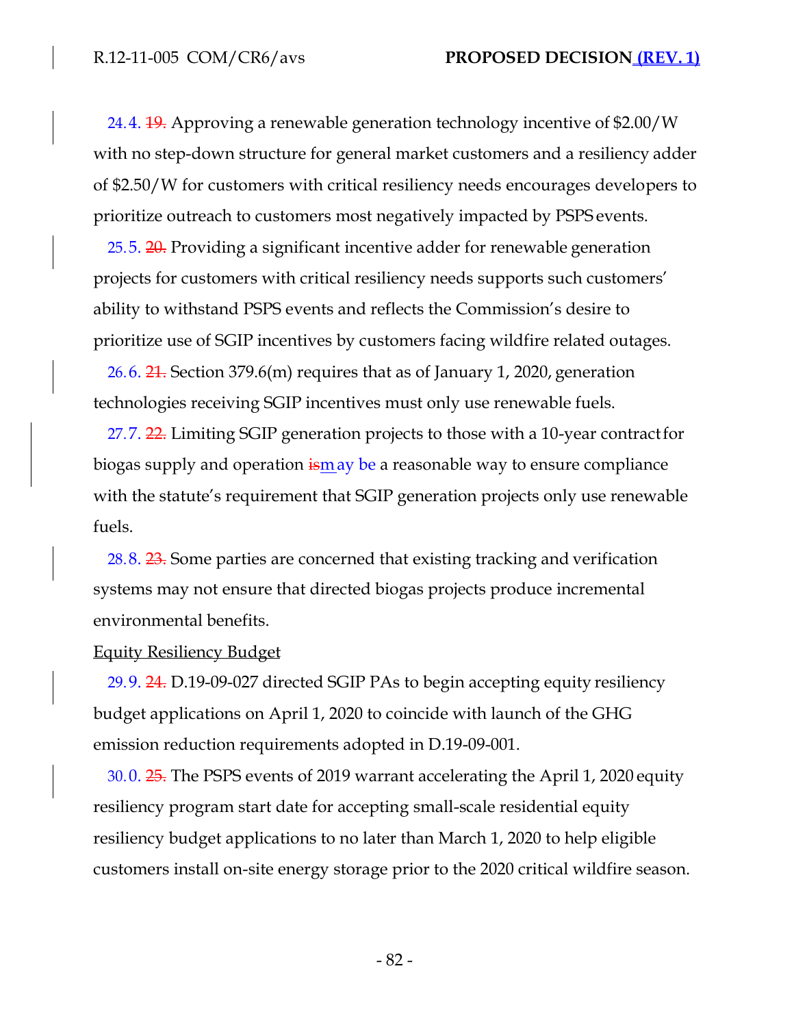24.4. ~~19.~~ Approving a renewable generation technology incentive of $2.00/W with no step-down structure for general market customers and a resiliency adder of $2.50/W for customers with critical resiliency needs encourages developers to prioritize outreach to customers most negatively impacted by PSPS events.

25.5. ~~20.~~ Providing a significant incentive adder for renewable generation projects for customers with critical resiliency needs supports such customers' ability to withstand PSPS events and reflects the Commission's desire to prioritize use of SGIP incentives by customers facing wildfire related outages.

26.6. ~~21.~~ Section 379.6(m) requires that as of January 1, 2020, generation technologies receiving SGIP incentives must only use renewable fuels.

27.7. ~~22.~~ Limiting SGIP generation projects to those with a 10-year contract for biogas supply and operation ~~is~~may be a reasonable way to ensure compliance with the statute's requirement that SGIP generation projects only use renewable fuels.

28.8. ~~23.~~ Some parties are concerned that existing tracking and verification systems may not ensure that directed biogas projects produce incremental environmental benefits.

Equity Resiliency Budget

29.9. ~~24.~~ D.19-09-027 directed SGIP PAs to begin accepting equity resiliency budget applications on April 1, 2020 to coincide with launch of the GHG emission reduction requirements adopted in D.19-09-001.

30.0. ~~25.~~ The PSPS events of 2019 warrant accelerating the April 1, 2020 equity resiliency program start date for accepting small-scale residential equity resiliency budget applications to no later than March 1, 2020 to help eligible customers install on-site energy storage prior to the 2020 critical wildfire season.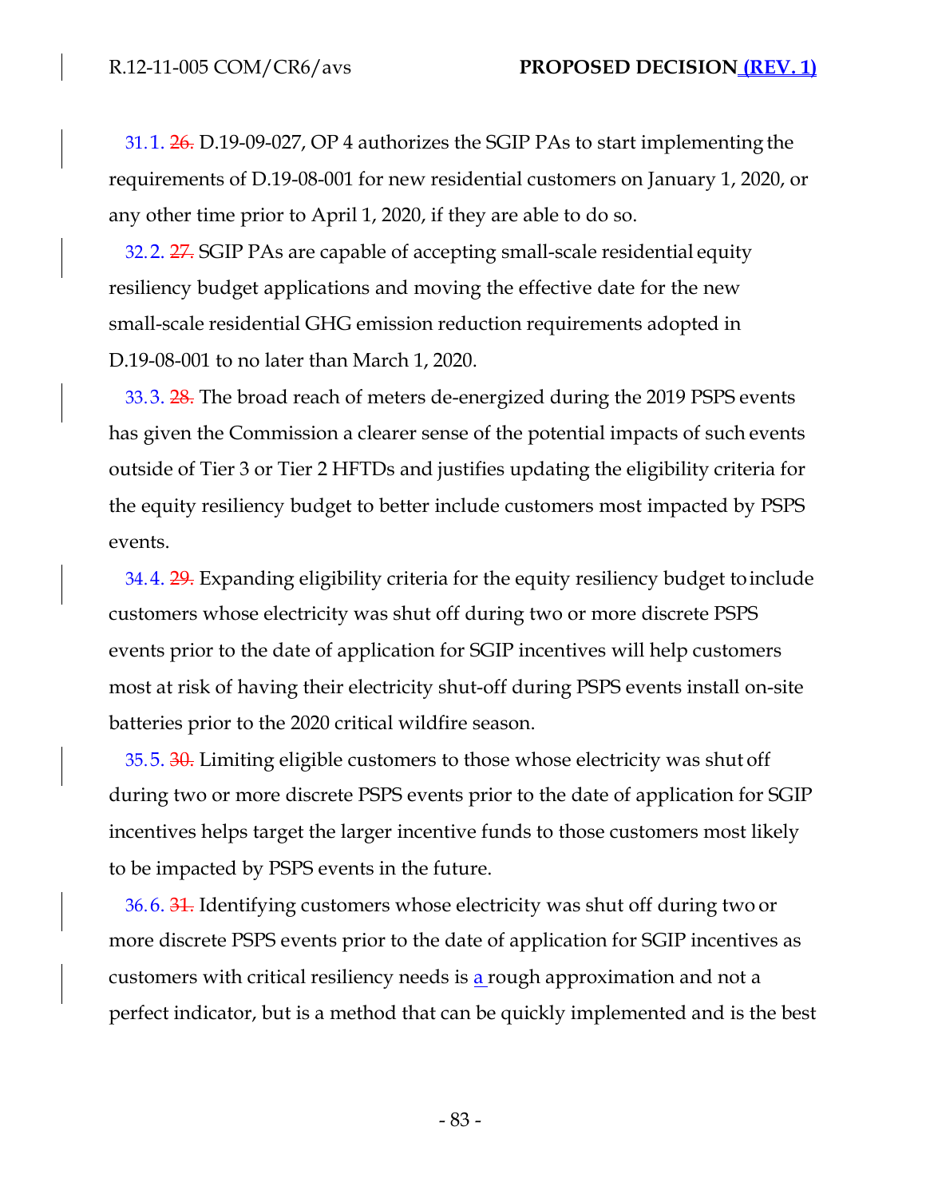31.1. ~~26.~~ D.19-09-027, OP 4 authorizes the SGIP PAs to start implementing the requirements of D.19-08-001 for new residential customers on January 1, 2020, or any other time prior to April 1, 2020, if they are able to do so.

32.2. ~~27.~~ SGIP PAs are capable of accepting small-scale residential equity resiliency budget applications and moving the effective date for the new small-scale residential GHG emission reduction requirements adopted in D.19-08-001 to no later than March 1, 2020.

33.3. ~~28.~~ The broad reach of meters de-energized during the 2019 PSPS events has given the Commission a clearer sense of the potential impacts of such events outside of Tier 3 or Tier 2 HFTDs and justifies updating the eligibility criteria for the equity resiliency budget to better include customers most impacted by PSPS events.

34.4. ~~29.~~ Expanding eligibility criteria for the equity resiliency budget to include customers whose electricity was shut off during two or more discrete PSPS events prior to the date of application for SGIP incentives will help customers most at risk of having their electricity shut-off during PSPS events install on-site batteries prior to the 2020 critical wildfire season.

35.5. ~~30.~~ Limiting eligible customers to those whose electricity was shut off during two or more discrete PSPS events prior to the date of application for SGIP incentives helps target the larger incentive funds to those customers most likely to be impacted by PSPS events in the future.

36.6. ~~31.~~ Identifying customers whose electricity was shut off during two or more discrete PSPS events prior to the date of application for SGIP incentives as customers with critical resiliency needs is a rough approximation and not a perfect indicator, but is a method that can be quickly implemented and is the best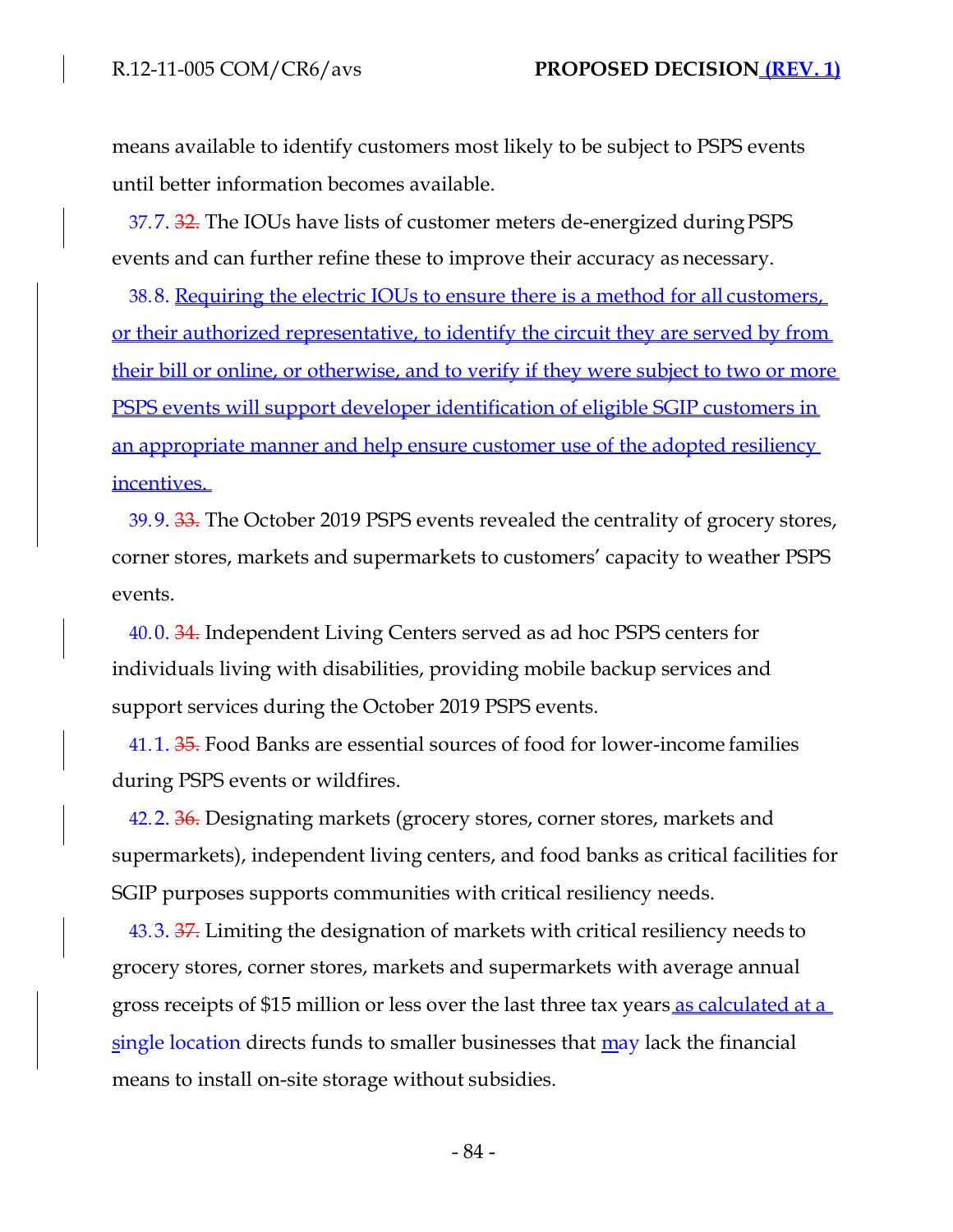means available to identify customers most likely to be subject to PSPS events until better information becomes available.

37.7. ~~32.~~ The IOUs have lists of customer meters de-energized during PSPS events and can further refine these to improve their accuracy as necessary.

38.8. Requiring the electric IOUs to ensure there is a method for all customers, or their authorized representative, to identify the circuit they are served by from their bill or online, or otherwise, and to verify if they were subject to two or more PSPS events will support developer identification of eligible SGIP customers in an appropriate manner and help ensure customer use of the adopted resiliency incentives.

39.9. ~~33.~~ The October 2019 PSPS events revealed the centrality of grocery stores, corner stores, markets and supermarkets to customers' capacity to weather PSPS events.

40.0. ~~34.~~ Independent Living Centers served as ad hoc PSPS centers for individuals living with disabilities, providing mobile backup services and support services during the October 2019 PSPS events.

41.1. ~~35.~~ Food Banks are essential sources of food for lower-income families during PSPS events or wildfires.

42.2. ~~36.~~ Designating markets (grocery stores, corner stores, markets and supermarkets), independent living centers, and food banks as critical facilities for SGIP purposes supports communities with critical resiliency needs.

43.3. ~~37.~~ Limiting the designation of markets with critical resiliency needs to grocery stores, corner stores, markets and supermarkets with average annual gross receipts of $15 million or less over the last three tax years as calculated at a single location directs funds to smaller businesses that may lack the financial means to install on-site storage without subsidies.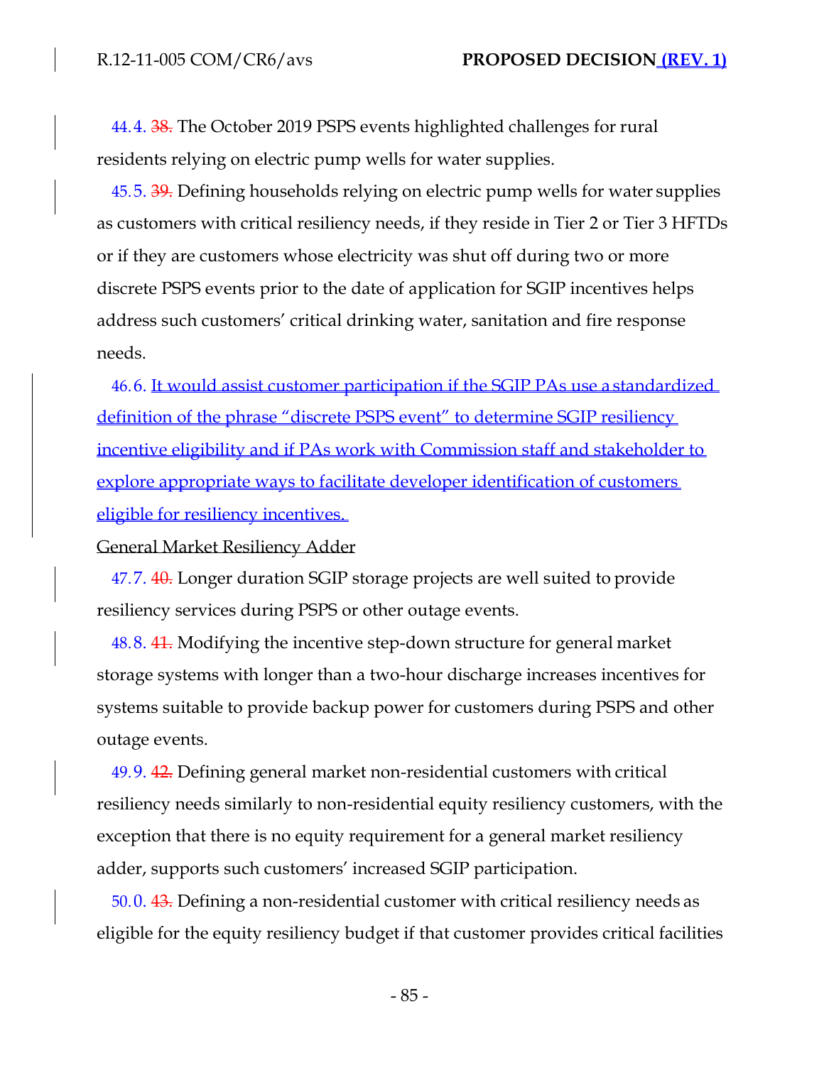44.4. ~~38.~~ The October 2019 PSPS events highlighted challenges for rural residents relying on electric pump wells for water supplies.

45.5. ~~39.~~ Defining households relying on electric pump wells for water supplies as customers with critical resiliency needs, if they reside in Tier 2 or Tier 3 HFTDs or if they are customers whose electricity was shut off during two or more discrete PSPS events prior to the date of application for SGIP incentives helps address such customers' critical drinking water, sanitation and fire response needs.

46.6. It would assist customer participation if the SGIP PAs use a standardized definition of the phrase "discrete PSPS event" to determine SGIP resiliency incentive eligibility and if PAs work with Commission staff and stakeholder to explore appropriate ways to facilitate developer identification of customers eligible for resiliency incentives.

General Market Resiliency Adder

47.7. ~~40.~~ Longer duration SGIP storage projects are well suited to provide resiliency services during PSPS or other outage events.

48.8. ~~41.~~ Modifying the incentive step-down structure for general market storage systems with longer than a two-hour discharge increases incentives for systems suitable to provide backup power for customers during PSPS and other outage events.

49.9. ~~42.~~ Defining general market non-residential customers with critical resiliency needs similarly to non-residential equity resiliency customers, with the exception that there is no equity requirement for a general market resiliency adder, supports such customers' increased SGIP participation.

50.0. ~~43.~~ Defining a non-residential customer with critical resiliency needs as eligible for the equity resiliency budget if that customer provides critical facilities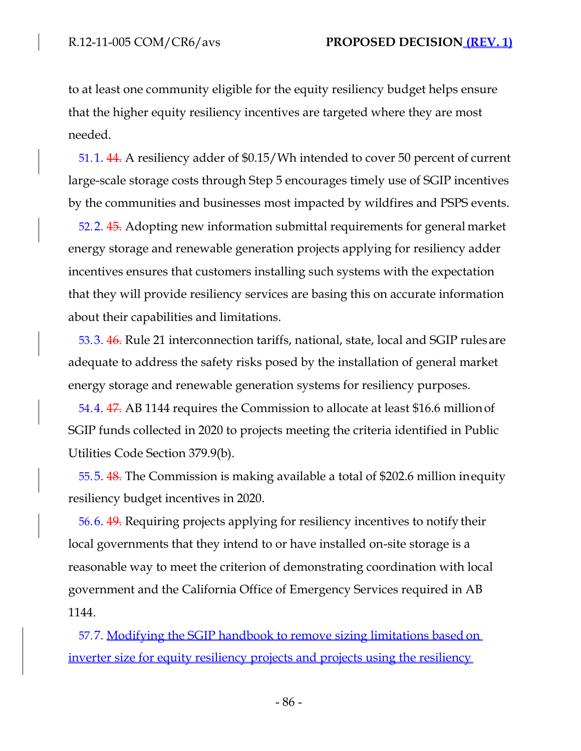to at least one community eligible for the equity resiliency budget helps ensure that the higher equity resiliency incentives are targeted where they are most needed.

51.1. ~~44.~~ A resiliency adder of $0.15/Wh intended to cover 50 percent of current large-scale storage costs through Step 5 encourages timely use of SGIP incentives by the communities and businesses most impacted by wildfires and PSPS events.

52.2. ~~45.~~ Adopting new information submittal requirements for general market energy storage and renewable generation projects applying for resiliency adder incentives ensures that customers installing such systems with the expectation that they will provide resiliency services are basing this on accurate information about their capabilities and limitations.

53.3. ~~46.~~ Rule 21 interconnection tariffs, national, state, local and SGIP rules are adequate to address the safety risks posed by the installation of general market energy storage and renewable generation systems for resiliency purposes.

54.4. ~~47.~~ AB 1144 requires the Commission to allocate at least $16.6 million of SGIP funds collected in 2020 to projects meeting the criteria identified in Public Utilities Code Section 379.9(b).

55.5. ~~48.~~ The Commission is making available a total of $202.6 million in equity resiliency budget incentives in 2020.

56.6. ~~49.~~ Requiring projects applying for resiliency incentives to notify their local governments that they intend to or have installed on-site storage is a reasonable way to meet the criterion of demonstrating coordination with local government and the California Office of Emergency Services required in AB 1144.

57.7. <u>Modifying the SGIP handbook to remove sizing limitations based on inverter size for equity resiliency projects and projects using the resiliency</u>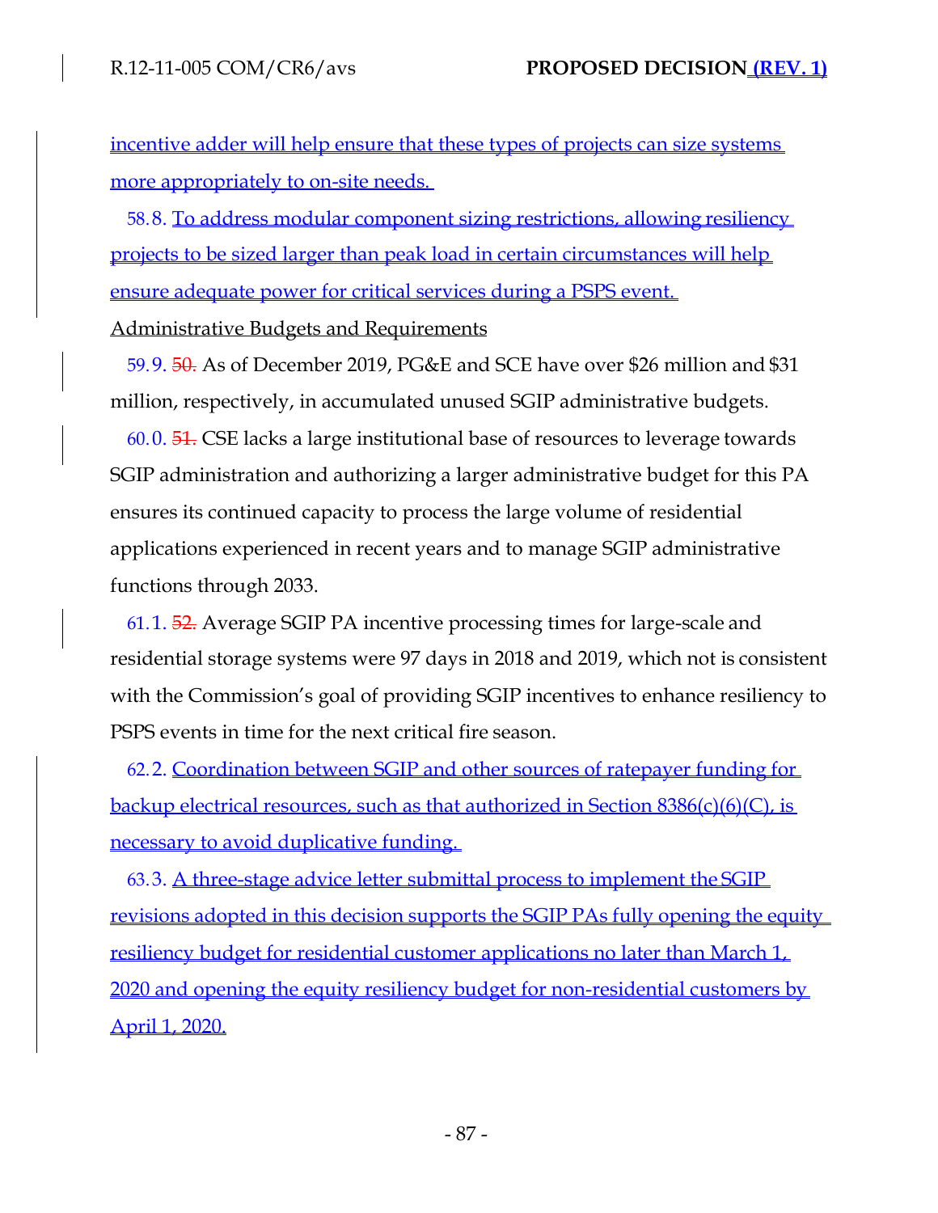incentive adder will help ensure that these types of projects can size systems more appropriately to on-site needs.

58.8. To address modular component sizing restrictions, allowing resiliency projects to be sized larger than peak load in certain circumstances will help ensure adequate power for critical services during a PSPS event.

Administrative Budgets and Requirements

59.9. ~~50.~~ As of December 2019, PG&E and SCE have over $26 million and $31 million, respectively, in accumulated unused SGIP administrative budgets.

60.0. ~~51.~~ CSE lacks a large institutional base of resources to leverage towards SGIP administration and authorizing a larger administrative budget for this PA ensures its continued capacity to process the large volume of residential applications experienced in recent years and to manage SGIP administrative functions through 2033.

61.1. ~~52.~~ Average SGIP PA incentive processing times for large-scale and residential storage systems were 97 days in 2018 and 2019, which not is consistent with the Commission's goal of providing SGIP incentives to enhance resiliency to PSPS events in time for the next critical fire season.

62.2. Coordination between SGIP and other sources of ratepayer funding for backup electrical resources, such as that authorized in Section 8386(c)(6)(C), is necessary to avoid duplicative funding.

63.3. A three-stage advice letter submittal process to implement the SGIP revisions adopted in this decision supports the SGIP PAs fully opening the equity resiliency budget for residential customer applications no later than March 1, 2020 and opening the equity resiliency budget for non-residential customers by April 1, 2020.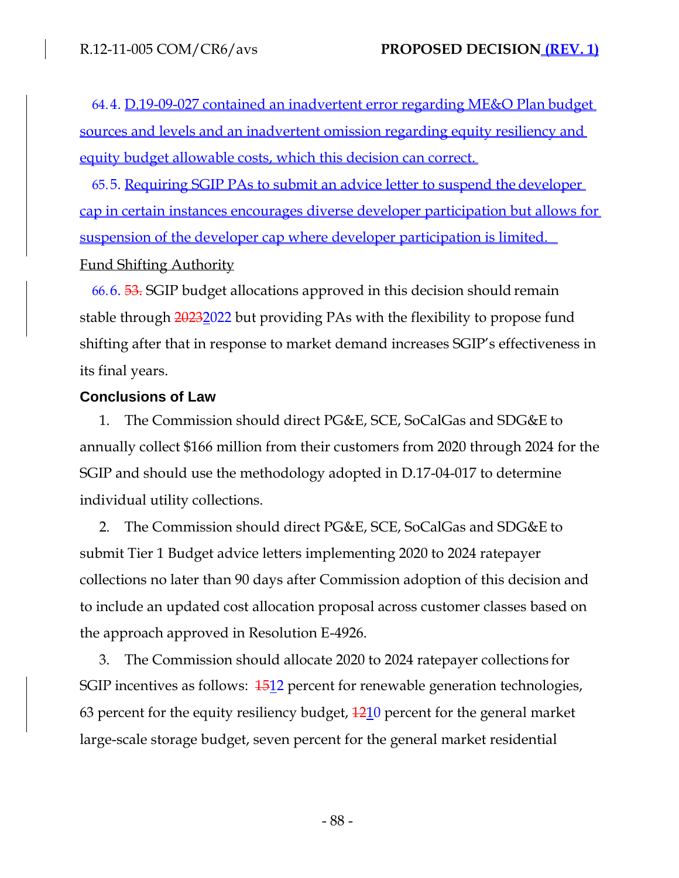64. 4. D.19-09-027 contained an inadvertent error regarding ME&O Plan budget sources and levels and an inadvertent omission regarding equity resiliency and equity budget allowable costs, which this decision can correct.

65. 5. Requiring SGIP PAs to submit an advice letter to suspend the developer cap in certain instances encourages diverse developer participation but allows for suspension of the developer cap where developer participation is limited.

Fund Shifting Authority

66. 6. 53. SGIP budget allocations approved in this decision should remain stable through 20232022 but providing PAs with the flexibility to propose fund shifting after that in response to market demand increases SGIP's effectiveness in its final years.

## Conclusions of Law

1. The Commission should direct PG&E, SCE, SoCalGas and SDG&E to annually collect $166 million from their customers from 2020 through 2024 for the SGIP and should use the methodology adopted in D.17-04-017 to determine individual utility collections.

2. The Commission should direct PG&E, SCE, SoCalGas and SDG&E to submit Tier 1 Budget advice letters implementing 2020 to 2024 ratepayer collections no later than 90 days after Commission adoption of this decision and to include an updated cost allocation proposal across customer classes based on the approach approved in Resolution E-4926.

3. The Commission should allocate 2020 to 2024 ratepayer collections for SGIP incentives as follows: 1512 percent for renewable generation technologies, 63 percent for the equity resiliency budget, 1210 percent for the general market large-scale storage budget, seven percent for the general market residential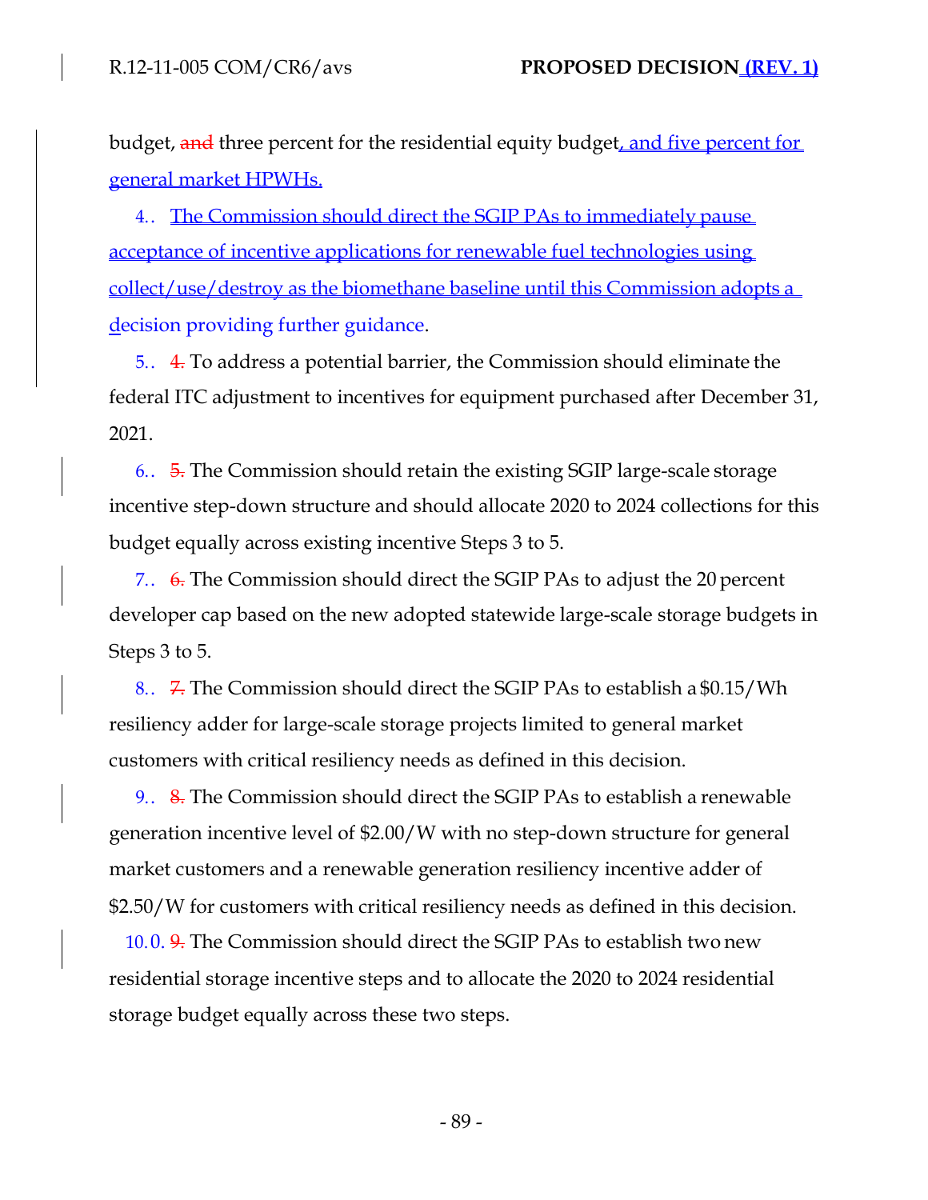budget, ~~and~~ three percent for the residential equity budget, and five percent for general market HPWHs.

4. The Commission should direct the SGIP PAs to immediately pause acceptance of incentive applications for renewable fuel technologies using collect/use/destroy as the biomethane baseline until this Commission adopts a decision providing further guidance.

5. ~~4.~~ To address a potential barrier, the Commission should eliminate the federal ITC adjustment to incentives for equipment purchased after December 31, 2021.

6. ~~5.~~ The Commission should retain the existing SGIP large-scale storage incentive step-down structure and should allocate 2020 to 2024 collections for this budget equally across existing incentive Steps 3 to 5.

7. ~~6.~~ The Commission should direct the SGIP PAs to adjust the 20 percent developer cap based on the new adopted statewide large-scale storage budgets in Steps 3 to 5.

8. ~~7.~~ The Commission should direct the SGIP PAs to establish a $0.15/Wh resiliency adder for large-scale storage projects limited to general market customers with critical resiliency needs as defined in this decision.

9. ~~8.~~ The Commission should direct the SGIP PAs to establish a renewable generation incentive level of $2.00/W with no step-down structure for general market customers and a renewable generation resiliency incentive adder of $2.50/W for customers with critical resiliency needs as defined in this decision.

10. ~~9.~~ The Commission should direct the SGIP PAs to establish two new residential storage incentive steps and to allocate the 2020 to 2024 residential storage budget equally across these two steps.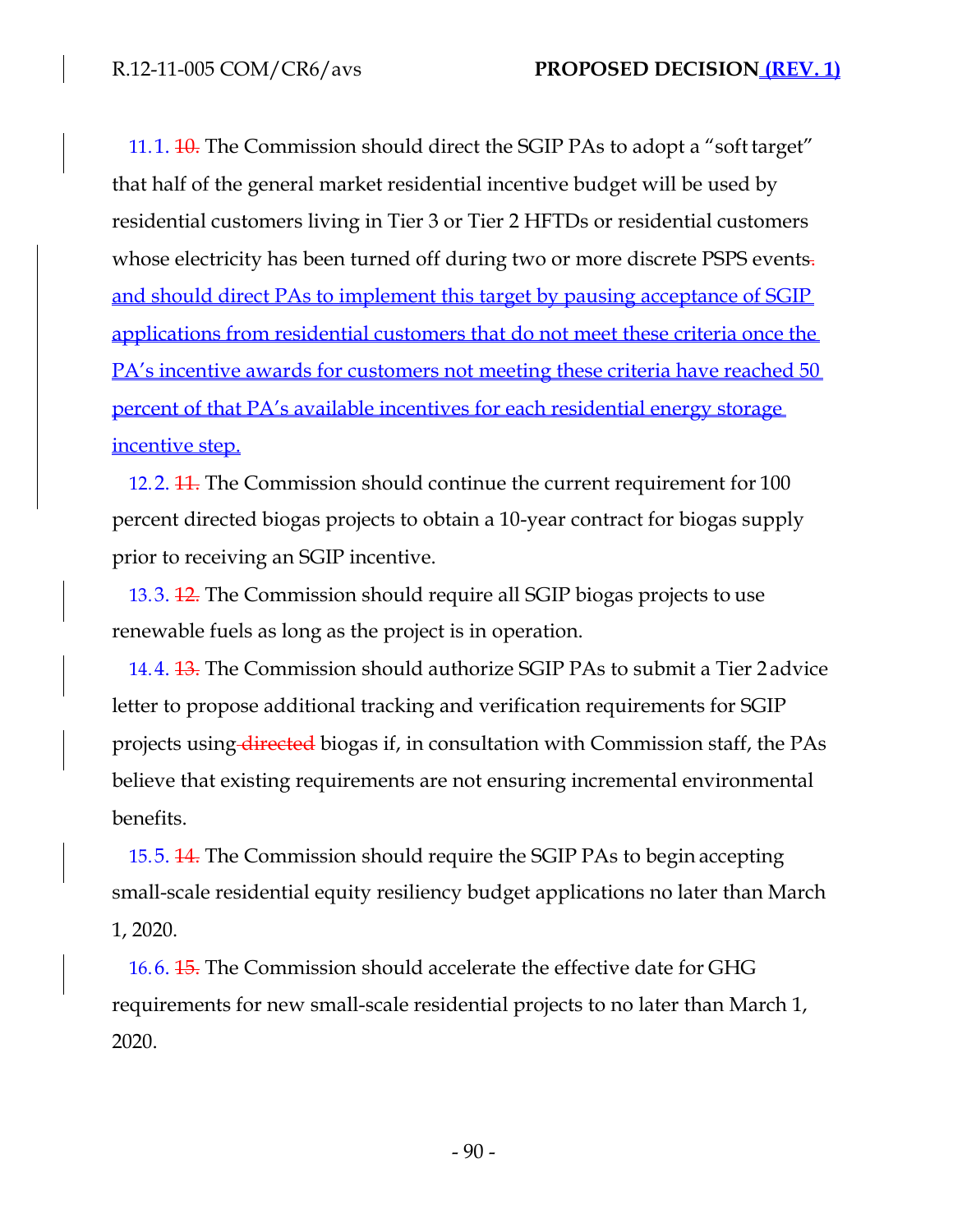11.1. ~~10.~~ The Commission should direct the SGIP PAs to adopt a "soft target" that half of the general market residential incentive budget will be used by residential customers living in Tier 3 or Tier 2 HFTDs or residential customers whose electricity has been turned off during two or more discrete PSPS events~~.~~ and should direct PAs to implement this target by pausing acceptance of SGIP applications from residential customers that do not meet these criteria once the PA's incentive awards for customers not meeting these criteria have reached 50 percent of that PA's available incentives for each residential energy storage incentive step.

12.2. ~~11.~~ The Commission should continue the current requirement for 100 percent directed biogas projects to obtain a 10-year contract for biogas supply prior to receiving an SGIP incentive.

13.3. ~~12.~~ The Commission should require all SGIP biogas projects to use renewable fuels as long as the project is in operation.

14.4. ~~13.~~ The Commission should authorize SGIP PAs to submit a Tier 2 advice letter to propose additional tracking and verification requirements for SGIP projects using ~~directed~~ biogas if, in consultation with Commission staff, the PAs believe that existing requirements are not ensuring incremental environmental benefits.

15.5. ~~14.~~ The Commission should require the SGIP PAs to begin accepting small-scale residential equity resiliency budget applications no later than March 1, 2020.

16.6. ~~15.~~ The Commission should accelerate the effective date for GHG requirements for new small-scale residential projects to no later than March 1, 2020.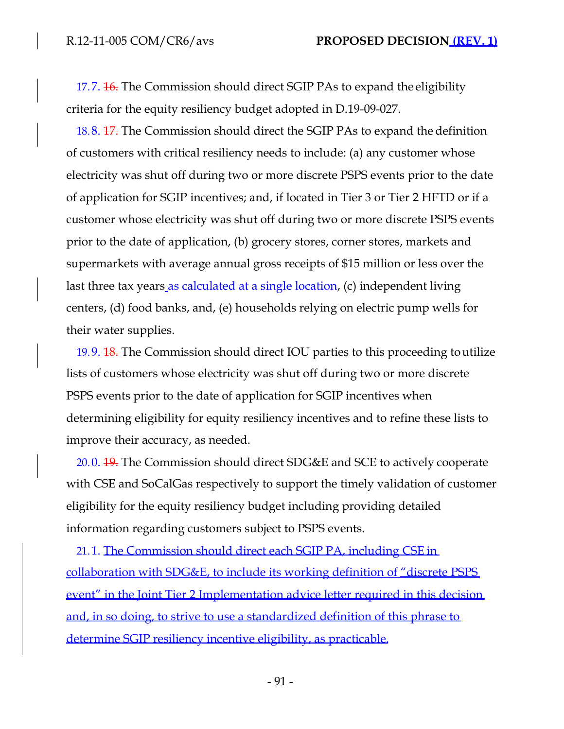17.7. ~~16.~~ The Commission should direct SGIP PAs to expand the eligibility criteria for the equity resiliency budget adopted in D.19-09-027.

18.8. ~~17.~~ The Commission should direct the SGIP PAs to expand the definition of customers with critical resiliency needs to include: (a) any customer whose electricity was shut off during two or more discrete PSPS events prior to the date of application for SGIP incentives; and, if located in Tier 3 or Tier 2 HFTD or if a customer whose electricity was shut off during two or more discrete PSPS events prior to the date of application, (b) grocery stores, corner stores, markets and supermarkets with average annual gross receipts of $15 million or less over the last three tax years as calculated at a single location, (c) independent living centers, (d) food banks, and, (e) households relying on electric pump wells for their water supplies.

19.9. ~~18.~~ The Commission should direct IOU parties to this proceeding to utilize lists of customers whose electricity was shut off during two or more discrete PSPS events prior to the date of application for SGIP incentives when determining eligibility for equity resiliency incentives and to refine these lists to improve their accuracy, as needed.

20.0. ~~19.~~ The Commission should direct SDG&E and SCE to actively cooperate with CSE and SoCalGas respectively to support the timely validation of customer eligibility for the equity resiliency budget including providing detailed information regarding customers subject to PSPS events.

21.1. <u>The Commission should direct each SGIP PA, including CSE in collaboration with SDG&E, to include its working definition of "discrete PSPS event" in the Joint Tier 2 Implementation advice letter required in this decision and, in so doing, to strive to use a standardized definition of this phrase to determine SGIP resiliency incentive eligibility, as practicable.</u>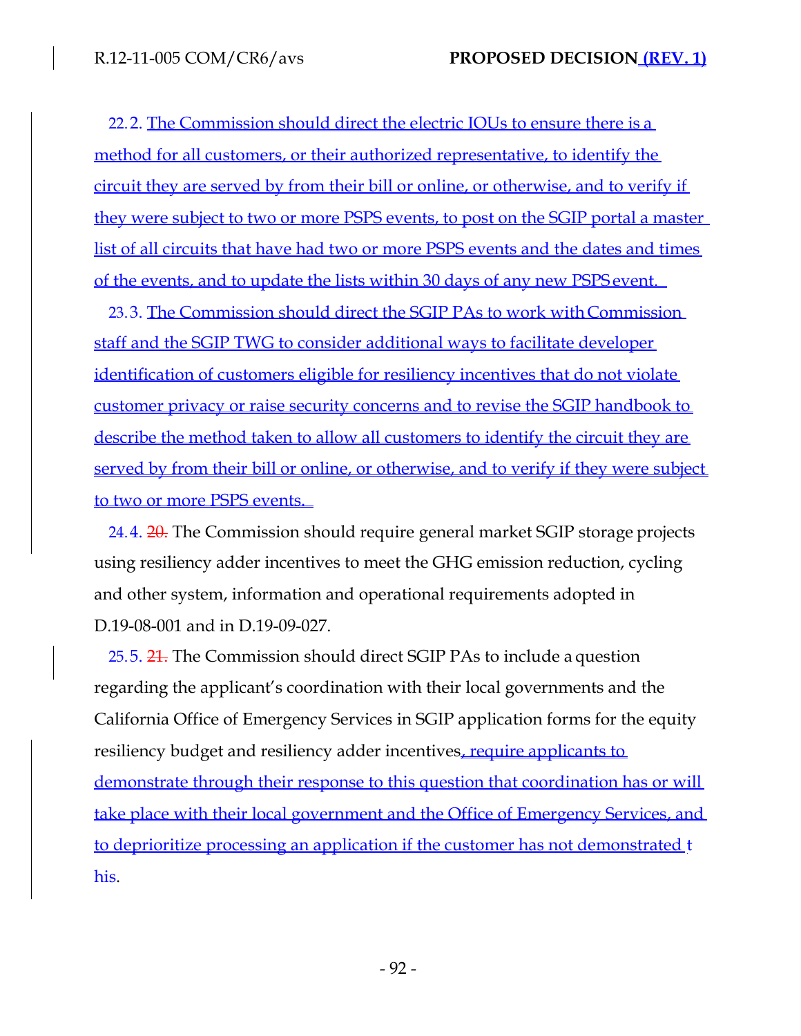22.2. The Commission should direct the electric IOUs to ensure there is a method for all customers, or their authorized representative, to identify the circuit they are served by from their bill or online, or otherwise, and to verify if they were subject to two or more PSPS events, to post on the SGIP portal a master list of all circuits that have had two or more PSPS events and the dates and times of the events, and to update the lists within 30 days of any new PSPS event.

23.3. The Commission should direct the SGIP PAs to work with Commission staff and the SGIP TWG to consider additional ways to facilitate developer identification of customers eligible for resiliency incentives that do not violate customer privacy or raise security concerns and to revise the SGIP handbook to describe the method taken to allow all customers to identify the circuit they are served by from their bill or online, or otherwise, and to verify if they were subject to two or more PSPS events.

24.4. ~~20.~~ The Commission should require general market SGIP storage projects using resiliency adder incentives to meet the GHG emission reduction, cycling and other system, information and operational requirements adopted in D.19-08-001 and in D.19-09-027.

25.5. ~~21.~~ The Commission should direct SGIP PAs to include a question regarding the applicant's coordination with their local governments and the California Office of Emergency Services in SGIP application forms for the equity resiliency budget and resiliency adder incentives, require applicants to demonstrate through their response to this question that coordination has or will take place with their local government and the Office of Emergency Services, and to deprioritize processing an application if the customer has not demonstrated this.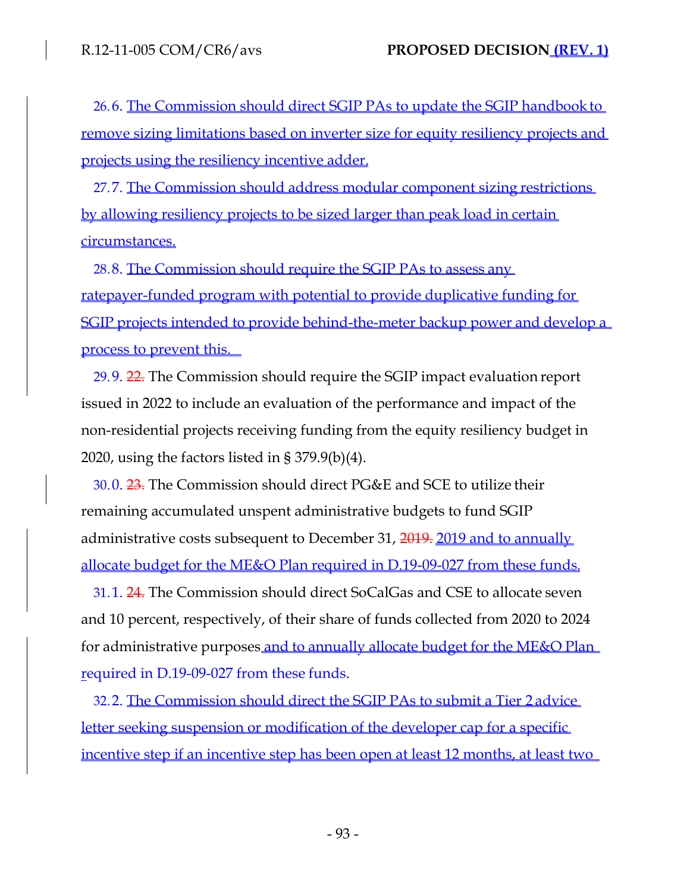26. The Commission should direct SGIP PAs to update the SGIP handbook to remove sizing limitations based on inverter size for equity resiliency projects and projects using the resiliency incentive adder.

27. The Commission should address modular component sizing restrictions by allowing resiliency projects to be sized larger than peak load in certain circumstances.

28. The Commission should require the SGIP PAs to assess any ratepayer-funded program with potential to provide duplicative funding for SGIP projects intended to provide behind-the-meter backup power and develop a process to prevent this.

29. ~~22.~~ The Commission should require the SGIP impact evaluation report issued in 2022 to include an evaluation of the performance and impact of the non-residential projects receiving funding from the equity resiliency budget in 2020, using the factors listed in § 379.9(b)(4).

30. ~~23.~~ The Commission should direct PG&E and SCE to utilize their remaining accumulated unspent administrative budgets to fund SGIP administrative costs subsequent to December 31, ~~2019.~~ 2019 and to annually allocate budget for the ME&O Plan required in D.19-09-027 from these funds.

31. ~~24.~~ The Commission should direct SoCalGas and CSE to allocate seven and 10 percent, respectively, of their share of funds collected from 2020 to 2024 for administrative purposes and to annually allocate budget for the ME&O Plan required in D.19-09-027 from these funds.

32. The Commission should direct the SGIP PAs to submit a Tier 2 advice letter seeking suspension or modification of the developer cap for a specific incentive step if an incentive step has been open at least 12 months, at least two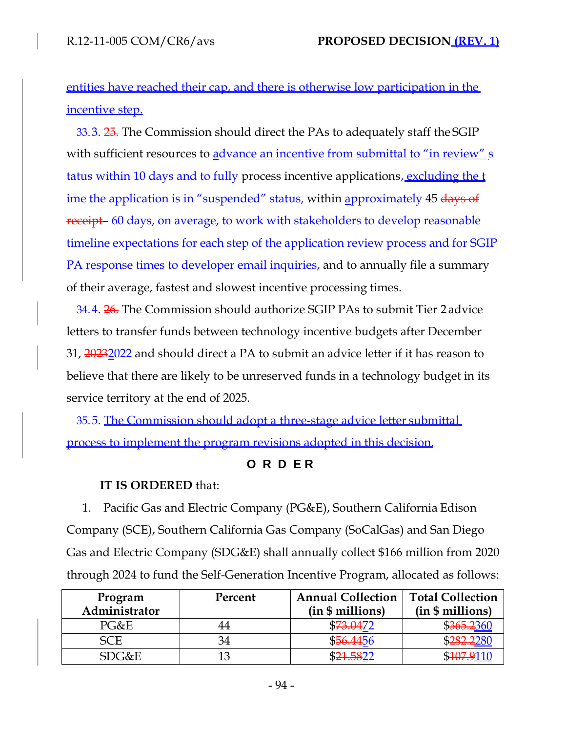entities have reached their cap, and there is otherwise low participation in the incentive step.

33.3. ~~25.~~ The Commission should direct the PAs to adequately staff the SGIP with sufficient resources to advance an incentive from submittal to "in review" status within 10 days and to fully process incentive applications, excluding the time the application is in "suspended" status, within approximately 45 ~~days of receipt~~ – 60 days, on average, to work with stakeholders to develop reasonable timeline expectations for each step of the application review process and for SGIP PA response times to developer email inquiries, and to annually file a summary of their average, fastest and slowest incentive processing times.

34.4. ~~26.~~ The Commission should authorize SGIP PAs to submit Tier 2 advice letters to transfer funds between technology incentive budgets after December 31, ~~2023~~2022 and should direct a PA to submit an advice letter if it has reason to believe that there are likely to be unreserved funds in a technology budget in its service territory at the end of 2025.

35.5. The Commission should adopt a three-stage advice letter submittal process to implement the program revisions adopted in this decision.

**O R D E R**

**IT IS ORDERED** that:

1. Pacific Gas and Electric Company (PG&E), Southern California Edison Company (SCE), Southern California Gas Company (SoCalGas) and San Diego Gas and Electric Company (SDG&E) shall annually collect $166 million from 2020 through 2024 to fund the Self-Generation Incentive Program, allocated as follows:

| Program Administrator | Percent | Annual Collection (in $ millions) | Total Collection (in $ millions) |
|---|---|---|---|
| PG&E | 44 | $~~73.04~~72 | $~~365.2~~360 |
| SCE | 34 | $~~56.44~~56 | $~~282.2~~280 |
| SDG&E | 13 | $~~21.58~~22 | $~~107.9~~110 |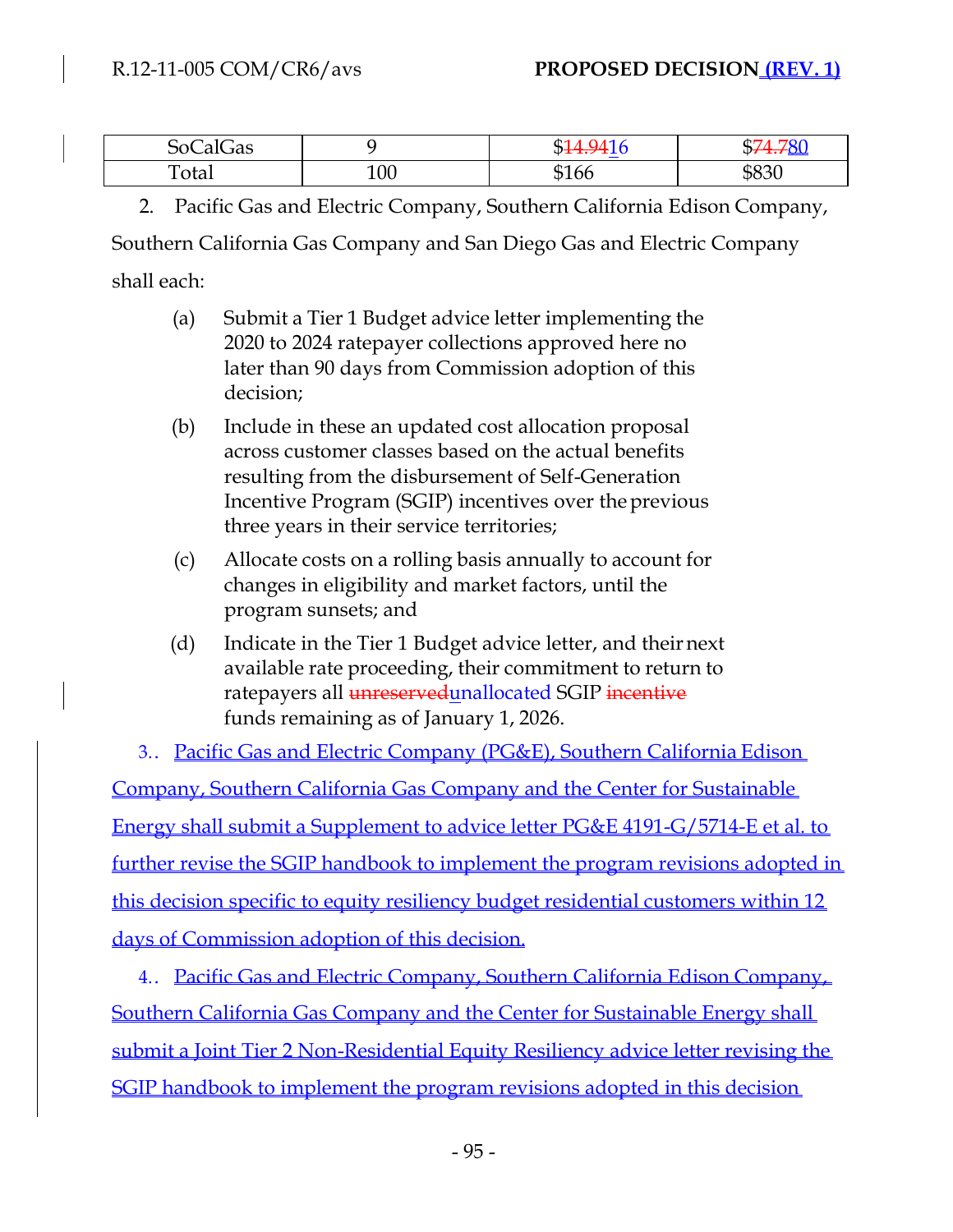| SoCalGas | 9 | $~~14.94~~16 | $~~74.7~~80 |
|---|---|---|---|
| Total | 100 | $166 | $830 |

2. Pacific Gas and Electric Company, Southern California Edison Company, Southern California Gas Company and San Diego Gas and Electric Company shall each:

   (a) Submit a Tier 1 Budget advice letter implementing the 2020 to 2024 ratepayer collections approved here no later than 90 days from Commission adoption of this decision;

   (b) Include in these an updated cost allocation proposal across customer classes based on the actual benefits resulting from the disbursement of Self-Generation Incentive Program (SGIP) incentives over the previous three years in their service territories;

   (c) Allocate costs on a rolling basis annually to account for changes in eligibility and market factors, until the program sunsets; and

   (d) Indicate in the Tier 1 Budget advice letter, and their next available rate proceeding, their commitment to return to ratepayers all ~~unreserved~~unallocated SGIP ~~incentive~~ funds remaining as of January 1, 2026.

3. Pacific Gas and Electric Company (PG&E), Southern California Edison Company, Southern California Gas Company and the Center for Sustainable Energy shall submit a Supplement to advice letter PG&E 4191-G/5714-E et al. to further revise the SGIP handbook to implement the program revisions adopted in this decision specific to equity resiliency budget residential customers within 12 days of Commission adoption of this decision.

4. Pacific Gas and Electric Company, Southern California Edison Company, Southern California Gas Company and the Center for Sustainable Energy shall submit a Joint Tier 2 Non-Residential Equity Resiliency advice letter revising the SGIP handbook to implement the program revisions adopted in this decision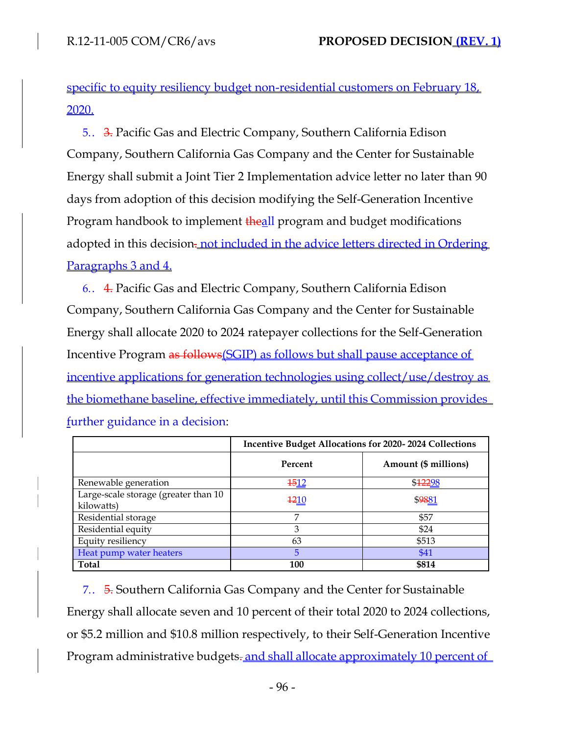specific to equity resiliency budget non-residential customers on February 18, 2020.

5.. ~~3.~~ Pacific Gas and Electric Company, Southern California Edison Company, Southern California Gas Company and the Center for Sustainable Energy shall submit a Joint Tier 2 Implementation advice letter no later than 90 days from adoption of this decision modifying the Self-Generation Incentive Program handbook to implement ~~the~~all program and budget modifications adopted in this decision~~.~~ not included in the advice letters directed in Ordering Paragraphs 3 and 4.

6.. ~~4.~~ Pacific Gas and Electric Company, Southern California Edison Company, Southern California Gas Company and the Center for Sustainable Energy shall allocate 2020 to 2024 ratepayer collections for the Self-Generation Incentive Program ~~as follows~~(SGIP) as follows but shall pause acceptance of incentive applications for generation technologies using collect/use/destroy as the biomethane baseline, effective immediately, until this Commission provides further guidance in a decision:

| | Incentive Budget Allocations for 2020- 2024 Collections | |
|---|---|---|
| | **Percent** | **Amount ($ millions)** |
| Renewable generation | ~~15~~12 | $~~122~~98 |
| Large-scale storage (greater than 10 kilowatts) | ~~12~~10 | $~~98~~81 |
| Residential storage | 7 | $57 |
| Residential equity | 3 | $24 |
| Equity resiliency | 63 | $513 |
| Heat pump water heaters | 5 | $41 |
| **Total** | **100** | **$814** |

7.. ~~5.~~ Southern California Gas Company and the Center for Sustainable Energy shall allocate seven and 10 percent of their total 2020 to 2024 collections, or $5.2 million and $10.8 million respectively, to their Self-Generation Incentive Program administrative budgets~~.~~ and shall allocate approximately 10 percent of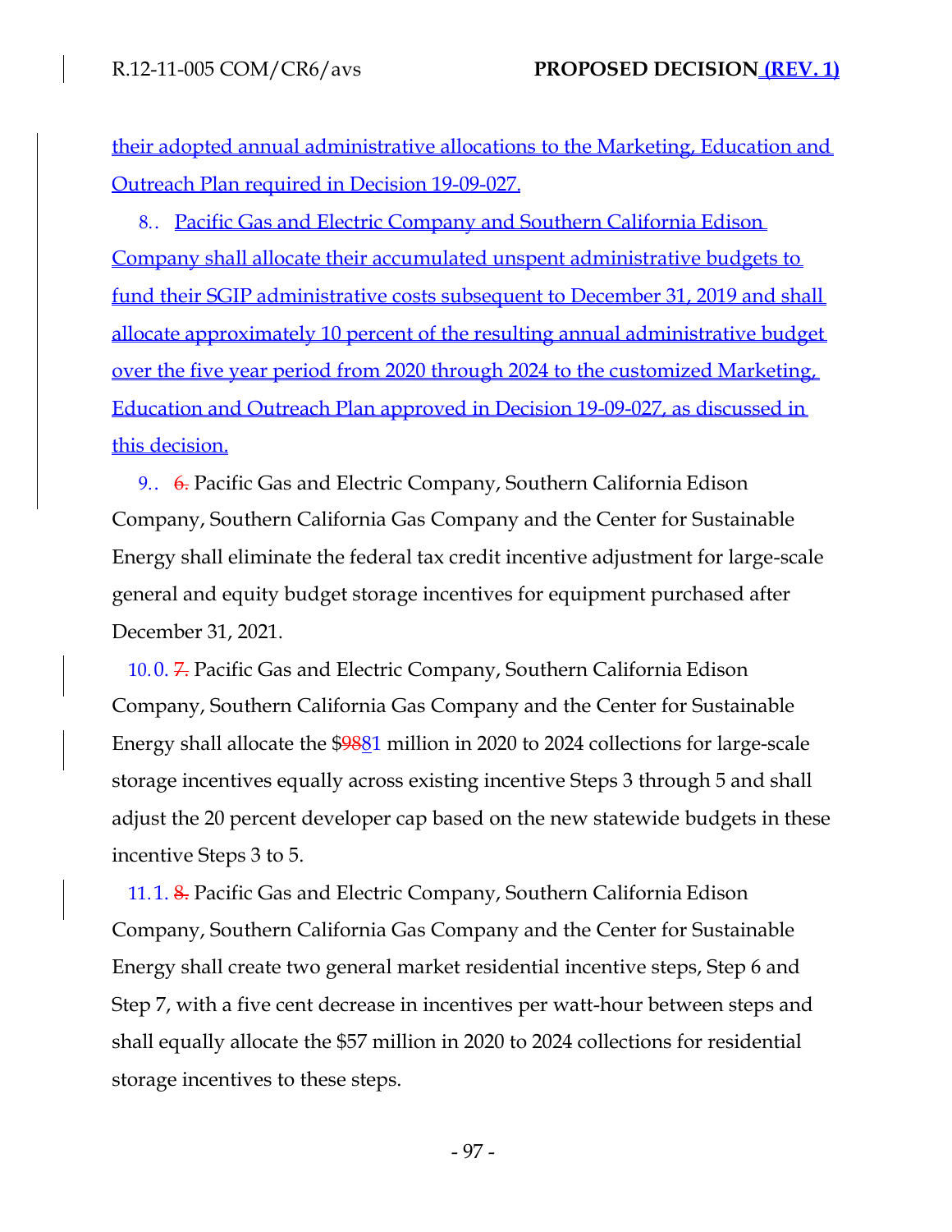their adopted annual administrative allocations to the Marketing, Education and Outreach Plan required in Decision 19-09-027.

8.. Pacific Gas and Electric Company and Southern California Edison Company shall allocate their accumulated unspent administrative budgets to fund their SGIP administrative costs subsequent to December 31, 2019 and shall allocate approximately 10 percent of the resulting annual administrative budget over the five year period from 2020 through 2024 to the customized Marketing, Education and Outreach Plan approved in Decision 19-09-027, as discussed in this decision.

9.. ~~6.~~ Pacific Gas and Electric Company, Southern California Edison Company, Southern California Gas Company and the Center for Sustainable Energy shall eliminate the federal tax credit incentive adjustment for large-scale general and equity budget storage incentives for equipment purchased after December 31, 2021.

10.0. ~~7.~~ Pacific Gas and Electric Company, Southern California Edison Company, Southern California Gas Company and the Center for Sustainable Energy shall allocate the $~~98~~81 million in 2020 to 2024 collections for large-scale storage incentives equally across existing incentive Steps 3 through 5 and shall adjust the 20 percent developer cap based on the new statewide budgets in these incentive Steps 3 to 5.

11.1. ~~8.~~ Pacific Gas and Electric Company, Southern California Edison Company, Southern California Gas Company and the Center for Sustainable Energy shall create two general market residential incentive steps, Step 6 and Step 7, with a five cent decrease in incentives per watt-hour between steps and shall equally allocate the $57 million in 2020 to 2024 collections for residential storage incentives to these steps.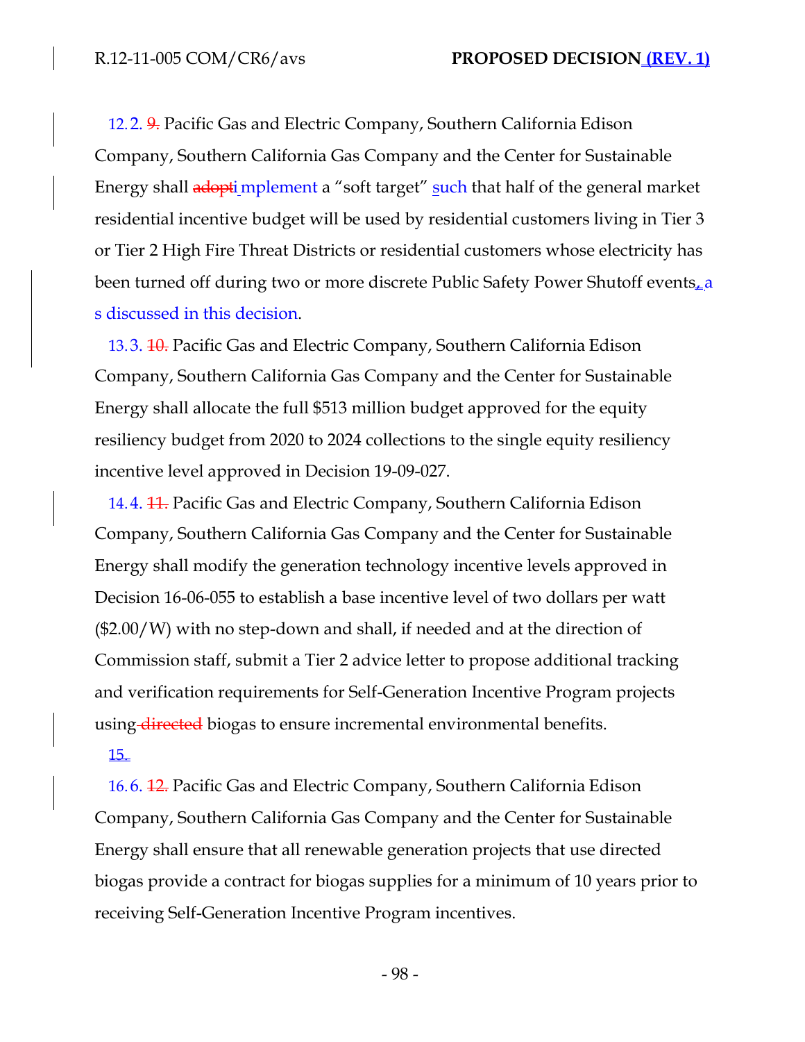12.2. ~~9.~~ Pacific Gas and Electric Company, Southern California Edison Company, Southern California Gas Company and the Center for Sustainable Energy shall ~~adopt~~ implement a "soft target" such that half of the general market residential incentive budget will be used by residential customers living in Tier 3 or Tier 2 High Fire Threat Districts or residential customers whose electricity has been turned off during two or more discrete Public Safety Power Shutoff events, as discussed in this decision.

13.3. ~~10.~~ Pacific Gas and Electric Company, Southern California Edison Company, Southern California Gas Company and the Center for Sustainable Energy shall allocate the full $513 million budget approved for the equity resiliency budget from 2020 to 2024 collections to the single equity resiliency incentive level approved in Decision 19-09-027.

14.4. ~~11.~~ Pacific Gas and Electric Company, Southern California Edison Company, Southern California Gas Company and the Center for Sustainable Energy shall modify the generation technology incentive levels approved in Decision 16-06-055 to establish a base incentive level of two dollars per watt ($2.00/W) with no step-down and shall, if needed and at the direction of Commission staff, submit a Tier 2 advice letter to propose additional tracking and verification requirements for Self-Generation Incentive Program projects using ~~directed~~ biogas to ensure incremental environmental benefits.

15.

16.6. ~~12.~~ Pacific Gas and Electric Company, Southern California Edison Company, Southern California Gas Company and the Center for Sustainable Energy shall ensure that all renewable generation projects that use directed biogas provide a contract for biogas supplies for a minimum of 10 years prior to receiving Self-Generation Incentive Program incentives.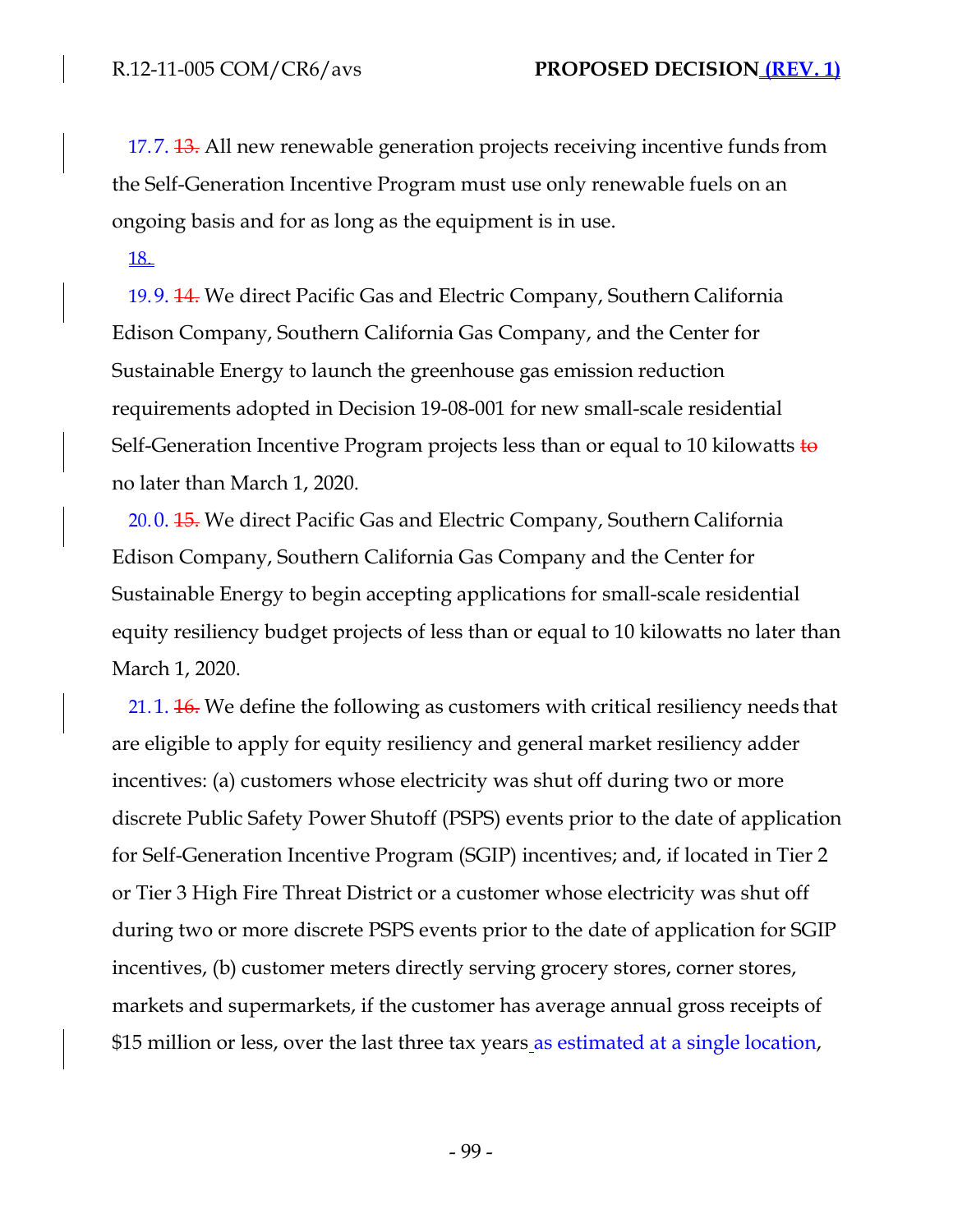17.7. ~~13.~~ All new renewable generation projects receiving incentive funds from the Self-Generation Incentive Program must use only renewable fuels on an ongoing basis and for as long as the equipment is in use.

18.

19.9. ~~14.~~ We direct Pacific Gas and Electric Company, Southern California Edison Company, Southern California Gas Company, and the Center for Sustainable Energy to launch the greenhouse gas emission reduction requirements adopted in Decision 19-08-001 for new small-scale residential Self-Generation Incentive Program projects less than or equal to 10 kilowatts ~~to~~ no later than March 1, 2020.

20.0. ~~15.~~ We direct Pacific Gas and Electric Company, Southern California Edison Company, Southern California Gas Company and the Center for Sustainable Energy to begin accepting applications for small-scale residential equity resiliency budget projects of less than or equal to 10 kilowatts no later than March 1, 2020.

21.1. ~~16.~~ We define the following as customers with critical resiliency needs that are eligible to apply for equity resiliency and general market resiliency adder incentives: (a) customers whose electricity was shut off during two or more discrete Public Safety Power Shutoff (PSPS) events prior to the date of application for Self-Generation Incentive Program (SGIP) incentives; and, if located in Tier 2 or Tier 3 High Fire Threat District or a customer whose electricity was shut off during two or more discrete PSPS events prior to the date of application for SGIP incentives, (b) customer meters directly serving grocery stores, corner stores, markets and supermarkets, if the customer has average annual gross receipts of $15 million or less, over the last three tax years as estimated at a single location,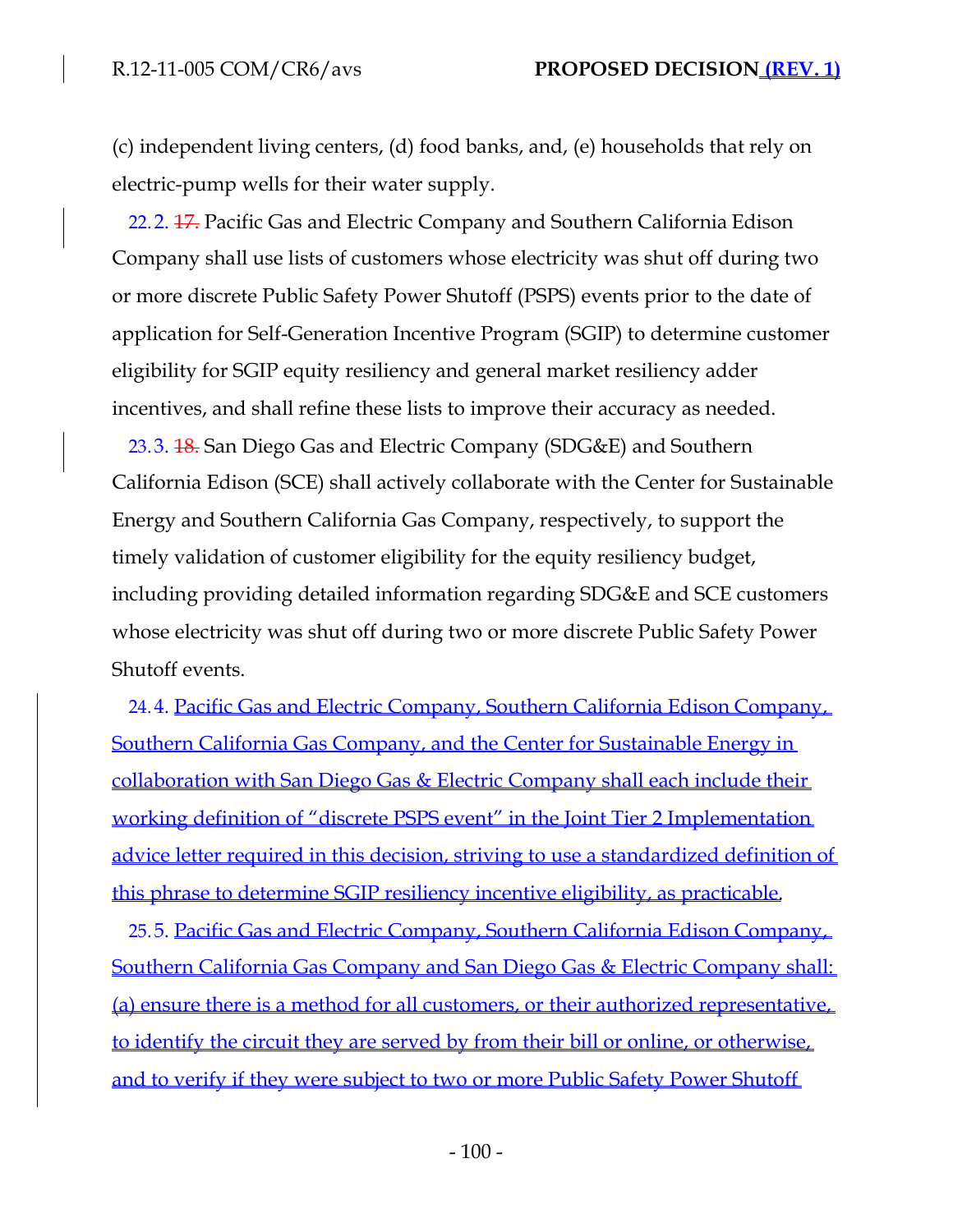(c) independent living centers, (d) food banks, and, (e) households that rely on electric-pump wells for their water supply.

22. 2. ~~17.~~ Pacific Gas and Electric Company and Southern California Edison Company shall use lists of customers whose electricity was shut off during two or more discrete Public Safety Power Shutoff (PSPS) events prior to the date of application for Self-Generation Incentive Program (SGIP) to determine customer eligibility for SGIP equity resiliency and general market resiliency adder incentives, and shall refine these lists to improve their accuracy as needed.

23. 3. ~~18.~~ San Diego Gas and Electric Company (SDG&E) and Southern California Edison (SCE) shall actively collaborate with the Center for Sustainable Energy and Southern California Gas Company, respectively, to support the timely validation of customer eligibility for the equity resiliency budget, including providing detailed information regarding SDG&E and SCE customers whose electricity was shut off during two or more discrete Public Safety Power Shutoff events.

24. 4. Pacific Gas and Electric Company, Southern California Edison Company, Southern California Gas Company, and the Center for Sustainable Energy in collaboration with San Diego Gas & Electric Company shall each include their working definition of "discrete PSPS event" in the Joint Tier 2 Implementation advice letter required in this decision, striving to use a standardized definition of this phrase to determine SGIP resiliency incentive eligibility, as practicable.

25. 5. Pacific Gas and Electric Company, Southern California Edison Company, Southern California Gas Company and San Diego Gas & Electric Company shall: (a) ensure there is a method for all customers, or their authorized representative, to identify the circuit they are served by from their bill or online, or otherwise, and to verify if they were subject to two or more Public Safety Power Shutoff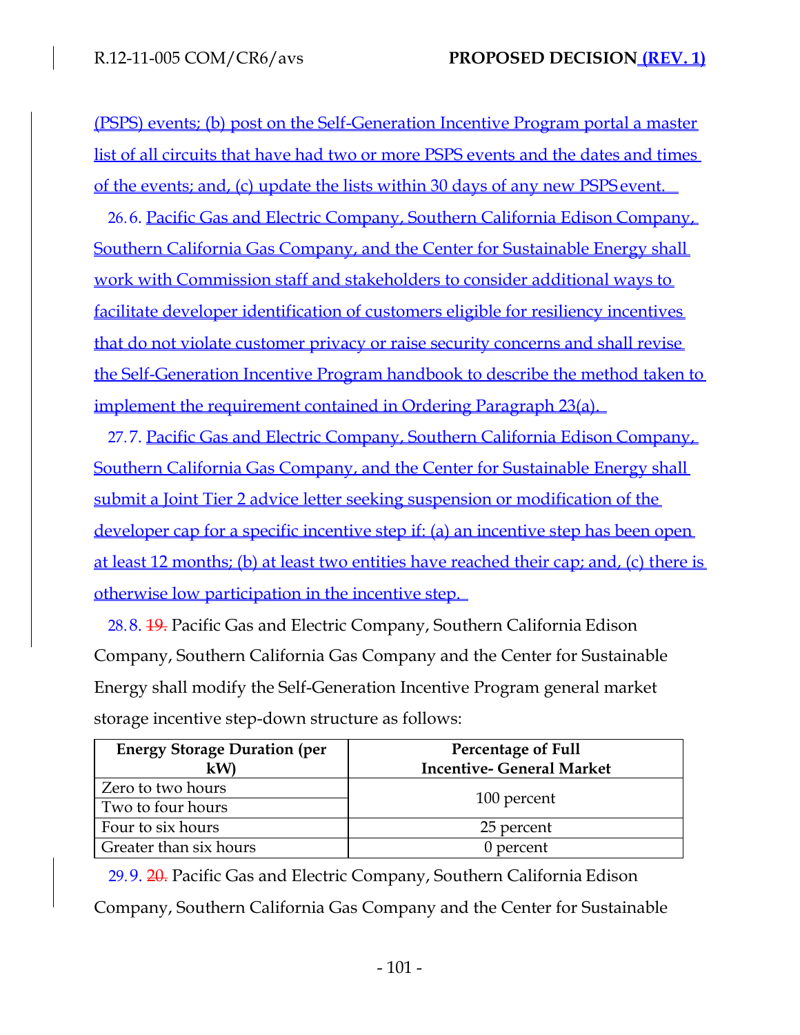(PSPS) events; (b) post on the Self-Generation Incentive Program portal a master list of all circuits that have had two or more PSPS events and the dates and times of the events; and, (c) update the lists within 30 days of any new PSPS event.

26. 6. Pacific Gas and Electric Company, Southern California Edison Company, Southern California Gas Company, and the Center for Sustainable Energy shall work with Commission staff and stakeholders to consider additional ways to facilitate developer identification of customers eligible for resiliency incentives that do not violate customer privacy or raise security concerns and shall revise the Self-Generation Incentive Program handbook to describe the method taken to implement the requirement contained in Ordering Paragraph 23(a).

27. 7. Pacific Gas and Electric Company, Southern California Edison Company, Southern California Gas Company, and the Center for Sustainable Energy shall submit a Joint Tier 2 advice letter seeking suspension or modification of the developer cap for a specific incentive step if: (a) an incentive step has been open at least 12 months; (b) at least two entities have reached their cap; and, (c) there is otherwise low participation in the incentive step.

28. 8. ~~19.~~ Pacific Gas and Electric Company, Southern California Edison Company, Southern California Gas Company and the Center for Sustainable Energy shall modify the Self-Generation Incentive Program general market storage incentive step-down structure as follows:

| Energy Storage Duration (per kW) | Percentage of Full Incentive- General Market |
|---|---|
| Zero to two hours | 100 percent |
| Two to four hours | 100 percent |
| Four to six hours | 25 percent |
| Greater than six hours | 0 percent |

29. 9. ~~20.~~ Pacific Gas and Electric Company, Southern California Edison Company, Southern California Gas Company and the Center for Sustainable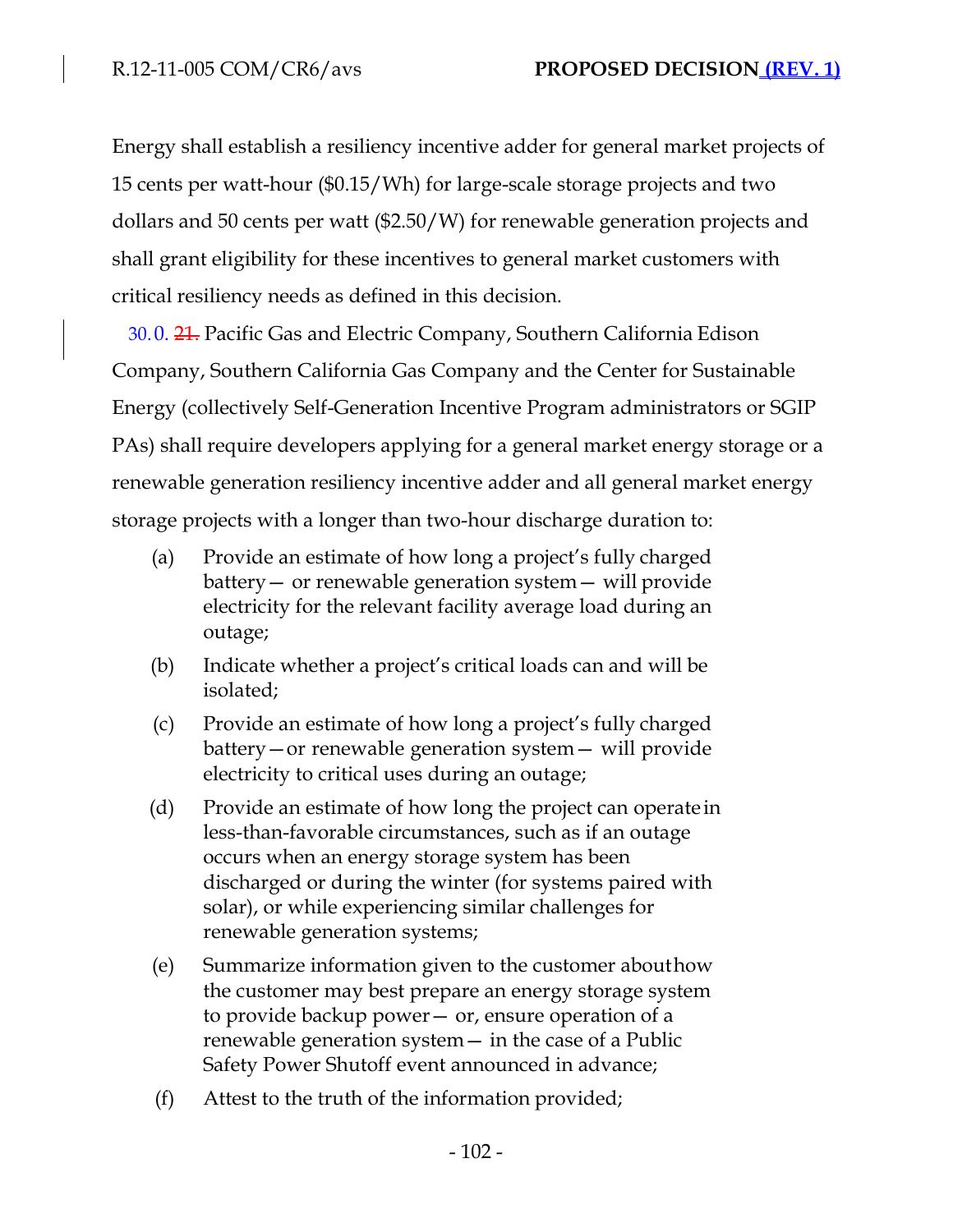Energy shall establish a resiliency incentive adder for general market projects of 15 cents per watt-hour ($0.15/Wh) for large-scale storage projects and two dollars and 50 cents per watt ($2.50/W) for renewable generation projects and shall grant eligibility for these incentives to general market customers with critical resiliency needs as defined in this decision.

30. 0. ~~21.~~ Pacific Gas and Electric Company, Southern California Edison Company, Southern California Gas Company and the Center for Sustainable Energy (collectively Self-Generation Incentive Program administrators or SGIP PAs) shall require developers applying for a general market energy storage or a renewable generation resiliency incentive adder and all general market energy storage projects with a longer than two-hour discharge duration to:

(a) Provide an estimate of how long a project's fully charged battery — or renewable generation system — will provide electricity for the relevant facility average load during an outage;

(b) Indicate whether a project's critical loads can and will be isolated;

(c) Provide an estimate of how long a project's fully charged battery — or renewable generation system — will provide electricity to critical uses during an outage;

(d) Provide an estimate of how long the project can operate in less-than-favorable circumstances, such as if an outage occurs when an energy storage system has been discharged or during the winter (for systems paired with solar), or while experiencing similar challenges for renewable generation systems;

(e) Summarize information given to the customer about how the customer may best prepare an energy storage system to provide backup power — or, ensure operation of a renewable generation system — in the case of a Public Safety Power Shutoff event announced in advance;

(f) Attest to the truth of the information provided;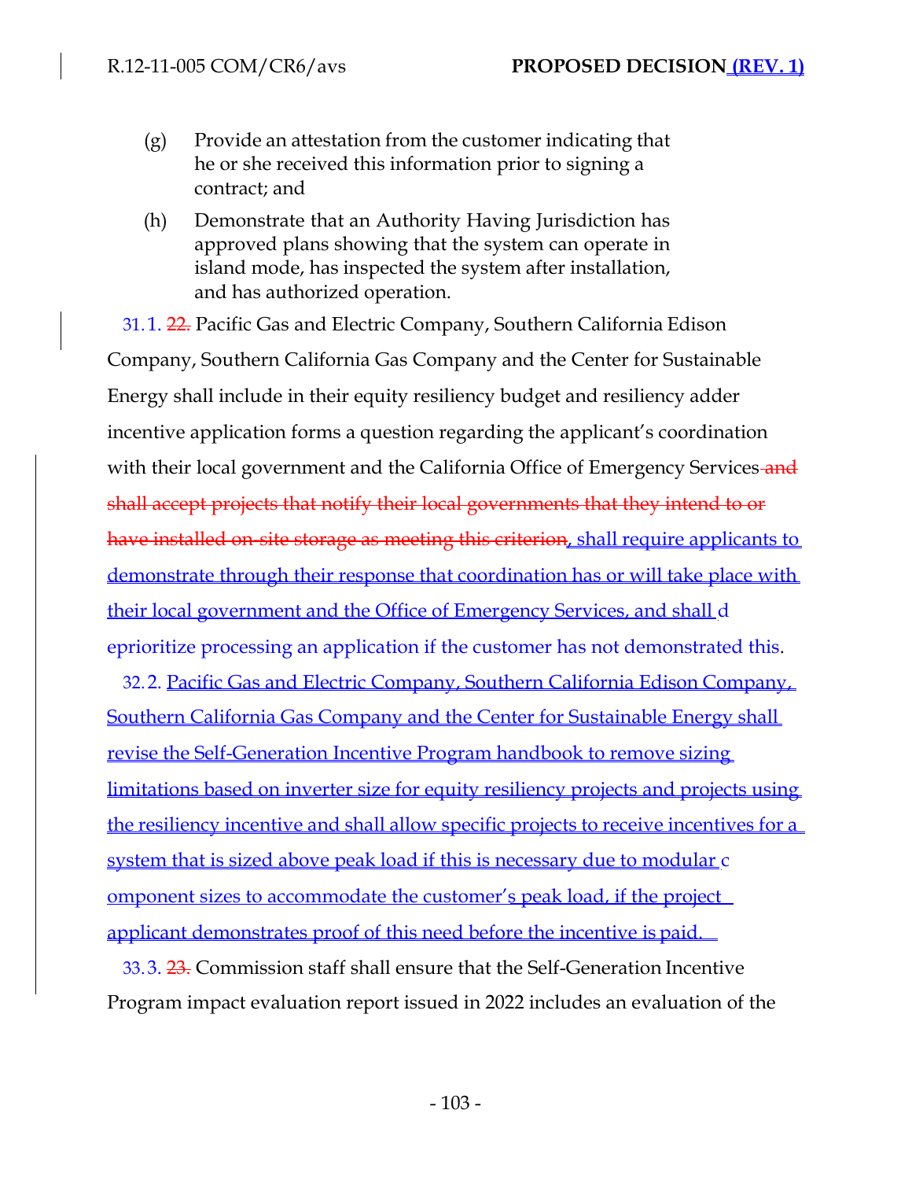(g) Provide an attestation from the customer indicating that he or she received this information prior to signing a contract; and

(h) Demonstrate that an Authority Having Jurisdiction has approved plans showing that the system can operate in island mode, has inspected the system after installation, and has authorized operation.

31. 1. ~~22.~~ Pacific Gas and Electric Company, Southern California Edison Company, Southern California Gas Company and the Center for Sustainable Energy shall include in their equity resiliency budget and resiliency adder incentive application forms a question regarding the applicant's coordination with their local government and the California Office of Emergency Services ~~and shall accept projects that notify their local governments that they intend to or have installed on-site storage as meeting this criterion~~, shall require applicants to demonstrate through their response that coordination has or will take place with their local government and the Office of Emergency Services, and shall deprioritize processing an application if the customer has not demonstrated this.

32. 2. Pacific Gas and Electric Company, Southern California Edison Company, Southern California Gas Company and the Center for Sustainable Energy shall revise the Self-Generation Incentive Program handbook to remove sizing limitations based on inverter size for equity resiliency projects and projects using the resiliency incentive and shall allow specific projects to receive incentives for a system that is sized above peak load if this is necessary due to modular component sizes to accommodate the customer's peak load, if the project applicant demonstrates proof of this need before the incentive is paid.

33. 3. ~~23.~~ Commission staff shall ensure that the Self-Generation Incentive Program impact evaluation report issued in 2022 includes an evaluation of the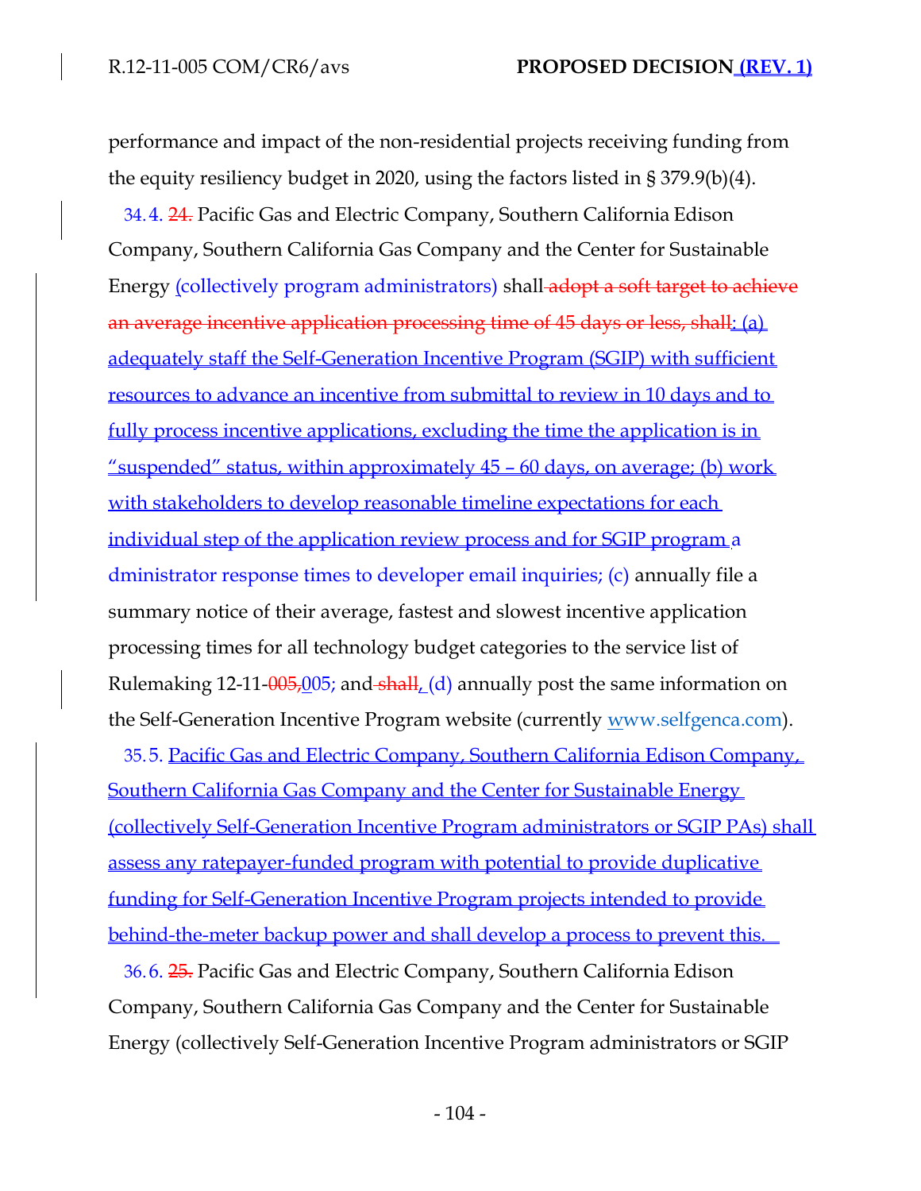performance and impact of the non-residential projects receiving funding from the equity resiliency budget in 2020, using the factors listed in § 379.9(b)(4).

34. 4. ~~24.~~ Pacific Gas and Electric Company, Southern California Edison Company, Southern California Gas Company and the Center for Sustainable Energy (collectively program administrators) shall ~~adopt a soft target to achieve an average incentive application processing time of 45 days or less, shall~~: (a) adequately staff the Self-Generation Incentive Program (SGIP) with sufficient resources to advance an incentive from submittal to review in 10 days and to fully process incentive applications, excluding the time the application is in "suspended" status, within approximately 45 – 60 days, on average; (b) work with stakeholders to develop reasonable timeline expectations for each individual step of the application review process and for SGIP program administrator response times to developer email inquiries; (c) annually file a summary notice of their average, fastest and slowest incentive application processing times for all technology budget categories to the service list of Rulemaking 12-11-~~005,~~005; and ~~shall~~, (d) annually post the same information on the Self-Generation Incentive Program website (currently www.selfgenca.com).

35. 5. Pacific Gas and Electric Company, Southern California Edison Company, Southern California Gas Company and the Center for Sustainable Energy (collectively Self-Generation Incentive Program administrators or SGIP PAs) shall assess any ratepayer-funded program with potential to provide duplicative funding for Self-Generation Incentive Program projects intended to provide behind-the-meter backup power and shall develop a process to prevent this.

36. 6. ~~25.~~ Pacific Gas and Electric Company, Southern California Edison Company, Southern California Gas Company and the Center for Sustainable Energy (collectively Self-Generation Incentive Program administrators or SGIP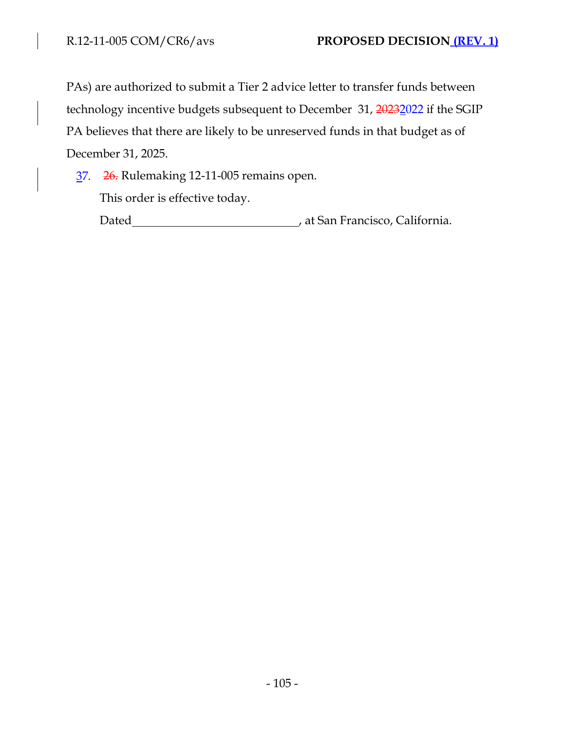PAs) are authorized to submit a Tier 2 advice letter to transfer funds between technology incentive budgets subsequent to December 31, ~~2023~~2022 if the SGIP PA believes that there are likely to be unreserved funds in that budget as of December 31, 2025.

37. ~~26.~~ Rulemaking 12-11-005 remains open.

This order is effective today.

Dated \_\_\_\_\_\_\_\_\_\_\_\_\_\_\_\_\_\_\_\_\_\_\_\_\_\_\_\_, at San Francisco, California.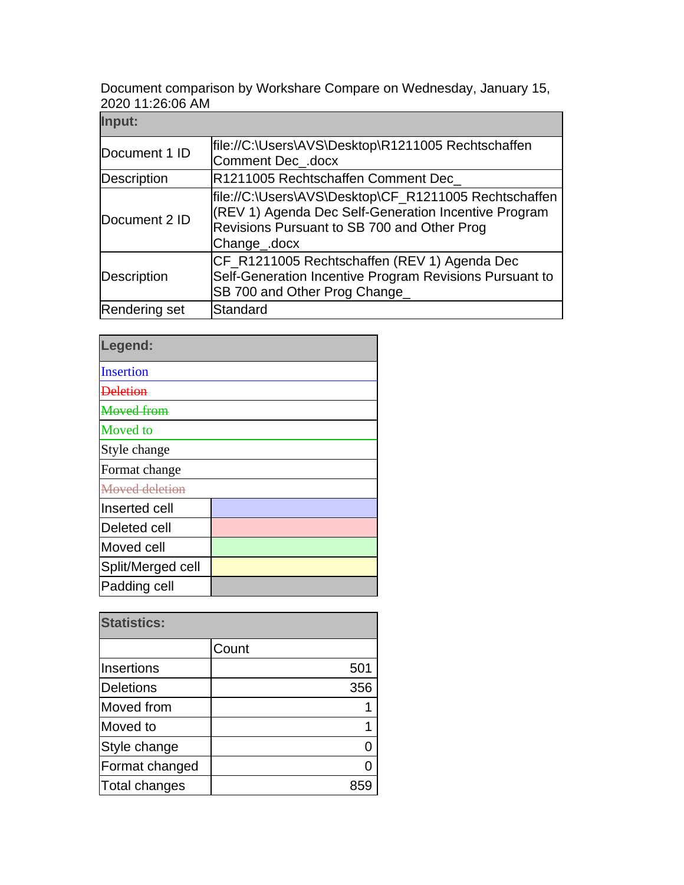Document comparison by Workshare Compare on Wednesday, January 15, 2020 11:26:06 AM

| **Input:** | |
|---|---|
| Document 1 ID | file://C:\Users\AVS\Desktop\R1211005 Rechtschaffen Comment Dec_.docx |
| Description | R1211005 Rechtschaffen Comment Dec_ |
| Document 2 ID | file://C:\Users\AVS\Desktop\CF_R1211005 Rechtschaffen (REV 1) Agenda Dec Self-Generation Incentive Program Revisions Pursuant to SB 700 and Other Prog Change_.docx |
| Description | CF_R1211005 Rechtschaffen (REV 1) Agenda Dec Self-Generation Incentive Program Revisions Pursuant to SB 700 and Other Prog Change_ |
| Rendering set | Standard |

| **Legend:** | |
|---|---|
| Insertion | |
| ~~Deletion~~ | |
| ~~Moved from~~ | |
| Moved to | |
| Style change | |
| Format change | |
| ~~Moved deletion~~ | |
| Inserted cell | |
| Deleted cell | |
| Moved cell | |
| Split/Merged cell | |
| Padding cell | |

| **Statistics:** | |
|---|---|
| | Count |
| Insertions | 501 |
| Deletions | 356 |
| Moved from | 1 |
| Moved to | 1 |
| Style change | 0 |
| Format changed | 0 |
| Total changes | 859 |